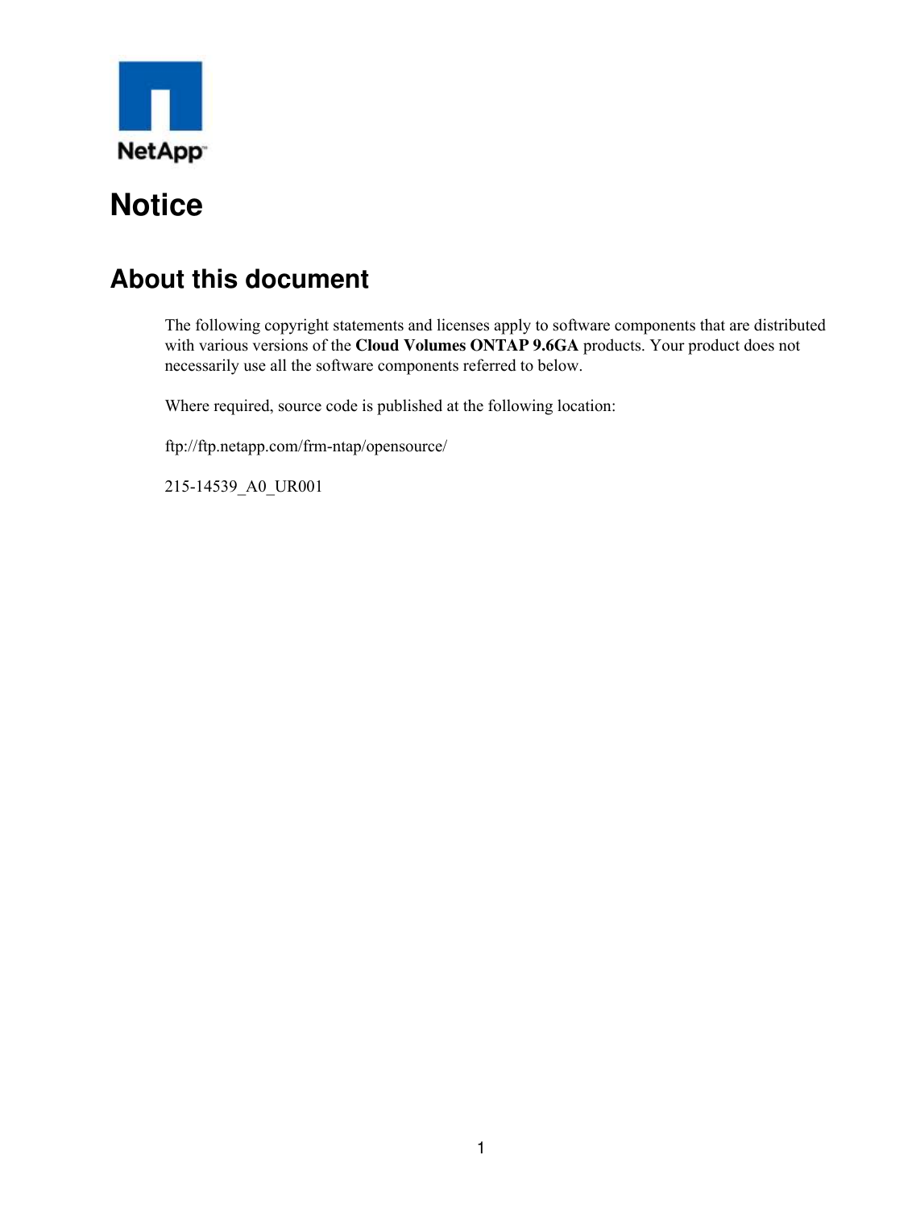NetApp

# Notice

## About this document

The following copyright statements and licenses apply to software components that are distributed with various versions of the **Cloud Volumes ONTAP 9.6GA** products. Your product does not necessarily use all the software components referred to below.

Where required, source code is published at the following location:

ftp://ftp.netapp.com/frm-ntap/opensource/

215-14539_A0_UR001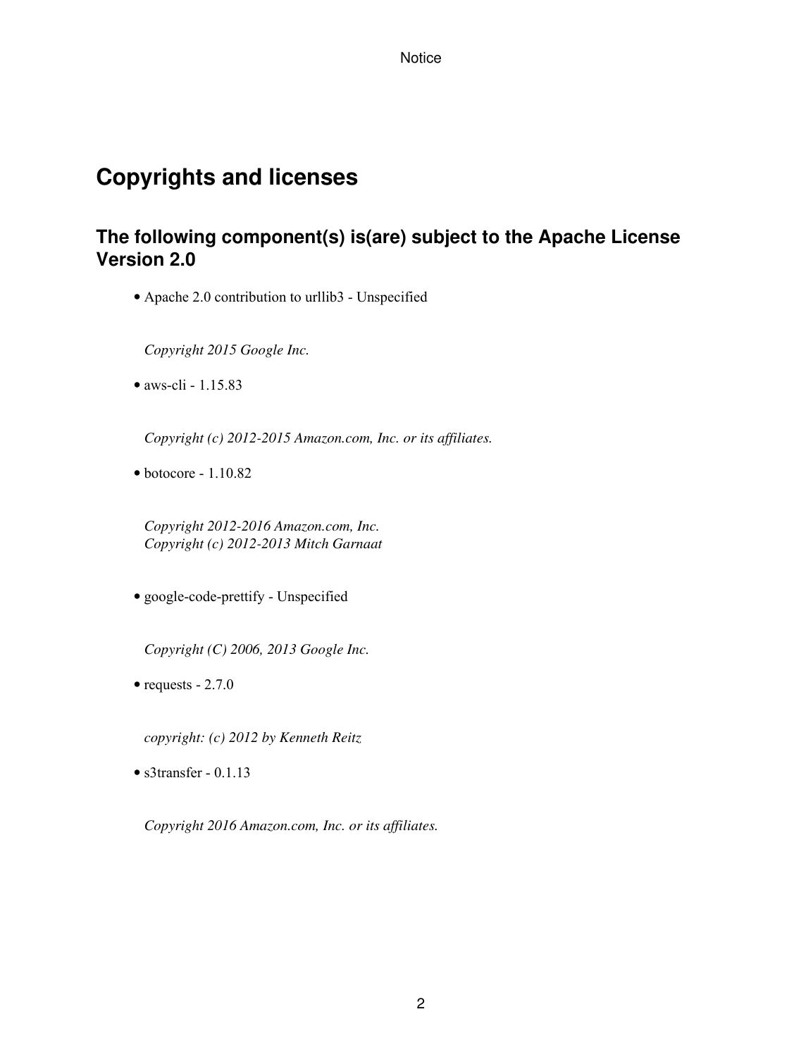# Copyrights and licenses

## The following component(s) is(are) subject to the Apache License Version 2.0

- Apache 2.0 contribution to urllib3 - Unspecified

  *Copyright 2015 Google Inc.*

- aws-cli - 1.15.83

  *Copyright (c) 2012-2015 Amazon.com, Inc. or its affiliates.*

- botocore - 1.10.82

  *Copyright 2012-2016 Amazon.com, Inc.*
  *Copyright (c) 2012-2013 Mitch Garnaat*

- google-code-prettify - Unspecified

  *Copyright (C) 2006, 2013 Google Inc.*

- requests - 2.7.0

  *copyright: (c) 2012 by Kenneth Reitz*

- s3transfer - 0.1.13

  *Copyright 2016 Amazon.com, Inc. or its affiliates.*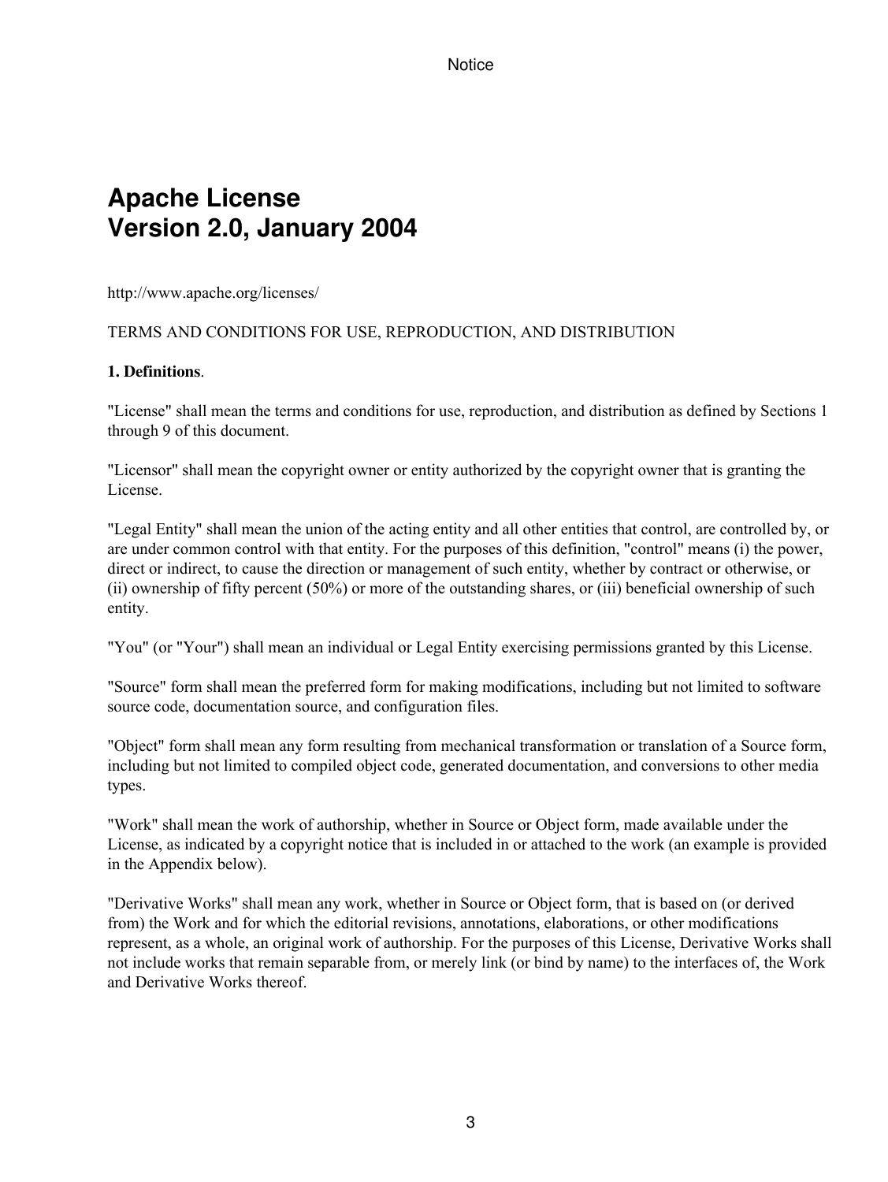# Apache License
# Version 2.0, January 2004

http://www.apache.org/licenses/

TERMS AND CONDITIONS FOR USE, REPRODUCTION, AND DISTRIBUTION

**1. Definitions**.

"License" shall mean the terms and conditions for use, reproduction, and distribution as defined by Sections 1 through 9 of this document.

"Licensor" shall mean the copyright owner or entity authorized by the copyright owner that is granting the License.

"Legal Entity" shall mean the union of the acting entity and all other entities that control, are controlled by, or are under common control with that entity. For the purposes of this definition, "control" means (i) the power, direct or indirect, to cause the direction or management of such entity, whether by contract or otherwise, or (ii) ownership of fifty percent (50%) or more of the outstanding shares, or (iii) beneficial ownership of such entity.

"You" (or "Your") shall mean an individual or Legal Entity exercising permissions granted by this License.

"Source" form shall mean the preferred form for making modifications, including but not limited to software source code, documentation source, and configuration files.

"Object" form shall mean any form resulting from mechanical transformation or translation of a Source form, including but not limited to compiled object code, generated documentation, and conversions to other media types.

"Work" shall mean the work of authorship, whether in Source or Object form, made available under the License, as indicated by a copyright notice that is included in or attached to the work (an example is provided in the Appendix below).

"Derivative Works" shall mean any work, whether in Source or Object form, that is based on (or derived from) the Work and for which the editorial revisions, annotations, elaborations, or other modifications represent, as a whole, an original work of authorship. For the purposes of this License, Derivative Works shall not include works that remain separable from, or merely link (or bind by name) to the interfaces of, the Work and Derivative Works thereof.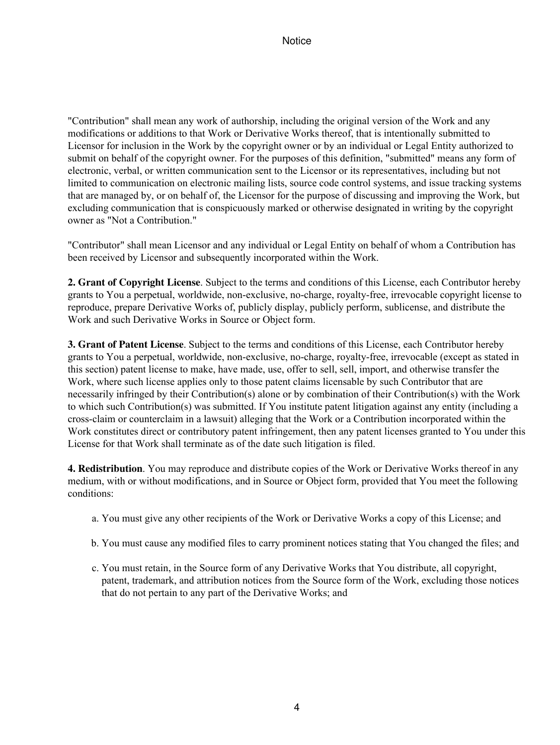"Contribution" shall mean any work of authorship, including the original version of the Work and any modifications or additions to that Work or Derivative Works thereof, that is intentionally submitted to Licensor for inclusion in the Work by the copyright owner or by an individual or Legal Entity authorized to submit on behalf of the copyright owner. For the purposes of this definition, "submitted" means any form of electronic, verbal, or written communication sent to the Licensor or its representatives, including but not limited to communication on electronic mailing lists, source code control systems, and issue tracking systems that are managed by, or on behalf of, the Licensor for the purpose of discussing and improving the Work, but excluding communication that is conspicuously marked or otherwise designated in writing by the copyright owner as "Not a Contribution."

"Contributor" shall mean Licensor and any individual or Legal Entity on behalf of whom a Contribution has been received by Licensor and subsequently incorporated within the Work.

**2. Grant of Copyright License**. Subject to the terms and conditions of this License, each Contributor hereby grants to You a perpetual, worldwide, non-exclusive, no-charge, royalty-free, irrevocable copyright license to reproduce, prepare Derivative Works of, publicly display, publicly perform, sublicense, and distribute the Work and such Derivative Works in Source or Object form.

**3. Grant of Patent License**. Subject to the terms and conditions of this License, each Contributor hereby grants to You a perpetual, worldwide, non-exclusive, no-charge, royalty-free, irrevocable (except as stated in this section) patent license to make, have made, use, offer to sell, sell, import, and otherwise transfer the Work, where such license applies only to those patent claims licensable by such Contributor that are necessarily infringed by their Contribution(s) alone or by combination of their Contribution(s) with the Work to which such Contribution(s) was submitted. If You institute patent litigation against any entity (including a cross-claim or counterclaim in a lawsuit) alleging that the Work or a Contribution incorporated within the Work constitutes direct or contributory patent infringement, then any patent licenses granted to You under this License for that Work shall terminate as of the date such litigation is filed.

**4. Redistribution**. You may reproduce and distribute copies of the Work or Derivative Works thereof in any medium, with or without modifications, and in Source or Object form, provided that You meet the following conditions:

a. You must give any other recipients of the Work or Derivative Works a copy of this License; and

b. You must cause any modified files to carry prominent notices stating that You changed the files; and

c. You must retain, in the Source form of any Derivative Works that You distribute, all copyright, patent, trademark, and attribution notices from the Source form of the Work, excluding those notices that do not pertain to any part of the Derivative Works; and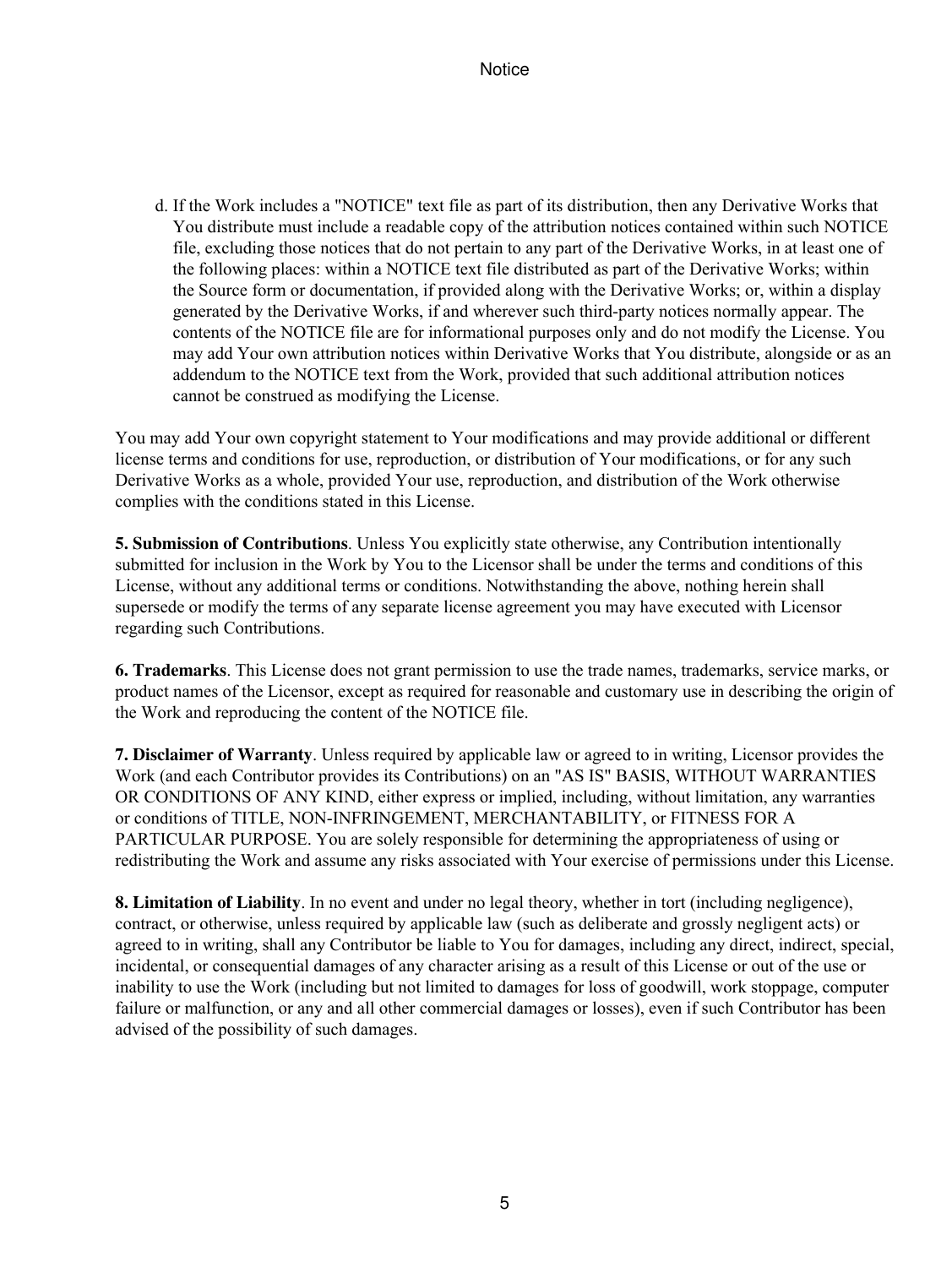d. If the Work includes a "NOTICE" text file as part of its distribution, then any Derivative Works that You distribute must include a readable copy of the attribution notices contained within such NOTICE file, excluding those notices that do not pertain to any part of the Derivative Works, in at least one of the following places: within a NOTICE text file distributed as part of the Derivative Works; within the Source form or documentation, if provided along with the Derivative Works; or, within a display generated by the Derivative Works, if and wherever such third-party notices normally appear. The contents of the NOTICE file are for informational purposes only and do not modify the License. You may add Your own attribution notices within Derivative Works that You distribute, alongside or as an addendum to the NOTICE text from the Work, provided that such additional attribution notices cannot be construed as modifying the License.

You may add Your own copyright statement to Your modifications and may provide additional or different license terms and conditions for use, reproduction, or distribution of Your modifications, or for any such Derivative Works as a whole, provided Your use, reproduction, and distribution of the Work otherwise complies with the conditions stated in this License.

**5. Submission of Contributions**. Unless You explicitly state otherwise, any Contribution intentionally submitted for inclusion in the Work by You to the Licensor shall be under the terms and conditions of this License, without any additional terms or conditions. Notwithstanding the above, nothing herein shall supersede or modify the terms of any separate license agreement you may have executed with Licensor regarding such Contributions.

**6. Trademarks**. This License does not grant permission to use the trade names, trademarks, service marks, or product names of the Licensor, except as required for reasonable and customary use in describing the origin of the Work and reproducing the content of the NOTICE file.

**7. Disclaimer of Warranty**. Unless required by applicable law or agreed to in writing, Licensor provides the Work (and each Contributor provides its Contributions) on an "AS IS" BASIS, WITHOUT WARRANTIES OR CONDITIONS OF ANY KIND, either express or implied, including, without limitation, any warranties or conditions of TITLE, NON-INFRINGEMENT, MERCHANTABILITY, or FITNESS FOR A PARTICULAR PURPOSE. You are solely responsible for determining the appropriateness of using or redistributing the Work and assume any risks associated with Your exercise of permissions under this License.

**8. Limitation of Liability**. In no event and under no legal theory, whether in tort (including negligence), contract, or otherwise, unless required by applicable law (such as deliberate and grossly negligent acts) or agreed to in writing, shall any Contributor be liable to You for damages, including any direct, indirect, special, incidental, or consequential damages of any character arising as a result of this License or out of the use or inability to use the Work (including but not limited to damages for loss of goodwill, work stoppage, computer failure or malfunction, or any and all other commercial damages or losses), even if such Contributor has been advised of the possibility of such damages.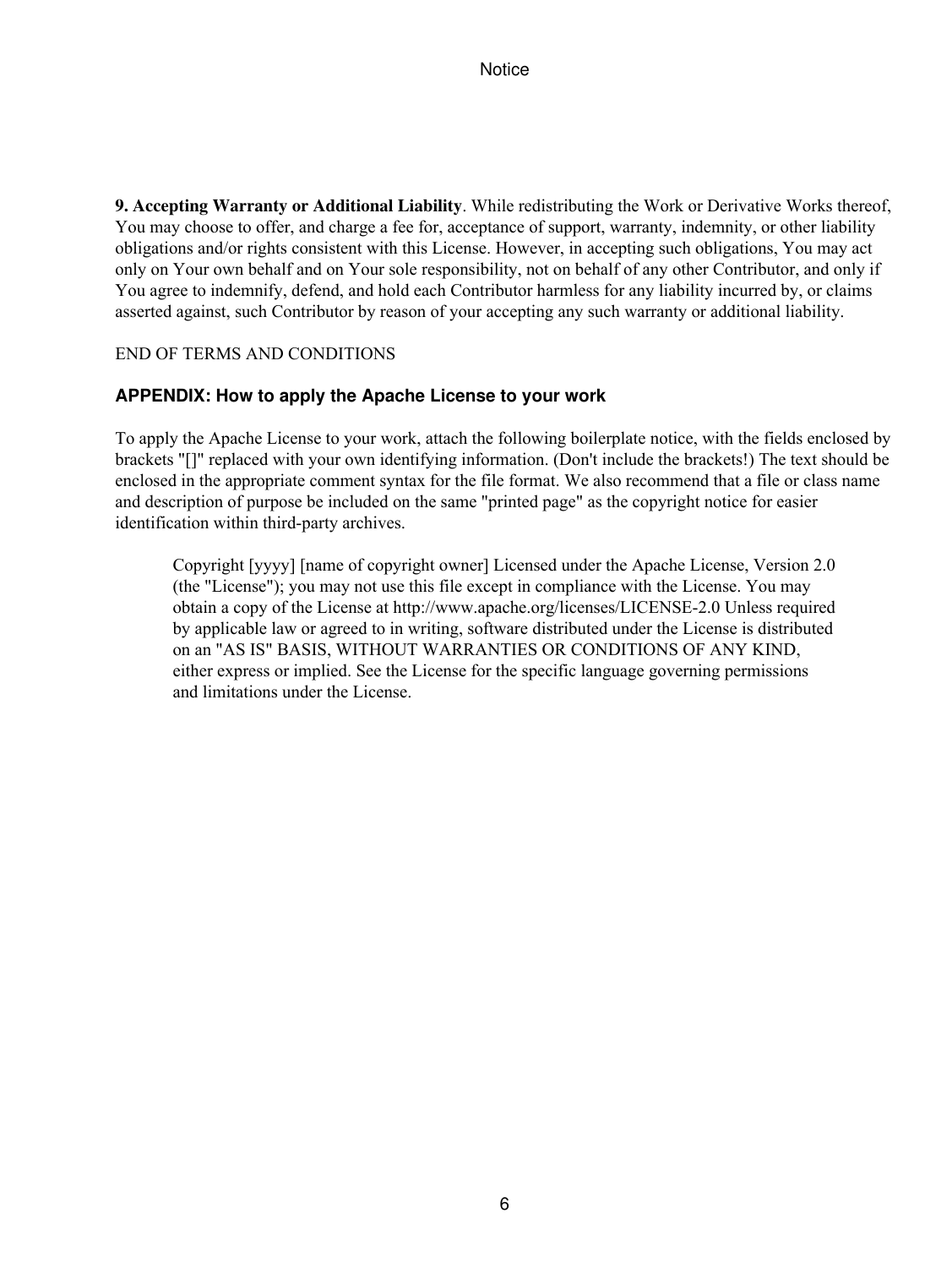**9. Accepting Warranty or Additional Liability**. While redistributing the Work or Derivative Works thereof, You may choose to offer, and charge a fee for, acceptance of support, warranty, indemnity, or other liability obligations and/or rights consistent with this License. However, in accepting such obligations, You may act only on Your own behalf and on Your sole responsibility, not on behalf of any other Contributor, and only if You agree to indemnify, defend, and hold each Contributor harmless for any liability incurred by, or claims asserted against, such Contributor by reason of your accepting any such warranty or additional liability.

END OF TERMS AND CONDITIONS

## APPENDIX: How to apply the Apache License to your work

To apply the Apache License to your work, attach the following boilerplate notice, with the fields enclosed by brackets "[]" replaced with your own identifying information. (Don't include the brackets!) The text should be enclosed in the appropriate comment syntax for the file format. We also recommend that a file or class name and description of purpose be included on the same "printed page" as the copyright notice for easier identification within third-party archives.

> Copyright [yyyy] [name of copyright owner] Licensed under the Apache License, Version 2.0 (the "License"); you may not use this file except in compliance with the License. You may obtain a copy of the License at http://www.apache.org/licenses/LICENSE-2.0 Unless required by applicable law or agreed to in writing, software distributed under the License is distributed on an "AS IS" BASIS, WITHOUT WARRANTIES OR CONDITIONS OF ANY KIND, either express or implied. See the License for the specific language governing permissions and limitations under the License.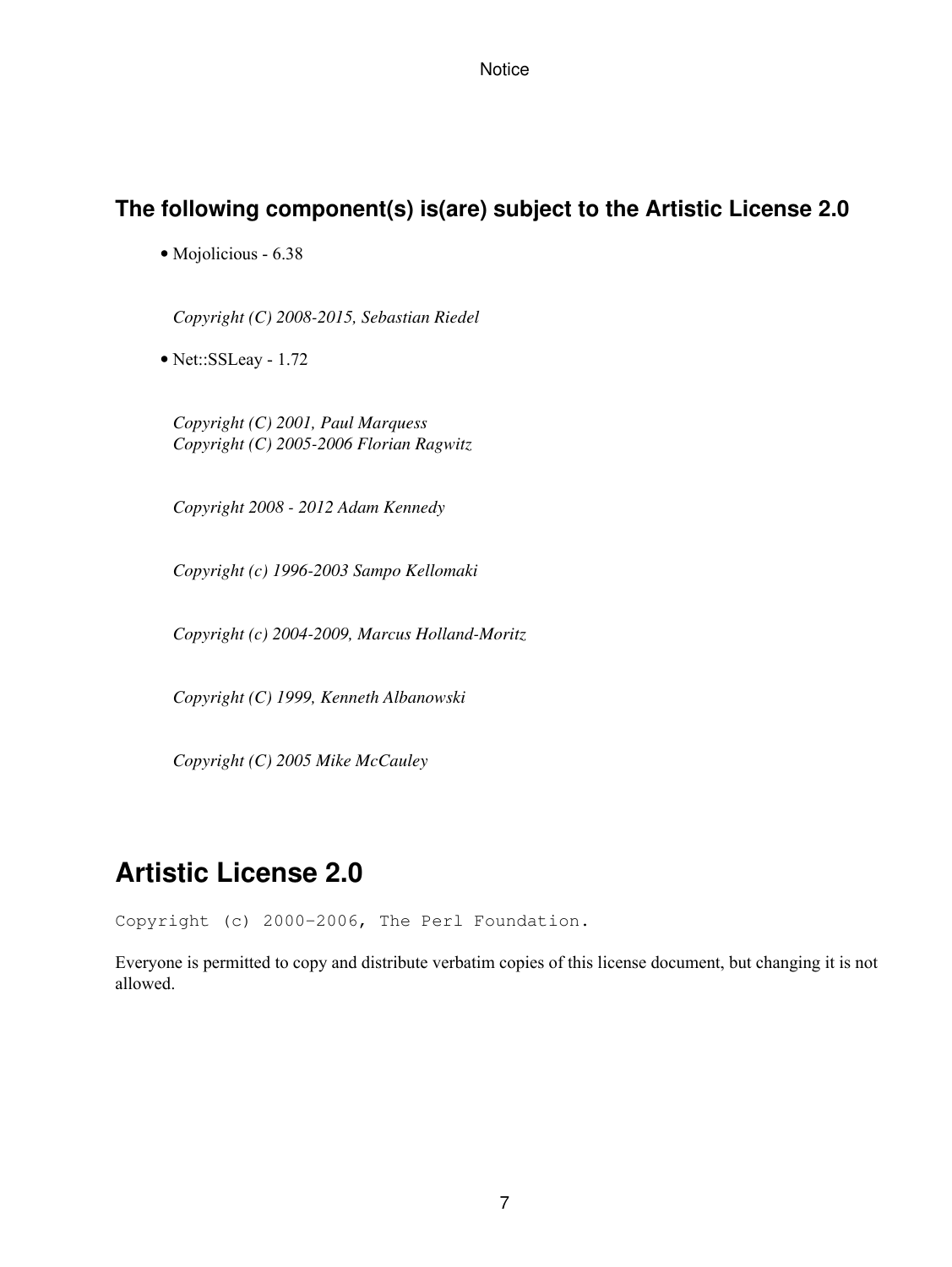### The following component(s) is(are) subject to the Artistic License 2.0

- Mojolicious - 6.38

  *Copyright (C) 2008-2015, Sebastian Riedel*

- Net::SSLeay - 1.72

  *Copyright (C) 2001, Paul Marquess*
  *Copyright (C) 2005-2006 Florian Ragwitz*

  *Copyright 2008 - 2012 Adam Kennedy*

  *Copyright (c) 1996-2003 Sampo Kellomaki*

  *Copyright (c) 2004-2009, Marcus Holland-Moritz*

  *Copyright (C) 1999, Kenneth Albanowski*

  *Copyright (C) 2005 Mike McCauley*

## Artistic License 2.0

```
Copyright (c) 2000-2006, The Perl Foundation.
```

Everyone is permitted to copy and distribute verbatim copies of this license document, but changing it is not allowed.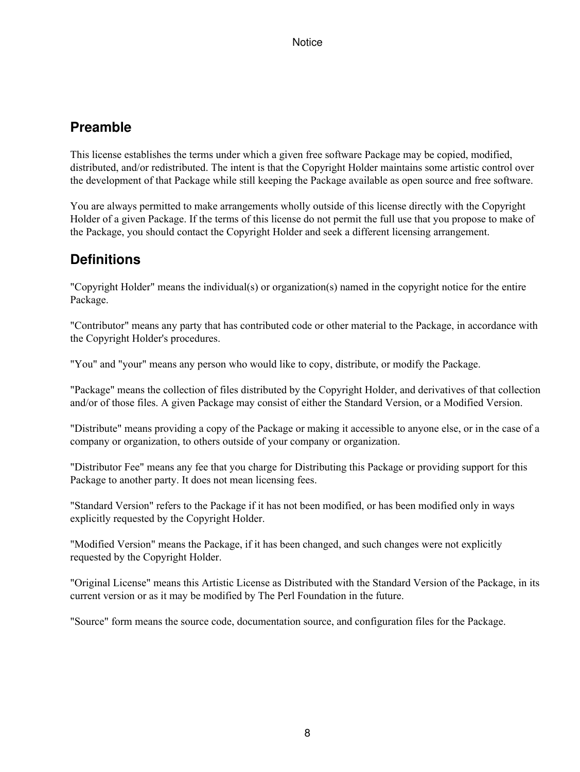## Preamble

This license establishes the terms under which a given free software Package may be copied, modified, distributed, and/or redistributed. The intent is that the Copyright Holder maintains some artistic control over the development of that Package while still keeping the Package available as open source and free software.

You are always permitted to make arrangements wholly outside of this license directly with the Copyright Holder of a given Package. If the terms of this license do not permit the full use that you propose to make of the Package, you should contact the Copyright Holder and seek a different licensing arrangement.

## Definitions

"Copyright Holder" means the individual(s) or organization(s) named in the copyright notice for the entire Package.

"Contributor" means any party that has contributed code or other material to the Package, in accordance with the Copyright Holder's procedures.

"You" and "your" means any person who would like to copy, distribute, or modify the Package.

"Package" means the collection of files distributed by the Copyright Holder, and derivatives of that collection and/or of those files. A given Package may consist of either the Standard Version, or a Modified Version.

"Distribute" means providing a copy of the Package or making it accessible to anyone else, or in the case of a company or organization, to others outside of your company or organization.

"Distributor Fee" means any fee that you charge for Distributing this Package or providing support for this Package to another party. It does not mean licensing fees.

"Standard Version" refers to the Package if it has not been modified, or has been modified only in ways explicitly requested by the Copyright Holder.

"Modified Version" means the Package, if it has been changed, and such changes were not explicitly requested by the Copyright Holder.

"Original License" means this Artistic License as Distributed with the Standard Version of the Package, in its current version or as it may be modified by The Perl Foundation in the future.

"Source" form means the source code, documentation source, and configuration files for the Package.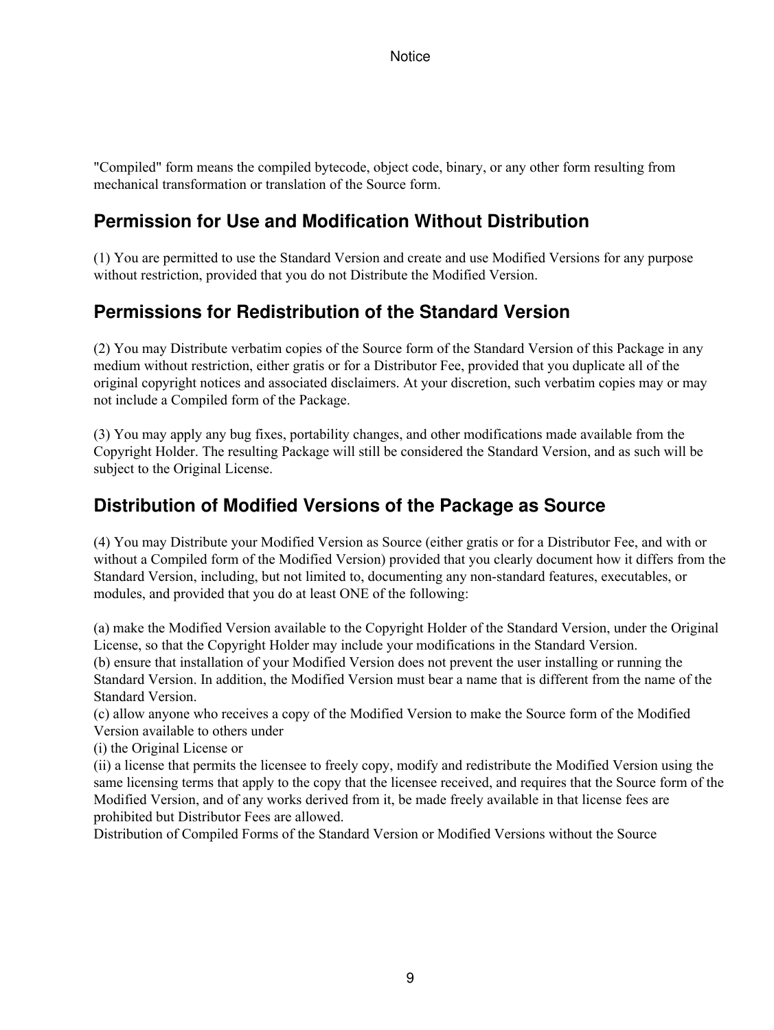"Compiled" form means the compiled bytecode, object code, binary, or any other form resulting from mechanical transformation or translation of the Source form.

## Permission for Use and Modification Without Distribution

(1) You are permitted to use the Standard Version and create and use Modified Versions for any purpose without restriction, provided that you do not Distribute the Modified Version.

## Permissions for Redistribution of the Standard Version

(2) You may Distribute verbatim copies of the Source form of the Standard Version of this Package in any medium without restriction, either gratis or for a Distributor Fee, provided that you duplicate all of the original copyright notices and associated disclaimers. At your discretion, such verbatim copies may or may not include a Compiled form of the Package.

(3) You may apply any bug fixes, portability changes, and other modifications made available from the Copyright Holder. The resulting Package will still be considered the Standard Version, and as such will be subject to the Original License.

## Distribution of Modified Versions of the Package as Source

(4) You may Distribute your Modified Version as Source (either gratis or for a Distributor Fee, and with or without a Compiled form of the Modified Version) provided that you clearly document how it differs from the Standard Version, including, but not limited to, documenting any non-standard features, executables, or modules, and provided that you do at least ONE of the following:

(a) make the Modified Version available to the Copyright Holder of the Standard Version, under the Original License, so that the Copyright Holder may include your modifications in the Standard Version.
(b) ensure that installation of your Modified Version does not prevent the user installing or running the Standard Version. In addition, the Modified Version must bear a name that is different from the name of the Standard Version.
(c) allow anyone who receives a copy of the Modified Version to make the Source form of the Modified Version available to others under
(i) the Original License or
(ii) a license that permits the licensee to freely copy, modify and redistribute the Modified Version using the same licensing terms that apply to the copy that the licensee received, and requires that the Source form of the Modified Version, and of any works derived from it, be made freely available in that license fees are prohibited but Distributor Fees are allowed.
Distribution of Compiled Forms of the Standard Version or Modified Versions without the Source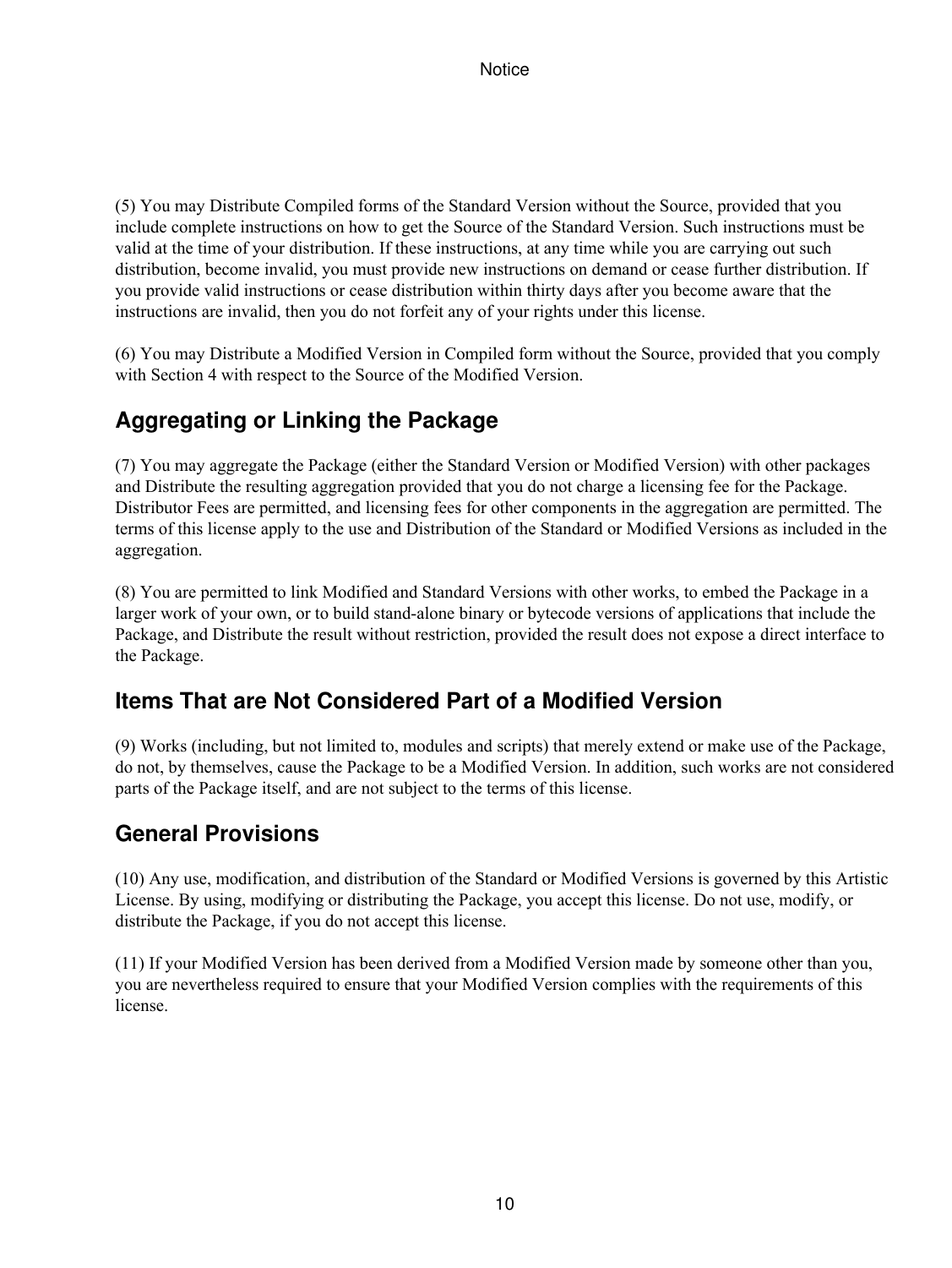(5) You may Distribute Compiled forms of the Standard Version without the Source, provided that you include complete instructions on how to get the Source of the Standard Version. Such instructions must be valid at the time of your distribution. If these instructions, at any time while you are carrying out such distribution, become invalid, you must provide new instructions on demand or cease further distribution. If you provide valid instructions or cease distribution within thirty days after you become aware that the instructions are invalid, then you do not forfeit any of your rights under this license.

(6) You may Distribute a Modified Version in Compiled form without the Source, provided that you comply with Section 4 with respect to the Source of the Modified Version.

## Aggregating or Linking the Package

(7) You may aggregate the Package (either the Standard Version or Modified Version) with other packages and Distribute the resulting aggregation provided that you do not charge a licensing fee for the Package. Distributor Fees are permitted, and licensing fees for other components in the aggregation are permitted. The terms of this license apply to the use and Distribution of the Standard or Modified Versions as included in the aggregation.

(8) You are permitted to link Modified and Standard Versions with other works, to embed the Package in a larger work of your own, or to build stand-alone binary or bytecode versions of applications that include the Package, and Distribute the result without restriction, provided the result does not expose a direct interface to the Package.

## Items That are Not Considered Part of a Modified Version

(9) Works (including, but not limited to, modules and scripts) that merely extend or make use of the Package, do not, by themselves, cause the Package to be a Modified Version. In addition, such works are not considered parts of the Package itself, and are not subject to the terms of this license.

## General Provisions

(10) Any use, modification, and distribution of the Standard or Modified Versions is governed by this Artistic License. By using, modifying or distributing the Package, you accept this license. Do not use, modify, or distribute the Package, if you do not accept this license.

(11) If your Modified Version has been derived from a Modified Version made by someone other than you, you are nevertheless required to ensure that your Modified Version complies with the requirements of this license.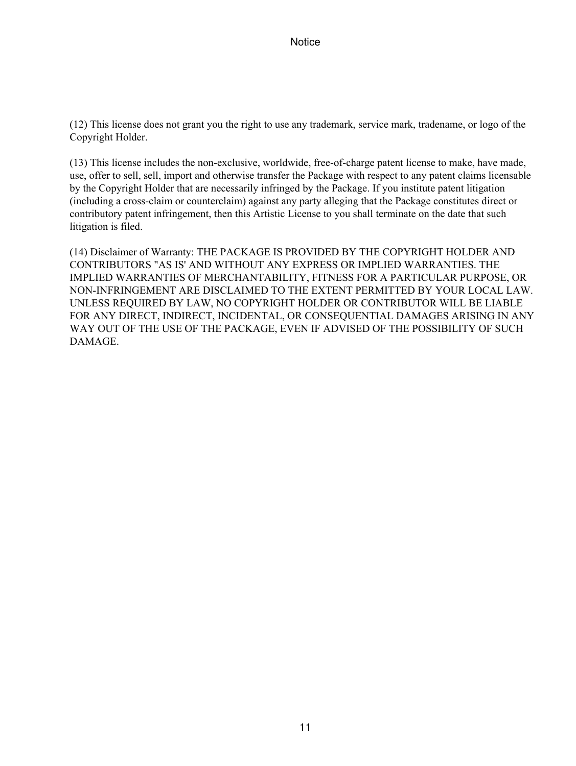(12) This license does not grant you the right to use any trademark, service mark, tradename, or logo of the Copyright Holder.

(13) This license includes the non-exclusive, worldwide, free-of-charge patent license to make, have made, use, offer to sell, sell, import and otherwise transfer the Package with respect to any patent claims licensable by the Copyright Holder that are necessarily infringed by the Package. If you institute patent litigation (including a cross-claim or counterclaim) against any party alleging that the Package constitutes direct or contributory patent infringement, then this Artistic License to you shall terminate on the date that such litigation is filed.

(14) Disclaimer of Warranty: THE PACKAGE IS PROVIDED BY THE COPYRIGHT HOLDER AND CONTRIBUTORS "AS IS' AND WITHOUT ANY EXPRESS OR IMPLIED WARRANTIES. THE IMPLIED WARRANTIES OF MERCHANTABILITY, FITNESS FOR A PARTICULAR PURPOSE, OR NON-INFRINGEMENT ARE DISCLAIMED TO THE EXTENT PERMITTED BY YOUR LOCAL LAW. UNLESS REQUIRED BY LAW, NO COPYRIGHT HOLDER OR CONTRIBUTOR WILL BE LIABLE FOR ANY DIRECT, INDIRECT, INCIDENTAL, OR CONSEQUENTIAL DAMAGES ARISING IN ANY WAY OUT OF THE USE OF THE PACKAGE, EVEN IF ADVISED OF THE POSSIBILITY OF SUCH DAMAGE.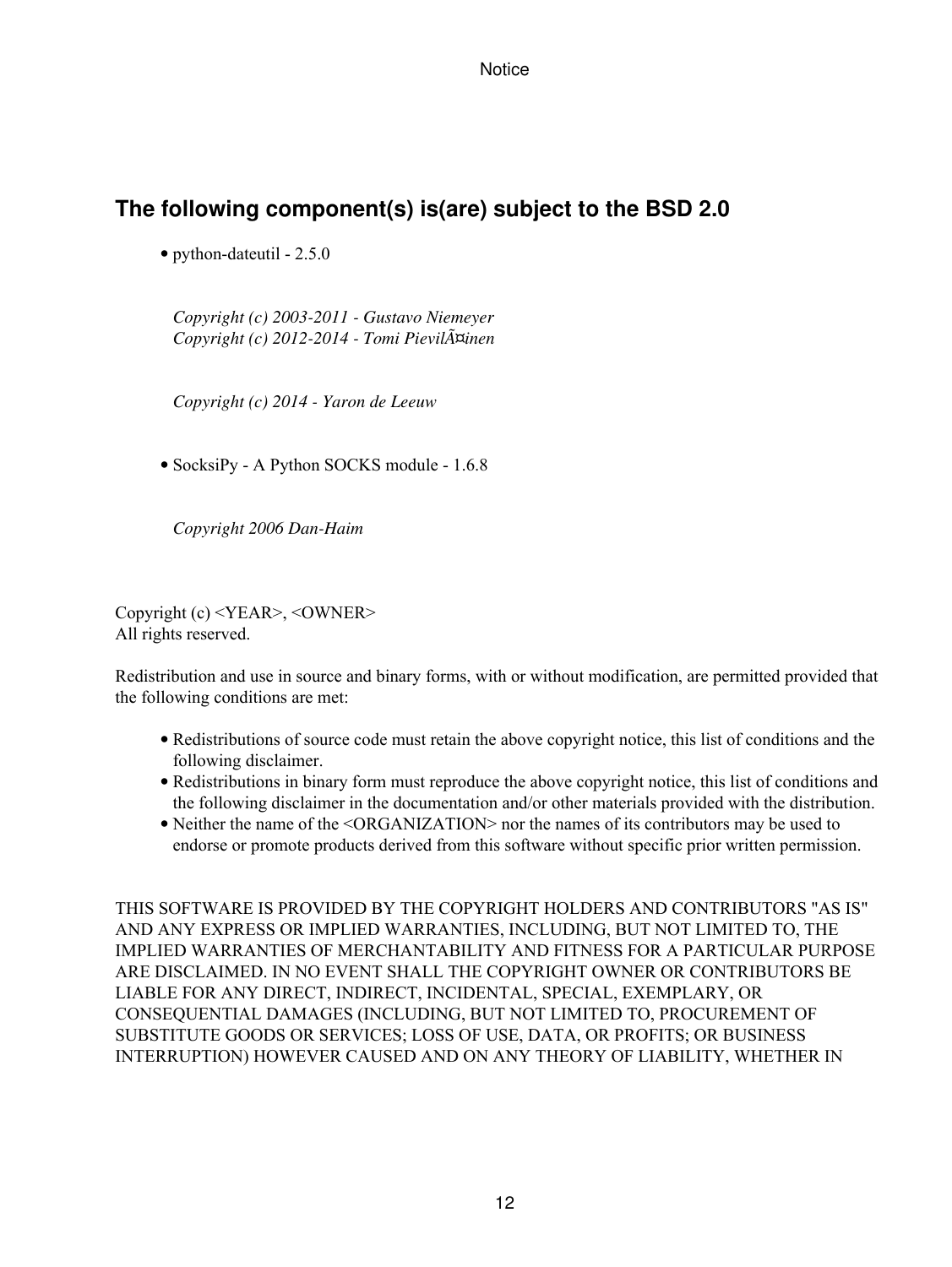## The following component(s) is(are) subject to the BSD 2.0

- python-dateutil - 2.5.0

  *Copyright (c) 2003-2011 - Gustavo Niemeyer*
  *Copyright (c) 2012-2014 - Tomi PievilÃ¤inen*

  *Copyright (c) 2014 - Yaron de Leeuw*

- SocksiPy - A Python SOCKS module - 1.6.8

  *Copyright 2006 Dan-Haim*

Copyright (c) <YEAR>, <OWNER>
All rights reserved.

Redistribution and use in source and binary forms, with or without modification, are permitted provided that the following conditions are met:

- Redistributions of source code must retain the above copyright notice, this list of conditions and the following disclaimer.
- Redistributions in binary form must reproduce the above copyright notice, this list of conditions and the following disclaimer in the documentation and/or other materials provided with the distribution.
- Neither the name of the <ORGANIZATION> nor the names of its contributors may be used to endorse or promote products derived from this software without specific prior written permission.

THIS SOFTWARE IS PROVIDED BY THE COPYRIGHT HOLDERS AND CONTRIBUTORS "AS IS" AND ANY EXPRESS OR IMPLIED WARRANTIES, INCLUDING, BUT NOT LIMITED TO, THE IMPLIED WARRANTIES OF MERCHANTABILITY AND FITNESS FOR A PARTICULAR PURPOSE ARE DISCLAIMED. IN NO EVENT SHALL THE COPYRIGHT OWNER OR CONTRIBUTORS BE LIABLE FOR ANY DIRECT, INDIRECT, INCIDENTAL, SPECIAL, EXEMPLARY, OR CONSEQUENTIAL DAMAGES (INCLUDING, BUT NOT LIMITED TO, PROCUREMENT OF SUBSTITUTE GOODS OR SERVICES; LOSS OF USE, DATA, OR PROFITS; OR BUSINESS INTERRUPTION) HOWEVER CAUSED AND ON ANY THEORY OF LIABILITY, WHETHER IN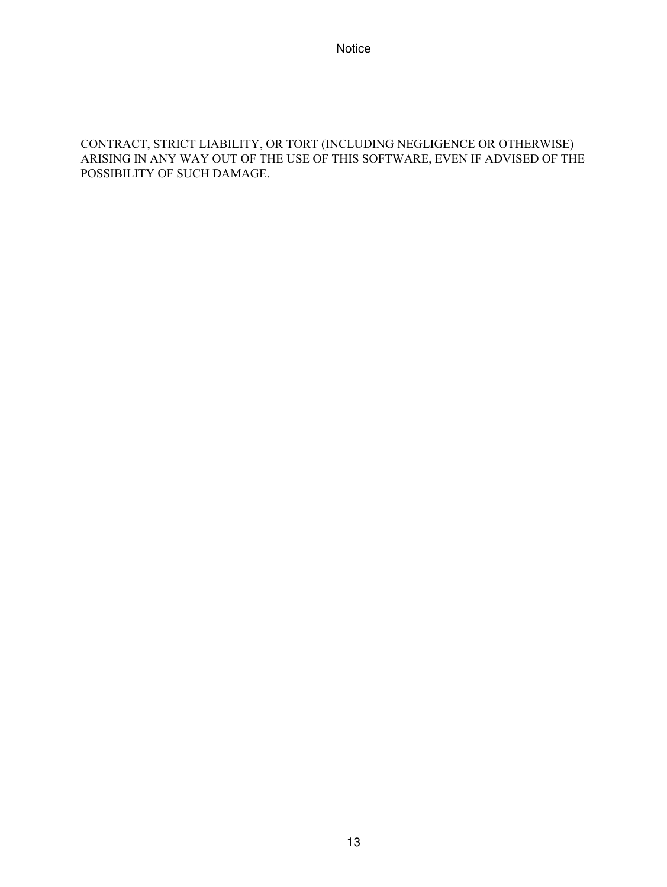CONTRACT, STRICT LIABILITY, OR TORT (INCLUDING NEGLIGENCE OR OTHERWISE) ARISING IN ANY WAY OUT OF THE USE OF THIS SOFTWARE, EVEN IF ADVISED OF THE POSSIBILITY OF SUCH DAMAGE.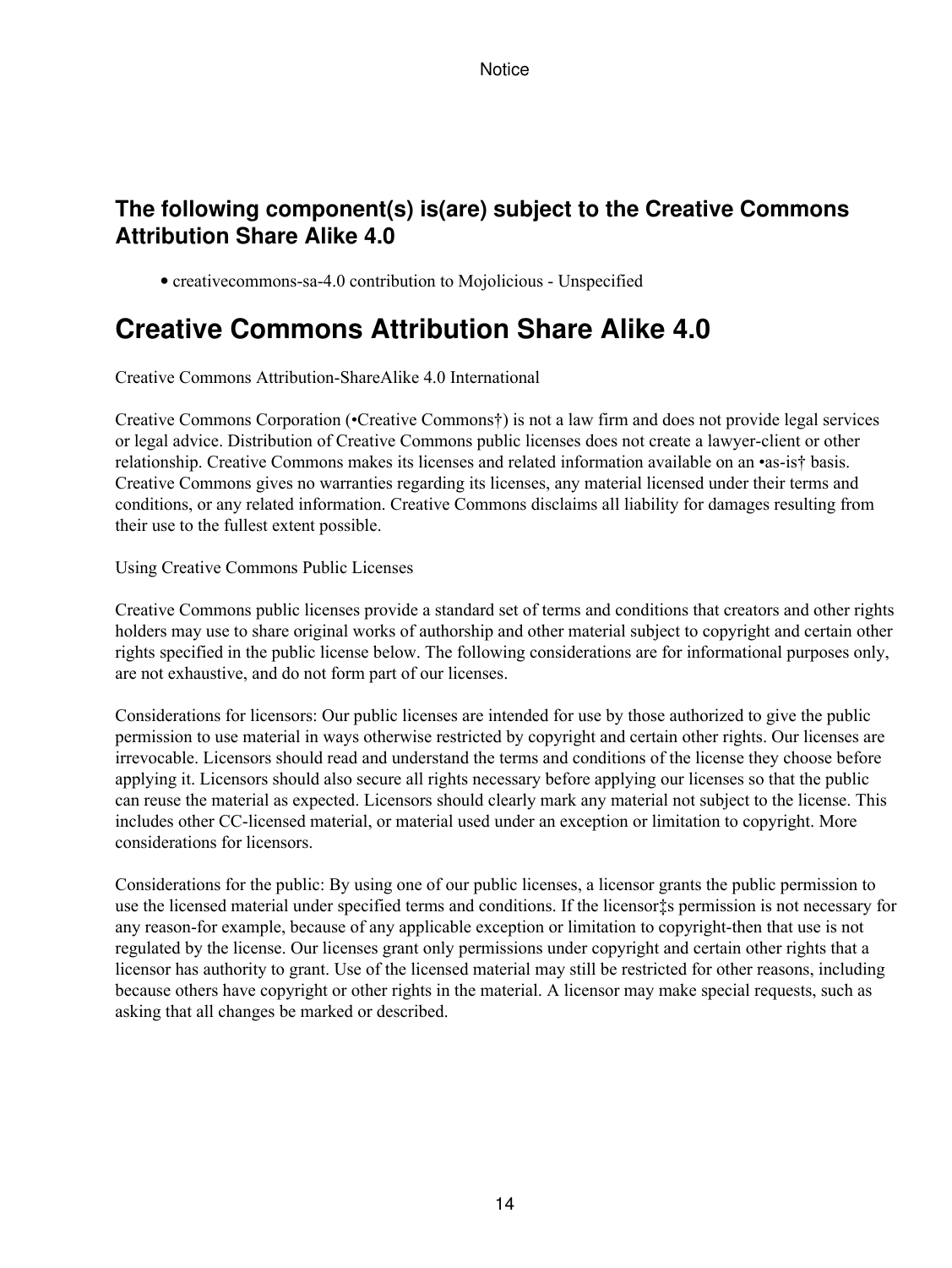### The following component(s) is(are) subject to the Creative Commons Attribution Share Alike 4.0

- creativecommons-sa-4.0 contribution to Mojolicious - Unspecified

## Creative Commons Attribution Share Alike 4.0

Creative Commons Attribution-ShareAlike 4.0 International

Creative Commons Corporation (•Creative Commons†) is not a law firm and does not provide legal services or legal advice. Distribution of Creative Commons public licenses does not create a lawyer-client or other relationship. Creative Commons makes its licenses and related information available on an •as-is† basis. Creative Commons gives no warranties regarding its licenses, any material licensed under their terms and conditions, or any related information. Creative Commons disclaims all liability for damages resulting from their use to the fullest extent possible.

Using Creative Commons Public Licenses

Creative Commons public licenses provide a standard set of terms and conditions that creators and other rights holders may use to share original works of authorship and other material subject to copyright and certain other rights specified in the public license below. The following considerations are for informational purposes only, are not exhaustive, and do not form part of our licenses.

Considerations for licensors: Our public licenses are intended for use by those authorized to give the public permission to use material in ways otherwise restricted by copyright and certain other rights. Our licenses are irrevocable. Licensors should read and understand the terms and conditions of the license they choose before applying it. Licensors should also secure all rights necessary before applying our licenses so that the public can reuse the material as expected. Licensors should clearly mark any material not subject to the license. This includes other CC-licensed material, or material used under an exception or limitation to copyright. More considerations for licensors.

Considerations for the public: By using one of our public licenses, a licensor grants the public permission to use the licensed material under specified terms and conditions. If the licensor‡s permission is not necessary for any reason-for example, because of any applicable exception or limitation to copyright-then that use is not regulated by the license. Our licenses grant only permissions under copyright and certain other rights that a licensor has authority to grant. Use of the licensed material may still be restricted for other reasons, including because others have copyright or other rights in the material. A licensor may make special requests, such as asking that all changes be marked or described.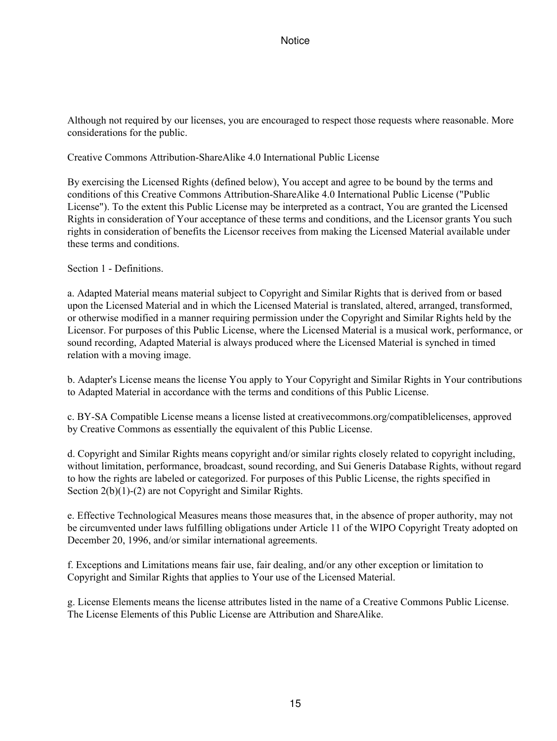Although not required by our licenses, you are encouraged to respect those requests where reasonable. More considerations for the public.

Creative Commons Attribution-ShareAlike 4.0 International Public License

By exercising the Licensed Rights (defined below), You accept and agree to be bound by the terms and conditions of this Creative Commons Attribution-ShareAlike 4.0 International Public License ("Public License"). To the extent this Public License may be interpreted as a contract, You are granted the Licensed Rights in consideration of Your acceptance of these terms and conditions, and the Licensor grants You such rights in consideration of benefits the Licensor receives from making the Licensed Material available under these terms and conditions.

Section 1 - Definitions.

a. Adapted Material means material subject to Copyright and Similar Rights that is derived from or based upon the Licensed Material and in which the Licensed Material is translated, altered, arranged, transformed, or otherwise modified in a manner requiring permission under the Copyright and Similar Rights held by the Licensor. For purposes of this Public License, where the Licensed Material is a musical work, performance, or sound recording, Adapted Material is always produced where the Licensed Material is synched in timed relation with a moving image.

b. Adapter's License means the license You apply to Your Copyright and Similar Rights in Your contributions to Adapted Material in accordance with the terms and conditions of this Public License.

c. BY-SA Compatible License means a license listed at creativecommons.org/compatiblelicenses, approved by Creative Commons as essentially the equivalent of this Public License.

d. Copyright and Similar Rights means copyright and/or similar rights closely related to copyright including, without limitation, performance, broadcast, sound recording, and Sui Generis Database Rights, without regard to how the rights are labeled or categorized. For purposes of this Public License, the rights specified in Section 2(b)(1)-(2) are not Copyright and Similar Rights.

e. Effective Technological Measures means those measures that, in the absence of proper authority, may not be circumvented under laws fulfilling obligations under Article 11 of the WIPO Copyright Treaty adopted on December 20, 1996, and/or similar international agreements.

f. Exceptions and Limitations means fair use, fair dealing, and/or any other exception or limitation to Copyright and Similar Rights that applies to Your use of the Licensed Material.

g. License Elements means the license attributes listed in the name of a Creative Commons Public License. The License Elements of this Public License are Attribution and ShareAlike.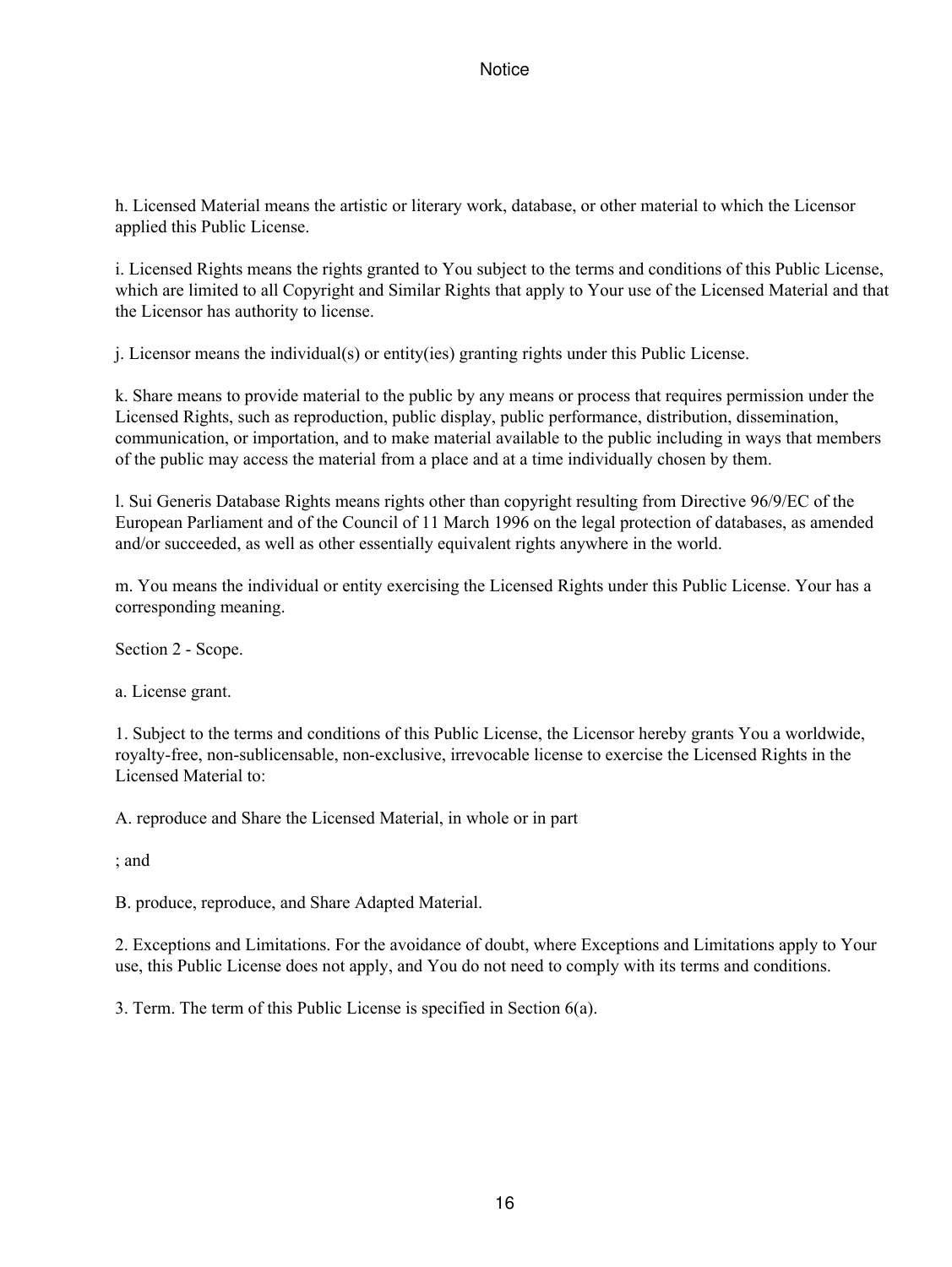h. Licensed Material means the artistic or literary work, database, or other material to which the Licensor applied this Public License.

i. Licensed Rights means the rights granted to You subject to the terms and conditions of this Public License, which are limited to all Copyright and Similar Rights that apply to Your use of the Licensed Material and that the Licensor has authority to license.

j. Licensor means the individual(s) or entity(ies) granting rights under this Public License.

k. Share means to provide material to the public by any means or process that requires permission under the Licensed Rights, such as reproduction, public display, public performance, distribution, dissemination, communication, or importation, and to make material available to the public including in ways that members of the public may access the material from a place and at a time individually chosen by them.

l. Sui Generis Database Rights means rights other than copyright resulting from Directive 96/9/EC of the European Parliament and of the Council of 11 March 1996 on the legal protection of databases, as amended and/or succeeded, as well as other essentially equivalent rights anywhere in the world.

m. You means the individual or entity exercising the Licensed Rights under this Public License. Your has a corresponding meaning.

Section 2 - Scope.

a. License grant.

1. Subject to the terms and conditions of this Public License, the Licensor hereby grants You a worldwide, royalty-free, non-sublicensable, non-exclusive, irrevocable license to exercise the Licensed Rights in the Licensed Material to:

A. reproduce and Share the Licensed Material, in whole or in part

; and

B. produce, reproduce, and Share Adapted Material.

2. Exceptions and Limitations. For the avoidance of doubt, where Exceptions and Limitations apply to Your use, this Public License does not apply, and You do not need to comply with its terms and conditions.

3. Term. The term of this Public License is specified in Section 6(a).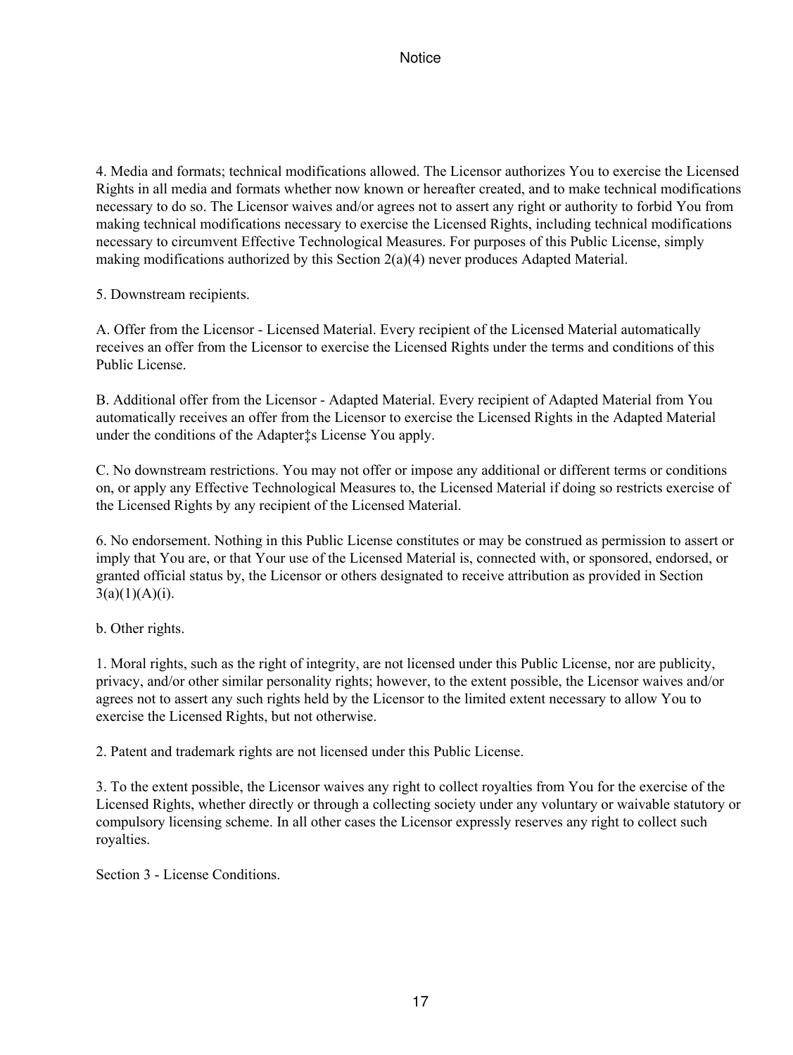4. Media and formats; technical modifications allowed. The Licensor authorizes You to exercise the Licensed Rights in all media and formats whether now known or hereafter created, and to make technical modifications necessary to do so. The Licensor waives and/or agrees not to assert any right or authority to forbid You from making technical modifications necessary to exercise the Licensed Rights, including technical modifications necessary to circumvent Effective Technological Measures. For purposes of this Public License, simply making modifications authorized by this Section 2(a)(4) never produces Adapted Material.

5. Downstream recipients.

A. Offer from the Licensor - Licensed Material. Every recipient of the Licensed Material automatically receives an offer from the Licensor to exercise the Licensed Rights under the terms and conditions of this Public License.

B. Additional offer from the Licensor - Adapted Material. Every recipient of Adapted Material from You automatically receives an offer from the Licensor to exercise the Licensed Rights in the Adapted Material under the conditions of the Adapter‡s License You apply.

C. No downstream restrictions. You may not offer or impose any additional or different terms or conditions on, or apply any Effective Technological Measures to, the Licensed Material if doing so restricts exercise of the Licensed Rights by any recipient of the Licensed Material.

6. No endorsement. Nothing in this Public License constitutes or may be construed as permission to assert or imply that You are, or that Your use of the Licensed Material is, connected with, or sponsored, endorsed, or granted official status by, the Licensor or others designated to receive attribution as provided in Section 3(a)(1)(A)(i).

b. Other rights.

1. Moral rights, such as the right of integrity, are not licensed under this Public License, nor are publicity, privacy, and/or other similar personality rights; however, to the extent possible, the Licensor waives and/or agrees not to assert any such rights held by the Licensor to the limited extent necessary to allow You to exercise the Licensed Rights, but not otherwise.

2. Patent and trademark rights are not licensed under this Public License.

3. To the extent possible, the Licensor waives any right to collect royalties from You for the exercise of the Licensed Rights, whether directly or through a collecting society under any voluntary or waivable statutory or compulsory licensing scheme. In all other cases the Licensor expressly reserves any right to collect such royalties.

Section 3 - License Conditions.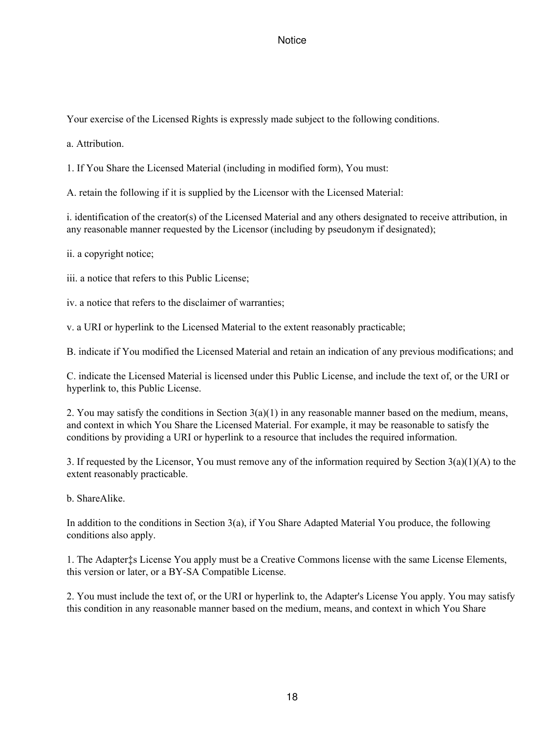Your exercise of the Licensed Rights is expressly made subject to the following conditions.

a. Attribution.

1. If You Share the Licensed Material (including in modified form), You must:

A. retain the following if it is supplied by the Licensor with the Licensed Material:

i. identification of the creator(s) of the Licensed Material and any others designated to receive attribution, in any reasonable manner requested by the Licensor (including by pseudonym if designated);

ii. a copyright notice;

iii. a notice that refers to this Public License;

iv. a notice that refers to the disclaimer of warranties;

v. a URI or hyperlink to the Licensed Material to the extent reasonably practicable;

B. indicate if You modified the Licensed Material and retain an indication of any previous modifications; and

C. indicate the Licensed Material is licensed under this Public License, and include the text of, or the URI or hyperlink to, this Public License.

2. You may satisfy the conditions in Section 3(a)(1) in any reasonable manner based on the medium, means, and context in which You Share the Licensed Material. For example, it may be reasonable to satisfy the conditions by providing a URI or hyperlink to a resource that includes the required information.

3. If requested by the Licensor, You must remove any of the information required by Section 3(a)(1)(A) to the extent reasonably practicable.

b. ShareAlike.

In addition to the conditions in Section 3(a), if You Share Adapted Material You produce, the following conditions also apply.

1. The Adapter‡s License You apply must be a Creative Commons license with the same License Elements, this version or later, or a BY-SA Compatible License.

2. You must include the text of, or the URI or hyperlink to, the Adapter's License You apply. You may satisfy this condition in any reasonable manner based on the medium, means, and context in which You Share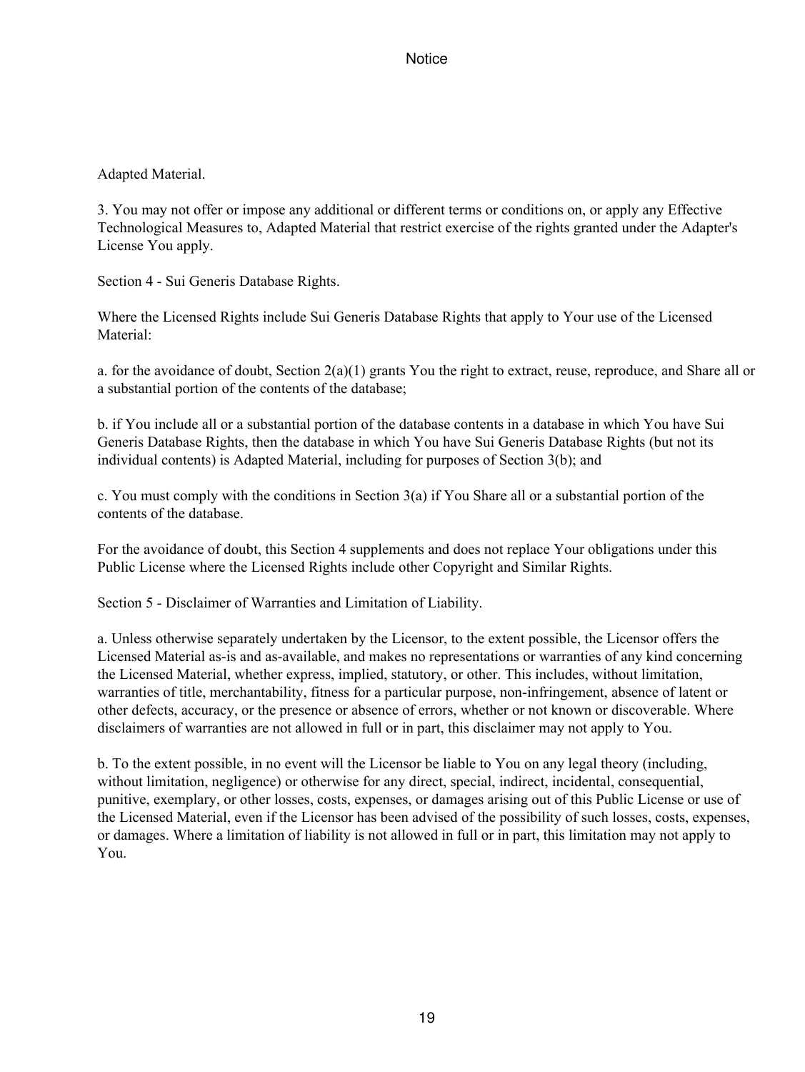Adapted Material.

3. You may not offer or impose any additional or different terms or conditions on, or apply any Effective Technological Measures to, Adapted Material that restrict exercise of the rights granted under the Adapter's License You apply.

Section 4 - Sui Generis Database Rights.

Where the Licensed Rights include Sui Generis Database Rights that apply to Your use of the Licensed Material:

a. for the avoidance of doubt, Section 2(a)(1) grants You the right to extract, reuse, reproduce, and Share all or a substantial portion of the contents of the database;

b. if You include all or a substantial portion of the database contents in a database in which You have Sui Generis Database Rights, then the database in which You have Sui Generis Database Rights (but not its individual contents) is Adapted Material, including for purposes of Section 3(b); and

c. You must comply with the conditions in Section 3(a) if You Share all or a substantial portion of the contents of the database.

For the avoidance of doubt, this Section 4 supplements and does not replace Your obligations under this Public License where the Licensed Rights include other Copyright and Similar Rights.

Section 5 - Disclaimer of Warranties and Limitation of Liability.

a. Unless otherwise separately undertaken by the Licensor, to the extent possible, the Licensor offers the Licensed Material as-is and as-available, and makes no representations or warranties of any kind concerning the Licensed Material, whether express, implied, statutory, or other. This includes, without limitation, warranties of title, merchantability, fitness for a particular purpose, non-infringement, absence of latent or other defects, accuracy, or the presence or absence of errors, whether or not known or discoverable. Where disclaimers of warranties are not allowed in full or in part, this disclaimer may not apply to You.

b. To the extent possible, in no event will the Licensor be liable to You on any legal theory (including, without limitation, negligence) or otherwise for any direct, special, indirect, incidental, consequential, punitive, exemplary, or other losses, costs, expenses, or damages arising out of this Public License or use of the Licensed Material, even if the Licensor has been advised of the possibility of such losses, costs, expenses, or damages. Where a limitation of liability is not allowed in full or in part, this limitation may not apply to You.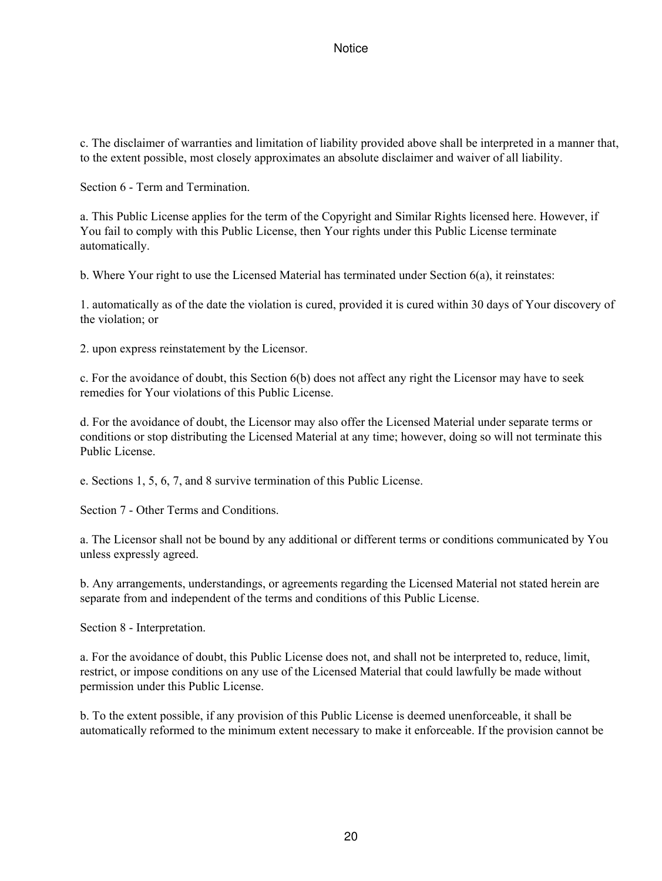c. The disclaimer of warranties and limitation of liability provided above shall be interpreted in a manner that, to the extent possible, most closely approximates an absolute disclaimer and waiver of all liability.

Section 6 - Term and Termination.

a. This Public License applies for the term of the Copyright and Similar Rights licensed here. However, if You fail to comply with this Public License, then Your rights under this Public License terminate automatically.

b. Where Your right to use the Licensed Material has terminated under Section 6(a), it reinstates:

1. automatically as of the date the violation is cured, provided it is cured within 30 days of Your discovery of the violation; or

2. upon express reinstatement by the Licensor.

c. For the avoidance of doubt, this Section 6(b) does not affect any right the Licensor may have to seek remedies for Your violations of this Public License.

d. For the avoidance of doubt, the Licensor may also offer the Licensed Material under separate terms or conditions or stop distributing the Licensed Material at any time; however, doing so will not terminate this Public License.

e. Sections 1, 5, 6, 7, and 8 survive termination of this Public License.

Section 7 - Other Terms and Conditions.

a. The Licensor shall not be bound by any additional or different terms or conditions communicated by You unless expressly agreed.

b. Any arrangements, understandings, or agreements regarding the Licensed Material not stated herein are separate from and independent of the terms and conditions of this Public License.

Section 8 - Interpretation.

a. For the avoidance of doubt, this Public License does not, and shall not be interpreted to, reduce, limit, restrict, or impose conditions on any use of the Licensed Material that could lawfully be made without permission under this Public License.

b. To the extent possible, if any provision of this Public License is deemed unenforceable, it shall be automatically reformed to the minimum extent necessary to make it enforceable. If the provision cannot be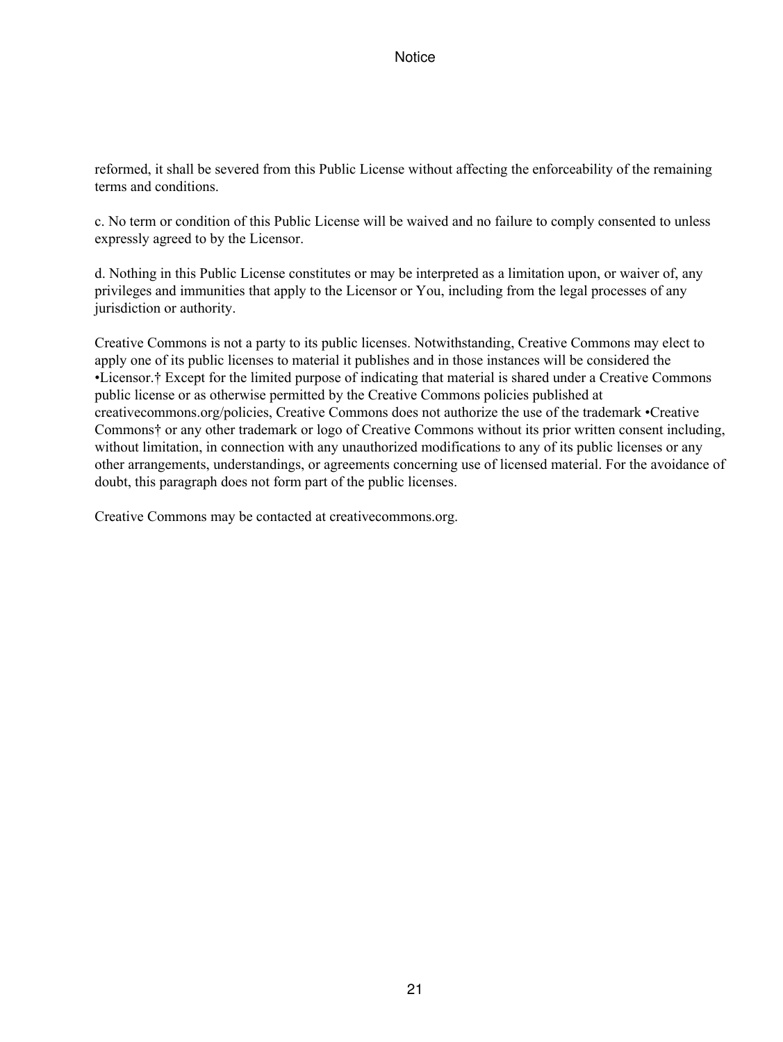reformed, it shall be severed from this Public License without affecting the enforceability of the remaining terms and conditions.

c. No term or condition of this Public License will be waived and no failure to comply consented to unless expressly agreed to by the Licensor.

d. Nothing in this Public License constitutes or may be interpreted as a limitation upon, or waiver of, any privileges and immunities that apply to the Licensor or You, including from the legal processes of any jurisdiction or authority.

Creative Commons is not a party to its public licenses. Notwithstanding, Creative Commons may elect to apply one of its public licenses to material it publishes and in those instances will be considered the •Licensor.† Except for the limited purpose of indicating that material is shared under a Creative Commons public license or as otherwise permitted by the Creative Commons policies published at creativecommons.org/policies, Creative Commons does not authorize the use of the trademark •Creative Commons† or any other trademark or logo of Creative Commons without its prior written consent including, without limitation, in connection with any unauthorized modifications to any of its public licenses or any other arrangements, understandings, or agreements concerning use of licensed material. For the avoidance of doubt, this paragraph does not form part of the public licenses.

Creative Commons may be contacted at creativecommons.org.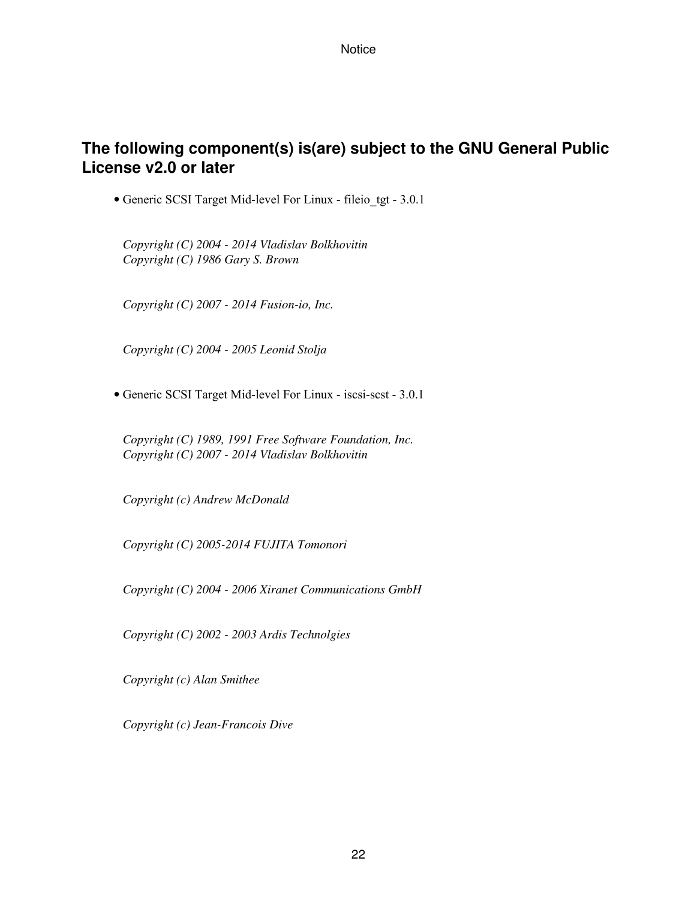## The following component(s) is(are) subject to the GNU General Public License v2.0 or later

- Generic SCSI Target Mid-level For Linux - fileio_tgt - 3.0.1

  *Copyright (C) 2004 - 2014 Vladislav Bolkhovitin*
  *Copyright (C) 1986 Gary S. Brown*

  *Copyright (C) 2007 - 2014 Fusion-io, Inc.*

  *Copyright (C) 2004 - 2005 Leonid Stolja*

- Generic SCSI Target Mid-level For Linux - iscsi-scst - 3.0.1

  *Copyright (C) 1989, 1991 Free Software Foundation, Inc.*
  *Copyright (C) 2007 - 2014 Vladislav Bolkhovitin*

  *Copyright (c) Andrew McDonald*

  *Copyright (C) 2005-2014 FUJITA Tomonori*

  *Copyright (C) 2004 - 2006 Xiranet Communications GmbH*

  *Copyright (C) 2002 - 2003 Ardis Technolgies*

  *Copyright (c) Alan Smithee*

  *Copyright (c) Jean-Francois Dive*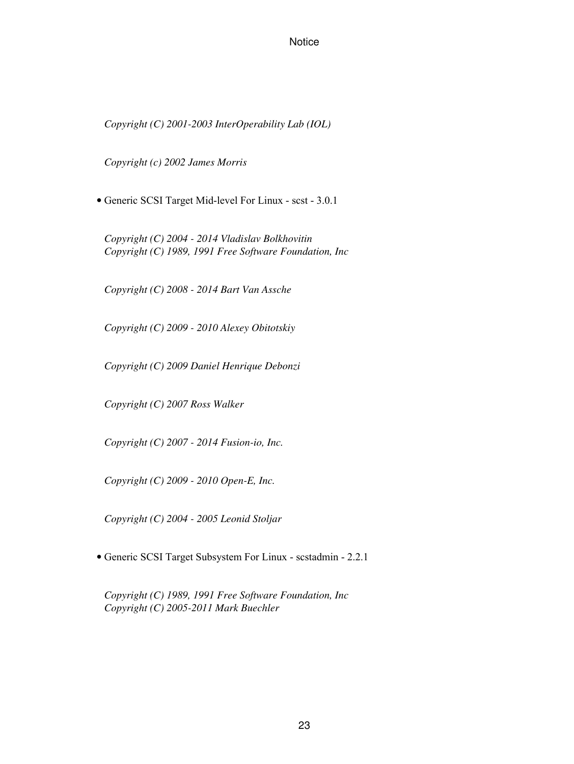*Copyright (C) 2001-2003 InterOperability Lab (IOL)*

*Copyright (c) 2002 James Morris*

- Generic SCSI Target Mid-level For Linux - scst - 3.0.1

  *Copyright (C) 2004 - 2014 Vladislav Bolkhovitin*
  *Copyright (C) 1989, 1991 Free Software Foundation, Inc*

  *Copyright (C) 2008 - 2014 Bart Van Assche*

  *Copyright (C) 2009 - 2010 Alexey Obitotskiy*

  *Copyright (C) 2009 Daniel Henrique Debonzi*

  *Copyright (C) 2007 Ross Walker*

  *Copyright (C) 2007 - 2014 Fusion-io, Inc.*

  *Copyright (C) 2009 - 2010 Open-E, Inc.*

  *Copyright (C) 2004 - 2005 Leonid Stoljar*

- Generic SCSI Target Subsystem For Linux - scstadmin - 2.2.1

  *Copyright (C) 1989, 1991 Free Software Foundation, Inc*
  *Copyright (C) 2005-2011 Mark Buechler*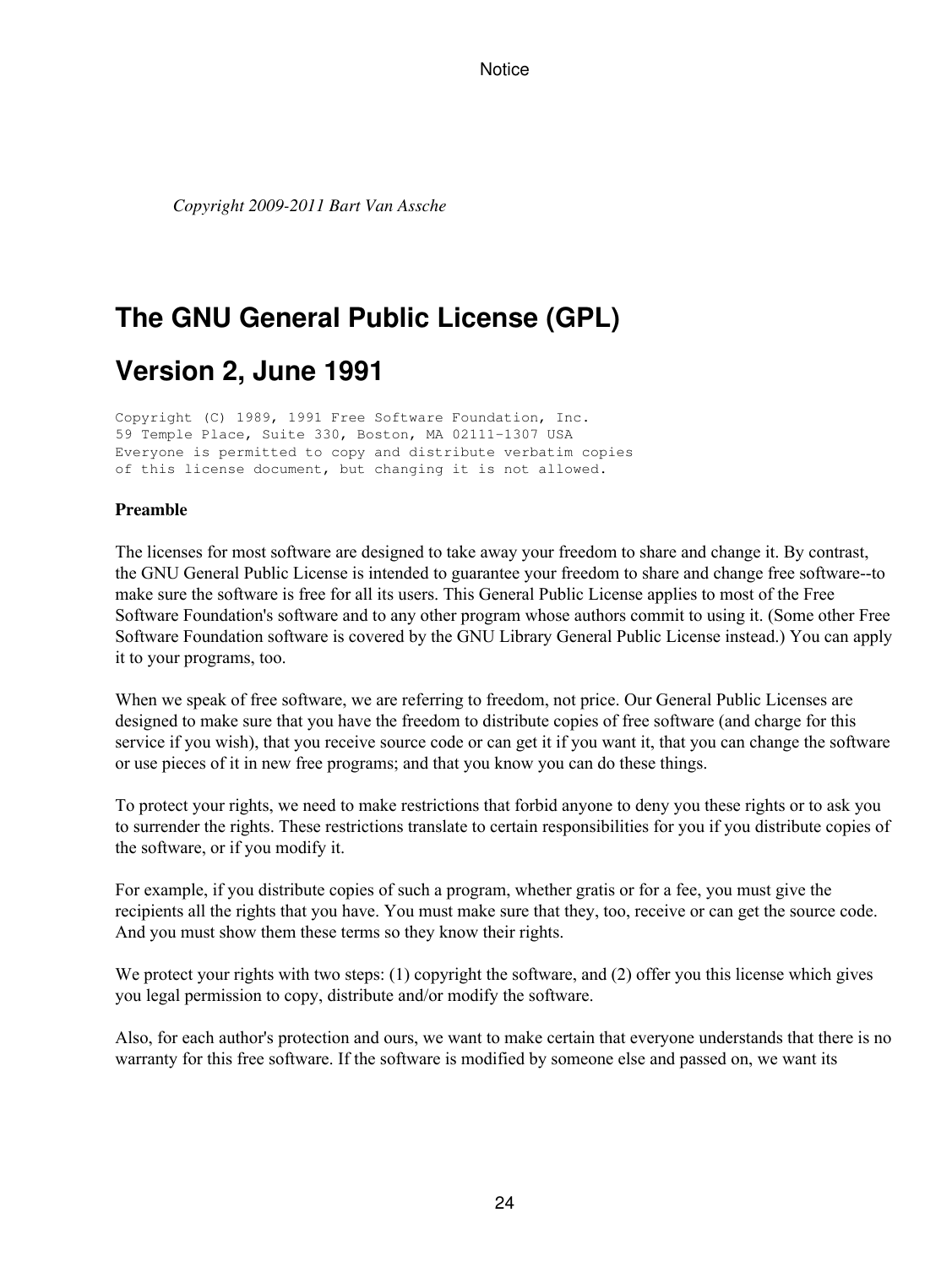*Copyright 2009-2011 Bart Van Assche*

# The GNU General Public License (GPL)

# Version 2, June 1991

```
Copyright (C) 1989, 1991 Free Software Foundation, Inc.
59 Temple Place, Suite 330, Boston, MA 02111-1307 USA
Everyone is permitted to copy and distribute verbatim copies
of this license document, but changing it is not allowed.
```

**Preamble**

The licenses for most software are designed to take away your freedom to share and change it. By contrast, the GNU General Public License is intended to guarantee your freedom to share and change free software--to make sure the software is free for all its users. This General Public License applies to most of the Free Software Foundation's software and to any other program whose authors commit to using it. (Some other Free Software Foundation software is covered by the GNU Library General Public License instead.) You can apply it to your programs, too.

When we speak of free software, we are referring to freedom, not price. Our General Public Licenses are designed to make sure that you have the freedom to distribute copies of free software (and charge for this service if you wish), that you receive source code or can get it if you want it, that you can change the software or use pieces of it in new free programs; and that you know you can do these things.

To protect your rights, we need to make restrictions that forbid anyone to deny you these rights or to ask you to surrender the rights. These restrictions translate to certain responsibilities for you if you distribute copies of the software, or if you modify it.

For example, if you distribute copies of such a program, whether gratis or for a fee, you must give the recipients all the rights that you have. You must make sure that they, too, receive or can get the source code. And you must show them these terms so they know their rights.

We protect your rights with two steps: (1) copyright the software, and (2) offer you this license which gives you legal permission to copy, distribute and/or modify the software.

Also, for each author's protection and ours, we want to make certain that everyone understands that there is no warranty for this free software. If the software is modified by someone else and passed on, we want its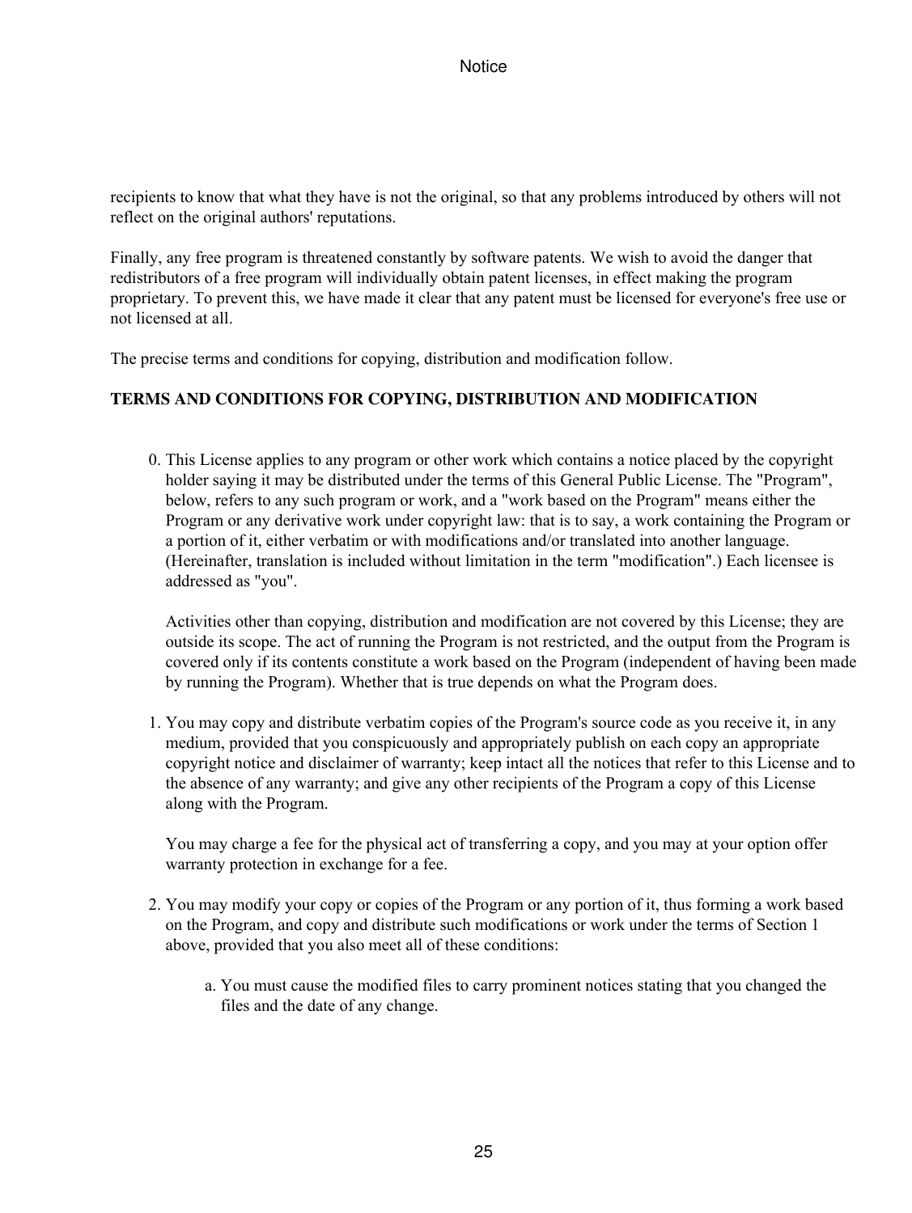recipients to know that what they have is not the original, so that any problems introduced by others will not reflect on the original authors' reputations.

Finally, any free program is threatened constantly by software patents. We wish to avoid the danger that redistributors of a free program will individually obtain patent licenses, in effect making the program proprietary. To prevent this, we have made it clear that any patent must be licensed for everyone's free use or not licensed at all.

The precise terms and conditions for copying, distribution and modification follow.

**TERMS AND CONDITIONS FOR COPYING, DISTRIBUTION AND MODIFICATION**

0. This License applies to any program or other work which contains a notice placed by the copyright holder saying it may be distributed under the terms of this General Public License. The "Program", below, refers to any such program or work, and a "work based on the Program" means either the Program or any derivative work under copyright law: that is to say, a work containing the Program or a portion of it, either verbatim or with modifications and/or translated into another language. (Hereinafter, translation is included without limitation in the term "modification".) Each licensee is addressed as "you".

   Activities other than copying, distribution and modification are not covered by this License; they are outside its scope. The act of running the Program is not restricted, and the output from the Program is covered only if its contents constitute a work based on the Program (independent of having been made by running the Program). Whether that is true depends on what the Program does.

1. You may copy and distribute verbatim copies of the Program's source code as you receive it, in any medium, provided that you conspicuously and appropriately publish on each copy an appropriate copyright notice and disclaimer of warranty; keep intact all the notices that refer to this License and to the absence of any warranty; and give any other recipients of the Program a copy of this License along with the Program.

   You may charge a fee for the physical act of transferring a copy, and you may at your option offer warranty protection in exchange for a fee.

2. You may modify your copy or copies of the Program or any portion of it, thus forming a work based on the Program, and copy and distribute such modifications or work under the terms of Section 1 above, provided that you also meet all of these conditions:

   a. You must cause the modified files to carry prominent notices stating that you changed the files and the date of any change.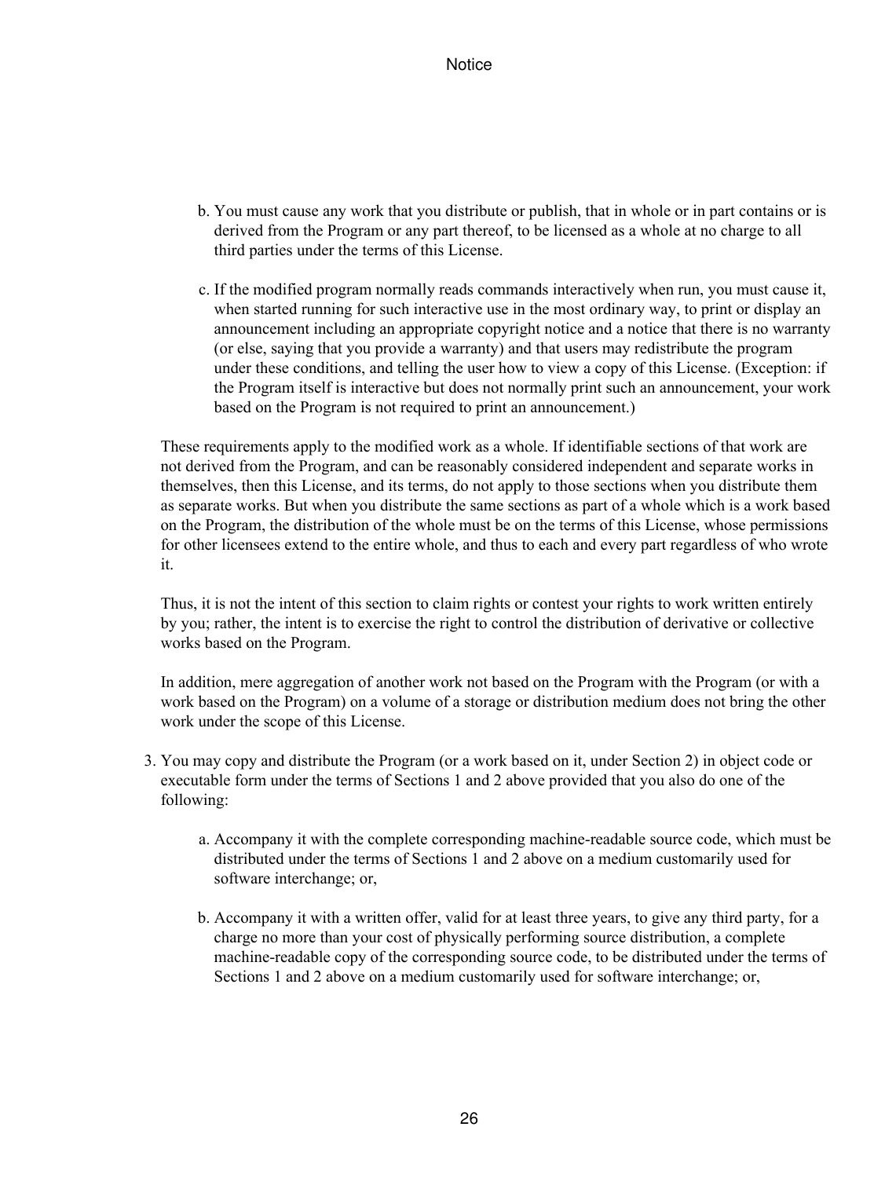b. You must cause any work that you distribute or publish, that in whole or in part contains or is derived from the Program or any part thereof, to be licensed as a whole at no charge to all third parties under the terms of this License.

c. If the modified program normally reads commands interactively when run, you must cause it, when started running for such interactive use in the most ordinary way, to print or display an announcement including an appropriate copyright notice and a notice that there is no warranty (or else, saying that you provide a warranty) and that users may redistribute the program under these conditions, and telling the user how to view a copy of this License. (Exception: if the Program itself is interactive but does not normally print such an announcement, your work based on the Program is not required to print an announcement.)

These requirements apply to the modified work as a whole. If identifiable sections of that work are not derived from the Program, and can be reasonably considered independent and separate works in themselves, then this License, and its terms, do not apply to those sections when you distribute them as separate works. But when you distribute the same sections as part of a whole which is a work based on the Program, the distribution of the whole must be on the terms of this License, whose permissions for other licensees extend to the entire whole, and thus to each and every part regardless of who wrote it.

Thus, it is not the intent of this section to claim rights or contest your rights to work written entirely by you; rather, the intent is to exercise the right to control the distribution of derivative or collective works based on the Program.

In addition, mere aggregation of another work not based on the Program with the Program (or with a work based on the Program) on a volume of a storage or distribution medium does not bring the other work under the scope of this License.

3. You may copy and distribute the Program (or a work based on it, under Section 2) in object code or executable form under the terms of Sections 1 and 2 above provided that you also do one of the following:

   a. Accompany it with the complete corresponding machine-readable source code, which must be distributed under the terms of Sections 1 and 2 above on a medium customarily used for software interchange; or,

   b. Accompany it with a written offer, valid for at least three years, to give any third party, for a charge no more than your cost of physically performing source distribution, a complete machine-readable copy of the corresponding source code, to be distributed under the terms of Sections 1 and 2 above on a medium customarily used for software interchange; or,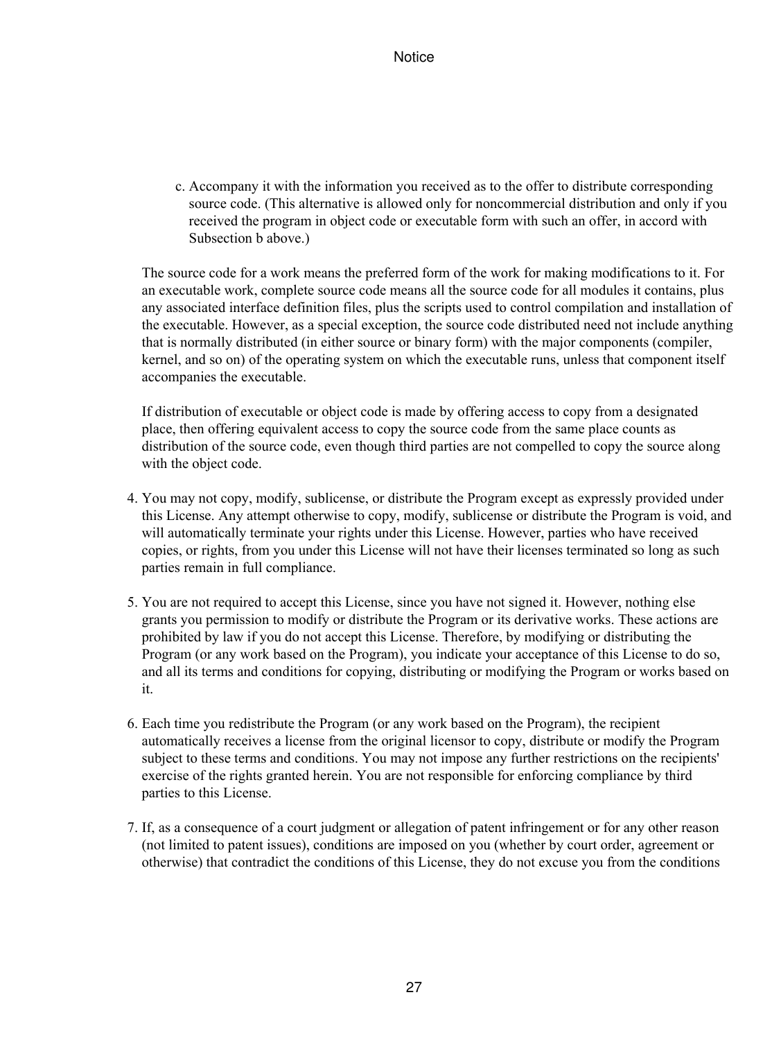c. Accompany it with the information you received as to the offer to distribute corresponding source code. (This alternative is allowed only for noncommercial distribution and only if you received the program in object code or executable form with such an offer, in accord with Subsection b above.)

   The source code for a work means the preferred form of the work for making modifications to it. For an executable work, complete source code means all the source code for all modules it contains, plus any associated interface definition files, plus the scripts used to control compilation and installation of the executable. However, as a special exception, the source code distributed need not include anything that is normally distributed (in either source or binary form) with the major components (compiler, kernel, and so on) of the operating system on which the executable runs, unless that component itself accompanies the executable.

   If distribution of executable or object code is made by offering access to copy from a designated place, then offering equivalent access to copy the source code from the same place counts as distribution of the source code, even though third parties are not compelled to copy the source along with the object code.

4. You may not copy, modify, sublicense, or distribute the Program except as expressly provided under this License. Any attempt otherwise to copy, modify, sublicense or distribute the Program is void, and will automatically terminate your rights under this License. However, parties who have received copies, or rights, from you under this License will not have their licenses terminated so long as such parties remain in full compliance.

5. You are not required to accept this License, since you have not signed it. However, nothing else grants you permission to modify or distribute the Program or its derivative works. These actions are prohibited by law if you do not accept this License. Therefore, by modifying or distributing the Program (or any work based on the Program), you indicate your acceptance of this License to do so, and all its terms and conditions for copying, distributing or modifying the Program or works based on it.

6. Each time you redistribute the Program (or any work based on the Program), the recipient automatically receives a license from the original licensor to copy, distribute or modify the Program subject to these terms and conditions. You may not impose any further restrictions on the recipients' exercise of the rights granted herein. You are not responsible for enforcing compliance by third parties to this License.

7. If, as a consequence of a court judgment or allegation of patent infringement or for any other reason (not limited to patent issues), conditions are imposed on you (whether by court order, agreement or otherwise) that contradict the conditions of this License, they do not excuse you from the conditions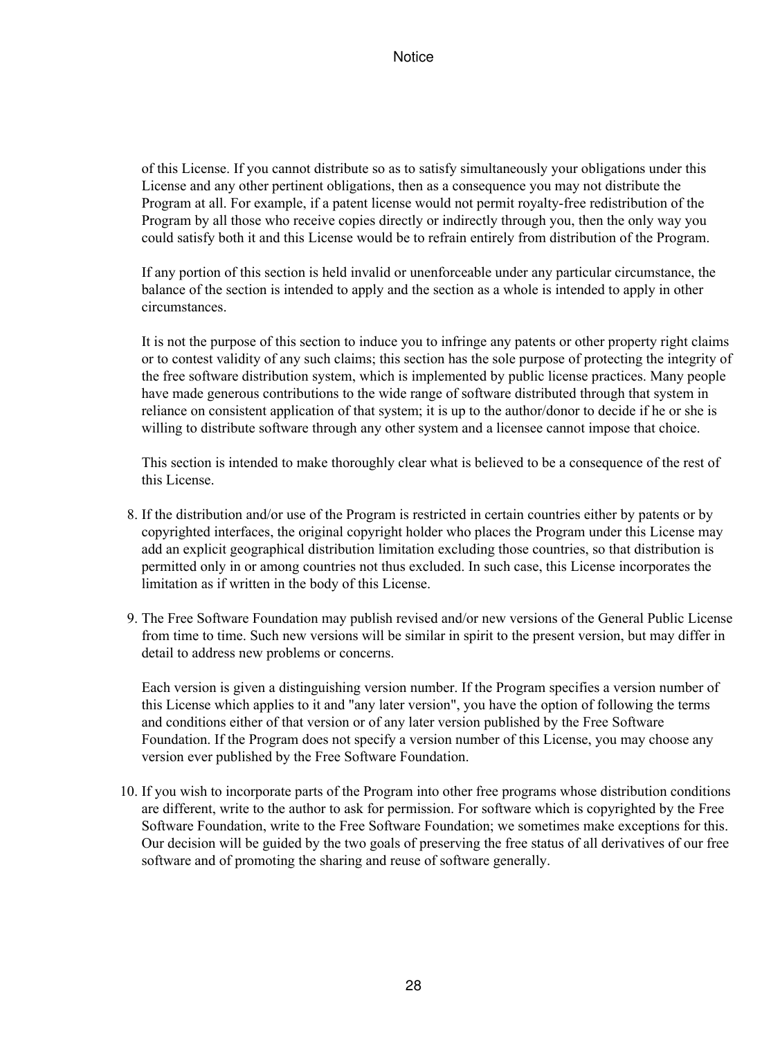of this License. If you cannot distribute so as to satisfy simultaneously your obligations under this License and any other pertinent obligations, then as a consequence you may not distribute the Program at all. For example, if a patent license would not permit royalty-free redistribution of the Program by all those who receive copies directly or indirectly through you, then the only way you could satisfy both it and this License would be to refrain entirely from distribution of the Program.

If any portion of this section is held invalid or unenforceable under any particular circumstance, the balance of the section is intended to apply and the section as a whole is intended to apply in other circumstances.

It is not the purpose of this section to induce you to infringe any patents or other property right claims or to contest validity of any such claims; this section has the sole purpose of protecting the integrity of the free software distribution system, which is implemented by public license practices. Many people have made generous contributions to the wide range of software distributed through that system in reliance on consistent application of that system; it is up to the author/donor to decide if he or she is willing to distribute software through any other system and a licensee cannot impose that choice.

This section is intended to make thoroughly clear what is believed to be a consequence of the rest of this License.

8. If the distribution and/or use of the Program is restricted in certain countries either by patents or by copyrighted interfaces, the original copyright holder who places the Program under this License may add an explicit geographical distribution limitation excluding those countries, so that distribution is permitted only in or among countries not thus excluded. In such case, this License incorporates the limitation as if written in the body of this License.

9. The Free Software Foundation may publish revised and/or new versions of the General Public License from time to time. Such new versions will be similar in spirit to the present version, but may differ in detail to address new problems or concerns.

   Each version is given a distinguishing version number. If the Program specifies a version number of this License which applies to it and "any later version", you have the option of following the terms and conditions either of that version or of any later version published by the Free Software Foundation. If the Program does not specify a version number of this License, you may choose any version ever published by the Free Software Foundation.

10. If you wish to incorporate parts of the Program into other free programs whose distribution conditions are different, write to the author to ask for permission. For software which is copyrighted by the Free Software Foundation, write to the Free Software Foundation; we sometimes make exceptions for this. Our decision will be guided by the two goals of preserving the free status of all derivatives of our free software and of promoting the sharing and reuse of software generally.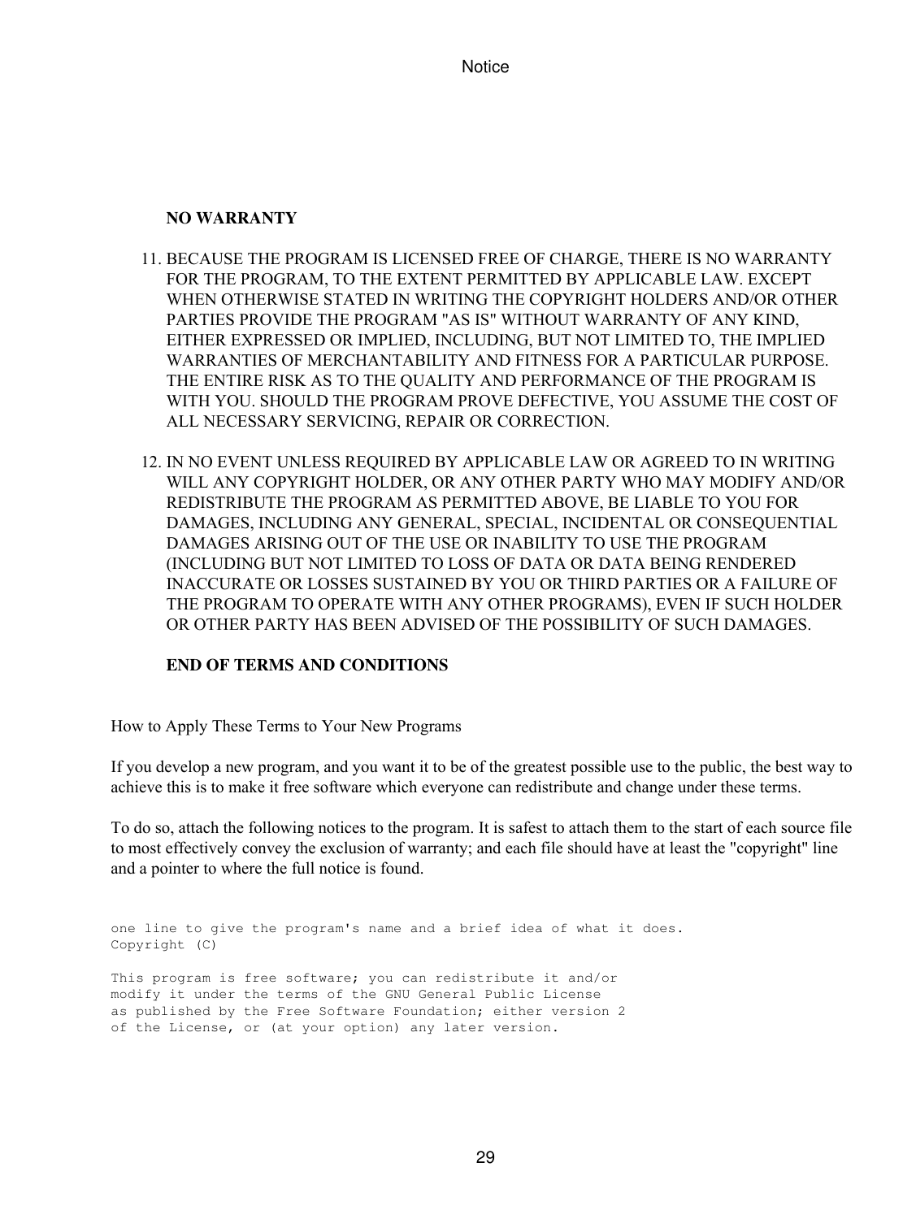**NO WARRANTY**

11. BECAUSE THE PROGRAM IS LICENSED FREE OF CHARGE, THERE IS NO WARRANTY FOR THE PROGRAM, TO THE EXTENT PERMITTED BY APPLICABLE LAW. EXCEPT WHEN OTHERWISE STATED IN WRITING THE COPYRIGHT HOLDERS AND/OR OTHER PARTIES PROVIDE THE PROGRAM "AS IS" WITHOUT WARRANTY OF ANY KIND, EITHER EXPRESSED OR IMPLIED, INCLUDING, BUT NOT LIMITED TO, THE IMPLIED WARRANTIES OF MERCHANTABILITY AND FITNESS FOR A PARTICULAR PURPOSE. THE ENTIRE RISK AS TO THE QUALITY AND PERFORMANCE OF THE PROGRAM IS WITH YOU. SHOULD THE PROGRAM PROVE DEFECTIVE, YOU ASSUME THE COST OF ALL NECESSARY SERVICING, REPAIR OR CORRECTION.

12. IN NO EVENT UNLESS REQUIRED BY APPLICABLE LAW OR AGREED TO IN WRITING WILL ANY COPYRIGHT HOLDER, OR ANY OTHER PARTY WHO MAY MODIFY AND/OR REDISTRIBUTE THE PROGRAM AS PERMITTED ABOVE, BE LIABLE TO YOU FOR DAMAGES, INCLUDING ANY GENERAL, SPECIAL, INCIDENTAL OR CONSEQUENTIAL DAMAGES ARISING OUT OF THE USE OR INABILITY TO USE THE PROGRAM (INCLUDING BUT NOT LIMITED TO LOSS OF DATA OR DATA BEING RENDERED INACCURATE OR LOSSES SUSTAINED BY YOU OR THIRD PARTIES OR A FAILURE OF THE PROGRAM TO OPERATE WITH ANY OTHER PROGRAMS), EVEN IF SUCH HOLDER OR OTHER PARTY HAS BEEN ADVISED OF THE POSSIBILITY OF SUCH DAMAGES.

**END OF TERMS AND CONDITIONS**

How to Apply These Terms to Your New Programs

If you develop a new program, and you want it to be of the greatest possible use to the public, the best way to achieve this is to make it free software which everyone can redistribute and change under these terms.

To do so, attach the following notices to the program. It is safest to attach them to the start of each source file to most effectively convey the exclusion of warranty; and each file should have at least the "copyright" line and a pointer to where the full notice is found.

```
one line to give the program's name and a brief idea of what it does.
Copyright (C)

This program is free software; you can redistribute it and/or
modify it under the terms of the GNU General Public License
as published by the Free Software Foundation; either version 2
of the License, or (at your option) any later version.
```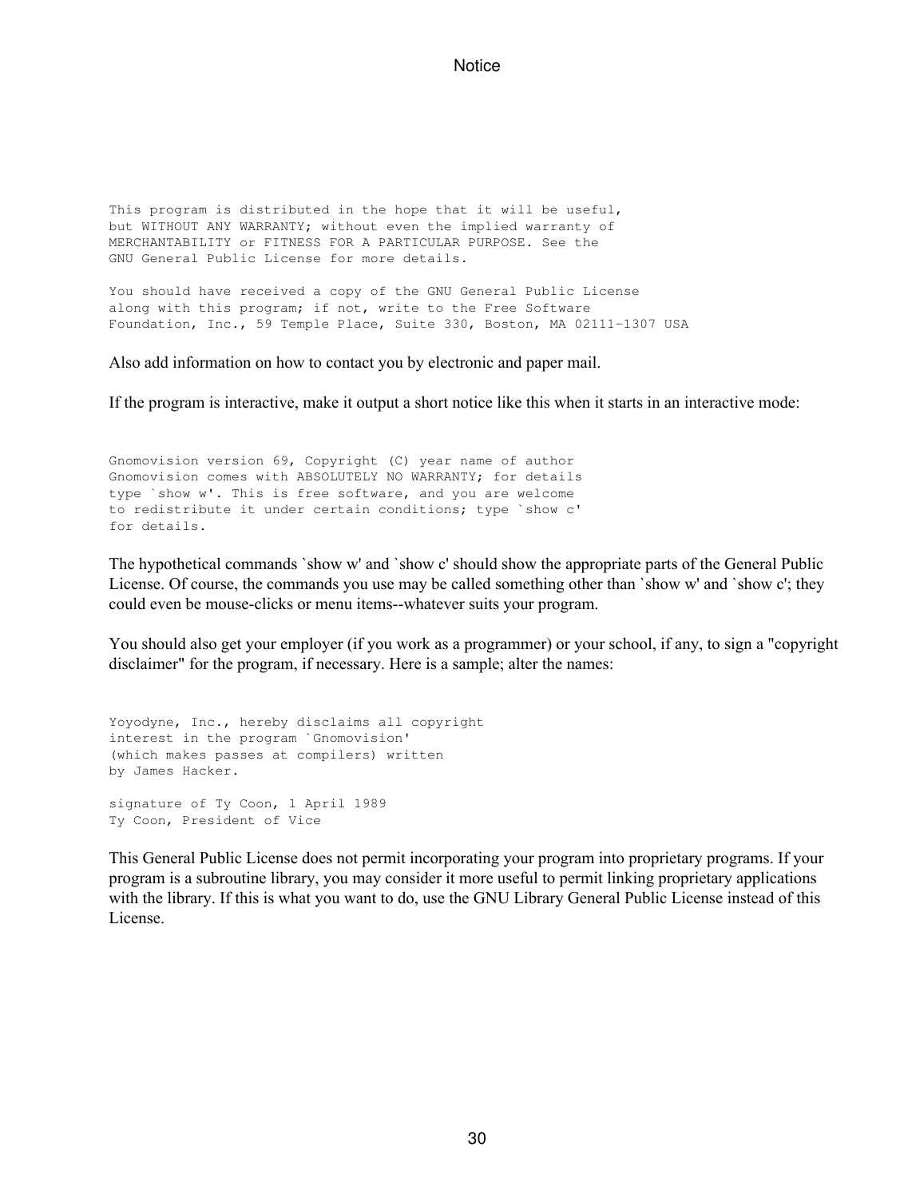```
This program is distributed in the hope that it will be useful,
but WITHOUT ANY WARRANTY; without even the implied warranty of
MERCHANTABILITY or FITNESS FOR A PARTICULAR PURPOSE. See the
GNU General Public License for more details.

You should have received a copy of the GNU General Public License
along with this program; if not, write to the Free Software
Foundation, Inc., 59 Temple Place, Suite 330, Boston, MA 02111-1307 USA
```

Also add information on how to contact you by electronic and paper mail.

If the program is interactive, make it output a short notice like this when it starts in an interactive mode:

```
Gnomovision version 69, Copyright (C) year name of author
Gnomovision comes with ABSOLUTELY NO WARRANTY; for details
type `show w'. This is free software, and you are welcome
to redistribute it under certain conditions; type `show c'
for details.
```

The hypothetical commands `show w' and `show c' should show the appropriate parts of the General Public License. Of course, the commands you use may be called something other than `show w' and `show c'; they could even be mouse-clicks or menu items--whatever suits your program.

You should also get your employer (if you work as a programmer) or your school, if any, to sign a "copyright disclaimer" for the program, if necessary. Here is a sample; alter the names:

```
Yoyodyne, Inc., hereby disclaims all copyright
interest in the program `Gnomovision'
(which makes passes at compilers) written
by James Hacker.

signature of Ty Coon, 1 April 1989
Ty Coon, President of Vice
```

This General Public License does not permit incorporating your program into proprietary programs. If your program is a subroutine library, you may consider it more useful to permit linking proprietary applications with the library. If this is what you want to do, use the GNU Library General Public License instead of this License.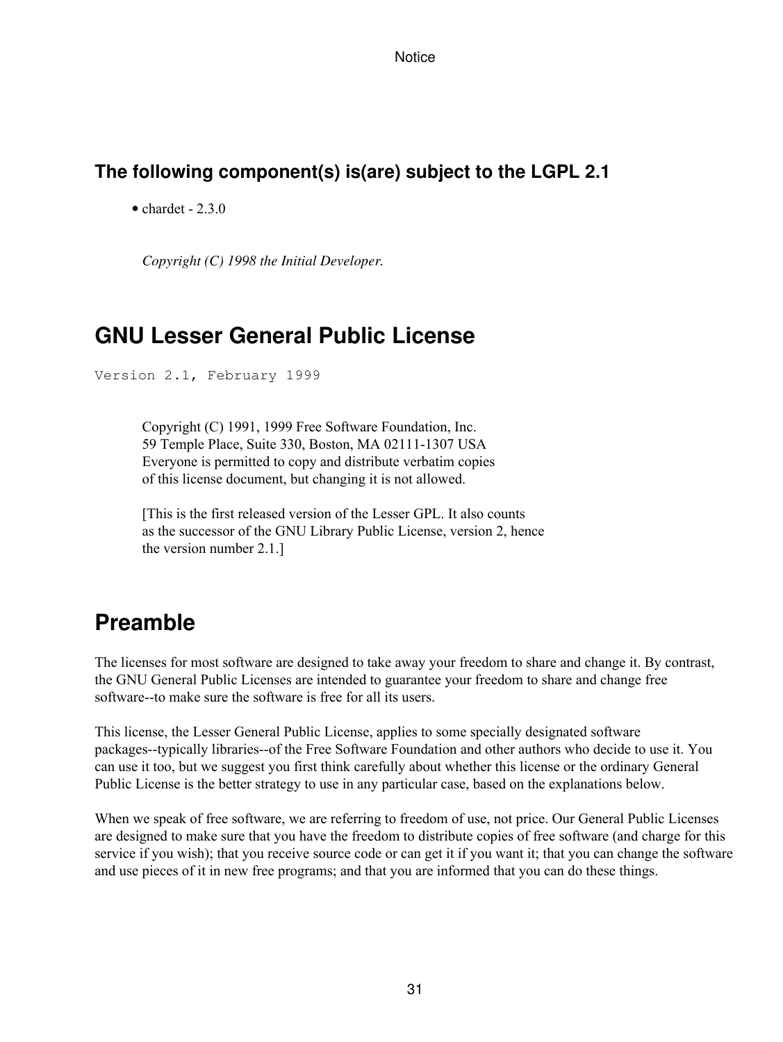### The following component(s) is(are) subject to the LGPL 2.1

- chardet - 2.3.0

*Copyright (C) 1998 the Initial Developer.*

## GNU Lesser General Public License

```
Version 2.1, February 1999
```

> Copyright (C) 1991, 1999 Free Software Foundation, Inc.
> 59 Temple Place, Suite 330, Boston, MA 02111-1307 USA
> Everyone is permitted to copy and distribute verbatim copies
> of this license document, but changing it is not allowed.
>
> [This is the first released version of the Lesser GPL. It also counts
> as the successor of the GNU Library Public License, version 2, hence
> the version number 2.1.]

## Preamble

The licenses for most software are designed to take away your freedom to share and change it. By contrast, the GNU General Public Licenses are intended to guarantee your freedom to share and change free software--to make sure the software is free for all its users.

This license, the Lesser General Public License, applies to some specially designated software packages--typically libraries--of the Free Software Foundation and other authors who decide to use it. You can use it too, but we suggest you first think carefully about whether this license or the ordinary General Public License is the better strategy to use in any particular case, based on the explanations below.

When we speak of free software, we are referring to freedom of use, not price. Our General Public Licenses are designed to make sure that you have the freedom to distribute copies of free software (and charge for this service if you wish); that you receive source code or can get it if you want it; that you can change the software and use pieces of it in new free programs; and that you are informed that you can do these things.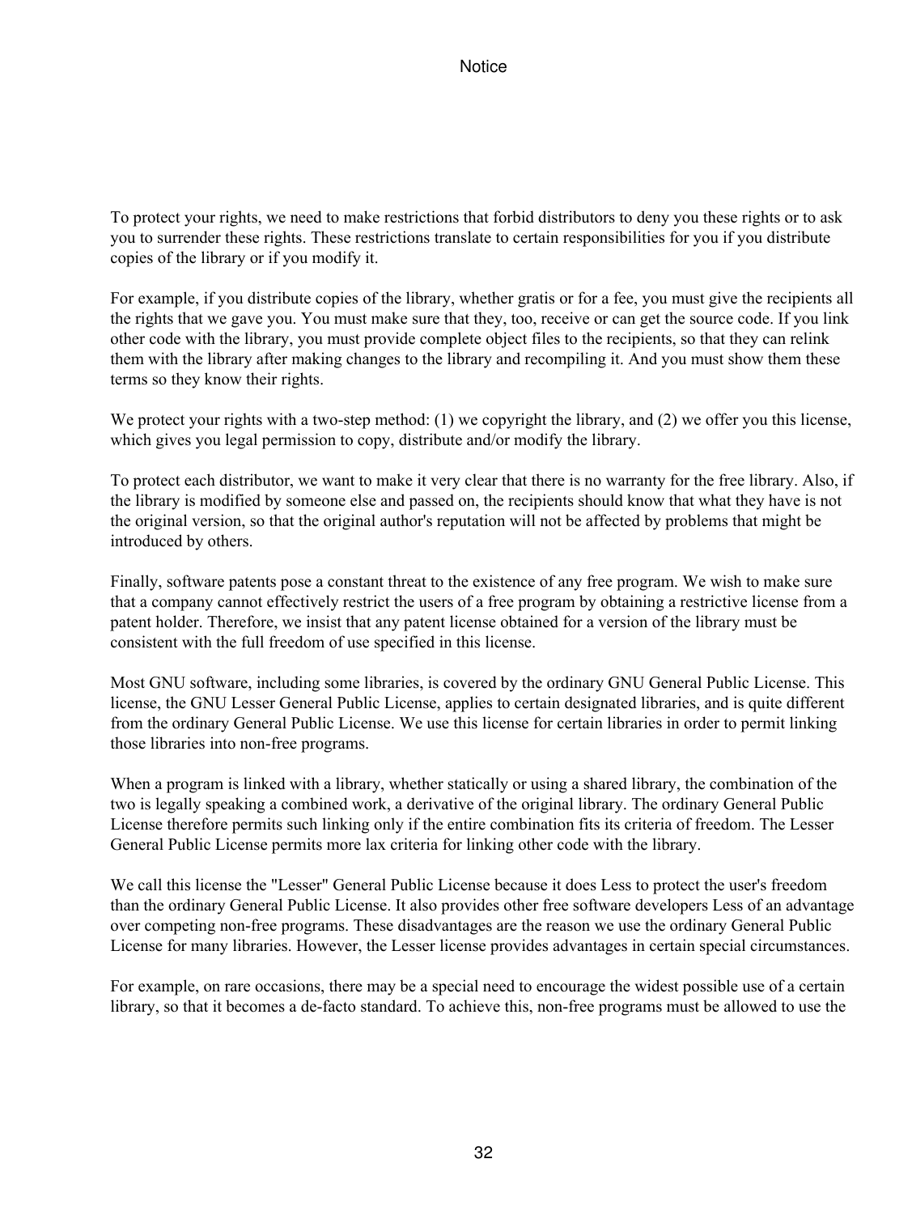To protect your rights, we need to make restrictions that forbid distributors to deny you these rights or to ask you to surrender these rights. These restrictions translate to certain responsibilities for you if you distribute copies of the library or if you modify it.

For example, if you distribute copies of the library, whether gratis or for a fee, you must give the recipients all the rights that we gave you. You must make sure that they, too, receive or can get the source code. If you link other code with the library, you must provide complete object files to the recipients, so that they can relink them with the library after making changes to the library and recompiling it. And you must show them these terms so they know their rights.

We protect your rights with a two-step method: (1) we copyright the library, and (2) we offer you this license, which gives you legal permission to copy, distribute and/or modify the library.

To protect each distributor, we want to make it very clear that there is no warranty for the free library. Also, if the library is modified by someone else and passed on, the recipients should know that what they have is not the original version, so that the original author's reputation will not be affected by problems that might be introduced by others.

Finally, software patents pose a constant threat to the existence of any free program. We wish to make sure that a company cannot effectively restrict the users of a free program by obtaining a restrictive license from a patent holder. Therefore, we insist that any patent license obtained for a version of the library must be consistent with the full freedom of use specified in this license.

Most GNU software, including some libraries, is covered by the ordinary GNU General Public License. This license, the GNU Lesser General Public License, applies to certain designated libraries, and is quite different from the ordinary General Public License. We use this license for certain libraries in order to permit linking those libraries into non-free programs.

When a program is linked with a library, whether statically or using a shared library, the combination of the two is legally speaking a combined work, a derivative of the original library. The ordinary General Public License therefore permits such linking only if the entire combination fits its criteria of freedom. The Lesser General Public License permits more lax criteria for linking other code with the library.

We call this license the "Lesser" General Public License because it does Less to protect the user's freedom than the ordinary General Public License. It also provides other free software developers Less of an advantage over competing non-free programs. These disadvantages are the reason we use the ordinary General Public License for many libraries. However, the Lesser license provides advantages in certain special circumstances.

For example, on rare occasions, there may be a special need to encourage the widest possible use of a certain library, so that it becomes a de-facto standard. To achieve this, non-free programs must be allowed to use the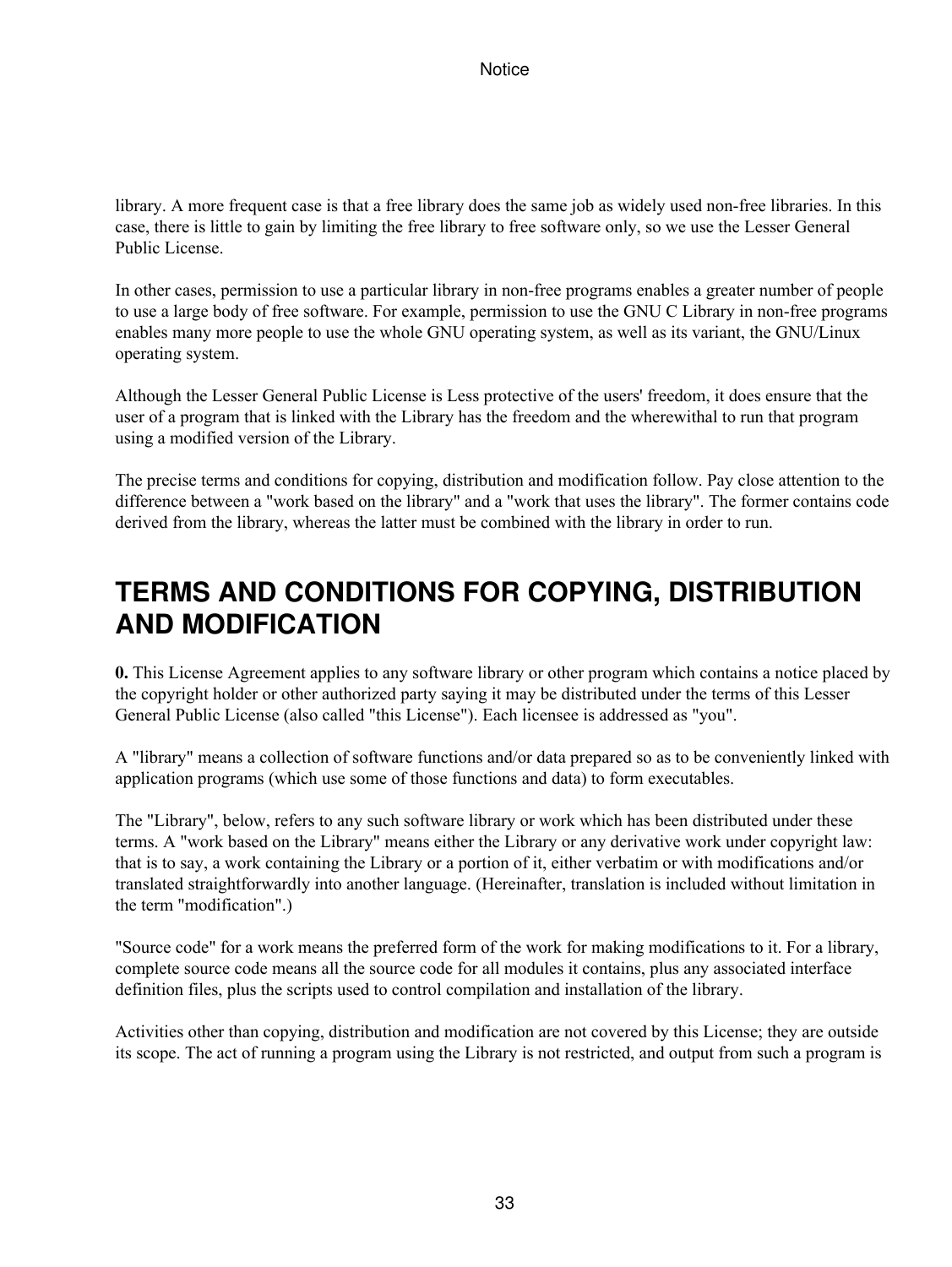library. A more frequent case is that a free library does the same job as widely used non-free libraries. In this case, there is little to gain by limiting the free library to free software only, so we use the Lesser General Public License.

In other cases, permission to use a particular library in non-free programs enables a greater number of people to use a large body of free software. For example, permission to use the GNU C Library in non-free programs enables many more people to use the whole GNU operating system, as well as its variant, the GNU/Linux operating system.

Although the Lesser General Public License is Less protective of the users' freedom, it does ensure that the user of a program that is linked with the Library has the freedom and the wherewithal to run that program using a modified version of the Library.

The precise terms and conditions for copying, distribution and modification follow. Pay close attention to the difference between a "work based on the library" and a "work that uses the library". The former contains code derived from the library, whereas the latter must be combined with the library in order to run.

## TERMS AND CONDITIONS FOR COPYING, DISTRIBUTION AND MODIFICATION

**0.** This License Agreement applies to any software library or other program which contains a notice placed by the copyright holder or other authorized party saying it may be distributed under the terms of this Lesser General Public License (also called "this License"). Each licensee is addressed as "you".

A "library" means a collection of software functions and/or data prepared so as to be conveniently linked with application programs (which use some of those functions and data) to form executables.

The "Library", below, refers to any such software library or work which has been distributed under these terms. A "work based on the Library" means either the Library or any derivative work under copyright law: that is to say, a work containing the Library or a portion of it, either verbatim or with modifications and/or translated straightforwardly into another language. (Hereinafter, translation is included without limitation in the term "modification".)

"Source code" for a work means the preferred form of the work for making modifications to it. For a library, complete source code means all the source code for all modules it contains, plus any associated interface definition files, plus the scripts used to control compilation and installation of the library.

Activities other than copying, distribution and modification are not covered by this License; they are outside its scope. The act of running a program using the Library is not restricted, and output from such a program is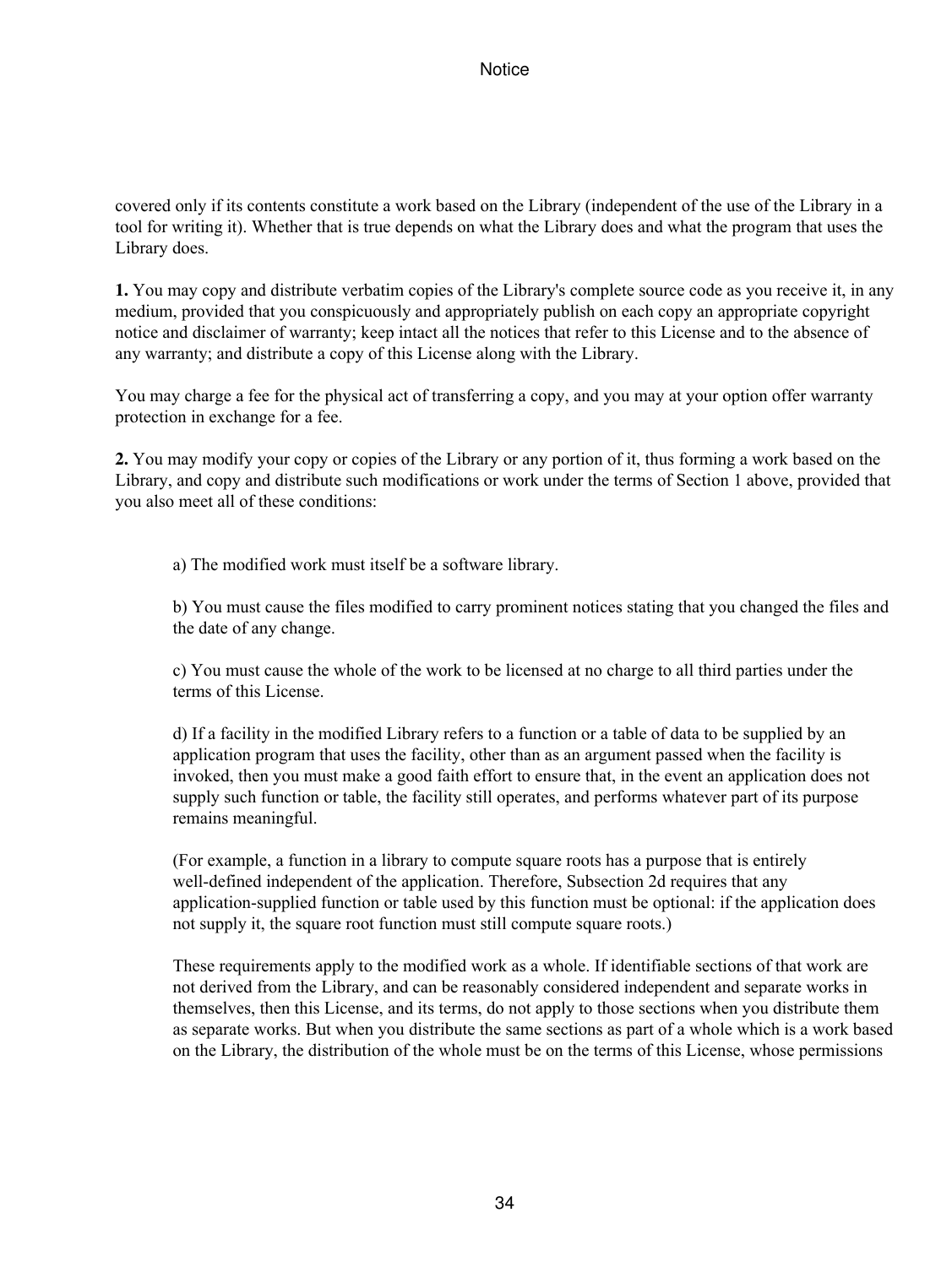covered only if its contents constitute a work based on the Library (independent of the use of the Library in a tool for writing it). Whether that is true depends on what the Library does and what the program that uses the Library does.

**1.** You may copy and distribute verbatim copies of the Library's complete source code as you receive it, in any medium, provided that you conspicuously and appropriately publish on each copy an appropriate copyright notice and disclaimer of warranty; keep intact all the notices that refer to this License and to the absence of any warranty; and distribute a copy of this License along with the Library.

You may charge a fee for the physical act of transferring a copy, and you may at your option offer warranty protection in exchange for a fee.

**2.** You may modify your copy or copies of the Library or any portion of it, thus forming a work based on the Library, and copy and distribute such modifications or work under the terms of Section 1 above, provided that you also meet all of these conditions:

> a) The modified work must itself be a software library.
>
> b) You must cause the files modified to carry prominent notices stating that you changed the files and the date of any change.
>
> c) You must cause the whole of the work to be licensed at no charge to all third parties under the terms of this License.
>
> d) If a facility in the modified Library refers to a function or a table of data to be supplied by an application program that uses the facility, other than as an argument passed when the facility is invoked, then you must make a good faith effort to ensure that, in the event an application does not supply such function or table, the facility still operates, and performs whatever part of its purpose remains meaningful.
>
> (For example, a function in a library to compute square roots has a purpose that is entirely well-defined independent of the application. Therefore, Subsection 2d requires that any application-supplied function or table used by this function must be optional: if the application does not supply it, the square root function must still compute square roots.)
>
> These requirements apply to the modified work as a whole. If identifiable sections of that work are not derived from the Library, and can be reasonably considered independent and separate works in themselves, then this License, and its terms, do not apply to those sections when you distribute them as separate works. But when you distribute the same sections as part of a whole which is a work based on the Library, the distribution of the whole must be on the terms of this License, whose permissions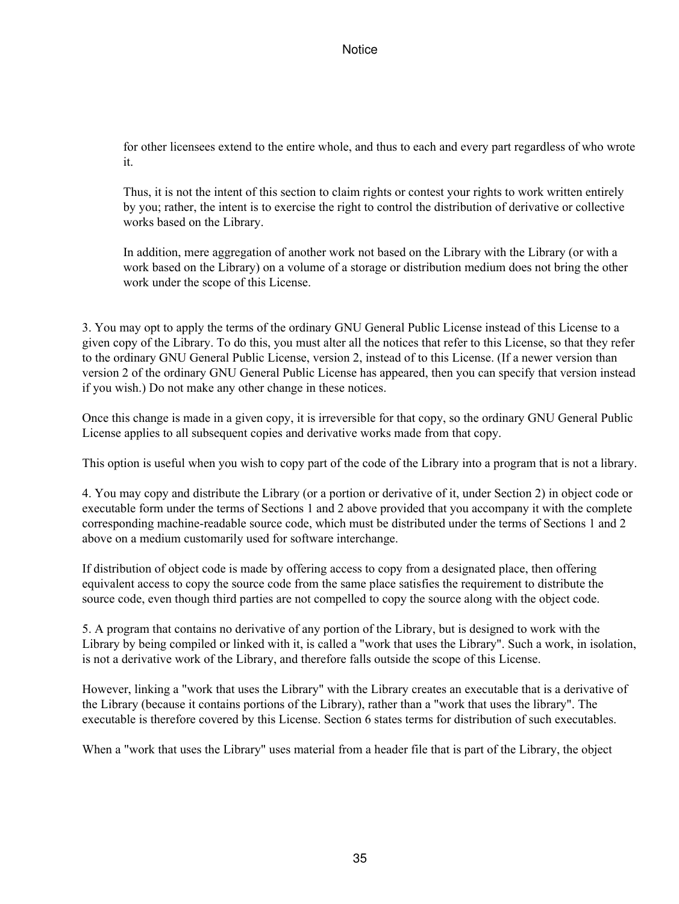for other licensees extend to the entire whole, and thus to each and every part regardless of who wrote it.

Thus, it is not the intent of this section to claim rights or contest your rights to work written entirely by you; rather, the intent is to exercise the right to control the distribution of derivative or collective works based on the Library.

In addition, mere aggregation of another work not based on the Library with the Library (or with a work based on the Library) on a volume of a storage or distribution medium does not bring the other work under the scope of this License.

3. You may opt to apply the terms of the ordinary GNU General Public License instead of this License to a given copy of the Library. To do this, you must alter all the notices that refer to this License, so that they refer to the ordinary GNU General Public License, version 2, instead of to this License. (If a newer version than version 2 of the ordinary GNU General Public License has appeared, then you can specify that version instead if you wish.) Do not make any other change in these notices.

Once this change is made in a given copy, it is irreversible for that copy, so the ordinary GNU General Public License applies to all subsequent copies and derivative works made from that copy.

This option is useful when you wish to copy part of the code of the Library into a program that is not a library.

4. You may copy and distribute the Library (or a portion or derivative of it, under Section 2) in object code or executable form under the terms of Sections 1 and 2 above provided that you accompany it with the complete corresponding machine-readable source code, which must be distributed under the terms of Sections 1 and 2 above on a medium customarily used for software interchange.

If distribution of object code is made by offering access to copy from a designated place, then offering equivalent access to copy the source code from the same place satisfies the requirement to distribute the source code, even though third parties are not compelled to copy the source along with the object code.

5. A program that contains no derivative of any portion of the Library, but is designed to work with the Library by being compiled or linked with it, is called a "work that uses the Library". Such a work, in isolation, is not a derivative work of the Library, and therefore falls outside the scope of this License.

However, linking a "work that uses the Library" with the Library creates an executable that is a derivative of the Library (because it contains portions of the Library), rather than a "work that uses the library". The executable is therefore covered by this License. Section 6 states terms for distribution of such executables.

When a "work that uses the Library" uses material from a header file that is part of the Library, the object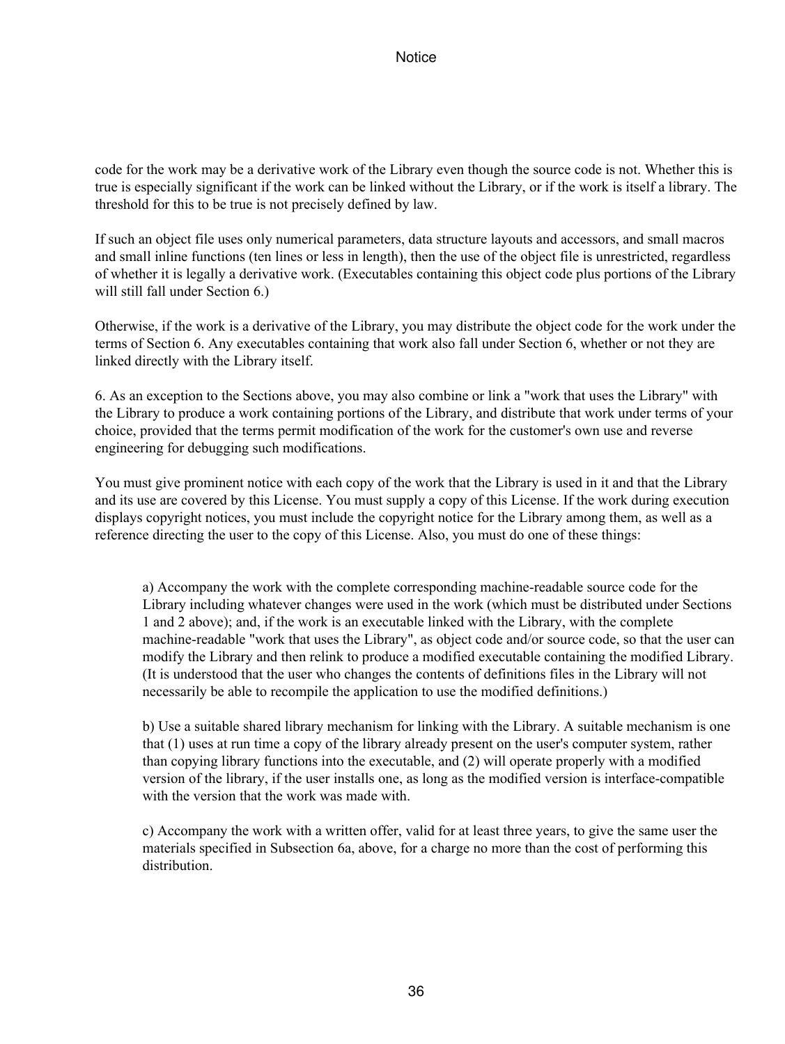code for the work may be a derivative work of the Library even though the source code is not. Whether this is true is especially significant if the work can be linked without the Library, or if the work is itself a library. The threshold for this to be true is not precisely defined by law.

If such an object file uses only numerical parameters, data structure layouts and accessors, and small macros and small inline functions (ten lines or less in length), then the use of the object file is unrestricted, regardless of whether it is legally a derivative work. (Executables containing this object code plus portions of the Library will still fall under Section 6.)

Otherwise, if the work is a derivative of the Library, you may distribute the object code for the work under the terms of Section 6. Any executables containing that work also fall under Section 6, whether or not they are linked directly with the Library itself.

6. As an exception to the Sections above, you may also combine or link a "work that uses the Library" with the Library to produce a work containing portions of the Library, and distribute that work under terms of your choice, provided that the terms permit modification of the work for the customer's own use and reverse engineering for debugging such modifications.

You must give prominent notice with each copy of the work that the Library is used in it and that the Library and its use are covered by this License. You must supply a copy of this License. If the work during execution displays copyright notices, you must include the copyright notice for the Library among them, as well as a reference directing the user to the copy of this License. Also, you must do one of these things:

> a) Accompany the work with the complete corresponding machine-readable source code for the Library including whatever changes were used in the work (which must be distributed under Sections 1 and 2 above); and, if the work is an executable linked with the Library, with the complete machine-readable "work that uses the Library", as object code and/or source code, so that the user can modify the Library and then relink to produce a modified executable containing the modified Library. (It is understood that the user who changes the contents of definitions files in the Library will not necessarily be able to recompile the application to use the modified definitions.)
>
> b) Use a suitable shared library mechanism for linking with the Library. A suitable mechanism is one that (1) uses at run time a copy of the library already present on the user's computer system, rather than copying library functions into the executable, and (2) will operate properly with a modified version of the library, if the user installs one, as long as the modified version is interface-compatible with the version that the work was made with.
>
> c) Accompany the work with a written offer, valid for at least three years, to give the same user the materials specified in Subsection 6a, above, for a charge no more than the cost of performing this distribution.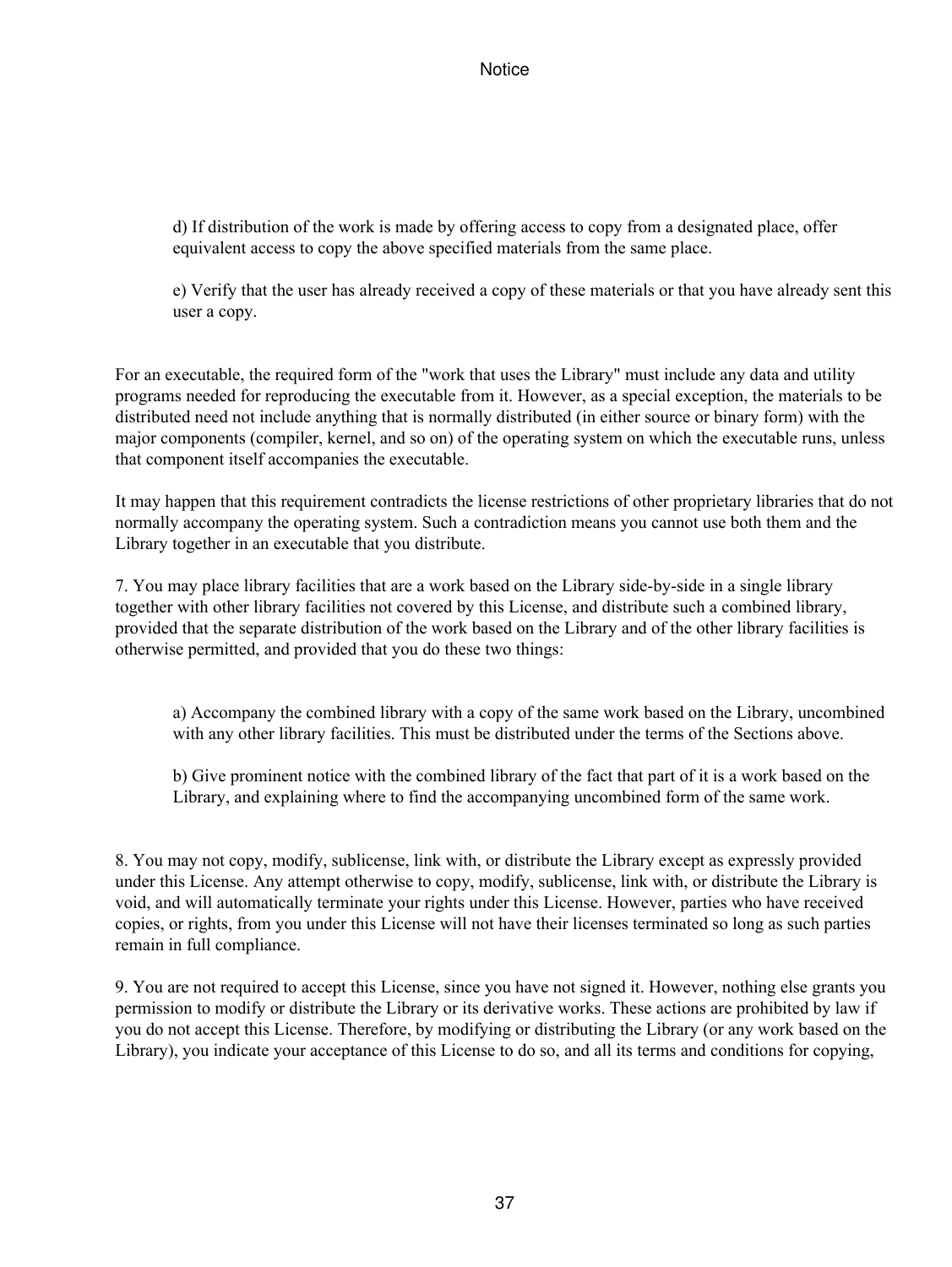d) If distribution of the work is made by offering access to copy from a designated place, offer equivalent access to copy the above specified materials from the same place.

e) Verify that the user has already received a copy of these materials or that you have already sent this user a copy.

For an executable, the required form of the "work that uses the Library" must include any data and utility programs needed for reproducing the executable from it. However, as a special exception, the materials to be distributed need not include anything that is normally distributed (in either source or binary form) with the major components (compiler, kernel, and so on) of the operating system on which the executable runs, unless that component itself accompanies the executable.

It may happen that this requirement contradicts the license restrictions of other proprietary libraries that do not normally accompany the operating system. Such a contradiction means you cannot use both them and the Library together in an executable that you distribute.

7. You may place library facilities that are a work based on the Library side-by-side in a single library together with other library facilities not covered by this License, and distribute such a combined library, provided that the separate distribution of the work based on the Library and of the other library facilities is otherwise permitted, and provided that you do these two things:

a) Accompany the combined library with a copy of the same work based on the Library, uncombined with any other library facilities. This must be distributed under the terms of the Sections above.

b) Give prominent notice with the combined library of the fact that part of it is a work based on the Library, and explaining where to find the accompanying uncombined form of the same work.

8. You may not copy, modify, sublicense, link with, or distribute the Library except as expressly provided under this License. Any attempt otherwise to copy, modify, sublicense, link with, or distribute the Library is void, and will automatically terminate your rights under this License. However, parties who have received copies, or rights, from you under this License will not have their licenses terminated so long as such parties remain in full compliance.

9. You are not required to accept this License, since you have not signed it. However, nothing else grants you permission to modify or distribute the Library or its derivative works. These actions are prohibited by law if you do not accept this License. Therefore, by modifying or distributing the Library (or any work based on the Library), you indicate your acceptance of this License to do so, and all its terms and conditions for copying,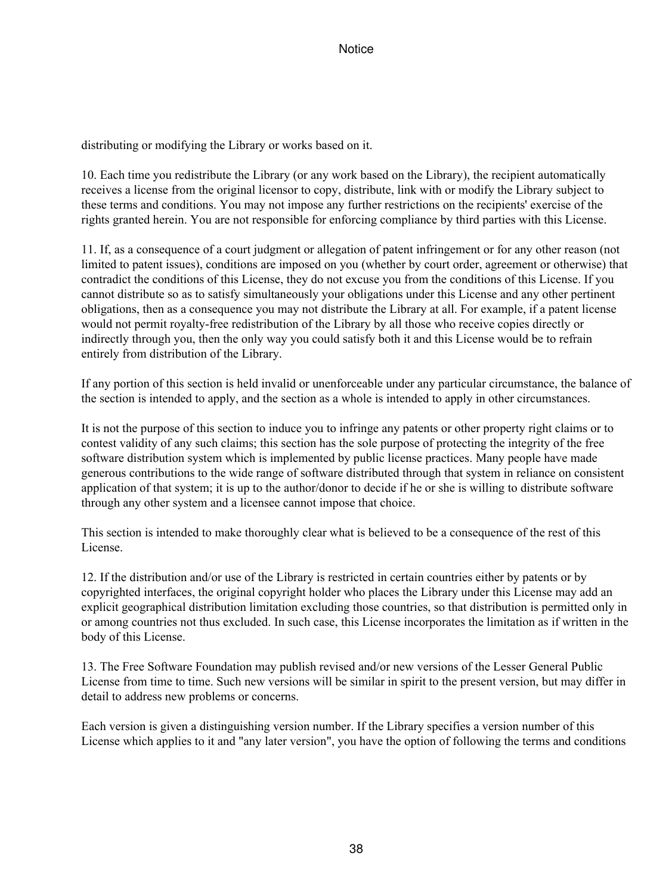distributing or modifying the Library or works based on it.

10. Each time you redistribute the Library (or any work based on the Library), the recipient automatically receives a license from the original licensor to copy, distribute, link with or modify the Library subject to these terms and conditions. You may not impose any further restrictions on the recipients' exercise of the rights granted herein. You are not responsible for enforcing compliance by third parties with this License.

11. If, as a consequence of a court judgment or allegation of patent infringement or for any other reason (not limited to patent issues), conditions are imposed on you (whether by court order, agreement or otherwise) that contradict the conditions of this License, they do not excuse you from the conditions of this License. If you cannot distribute so as to satisfy simultaneously your obligations under this License and any other pertinent obligations, then as a consequence you may not distribute the Library at all. For example, if a patent license would not permit royalty-free redistribution of the Library by all those who receive copies directly or indirectly through you, then the only way you could satisfy both it and this License would be to refrain entirely from distribution of the Library.

If any portion of this section is held invalid or unenforceable under any particular circumstance, the balance of the section is intended to apply, and the section as a whole is intended to apply in other circumstances.

It is not the purpose of this section to induce you to infringe any patents or other property right claims or to contest validity of any such claims; this section has the sole purpose of protecting the integrity of the free software distribution system which is implemented by public license practices. Many people have made generous contributions to the wide range of software distributed through that system in reliance on consistent application of that system; it is up to the author/donor to decide if he or she is willing to distribute software through any other system and a licensee cannot impose that choice.

This section is intended to make thoroughly clear what is believed to be a consequence of the rest of this License.

12. If the distribution and/or use of the Library is restricted in certain countries either by patents or by copyrighted interfaces, the original copyright holder who places the Library under this License may add an explicit geographical distribution limitation excluding those countries, so that distribution is permitted only in or among countries not thus excluded. In such case, this License incorporates the limitation as if written in the body of this License.

13. The Free Software Foundation may publish revised and/or new versions of the Lesser General Public License from time to time. Such new versions will be similar in spirit to the present version, but may differ in detail to address new problems or concerns.

Each version is given a distinguishing version number. If the Library specifies a version number of this License which applies to it and "any later version", you have the option of following the terms and conditions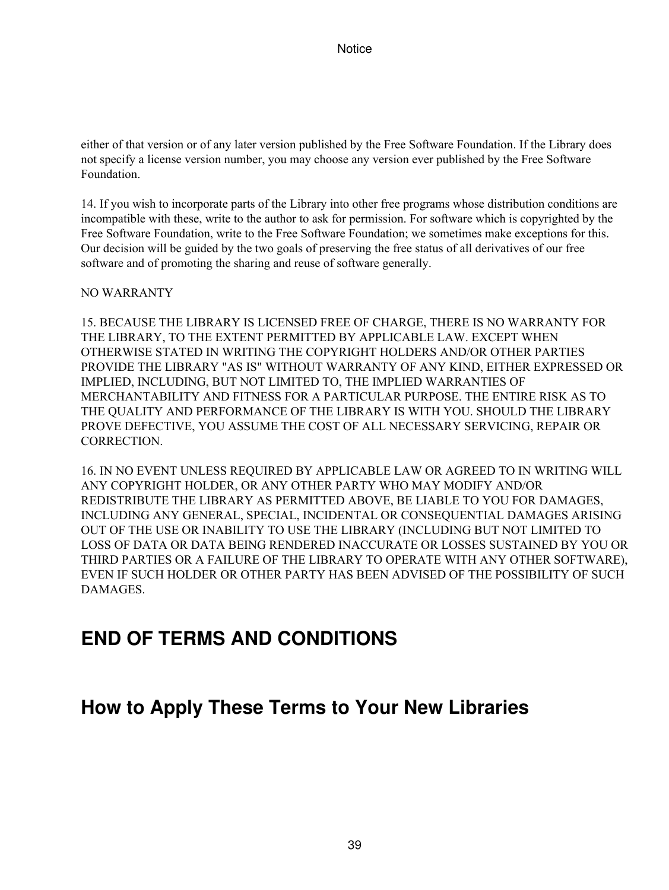either of that version or of any later version published by the Free Software Foundation. If the Library does not specify a license version number, you may choose any version ever published by the Free Software Foundation.

14. If you wish to incorporate parts of the Library into other free programs whose distribution conditions are incompatible with these, write to the author to ask for permission. For software which is copyrighted by the Free Software Foundation, write to the Free Software Foundation; we sometimes make exceptions for this. Our decision will be guided by the two goals of preserving the free status of all derivatives of our free software and of promoting the sharing and reuse of software generally.

NO WARRANTY

15. BECAUSE THE LIBRARY IS LICENSED FREE OF CHARGE, THERE IS NO WARRANTY FOR THE LIBRARY, TO THE EXTENT PERMITTED BY APPLICABLE LAW. EXCEPT WHEN OTHERWISE STATED IN WRITING THE COPYRIGHT HOLDERS AND/OR OTHER PARTIES PROVIDE THE LIBRARY "AS IS" WITHOUT WARRANTY OF ANY KIND, EITHER EXPRESSED OR IMPLIED, INCLUDING, BUT NOT LIMITED TO, THE IMPLIED WARRANTIES OF MERCHANTABILITY AND FITNESS FOR A PARTICULAR PURPOSE. THE ENTIRE RISK AS TO THE QUALITY AND PERFORMANCE OF THE LIBRARY IS WITH YOU. SHOULD THE LIBRARY PROVE DEFECTIVE, YOU ASSUME THE COST OF ALL NECESSARY SERVICING, REPAIR OR CORRECTION.

16. IN NO EVENT UNLESS REQUIRED BY APPLICABLE LAW OR AGREED TO IN WRITING WILL ANY COPYRIGHT HOLDER, OR ANY OTHER PARTY WHO MAY MODIFY AND/OR REDISTRIBUTE THE LIBRARY AS PERMITTED ABOVE, BE LIABLE TO YOU FOR DAMAGES, INCLUDING ANY GENERAL, SPECIAL, INCIDENTAL OR CONSEQUENTIAL DAMAGES ARISING OUT OF THE USE OR INABILITY TO USE THE LIBRARY (INCLUDING BUT NOT LIMITED TO LOSS OF DATA OR DATA BEING RENDERED INACCURATE OR LOSSES SUSTAINED BY YOU OR THIRD PARTIES OR A FAILURE OF THE LIBRARY TO OPERATE WITH ANY OTHER SOFTWARE), EVEN IF SUCH HOLDER OR OTHER PARTY HAS BEEN ADVISED OF THE POSSIBILITY OF SUCH DAMAGES.

## END OF TERMS AND CONDITIONS

## How to Apply These Terms to Your New Libraries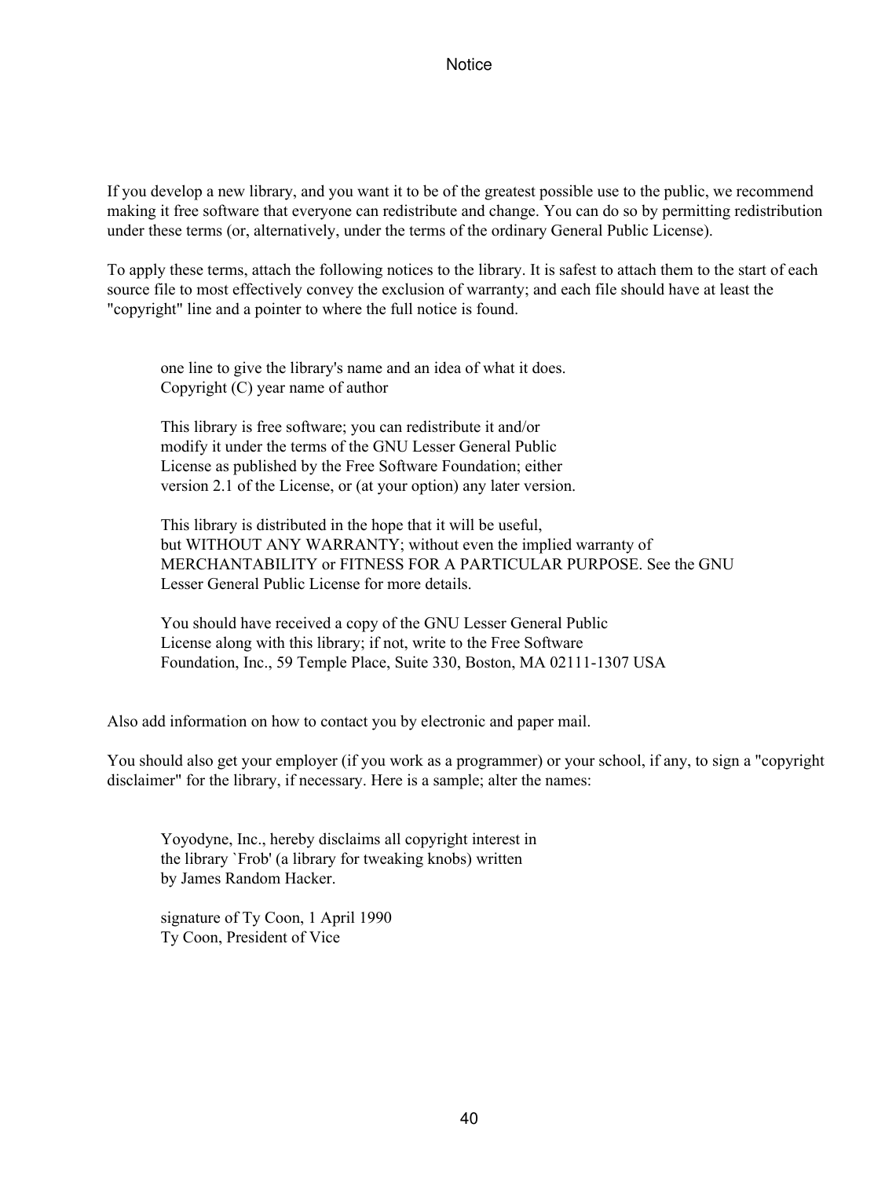If you develop a new library, and you want it to be of the greatest possible use to the public, we recommend making it free software that everyone can redistribute and change. You can do so by permitting redistribution under these terms (or, alternatively, under the terms of the ordinary General Public License).

To apply these terms, attach the following notices to the library. It is safest to attach them to the start of each source file to most effectively convey the exclusion of warranty; and each file should have at least the "copyright" line and a pointer to where the full notice is found.

```
one line to give the library's name and an idea of what it does.
Copyright (C) year name of author

This library is free software; you can redistribute it and/or
modify it under the terms of the GNU Lesser General Public
License as published by the Free Software Foundation; either
version 2.1 of the License, or (at your option) any later version.

This library is distributed in the hope that it will be useful,
but WITHOUT ANY WARRANTY; without even the implied warranty of
MERCHANTABILITY or FITNESS FOR A PARTICULAR PURPOSE. See the GNU
Lesser General Public License for more details.

You should have received a copy of the GNU Lesser General Public
License along with this library; if not, write to the Free Software
Foundation, Inc., 59 Temple Place, Suite 330, Boston, MA 02111-1307 USA
```

Also add information on how to contact you by electronic and paper mail.

You should also get your employer (if you work as a programmer) or your school, if any, to sign a "copyright disclaimer" for the library, if necessary. Here is a sample; alter the names:

```
Yoyodyne, Inc., hereby disclaims all copyright interest in
the library `Frob' (a library for tweaking knobs) written
by James Random Hacker.

signature of Ty Coon, 1 April 1990
Ty Coon, President of Vice
```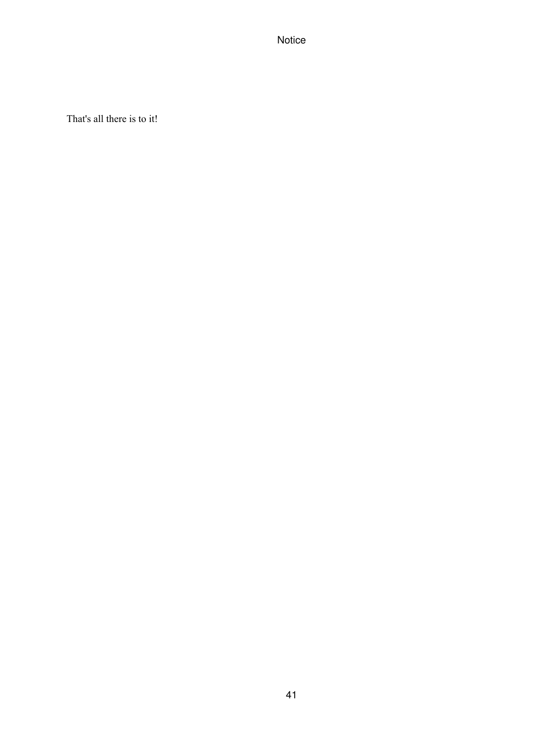That's all there is to it!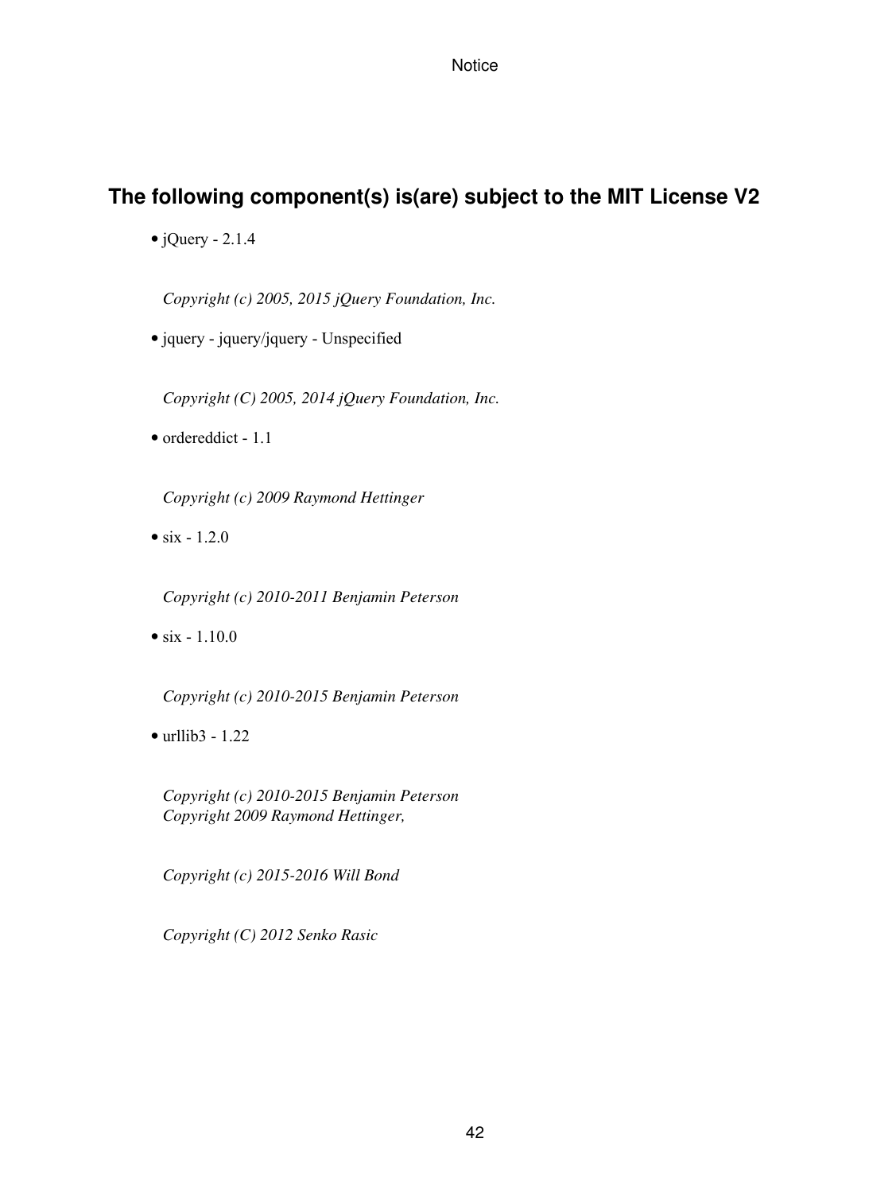## The following component(s) is(are) subject to the MIT License V2

- jQuery - 2.1.4

  *Copyright (c) 2005, 2015 jQuery Foundation, Inc.*

- jquery - jquery/jquery - Unspecified

  *Copyright (C) 2005, 2014 jQuery Foundation, Inc.*

- ordereddict - 1.1

  *Copyright (c) 2009 Raymond Hettinger*

- six - 1.2.0

  *Copyright (c) 2010-2011 Benjamin Peterson*

- six - 1.10.0

  *Copyright (c) 2010-2015 Benjamin Peterson*

- urllib3 - 1.22

  *Copyright (c) 2010-2015 Benjamin Peterson*
  *Copyright 2009 Raymond Hettinger,*

  *Copyright (c) 2015-2016 Will Bond*

  *Copyright (C) 2012 Senko Rasic*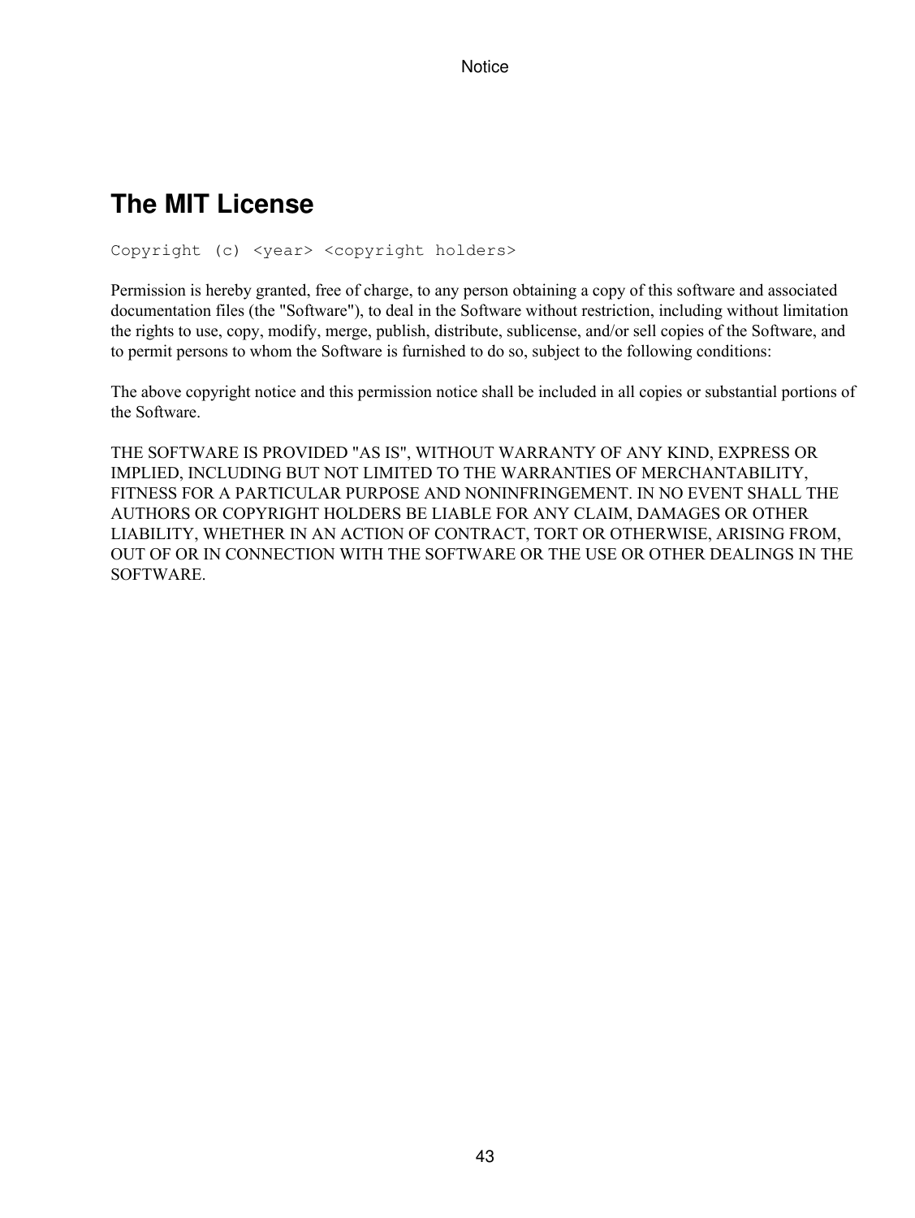## The MIT License

```
Copyright (c) <year> <copyright holders>
```

Permission is hereby granted, free of charge, to any person obtaining a copy of this software and associated documentation files (the "Software"), to deal in the Software without restriction, including without limitation the rights to use, copy, modify, merge, publish, distribute, sublicense, and/or sell copies of the Software, and to permit persons to whom the Software is furnished to do so, subject to the following conditions:

The above copyright notice and this permission notice shall be included in all copies or substantial portions of the Software.

THE SOFTWARE IS PROVIDED "AS IS", WITHOUT WARRANTY OF ANY KIND, EXPRESS OR IMPLIED, INCLUDING BUT NOT LIMITED TO THE WARRANTIES OF MERCHANTABILITY, FITNESS FOR A PARTICULAR PURPOSE AND NONINFRINGEMENT. IN NO EVENT SHALL THE AUTHORS OR COPYRIGHT HOLDERS BE LIABLE FOR ANY CLAIM, DAMAGES OR OTHER LIABILITY, WHETHER IN AN ACTION OF CONTRACT, TORT OR OTHERWISE, ARISING FROM, OUT OF OR IN CONNECTION WITH THE SOFTWARE OR THE USE OR OTHER DEALINGS IN THE SOFTWARE.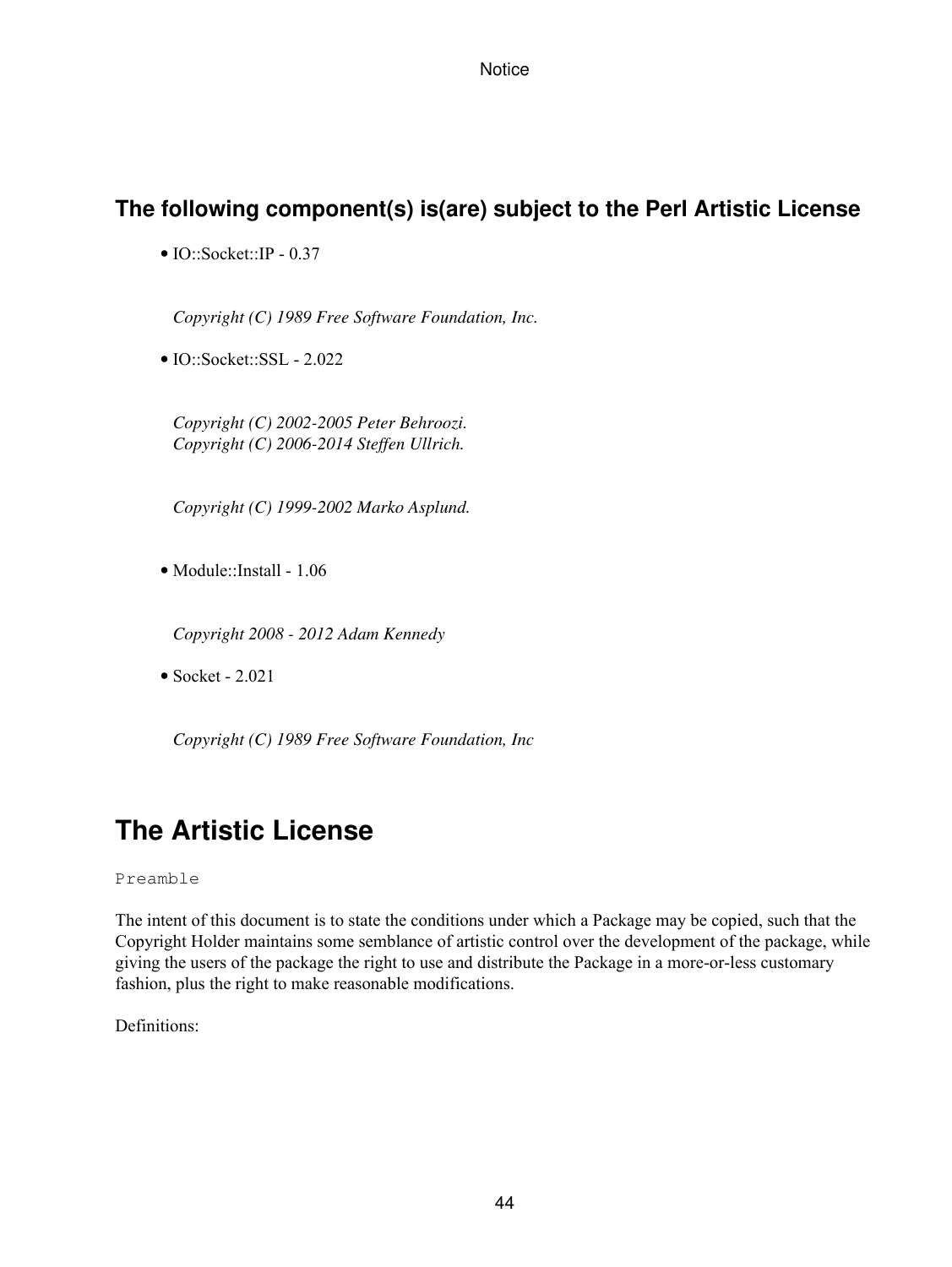## The following component(s) is(are) subject to the Perl Artistic License

- IO::Socket::IP - 0.37

  *Copyright (C) 1989 Free Software Foundation, Inc.*

- IO::Socket::SSL - 2.022

  *Copyright (C) 2002-2005 Peter Behroozi.*
  *Copyright (C) 2006-2014 Steffen Ullrich.*

  *Copyright (C) 1999-2002 Marko Asplund.*

- Module::Install - 1.06

  *Copyright 2008 - 2012 Adam Kennedy*

- Socket - 2.021

  *Copyright (C) 1989 Free Software Foundation, Inc*

# The Artistic License

`Preamble`

The intent of this document is to state the conditions under which a Package may be copied, such that the Copyright Holder maintains some semblance of artistic control over the development of the package, while giving the users of the package the right to use and distribute the Package in a more-or-less customary fashion, plus the right to make reasonable modifications.

Definitions: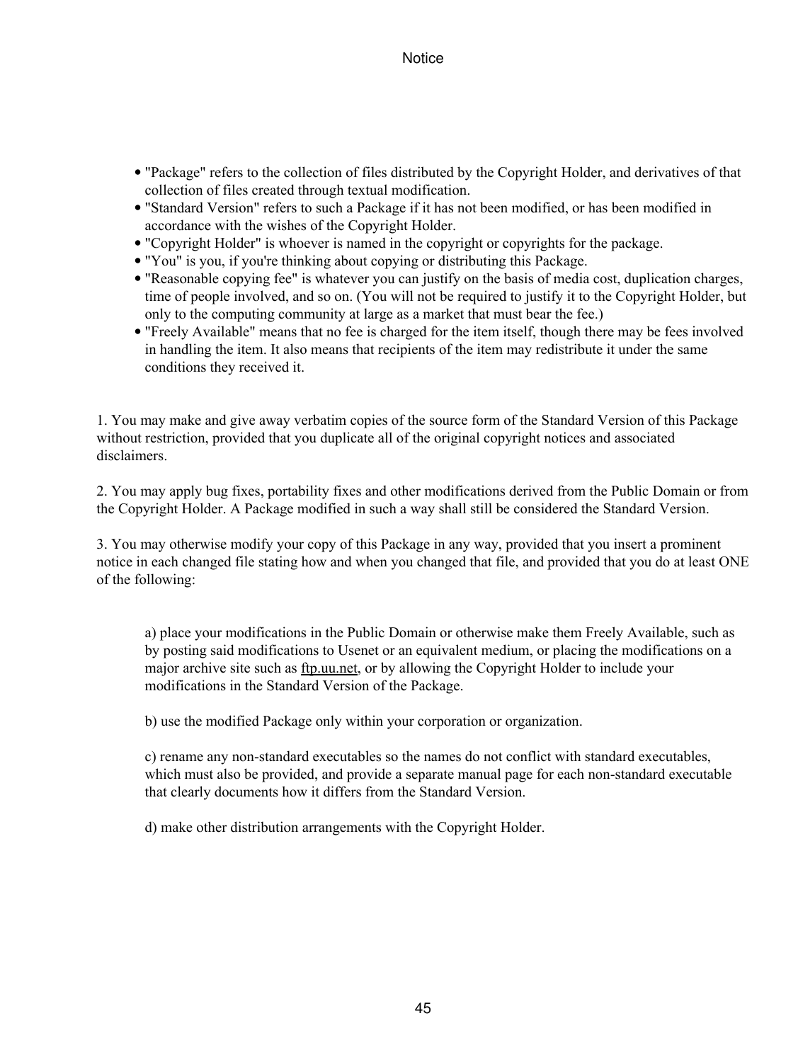- "Package" refers to the collection of files distributed by the Copyright Holder, and derivatives of that collection of files created through textual modification.
- "Standard Version" refers to such a Package if it has not been modified, or has been modified in accordance with the wishes of the Copyright Holder.
- "Copyright Holder" is whoever is named in the copyright or copyrights for the package.
- "You" is you, if you're thinking about copying or distributing this Package.
- "Reasonable copying fee" is whatever you can justify on the basis of media cost, duplication charges, time of people involved, and so on. (You will not be required to justify it to the Copyright Holder, but only to the computing community at large as a market that must bear the fee.)
- "Freely Available" means that no fee is charged for the item itself, though there may be fees involved in handling the item. It also means that recipients of the item may redistribute it under the same conditions they received it.

1. You may make and give away verbatim copies of the source form of the Standard Version of this Package without restriction, provided that you duplicate all of the original copyright notices and associated disclaimers.

2. You may apply bug fixes, portability fixes and other modifications derived from the Public Domain or from the Copyright Holder. A Package modified in such a way shall still be considered the Standard Version.

3. You may otherwise modify your copy of this Package in any way, provided that you insert a prominent notice in each changed file stating how and when you changed that file, and provided that you do at least ONE of the following:

a) place your modifications in the Public Domain or otherwise make them Freely Available, such as by posting said modifications to Usenet or an equivalent medium, or placing the modifications on a major archive site such as ftp.uu.net, or by allowing the Copyright Holder to include your modifications in the Standard Version of the Package.

b) use the modified Package only within your corporation or organization.

c) rename any non-standard executables so the names do not conflict with standard executables, which must also be provided, and provide a separate manual page for each non-standard executable that clearly documents how it differs from the Standard Version.

d) make other distribution arrangements with the Copyright Holder.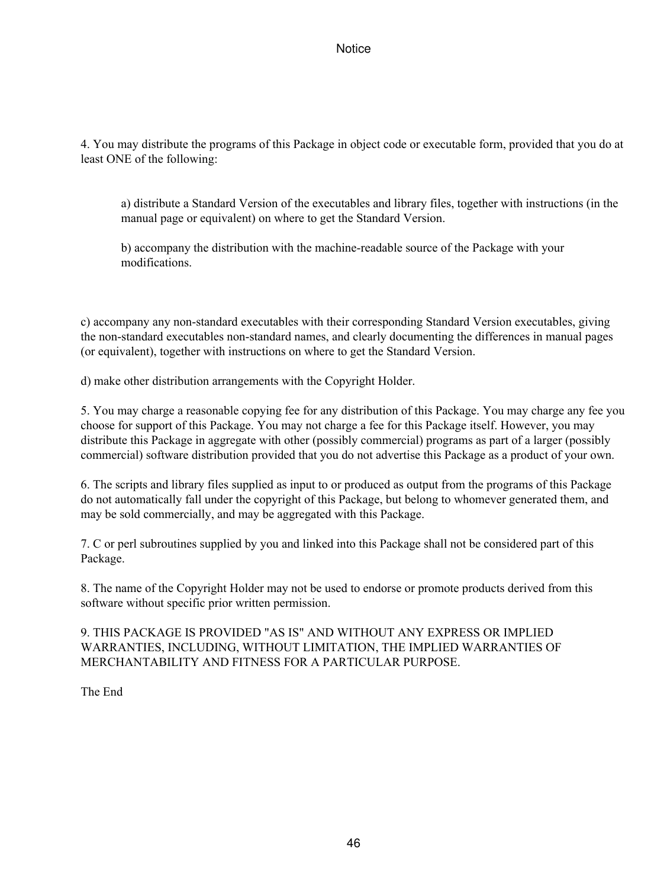4. You may distribute the programs of this Package in object code or executable form, provided that you do at least ONE of the following:

> a) distribute a Standard Version of the executables and library files, together with instructions (in the manual page or equivalent) on where to get the Standard Version.
>
> b) accompany the distribution with the machine-readable source of the Package with your modifications.

c) accompany any non-standard executables with their corresponding Standard Version executables, giving the non-standard executables non-standard names, and clearly documenting the differences in manual pages (or equivalent), together with instructions on where to get the Standard Version.

d) make other distribution arrangements with the Copyright Holder.

5. You may charge a reasonable copying fee for any distribution of this Package. You may charge any fee you choose for support of this Package. You may not charge a fee for this Package itself. However, you may distribute this Package in aggregate with other (possibly commercial) programs as part of a larger (possibly commercial) software distribution provided that you do not advertise this Package as a product of your own.

6. The scripts and library files supplied as input to or produced as output from the programs of this Package do not automatically fall under the copyright of this Package, but belong to whomever generated them, and may be sold commercially, and may be aggregated with this Package.

7. C or perl subroutines supplied by you and linked into this Package shall not be considered part of this Package.

8. The name of the Copyright Holder may not be used to endorse or promote products derived from this software without specific prior written permission.

9. THIS PACKAGE IS PROVIDED "AS IS" AND WITHOUT ANY EXPRESS OR IMPLIED WARRANTIES, INCLUDING, WITHOUT LIMITATION, THE IMPLIED WARRANTIES OF MERCHANTABILITY AND FITNESS FOR A PARTICULAR PURPOSE.

The End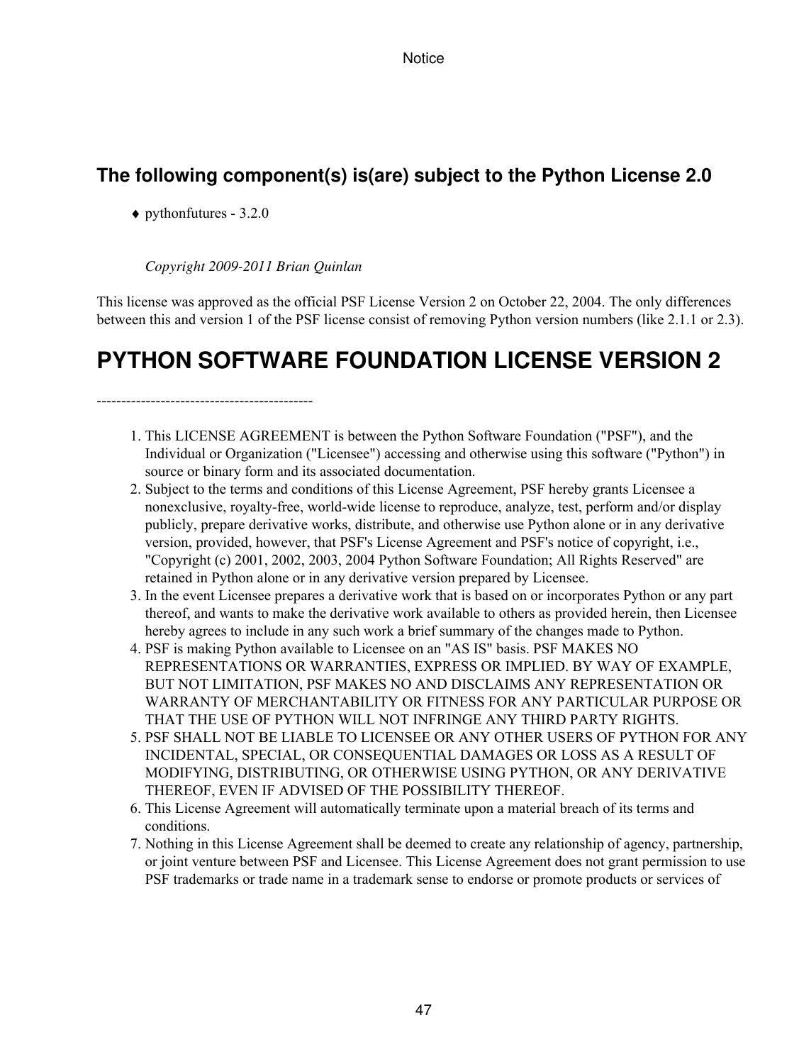## The following component(s) is(are) subject to the Python License 2.0

- ♦ pythonfutures - 3.2.0

*Copyright 2009-2011 Brian Quinlan*

This license was approved as the official PSF License Version 2 on October 22, 2004. The only differences between this and version 1 of the PSF license consist of removing Python version numbers (like 2.1.1 or 2.3).

# PYTHON SOFTWARE FOUNDATION LICENSE VERSION 2

--------------------------------------------

1. This LICENSE AGREEMENT is between the Python Software Foundation ("PSF"), and the Individual or Organization ("Licensee") accessing and otherwise using this software ("Python") in source or binary form and its associated documentation.
2. Subject to the terms and conditions of this License Agreement, PSF hereby grants Licensee a nonexclusive, royalty-free, world-wide license to reproduce, analyze, test, perform and/or display publicly, prepare derivative works, distribute, and otherwise use Python alone or in any derivative version, provided, however, that PSF's License Agreement and PSF's notice of copyright, i.e., "Copyright (c) 2001, 2002, 2003, 2004 Python Software Foundation; All Rights Reserved" are retained in Python alone or in any derivative version prepared by Licensee.
3. In the event Licensee prepares a derivative work that is based on or incorporates Python or any part thereof, and wants to make the derivative work available to others as provided herein, then Licensee hereby agrees to include in any such work a brief summary of the changes made to Python.
4. PSF is making Python available to Licensee on an "AS IS" basis. PSF MAKES NO REPRESENTATIONS OR WARRANTIES, EXPRESS OR IMPLIED. BY WAY OF EXAMPLE, BUT NOT LIMITATION, PSF MAKES NO AND DISCLAIMS ANY REPRESENTATION OR WARRANTY OF MERCHANTABILITY OR FITNESS FOR ANY PARTICULAR PURPOSE OR THAT THE USE OF PYTHON WILL NOT INFRINGE ANY THIRD PARTY RIGHTS.
5. PSF SHALL NOT BE LIABLE TO LICENSEE OR ANY OTHER USERS OF PYTHON FOR ANY INCIDENTAL, SPECIAL, OR CONSEQUENTIAL DAMAGES OR LOSS AS A RESULT OF MODIFYING, DISTRIBUTING, OR OTHERWISE USING PYTHON, OR ANY DERIVATIVE THEREOF, EVEN IF ADVISED OF THE POSSIBILITY THEREOF.
6. This License Agreement will automatically terminate upon a material breach of its terms and conditions.
7. Nothing in this License Agreement shall be deemed to create any relationship of agency, partnership, or joint venture between PSF and Licensee. This License Agreement does not grant permission to use PSF trademarks or trade name in a trademark sense to endorse or promote products or services of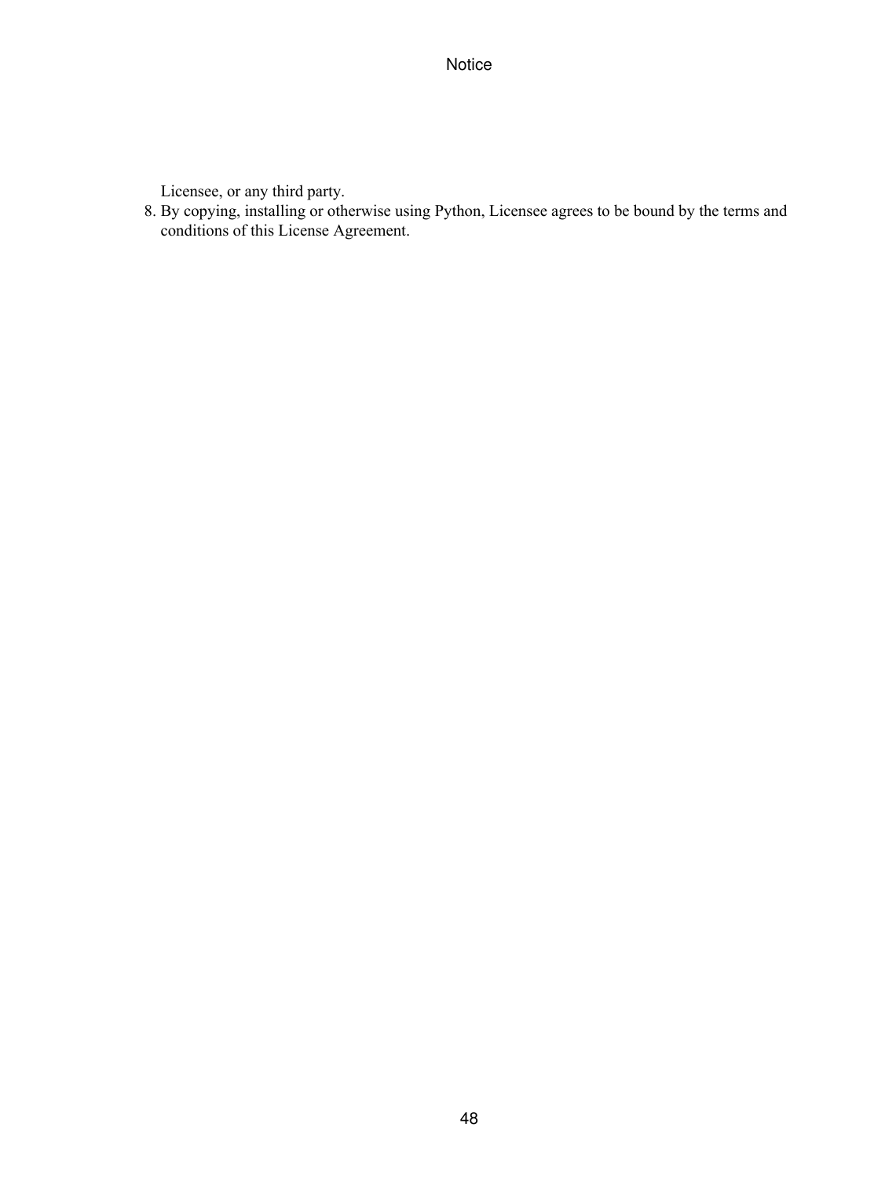Licensee, or any third party.

8. By copying, installing or otherwise using Python, Licensee agrees to be bound by the terms and conditions of this License Agreement.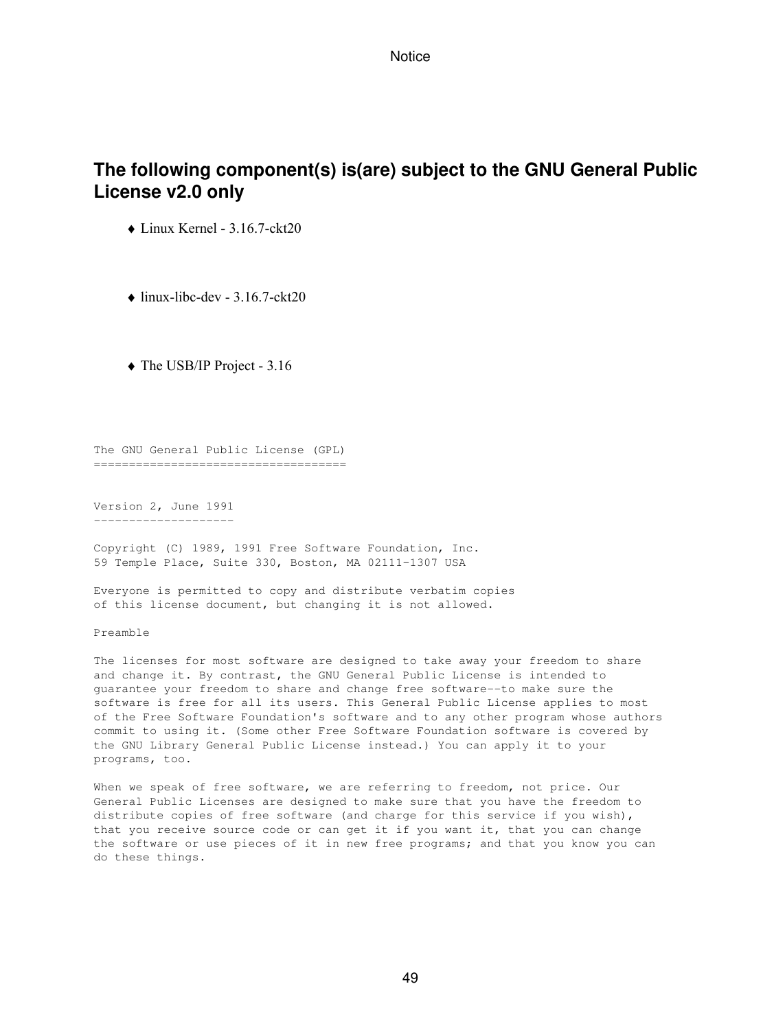## The following component(s) is(are) subject to the GNU General Public License v2.0 only

- Linux Kernel - 3.16.7-ckt20

- linux-libc-dev - 3.16.7-ckt20

- The USB/IP Project - 3.16

```
The GNU General Public License (GPL)
===================================


Version 2, June 1991
--------------------

Copyright (C) 1989, 1991 Free Software Foundation, Inc.
59 Temple Place, Suite 330, Boston, MA 02111-1307 USA

Everyone is permitted to copy and distribute verbatim copies
of this license document, but changing it is not allowed.

Preamble

The licenses for most software are designed to take away your freedom to share
and change it. By contrast, the GNU General Public License is intended to
guarantee your freedom to share and change free software--to make sure the
software is free for all its users. This General Public License applies to most
of the Free Software Foundation's software and to any other program whose authors
commit to using it. (Some other Free Software Foundation software is covered by
the GNU Library General Public License instead.) You can apply it to your
programs, too.

When we speak of free software, we are referring to freedom, not price. Our
General Public Licenses are designed to make sure that you have the freedom to
distribute copies of free software (and charge for this service if you wish),
that you receive source code or can get it if you want it, that you can change
the software or use pieces of it in new free programs; and that you know you can
do these things.
```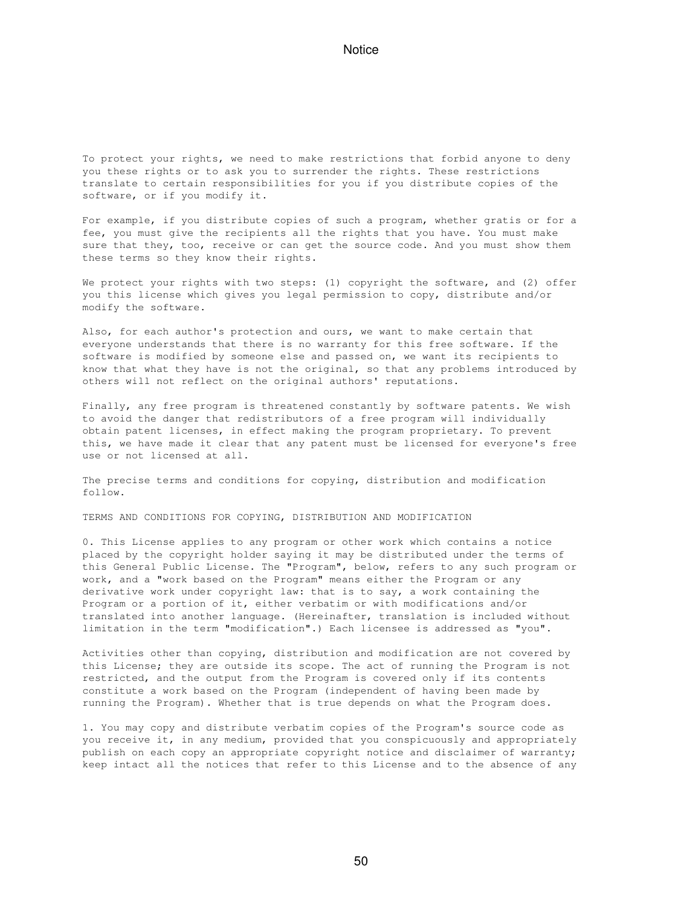To protect your rights, we need to make restrictions that forbid anyone to deny you these rights or to ask you to surrender the rights. These restrictions translate to certain responsibilities for you if you distribute copies of the software, or if you modify it.

For example, if you distribute copies of such a program, whether gratis or for a fee, you must give the recipients all the rights that you have. You must make sure that they, too, receive or can get the source code. And you must show them these terms so they know their rights.

We protect your rights with two steps: (1) copyright the software, and (2) offer you this license which gives you legal permission to copy, distribute and/or modify the software.

Also, for each author's protection and ours, we want to make certain that everyone understands that there is no warranty for this free software. If the software is modified by someone else and passed on, we want its recipients to know that what they have is not the original, so that any problems introduced by others will not reflect on the original authors' reputations.

Finally, any free program is threatened constantly by software patents. We wish to avoid the danger that redistributors of a free program will individually obtain patent licenses, in effect making the program proprietary. To prevent this, we have made it clear that any patent must be licensed for everyone's free use or not licensed at all.

The precise terms and conditions for copying, distribution and modification follow.

TERMS AND CONDITIONS FOR COPYING, DISTRIBUTION AND MODIFICATION

0. This License applies to any program or other work which contains a notice placed by the copyright holder saying it may be distributed under the terms of this General Public License. The "Program", below, refers to any such program or work, and a "work based on the Program" means either the Program or any derivative work under copyright law: that is to say, a work containing the Program or a portion of it, either verbatim or with modifications and/or translated into another language. (Hereinafter, translation is included without limitation in the term "modification".) Each licensee is addressed as "you".

Activities other than copying, distribution and modification are not covered by this License; they are outside its scope. The act of running the Program is not restricted, and the output from the Program is covered only if its contents constitute a work based on the Program (independent of having been made by running the Program). Whether that is true depends on what the Program does.

1. You may copy and distribute verbatim copies of the Program's source code as you receive it, in any medium, provided that you conspicuously and appropriately publish on each copy an appropriate copyright notice and disclaimer of warranty; keep intact all the notices that refer to this License and to the absence of any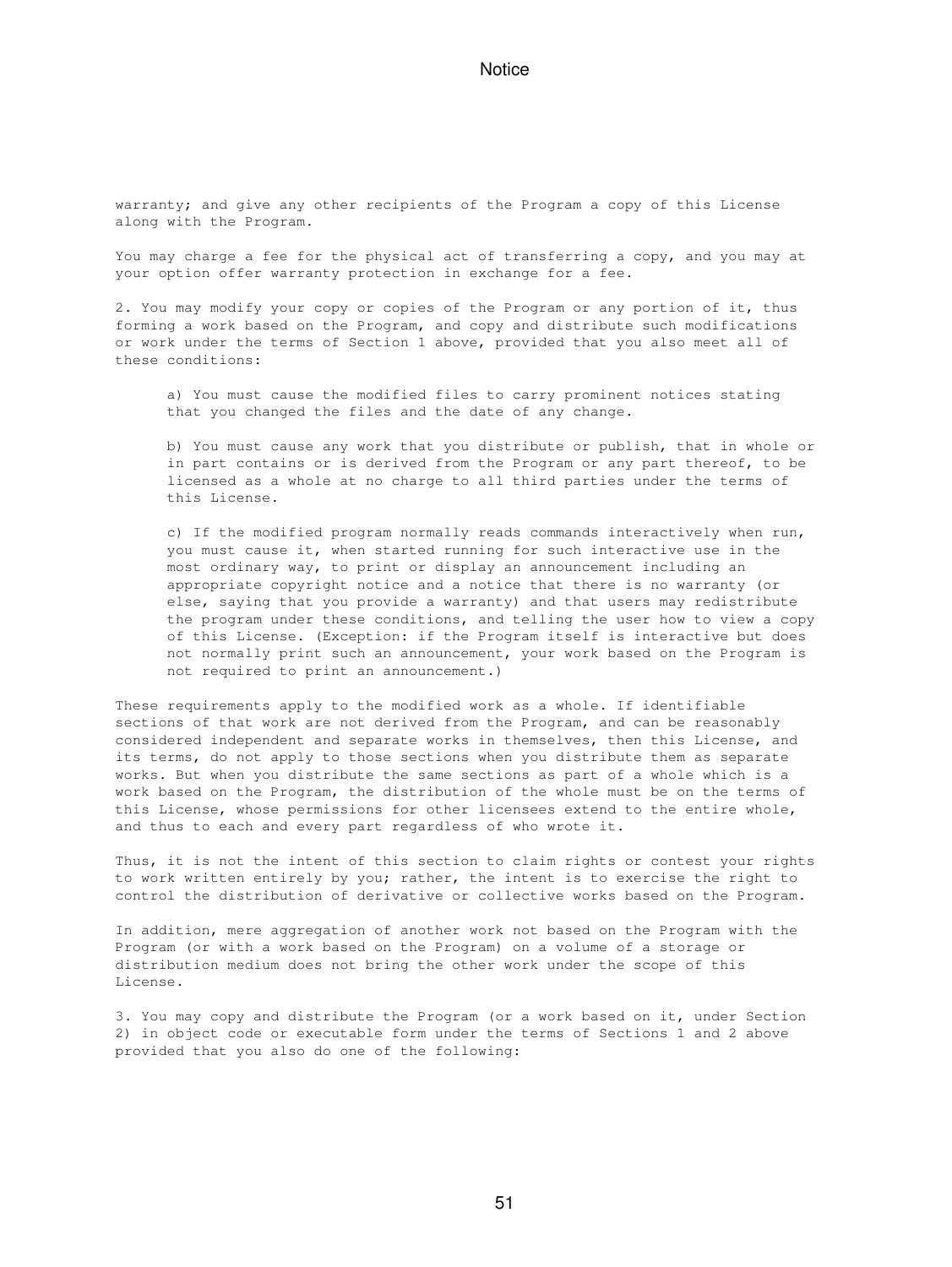warranty; and give any other recipients of the Program a copy of this License along with the Program.

You may charge a fee for the physical act of transferring a copy, and you may at your option offer warranty protection in exchange for a fee.

2. You may modify your copy or copies of the Program or any portion of it, thus forming a work based on the Program, and copy and distribute such modifications or work under the terms of Section 1 above, provided that you also meet all of these conditions:

a) You must cause the modified files to carry prominent notices stating that you changed the files and the date of any change.

b) You must cause any work that you distribute or publish, that in whole or in part contains or is derived from the Program or any part thereof, to be licensed as a whole at no charge to all third parties under the terms of this License.

c) If the modified program normally reads commands interactively when run, you must cause it, when started running for such interactive use in the most ordinary way, to print or display an announcement including an appropriate copyright notice and a notice that there is no warranty (or else, saying that you provide a warranty) and that users may redistribute the program under these conditions, and telling the user how to view a copy of this License. (Exception: if the Program itself is interactive but does not normally print such an announcement, your work based on the Program is not required to print an announcement.)

These requirements apply to the modified work as a whole. If identifiable sections of that work are not derived from the Program, and can be reasonably considered independent and separate works in themselves, then this License, and its terms, do not apply to those sections when you distribute them as separate works. But when you distribute the same sections as part of a whole which is a work based on the Program, the distribution of the whole must be on the terms of this License, whose permissions for other licensees extend to the entire whole, and thus to each and every part regardless of who wrote it.

Thus, it is not the intent of this section to claim rights or contest your rights to work written entirely by you; rather, the intent is to exercise the right to control the distribution of derivative or collective works based on the Program.

In addition, mere aggregation of another work not based on the Program with the Program (or with a work based on the Program) on a volume of a storage or distribution medium does not bring the other work under the scope of this License.

3. You may copy and distribute the Program (or a work based on it, under Section 2) in object code or executable form under the terms of Sections 1 and 2 above provided that you also do one of the following: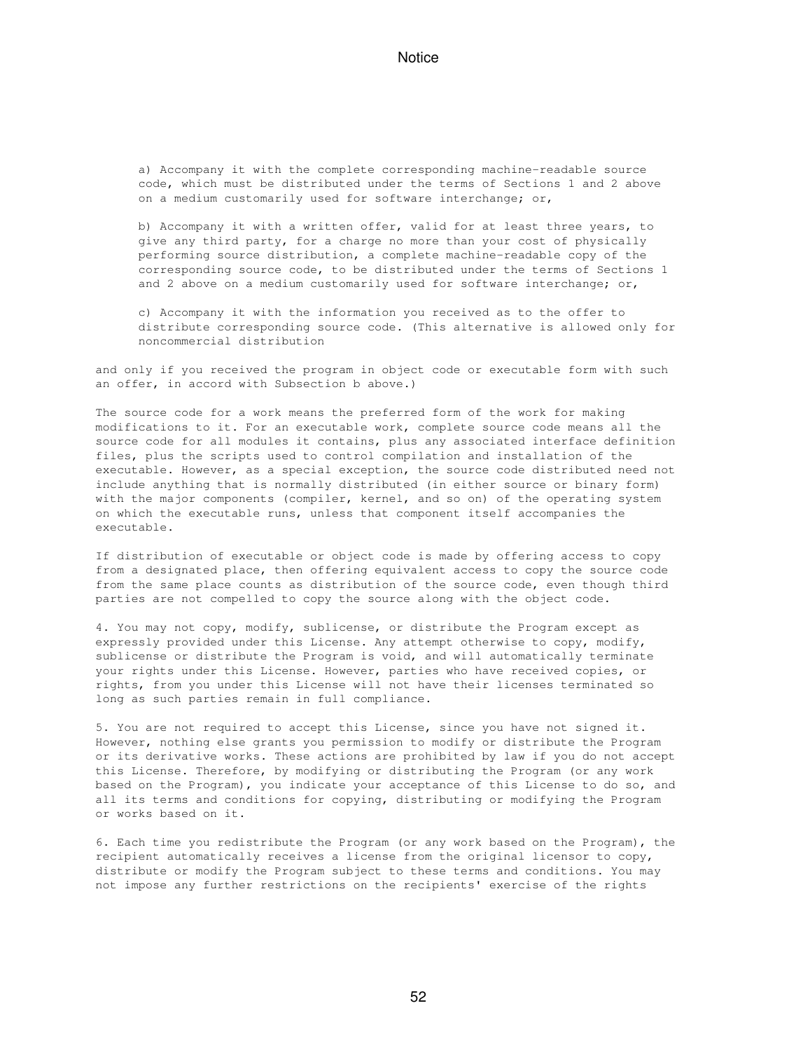a) Accompany it with the complete corresponding machine-readable source code, which must be distributed under the terms of Sections 1 and 2 above on a medium customarily used for software interchange; or,

b) Accompany it with a written offer, valid for at least three years, to give any third party, for a charge no more than your cost of physically performing source distribution, a complete machine-readable copy of the corresponding source code, to be distributed under the terms of Sections 1 and 2 above on a medium customarily used for software interchange; or,

c) Accompany it with the information you received as to the offer to distribute corresponding source code. (This alternative is allowed only for noncommercial distribution

and only if you received the program in object code or executable form with such an offer, in accord with Subsection b above.)

The source code for a work means the preferred form of the work for making modifications to it. For an executable work, complete source code means all the source code for all modules it contains, plus any associated interface definition files, plus the scripts used to control compilation and installation of the executable. However, as a special exception, the source code distributed need not include anything that is normally distributed (in either source or binary form) with the major components (compiler, kernel, and so on) of the operating system on which the executable runs, unless that component itself accompanies the executable.

If distribution of executable or object code is made by offering access to copy from a designated place, then offering equivalent access to copy the source code from the same place counts as distribution of the source code, even though third parties are not compelled to copy the source along with the object code.

4. You may not copy, modify, sublicense, or distribute the Program except as expressly provided under this License. Any attempt otherwise to copy, modify, sublicense or distribute the Program is void, and will automatically terminate your rights under this License. However, parties who have received copies, or rights, from you under this License will not have their licenses terminated so long as such parties remain in full compliance.

5. You are not required to accept this License, since you have not signed it. However, nothing else grants you permission to modify or distribute the Program or its derivative works. These actions are prohibited by law if you do not accept this License. Therefore, by modifying or distributing the Program (or any work based on the Program), you indicate your acceptance of this License to do so, and all its terms and conditions for copying, distributing or modifying the Program or works based on it.

6. Each time you redistribute the Program (or any work based on the Program), the recipient automatically receives a license from the original licensor to copy, distribute or modify the Program subject to these terms and conditions. You may not impose any further restrictions on the recipients' exercise of the rights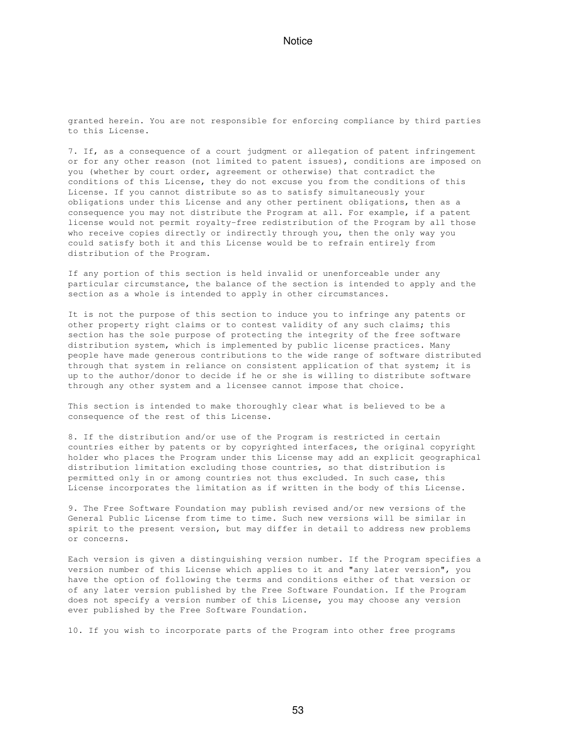granted herein. You are not responsible for enforcing compliance by third parties to this License.

7. If, as a consequence of a court judgment or allegation of patent infringement or for any other reason (not limited to patent issues), conditions are imposed on you (whether by court order, agreement or otherwise) that contradict the conditions of this License, they do not excuse you from the conditions of this License. If you cannot distribute so as to satisfy simultaneously your obligations under this License and any other pertinent obligations, then as a consequence you may not distribute the Program at all. For example, if a patent license would not permit royalty-free redistribution of the Program by all those who receive copies directly or indirectly through you, then the only way you could satisfy both it and this License would be to refrain entirely from distribution of the Program.

If any portion of this section is held invalid or unenforceable under any particular circumstance, the balance of the section is intended to apply and the section as a whole is intended to apply in other circumstances.

It is not the purpose of this section to induce you to infringe any patents or other property right claims or to contest validity of any such claims; this section has the sole purpose of protecting the integrity of the free software distribution system, which is implemented by public license practices. Many people have made generous contributions to the wide range of software distributed through that system in reliance on consistent application of that system; it is up to the author/donor to decide if he or she is willing to distribute software through any other system and a licensee cannot impose that choice.

This section is intended to make thoroughly clear what is believed to be a consequence of the rest of this License.

8. If the distribution and/or use of the Program is restricted in certain countries either by patents or by copyrighted interfaces, the original copyright holder who places the Program under this License may add an explicit geographical distribution limitation excluding those countries, so that distribution is permitted only in or among countries not thus excluded. In such case, this License incorporates the limitation as if written in the body of this License.

9. The Free Software Foundation may publish revised and/or new versions of the General Public License from time to time. Such new versions will be similar in spirit to the present version, but may differ in detail to address new problems or concerns.

Each version is given a distinguishing version number. If the Program specifies a version number of this License which applies to it and "any later version", you have the option of following the terms and conditions either of that version or of any later version published by the Free Software Foundation. If the Program does not specify a version number of this License, you may choose any version ever published by the Free Software Foundation.

10. If you wish to incorporate parts of the Program into other free programs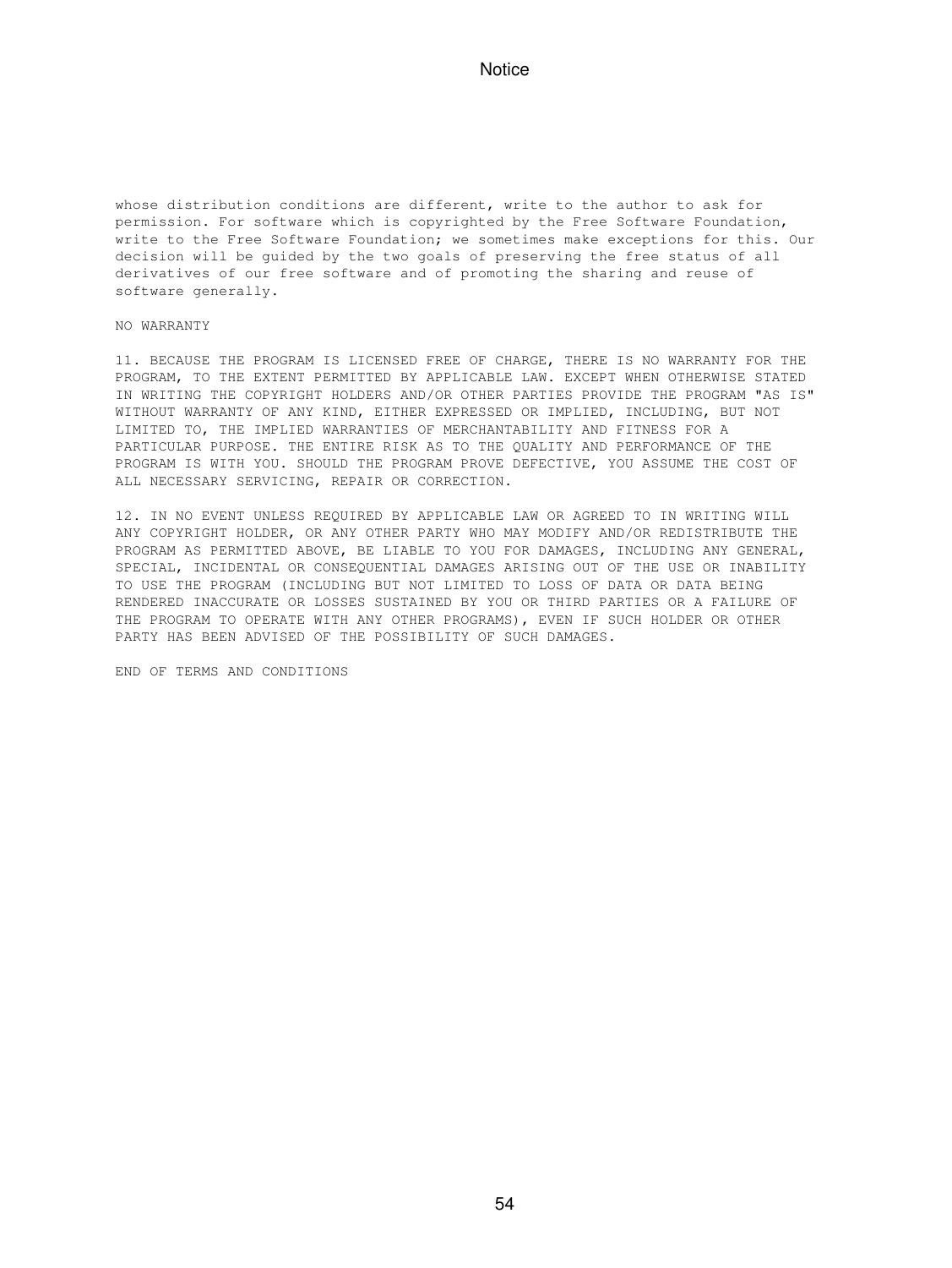whose distribution conditions are different, write to the author to ask for permission. For software which is copyrighted by the Free Software Foundation, write to the Free Software Foundation; we sometimes make exceptions for this. Our decision will be guided by the two goals of preserving the free status of all derivatives of our free software and of promoting the sharing and reuse of software generally.

NO WARRANTY

11. BECAUSE THE PROGRAM IS LICENSED FREE OF CHARGE, THERE IS NO WARRANTY FOR THE PROGRAM, TO THE EXTENT PERMITTED BY APPLICABLE LAW. EXCEPT WHEN OTHERWISE STATED IN WRITING THE COPYRIGHT HOLDERS AND/OR OTHER PARTIES PROVIDE THE PROGRAM "AS IS" WITHOUT WARRANTY OF ANY KIND, EITHER EXPRESSED OR IMPLIED, INCLUDING, BUT NOT LIMITED TO, THE IMPLIED WARRANTIES OF MERCHANTABILITY AND FITNESS FOR A PARTICULAR PURPOSE. THE ENTIRE RISK AS TO THE QUALITY AND PERFORMANCE OF THE PROGRAM IS WITH YOU. SHOULD THE PROGRAM PROVE DEFECTIVE, YOU ASSUME THE COST OF ALL NECESSARY SERVICING, REPAIR OR CORRECTION.

12. IN NO EVENT UNLESS REQUIRED BY APPLICABLE LAW OR AGREED TO IN WRITING WILL ANY COPYRIGHT HOLDER, OR ANY OTHER PARTY WHO MAY MODIFY AND/OR REDISTRIBUTE THE PROGRAM AS PERMITTED ABOVE, BE LIABLE TO YOU FOR DAMAGES, INCLUDING ANY GENERAL, SPECIAL, INCIDENTAL OR CONSEQUENTIAL DAMAGES ARISING OUT OF THE USE OR INABILITY TO USE THE PROGRAM (INCLUDING BUT NOT LIMITED TO LOSS OF DATA OR DATA BEING RENDERED INACCURATE OR LOSSES SUSTAINED BY YOU OR THIRD PARTIES OR A FAILURE OF THE PROGRAM TO OPERATE WITH ANY OTHER PROGRAMS), EVEN IF SUCH HOLDER OR OTHER PARTY HAS BEEN ADVISED OF THE POSSIBILITY OF SUCH DAMAGES.

END OF TERMS AND CONDITIONS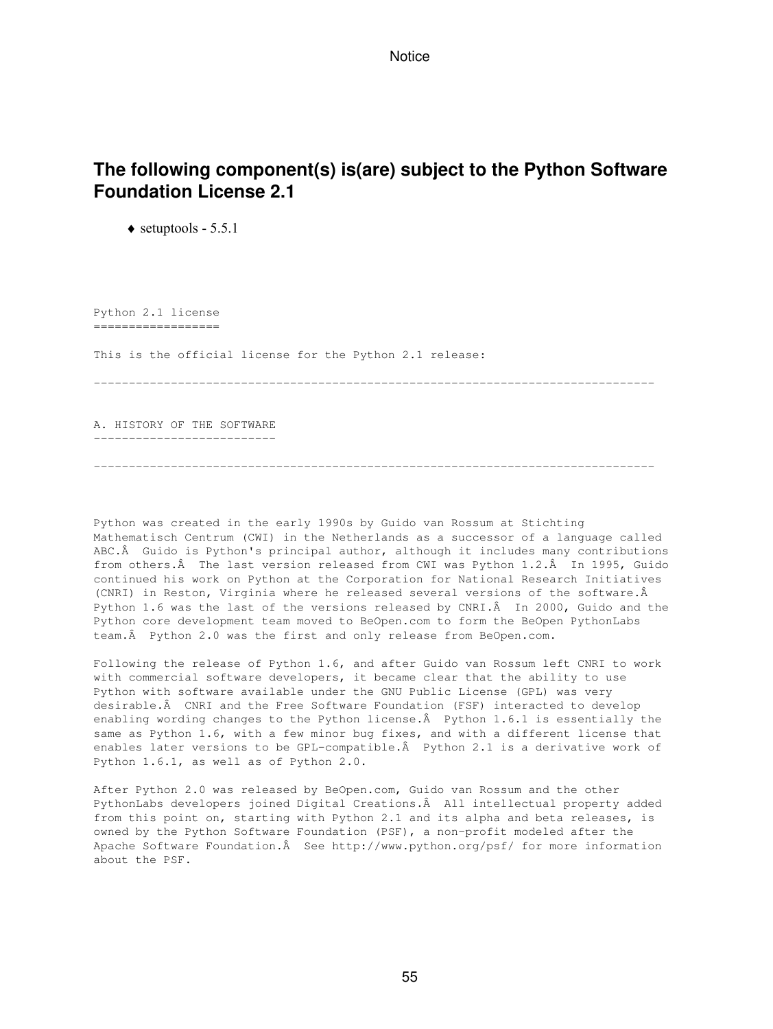## The following component(s) is(are) subject to the Python Software Foundation License 2.1

- setuptools - 5.5.1

```
Python 2.1 license
==================

This is the official license for the Python 2.1 release:

--------------------------------------------------------------------------------


A. HISTORY OF THE SOFTWARE
--------------------------

--------------------------------------------------------------------------------



Python was created in the early 1990s by Guido van Rossum at Stichting
Mathematisch Centrum (CWI) in the Netherlands as a successor of a language called
ABC.Â  Guido is Python's principal author, although it includes many contributions
from others.Â  The last version released from CWI was Python 1.2.Â  In 1995, Guido
continued his work on Python at the Corporation for National Research Initiatives
(CNRI) in Reston, Virginia where he released several versions of the software.Â
Python 1.6 was the last of the versions released by CNRI.Â  In 2000, Guido and the
Python core development team moved to BeOpen.com to form the BeOpen PythonLabs
team.Â  Python 2.0 was the first and only release from BeOpen.com.

Following the release of Python 1.6, and after Guido van Rossum left CNRI to work
with commercial software developers, it became clear that the ability to use
Python with software available under the GNU Public License (GPL) was very
desirable.Â  CNRI and the Free Software Foundation (FSF) interacted to develop
enabling wording changes to the Python license.Â  Python 1.6.1 is essentially the
same as Python 1.6, with a few minor bug fixes, and with a different license that
enables later versions to be GPL-compatible.Â  Python 2.1 is a derivative work of
Python 1.6.1, as well as of Python 2.0.

After Python 2.0 was released by BeOpen.com, Guido van Rossum and the other
PythonLabs developers joined Digital Creations.Â  All intellectual property added
from this point on, starting with Python 2.1 and its alpha and beta releases, is
owned by the Python Software Foundation (PSF), a non-profit modeled after the
Apache Software Foundation.Â  See http://www.python.org/psf/ for more information
about the PSF.
```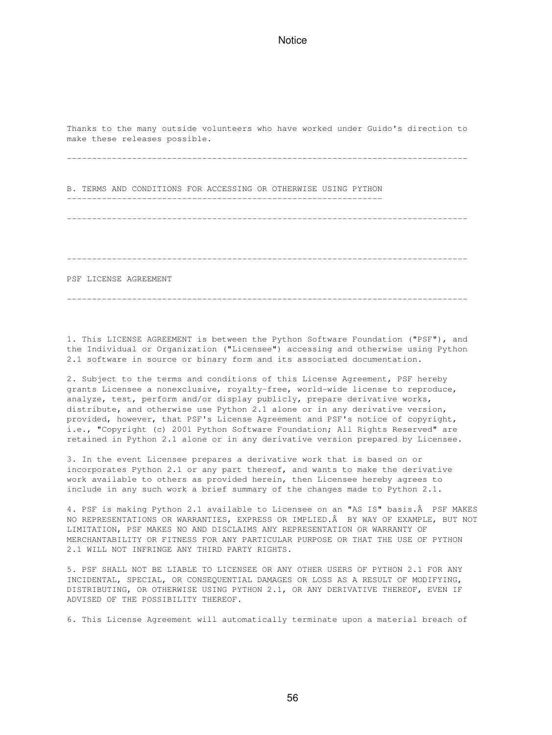Thanks to the many outside volunteers who have worked under Guido's direction to make these releases possible.

---

B. TERMS AND CONDITIONS FOR ACCESSING OR OTHERWISE USING PYTHON

---

---

---

PSF LICENSE AGREEMENT

---

1. This LICENSE AGREEMENT is between the Python Software Foundation ("PSF"), and the Individual or Organization ("Licensee") accessing and otherwise using Python 2.1 software in source or binary form and its associated documentation.

2. Subject to the terms and conditions of this License Agreement, PSF hereby grants Licensee a nonexclusive, royalty-free, world-wide license to reproduce, analyze, test, perform and/or display publicly, prepare derivative works, distribute, and otherwise use Python 2.1 alone or in any derivative version, provided, however, that PSF's License Agreement and PSF's notice of copyright, i.e., "Copyright (c) 2001 Python Software Foundation; All Rights Reserved" are retained in Python 2.1 alone or in any derivative version prepared by Licensee.

3. In the event Licensee prepares a derivative work that is based on or incorporates Python 2.1 or any part thereof, and wants to make the derivative work available to others as provided herein, then Licensee hereby agrees to include in any such work a brief summary of the changes made to Python 2.1.

4. PSF is making Python 2.1 available to Licensee on an "AS IS" basis.Â  PSF MAKES NO REPRESENTATIONS OR WARRANTIES, EXPRESS OR IMPLIED.Â  BY WAY OF EXAMPLE, BUT NOT LIMITATION, PSF MAKES NO AND DISCLAIMS ANY REPRESENTATION OR WARRANTY OF MERCHANTABILITY OR FITNESS FOR ANY PARTICULAR PURPOSE OR THAT THE USE OF PYTHON 2.1 WILL NOT INFRINGE ANY THIRD PARTY RIGHTS.

5. PSF SHALL NOT BE LIABLE TO LICENSEE OR ANY OTHER USERS OF PYTHON 2.1 FOR ANY INCIDENTAL, SPECIAL, OR CONSEQUENTIAL DAMAGES OR LOSS AS A RESULT OF MODIFYING, DISTRIBUTING, OR OTHERWISE USING PYTHON 2.1, OR ANY DERIVATIVE THEREOF, EVEN IF ADVISED OF THE POSSIBILITY THEREOF.

6. This License Agreement will automatically terminate upon a material breach of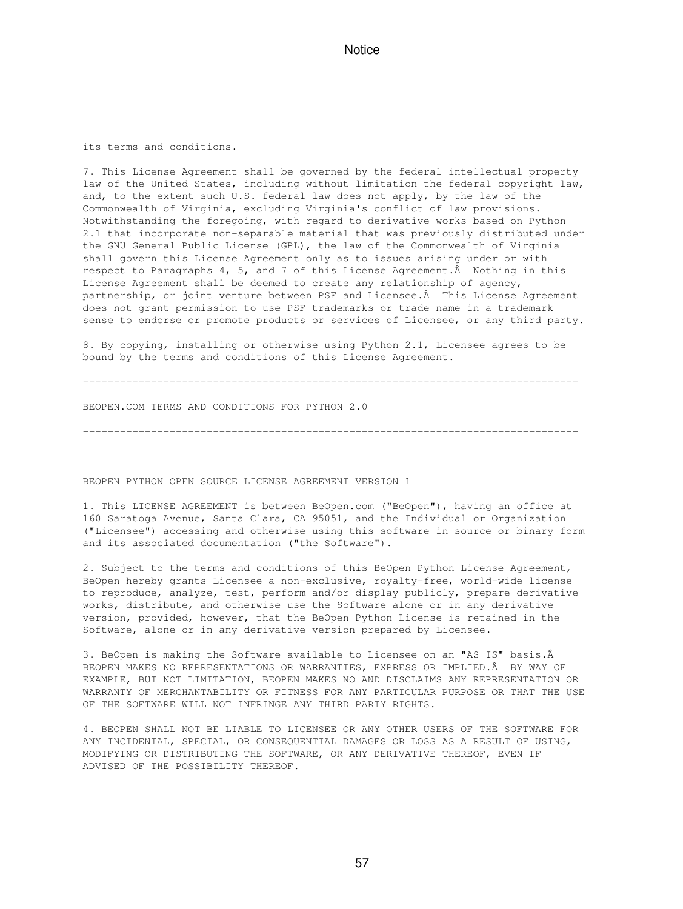its terms and conditions.

7. This License Agreement shall be governed by the federal intellectual property law of the United States, including without limitation the federal copyright law, and, to the extent such U.S. federal law does not apply, by the law of the Commonwealth of Virginia, excluding Virginia's conflict of law provisions. Notwithstanding the foregoing, with regard to derivative works based on Python 2.1 that incorporate non-separable material that was previously distributed under the GNU General Public License (GPL), the law of the Commonwealth of Virginia shall govern this License Agreement only as to issues arising under or with respect to Paragraphs 4, 5, and 7 of this License Agreement.Â  Nothing in this License Agreement shall be deemed to create any relationship of agency, partnership, or joint venture between PSF and Licensee.Â  This License Agreement does not grant permission to use PSF trademarks or trade name in a trademark sense to endorse or promote products or services of Licensee, or any third party.

8. By copying, installing or otherwise using Python 2.1, Licensee agrees to be bound by the terms and conditions of this License Agreement.

--------------------------------------------------------------------------------

BEOPEN.COM TERMS AND CONDITIONS FOR PYTHON 2.0

--------------------------------------------------------------------------------

BEOPEN PYTHON OPEN SOURCE LICENSE AGREEMENT VERSION 1

1. This LICENSE AGREEMENT is between BeOpen.com ("BeOpen"), having an office at 160 Saratoga Avenue, Santa Clara, CA 95051, and the Individual or Organization ("Licensee") accessing and otherwise using this software in source or binary form and its associated documentation ("the Software").

2. Subject to the terms and conditions of this BeOpen Python License Agreement, BeOpen hereby grants Licensee a non-exclusive, royalty-free, world-wide license to reproduce, analyze, test, perform and/or display publicly, prepare derivative works, distribute, and otherwise use the Software alone or in any derivative version, provided, however, that the BeOpen Python License is retained in the Software, alone or in any derivative version prepared by Licensee.

3. BeOpen is making the Software available to Licensee on an "AS IS" basis.Â BEOPEN MAKES NO REPRESENTATIONS OR WARRANTIES, EXPRESS OR IMPLIED.Â  BY WAY OF EXAMPLE, BUT NOT LIMITATION, BEOPEN MAKES NO AND DISCLAIMS ANY REPRESENTATION OR WARRANTY OF MERCHANTABILITY OR FITNESS FOR ANY PARTICULAR PURPOSE OR THAT THE USE OF THE SOFTWARE WILL NOT INFRINGE ANY THIRD PARTY RIGHTS.

4. BEOPEN SHALL NOT BE LIABLE TO LICENSEE OR ANY OTHER USERS OF THE SOFTWARE FOR ANY INCIDENTAL, SPECIAL, OR CONSEQUENTIAL DAMAGES OR LOSS AS A RESULT OF USING, MODIFYING OR DISTRIBUTING THE SOFTWARE, OR ANY DERIVATIVE THEREOF, EVEN IF ADVISED OF THE POSSIBILITY THEREOF.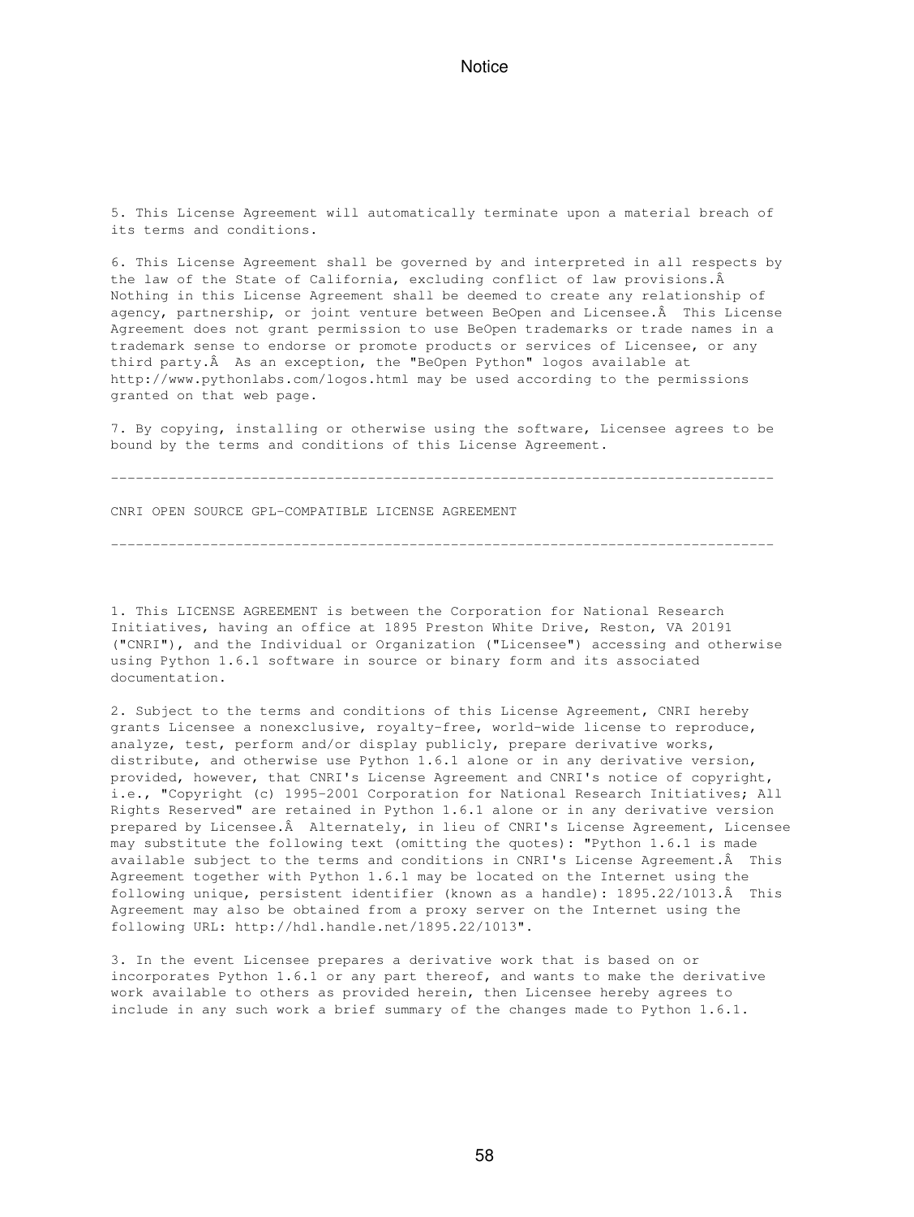5. This License Agreement will automatically terminate upon a material breach of its terms and conditions.

6. This License Agreement shall be governed by and interpreted in all respects by the law of the State of California, excluding conflict of law provisions.Â Nothing in this License Agreement shall be deemed to create any relationship of agency, partnership, or joint venture between BeOpen and Licensee.Â  This License Agreement does not grant permission to use BeOpen trademarks or trade names in a trademark sense to endorse or promote products or services of Licensee, or any third party.Â  As an exception, the "BeOpen Python" logos available at http://www.pythonlabs.com/logos.html may be used according to the permissions granted on that web page.

7. By copying, installing or otherwise using the software, Licensee agrees to be bound by the terms and conditions of this License Agreement.

--------------------------------------------------------------------------------

CNRI OPEN SOURCE GPL-COMPATIBLE LICENSE AGREEMENT

--------------------------------------------------------------------------------

1. This LICENSE AGREEMENT is between the Corporation for National Research Initiatives, having an office at 1895 Preston White Drive, Reston, VA 20191 ("CNRI"), and the Individual or Organization ("Licensee") accessing and otherwise using Python 1.6.1 software in source or binary form and its associated documentation.

2. Subject to the terms and conditions of this License Agreement, CNRI hereby grants Licensee a nonexclusive, royalty-free, world-wide license to reproduce, analyze, test, perform and/or display publicly, prepare derivative works, distribute, and otherwise use Python 1.6.1 alone or in any derivative version, provided, however, that CNRI's License Agreement and CNRI's notice of copyright, i.e., "Copyright (c) 1995-2001 Corporation for National Research Initiatives; All Rights Reserved" are retained in Python 1.6.1 alone or in any derivative version prepared by Licensee.Â  Alternately, in lieu of CNRI's License Agreement, Licensee may substitute the following text (omitting the quotes): "Python 1.6.1 is made available subject to the terms and conditions in CNRI's License Agreement.Â  This Agreement together with Python 1.6.1 may be located on the Internet using the following unique, persistent identifier (known as a handle): 1895.22/1013.Â  This Agreement may also be obtained from a proxy server on the Internet using the following URL: http://hdl.handle.net/1895.22/1013".

3. In the event Licensee prepares a derivative work that is based on or incorporates Python 1.6.1 or any part thereof, and wants to make the derivative work available to others as provided herein, then Licensee hereby agrees to include in any such work a brief summary of the changes made to Python 1.6.1.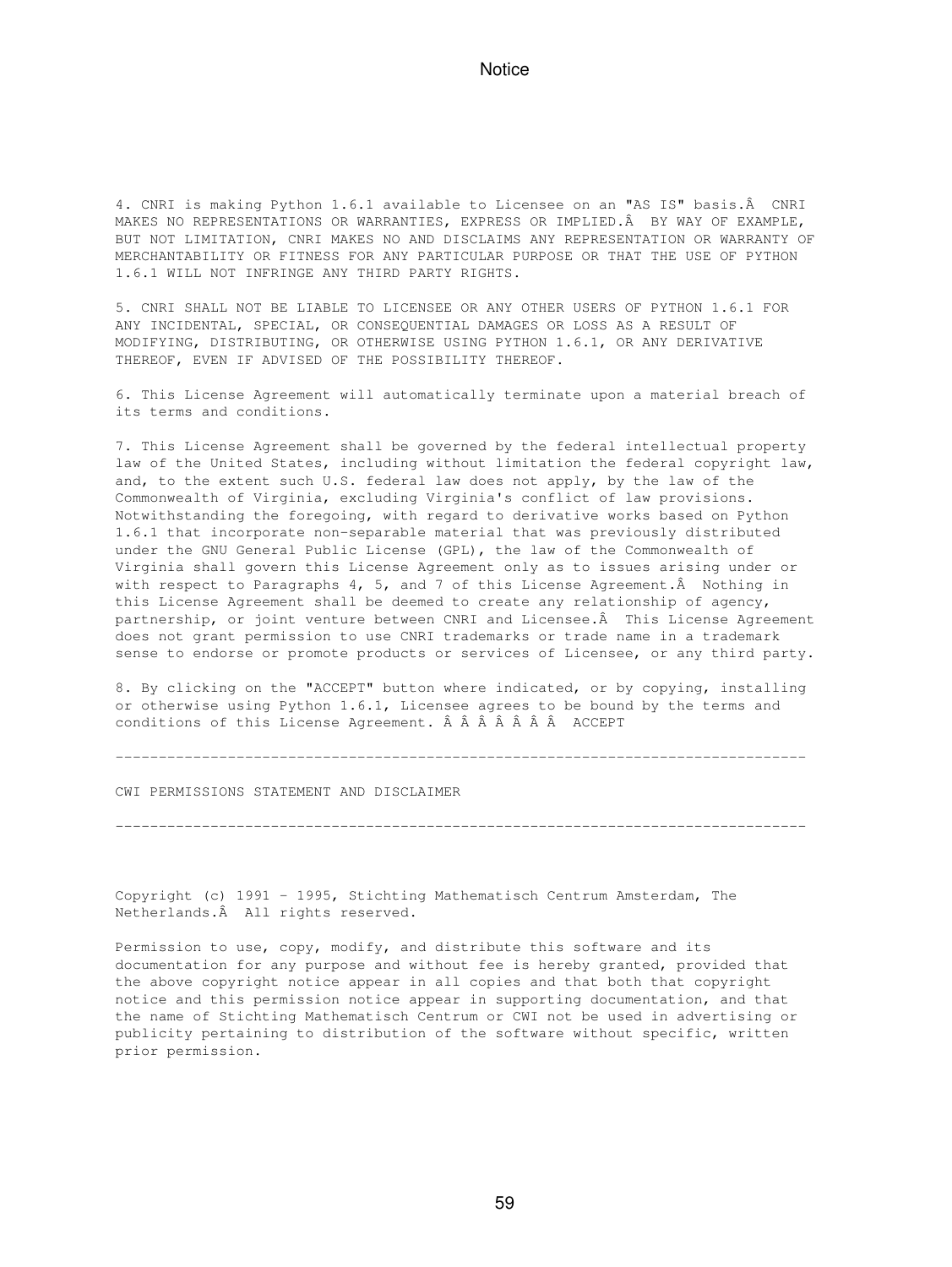4. CNRI is making Python 1.6.1 available to Licensee on an "AS IS" basis.Â  CNRI MAKES NO REPRESENTATIONS OR WARRANTIES, EXPRESS OR IMPLIED.Â  BY WAY OF EXAMPLE, BUT NOT LIMITATION, CNRI MAKES NO AND DISCLAIMS ANY REPRESENTATION OR WARRANTY OF MERCHANTABILITY OR FITNESS FOR ANY PARTICULAR PURPOSE OR THAT THE USE OF PYTHON 1.6.1 WILL NOT INFRINGE ANY THIRD PARTY RIGHTS.

5. CNRI SHALL NOT BE LIABLE TO LICENSEE OR ANY OTHER USERS OF PYTHON 1.6.1 FOR ANY INCIDENTAL, SPECIAL, OR CONSEQUENTIAL DAMAGES OR LOSS AS A RESULT OF MODIFYING, DISTRIBUTING, OR OTHERWISE USING PYTHON 1.6.1, OR ANY DERIVATIVE THEREOF, EVEN IF ADVISED OF THE POSSIBILITY THEREOF.

6. This License Agreement will automatically terminate upon a material breach of its terms and conditions.

7. This License Agreement shall be governed by the federal intellectual property law of the United States, including without limitation the federal copyright law, and, to the extent such U.S. federal law does not apply, by the law of the Commonwealth of Virginia, excluding Virginia's conflict of law provisions. Notwithstanding the foregoing, with regard to derivative works based on Python 1.6.1 that incorporate non-separable material that was previously distributed under the GNU General Public License (GPL), the law of the Commonwealth of Virginia shall govern this License Agreement only as to issues arising under or with respect to Paragraphs 4, 5, and 7 of this License Agreement.Â  Nothing in this License Agreement shall be deemed to create any relationship of agency, partnership, or joint venture between CNRI and Licensee.Â  This License Agreement does not grant permission to use CNRI trademarks or trade name in a trademark sense to endorse or promote products or services of Licensee, or any third party.

8. By clicking on the "ACCEPT" button where indicated, or by copying, installing or otherwise using Python 1.6.1, Licensee agrees to be bound by the terms and conditions of this License Agreement. Â Â Â Â Â Â Â  ACCEPT

--------------------------------------------------------------------------------

CWI PERMISSIONS STATEMENT AND DISCLAIMER

--------------------------------------------------------------------------------

Copyright (c) 1991 - 1995, Stichting Mathematisch Centrum Amsterdam, The Netherlands.Â  All rights reserved.

Permission to use, copy, modify, and distribute this software and its documentation for any purpose and without fee is hereby granted, provided that the above copyright notice appear in all copies and that both that copyright notice and this permission notice appear in supporting documentation, and that the name of Stichting Mathematisch Centrum or CWI not be used in advertising or publicity pertaining to distribution of the software without specific, written prior permission.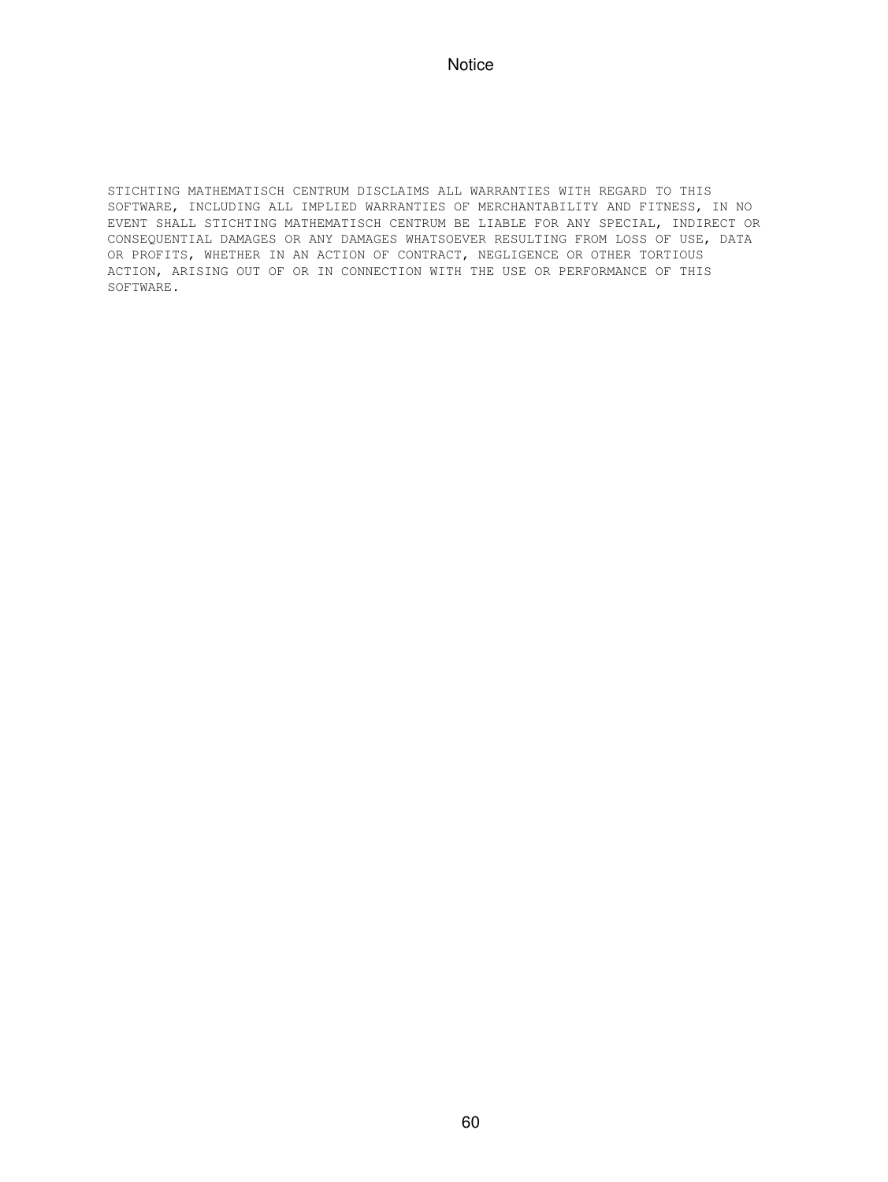# Notice

```
STICHTING MATHEMATISCH CENTRUM DISCLAIMS ALL WARRANTIES WITH REGARD TO THIS
SOFTWARE, INCLUDING ALL IMPLIED WARRANTIES OF MERCHANTABILITY AND FITNESS, IN NO
EVENT SHALL STICHTING MATHEMATISCH CENTRUM BE LIABLE FOR ANY SPECIAL, INDIRECT OR
CONSEQUENTIAL DAMAGES OR ANY DAMAGES WHATSOEVER RESULTING FROM LOSS OF USE, DATA
OR PROFITS, WHETHER IN AN ACTION OF CONTRACT, NEGLIGENCE OR OTHER TORTIOUS
ACTION, ARISING OUT OF OR IN CONNECTION WITH THE USE OR PERFORMANCE OF THIS
SOFTWARE.
```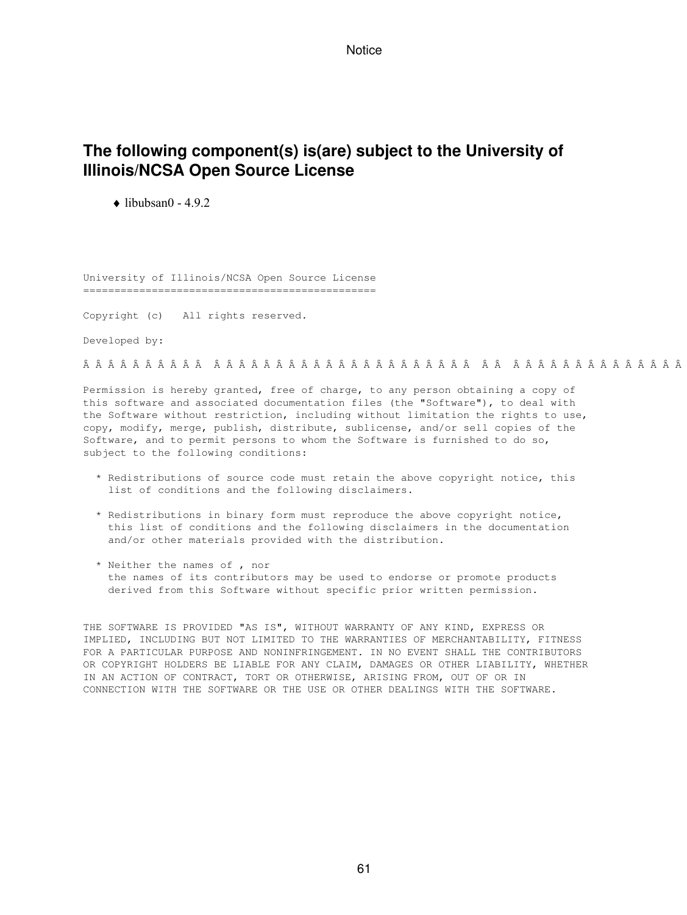## The following component(s) is(are) subject to the University of Illinois/NCSA Open Source License

- ♦ libubsan0 - 4.9.2

```
University of Illinois/NCSA Open Source License
===============================================

Copyright (c)   All rights reserved.

Developed by:

Â Â Â Â Â Â Â Â Â Â  Â Â Â Â Â Â Â Â Â Â Â Â Â Â Â Â Â Â Â Â Â Â Â  Â Â  Â Â Â Â Â Â Â Â Â Â Â Â Â Â Â

Permission is hereby granted, free of charge, to any person obtaining a copy of
this software and associated documentation files (the "Software"), to deal with
the Software without restriction, including without limitation the rights to use,
copy, modify, merge, publish, distribute, sublicense, and/or sell copies of the
Software, and to permit persons to whom the Software is furnished to do so,
subject to the following conditions:

  * Redistributions of source code must retain the above copyright notice, this
    list of conditions and the following disclaimers.

  * Redistributions in binary form must reproduce the above copyright notice,
    this list of conditions and the following disclaimers in the documentation
    and/or other materials provided with the distribution.

  * Neither the names of , nor
    the names of its contributors may be used to endorse or promote products
    derived from this Software without specific prior written permission.


THE SOFTWARE IS PROVIDED "AS IS", WITHOUT WARRANTY OF ANY KIND, EXPRESS OR
IMPLIED, INCLUDING BUT NOT LIMITED TO THE WARRANTIES OF MERCHANTABILITY, FITNESS
FOR A PARTICULAR PURPOSE AND NONINFRINGEMENT. IN NO EVENT SHALL THE CONTRIBUTORS
OR COPYRIGHT HOLDERS BE LIABLE FOR ANY CLAIM, DAMAGES OR OTHER LIABILITY, WHETHER
IN AN ACTION OF CONTRACT, TORT OR OTHERWISE, ARISING FROM, OUT OF OR IN
CONNECTION WITH THE SOFTWARE OR THE USE OR OTHER DEALINGS WITH THE SOFTWARE.
```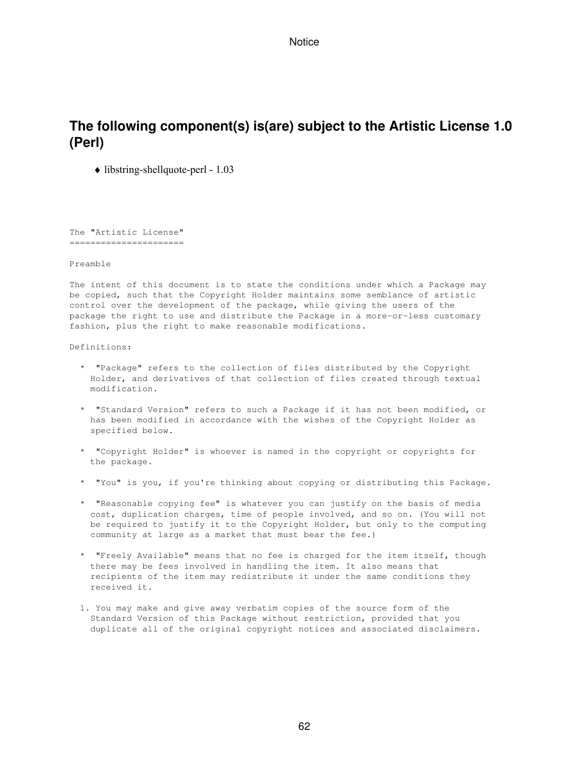## The following component(s) is(are) subject to the Artistic License 1.0 (Perl)

- libstring-shellquote-perl - 1.03

```
The "Artistic License"
======================

Preamble

The intent of this document is to state the conditions under which a Package may
be copied, such that the Copyright Holder maintains some semblance of artistic
control over the development of the package, while giving the users of the
package the right to use and distribute the Package in a more-or-less customary
fashion, plus the right to make reasonable modifications.

Definitions:

  *  "Package" refers to the collection of files distributed by the Copyright
    Holder, and derivatives of that collection of files created through textual
    modification.

  *  "Standard Version" refers to such a Package if it has not been modified, or
    has been modified in accordance with the wishes of the Copyright Holder as
    specified below.

  *  "Copyright Holder" is whoever is named in the copyright or copyrights for
    the package.

  *  "You" is you, if you're thinking about copying or distributing this Package.

  *  "Reasonable copying fee" is whatever you can justify on the basis of media
    cost, duplication charges, time of people involved, and so on. (You will not
    be required to justify it to the Copyright Holder, but only to the computing
    community at large as a market that must bear the fee.)

  *  "Freely Available" means that no fee is charged for the item itself, though
    there may be fees involved in handling the item. It also means that
    recipients of the item may redistribute it under the same conditions they
    received it.

  1. You may make and give away verbatim copies of the source form of the
    Standard Version of this Package without restriction, provided that you
    duplicate all of the original copyright notices and associated disclaimers.
```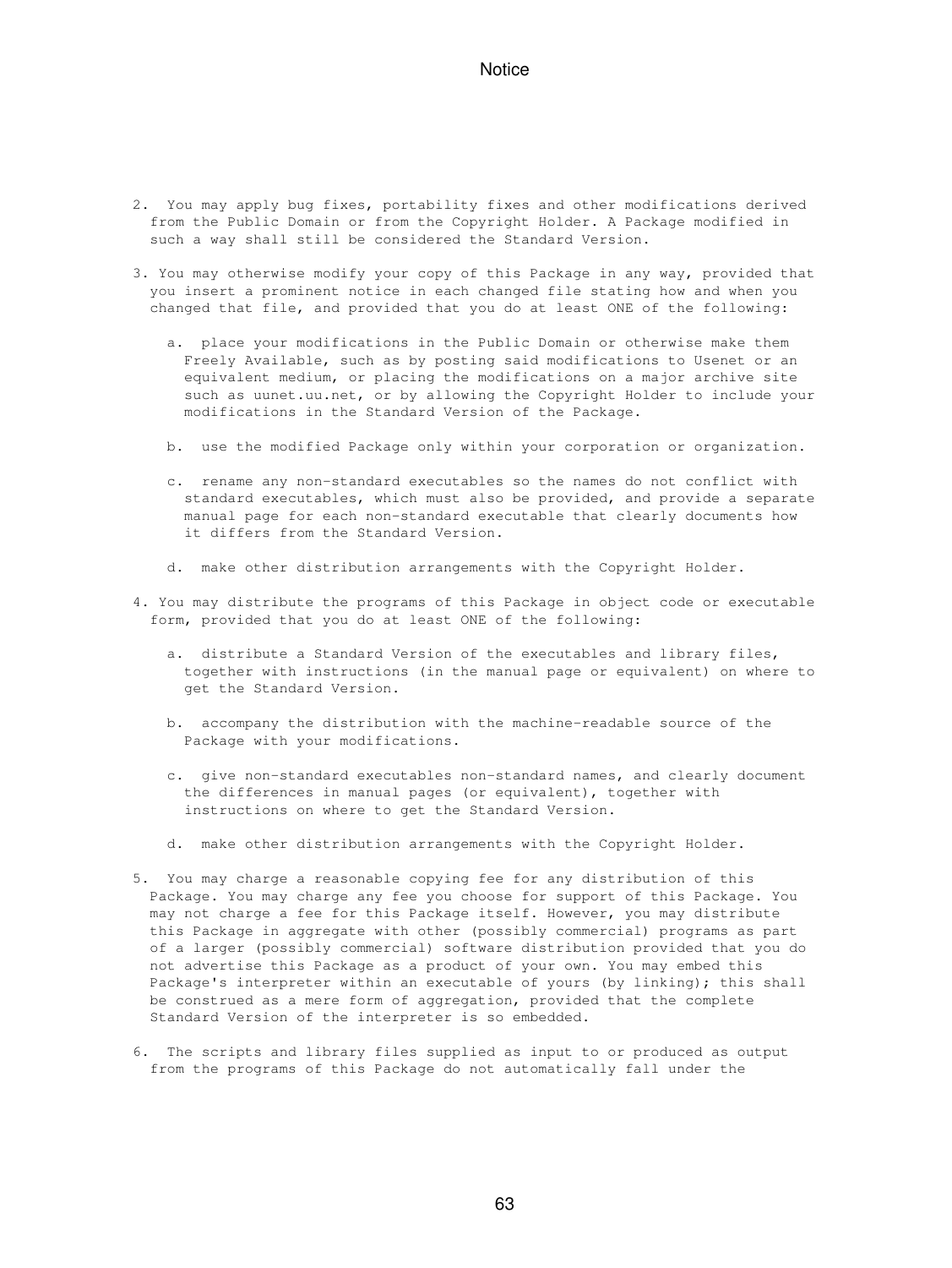2. You may apply bug fixes, portability fixes and other modifications derived from the Public Domain or from the Copyright Holder. A Package modified in such a way shall still be considered the Standard Version.

3. You may otherwise modify your copy of this Package in any way, provided that you insert a prominent notice in each changed file stating how and when you changed that file, and provided that you do at least ONE of the following:

   a. place your modifications in the Public Domain or otherwise make them Freely Available, such as by posting said modifications to Usenet or an equivalent medium, or placing the modifications on a major archive site such as uunet.uu.net, or by allowing the Copyright Holder to include your modifications in the Standard Version of the Package.

   b. use the modified Package only within your corporation or organization.

   c. rename any non-standard executables so the names do not conflict with standard executables, which must also be provided, and provide a separate manual page for each non-standard executable that clearly documents how it differs from the Standard Version.

   d. make other distribution arrangements with the Copyright Holder.

4. You may distribute the programs of this Package in object code or executable form, provided that you do at least ONE of the following:

   a. distribute a Standard Version of the executables and library files, together with instructions (in the manual page or equivalent) on where to get the Standard Version.

   b. accompany the distribution with the machine-readable source of the Package with your modifications.

   c. give non-standard executables non-standard names, and clearly document the differences in manual pages (or equivalent), together with instructions on where to get the Standard Version.

   d. make other distribution arrangements with the Copyright Holder.

5. You may charge a reasonable copying fee for any distribution of this Package. You may charge any fee you choose for support of this Package. You may not charge a fee for this Package itself. However, you may distribute this Package in aggregate with other (possibly commercial) programs as part of a larger (possibly commercial) software distribution provided that you do not advertise this Package as a product of your own. You may embed this Package's interpreter within an executable of yours (by linking); this shall be construed as a mere form of aggregation, provided that the complete Standard Version of the interpreter is so embedded.

6. The scripts and library files supplied as input to or produced as output from the programs of this Package do not automatically fall under the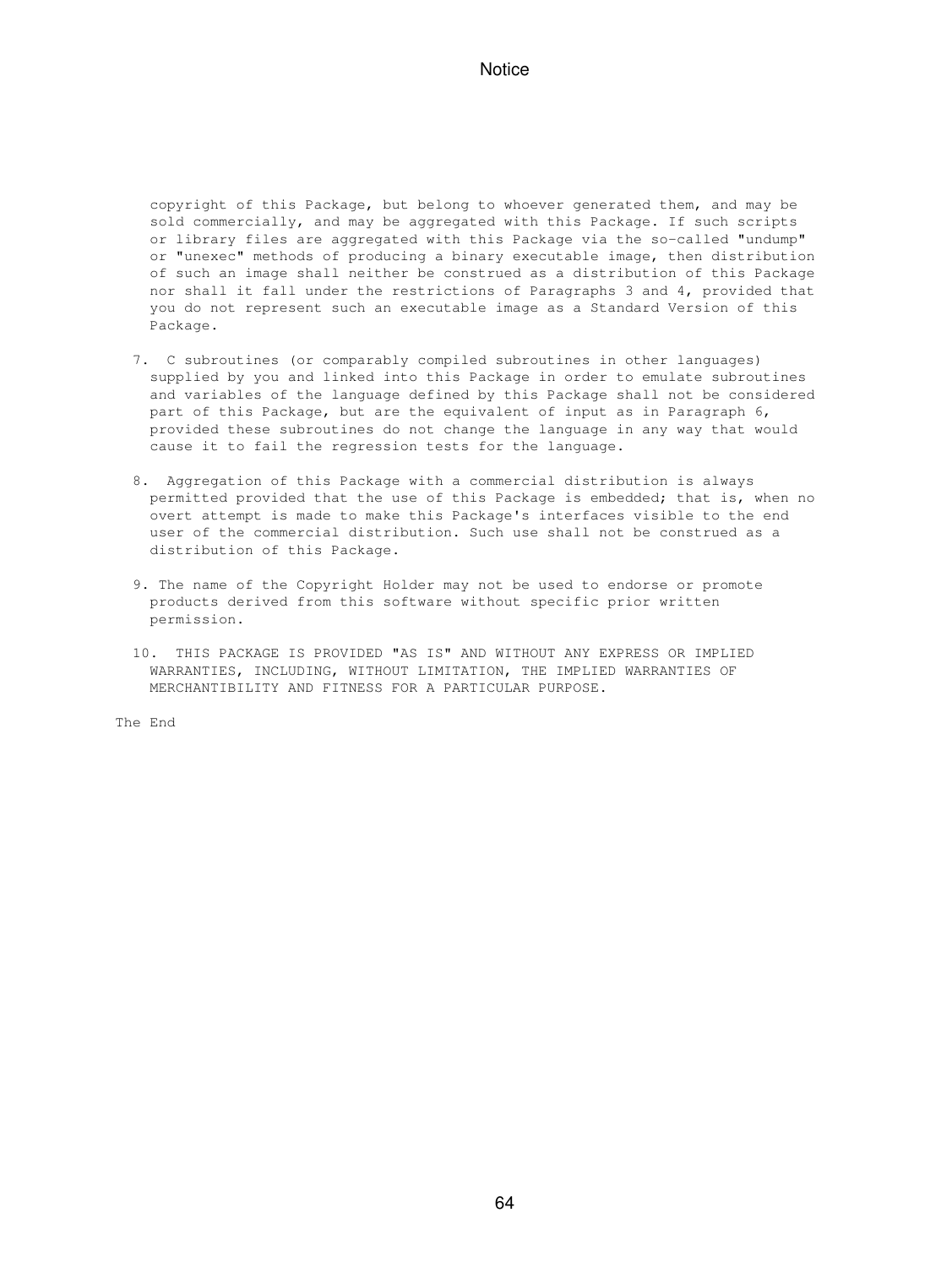copyright of this Package, but belong to whoever generated them, and may be sold commercially, and may be aggregated with this Package. If such scripts or library files are aggregated with this Package via the so-called "undump" or "unexec" methods of producing a binary executable image, then distribution of such an image shall neither be construed as a distribution of this Package nor shall it fall under the restrictions of Paragraphs 3 and 4, provided that you do not represent such an executable image as a Standard Version of this Package.

7. C subroutines (or comparably compiled subroutines in other languages) supplied by you and linked into this Package in order to emulate subroutines and variables of the language defined by this Package shall not be considered part of this Package, but are the equivalent of input as in Paragraph 6, provided these subroutines do not change the language in any way that would cause it to fail the regression tests for the language.

8. Aggregation of this Package with a commercial distribution is always permitted provided that the use of this Package is embedded; that is, when no overt attempt is made to make this Package's interfaces visible to the end user of the commercial distribution. Such use shall not be construed as a distribution of this Package.

9. The name of the Copyright Holder may not be used to endorse or promote products derived from this software without specific prior written permission.

10. THIS PACKAGE IS PROVIDED "AS IS" AND WITHOUT ANY EXPRESS OR IMPLIED WARRANTIES, INCLUDING, WITHOUT LIMITATION, THE IMPLIED WARRANTIES OF MERCHANTIBILITY AND FITNESS FOR A PARTICULAR PURPOSE.

The End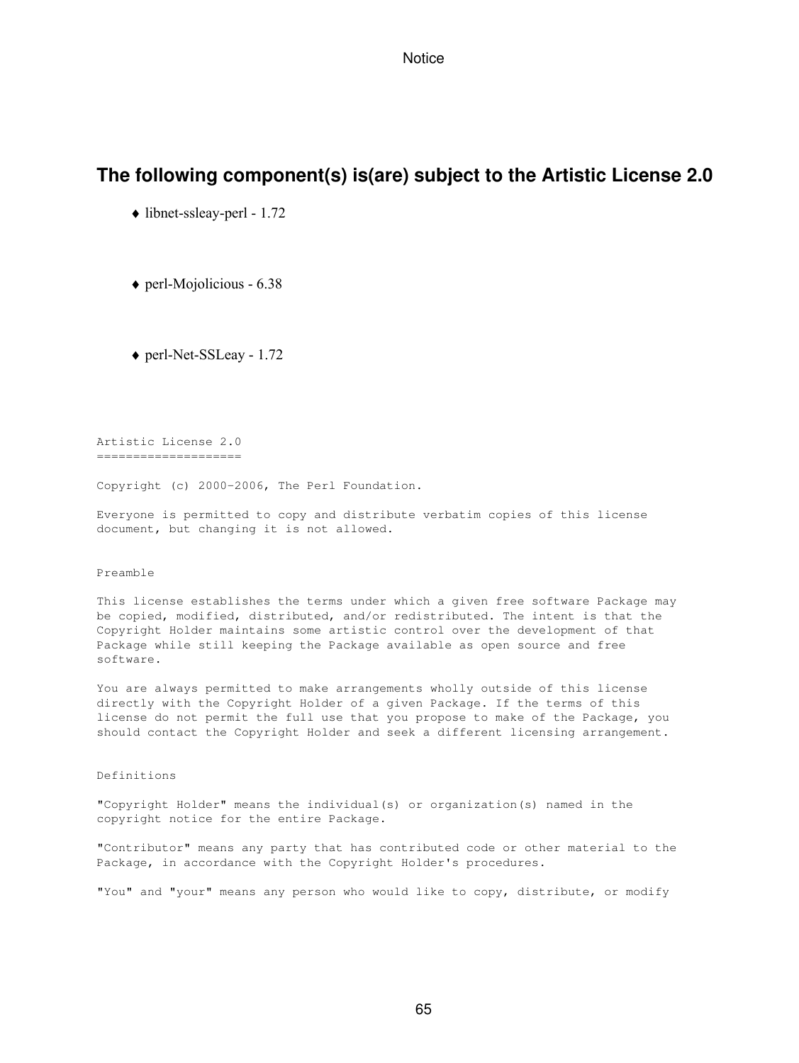## The following component(s) is(are) subject to the Artistic License 2.0

- libnet-ssleay-perl - 1.72
- perl-Mojolicious - 6.38
- perl-Net-SSLeay - 1.72

```
Artistic License 2.0
====================

Copyright (c) 2000-2006, The Perl Foundation.

Everyone is permitted to copy and distribute verbatim copies of this license
document, but changing it is not allowed.


Preamble

This license establishes the terms under which a given free software Package may
be copied, modified, distributed, and/or redistributed. The intent is that the
Copyright Holder maintains some artistic control over the development of that
Package while still keeping the Package available as open source and free
software.

You are always permitted to make arrangements wholly outside of this license
directly with the Copyright Holder of a given Package. If the terms of this
license do not permit the full use that you propose to make of the Package, you
should contact the Copyright Holder and seek a different licensing arrangement.


Definitions

"Copyright Holder" means the individual(s) or organization(s) named in the
copyright notice for the entire Package.

"Contributor" means any party that has contributed code or other material to the
Package, in accordance with the Copyright Holder's procedures.

"You" and "your" means any person who would like to copy, distribute, or modify
```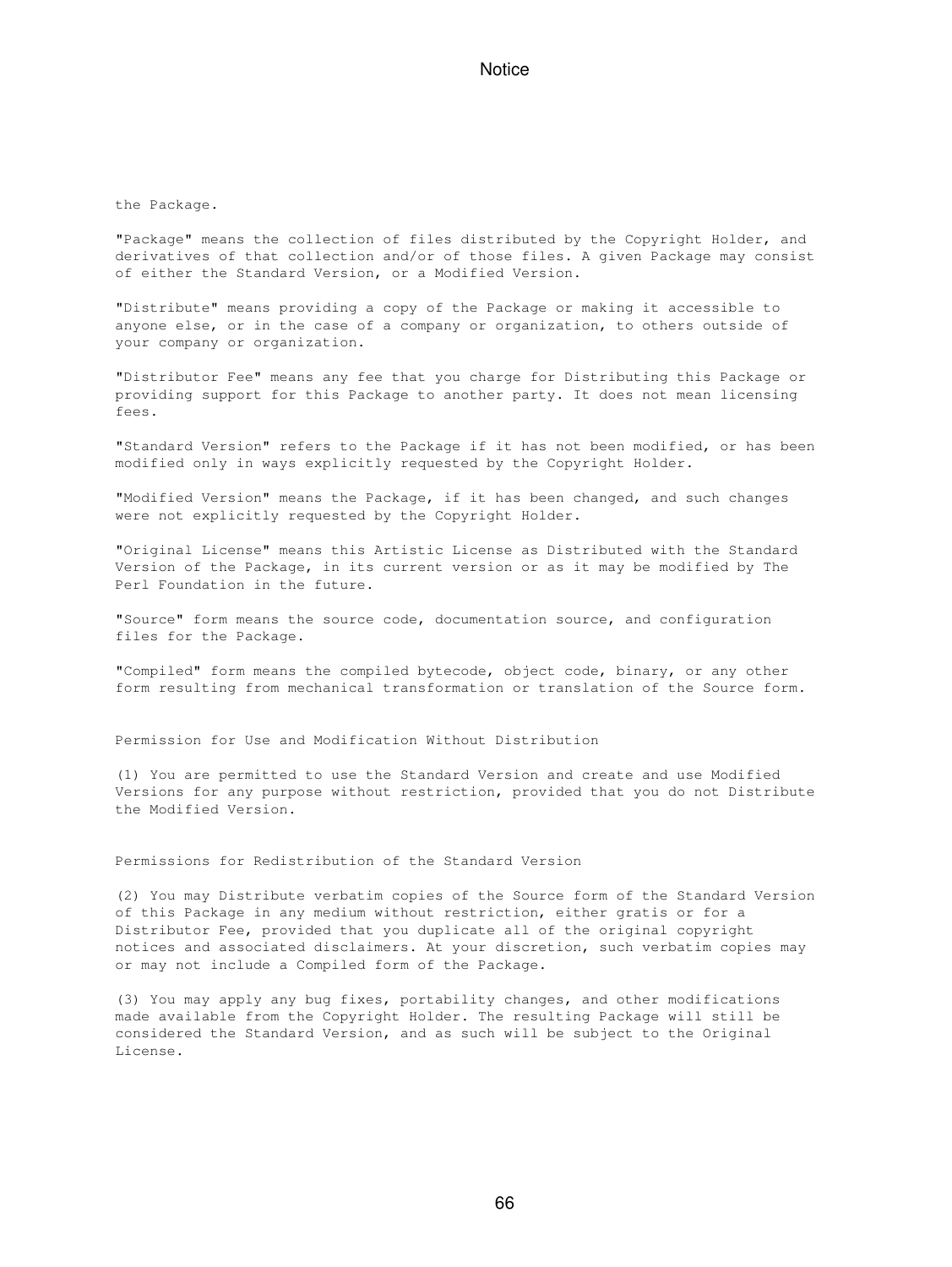the Package.

"Package" means the collection of files distributed by the Copyright Holder, and derivatives of that collection and/or of those files. A given Package may consist of either the Standard Version, or a Modified Version.

"Distribute" means providing a copy of the Package or making it accessible to anyone else, or in the case of a company or organization, to others outside of your company or organization.

"Distributor Fee" means any fee that you charge for Distributing this Package or providing support for this Package to another party. It does not mean licensing fees.

"Standard Version" refers to the Package if it has not been modified, or has been modified only in ways explicitly requested by the Copyright Holder.

"Modified Version" means the Package, if it has been changed, and such changes were not explicitly requested by the Copyright Holder.

"Original License" means this Artistic License as Distributed with the Standard Version of the Package, in its current version or as it may be modified by The Perl Foundation in the future.

"Source" form means the source code, documentation source, and configuration files for the Package.

"Compiled" form means the compiled bytecode, object code, binary, or any other form resulting from mechanical transformation or translation of the Source form.

Permission for Use and Modification Without Distribution

(1) You are permitted to use the Standard Version and create and use Modified Versions for any purpose without restriction, provided that you do not Distribute the Modified Version.

Permissions for Redistribution of the Standard Version

(2) You may Distribute verbatim copies of the Source form of the Standard Version of this Package in any medium without restriction, either gratis or for a Distributor Fee, provided that you duplicate all of the original copyright notices and associated disclaimers. At your discretion, such verbatim copies may or may not include a Compiled form of the Package.

(3) You may apply any bug fixes, portability changes, and other modifications made available from the Copyright Holder. The resulting Package will still be considered the Standard Version, and as such will be subject to the Original License.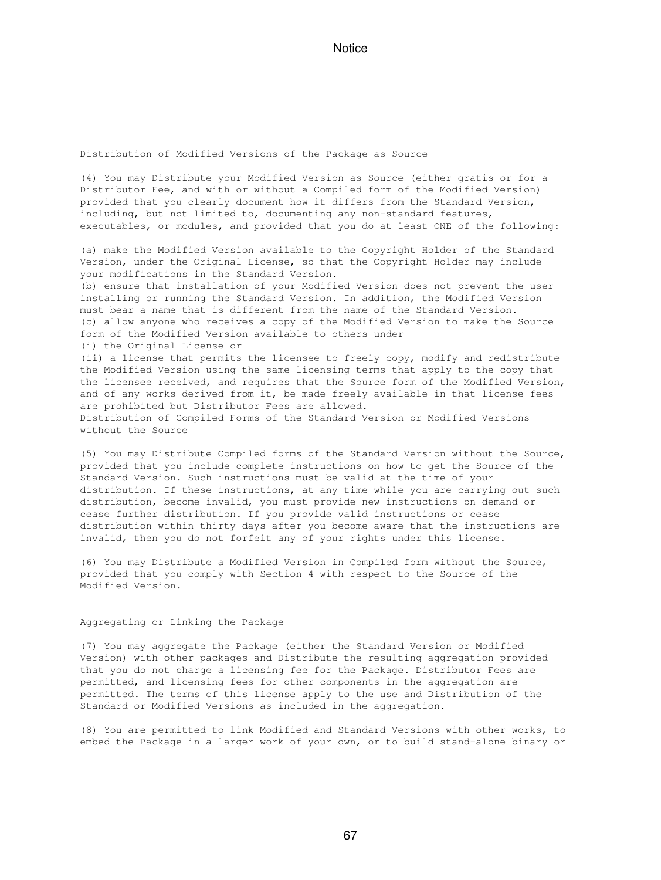Distribution of Modified Versions of the Package as Source

(4) You may Distribute your Modified Version as Source (either gratis or for a Distributor Fee, and with or without a Compiled form of the Modified Version) provided that you clearly document how it differs from the Standard Version, including, but not limited to, documenting any non-standard features, executables, or modules, and provided that you do at least ONE of the following:

(a) make the Modified Version available to the Copyright Holder of the Standard Version, under the Original License, so that the Copyright Holder may include your modifications in the Standard Version.
(b) ensure that installation of your Modified Version does not prevent the user installing or running the Standard Version. In addition, the Modified Version must bear a name that is different from the name of the Standard Version.
(c) allow anyone who receives a copy of the Modified Version to make the Source form of the Modified Version available to others under
(i) the Original License or
(ii) a license that permits the licensee to freely copy, modify and redistribute the Modified Version using the same licensing terms that apply to the copy that the licensee received, and requires that the Source form of the Modified Version, and of any works derived from it, be made freely available in that license fees are prohibited but Distributor Fees are allowed.
Distribution of Compiled Forms of the Standard Version or Modified Versions without the Source

(5) You may Distribute Compiled forms of the Standard Version without the Source, provided that you include complete instructions on how to get the Source of the Standard Version. Such instructions must be valid at the time of your distribution. If these instructions, at any time while you are carrying out such distribution, become invalid, you must provide new instructions on demand or cease further distribution. If you provide valid instructions or cease distribution within thirty days after you become aware that the instructions are invalid, then you do not forfeit any of your rights under this license.

(6) You may Distribute a Modified Version in Compiled form without the Source, provided that you comply with Section 4 with respect to the Source of the Modified Version.

Aggregating or Linking the Package

(7) You may aggregate the Package (either the Standard Version or Modified Version) with other packages and Distribute the resulting aggregation provided that you do not charge a licensing fee for the Package. Distributor Fees are permitted, and licensing fees for other components in the aggregation are permitted. The terms of this license apply to the use and Distribution of the Standard or Modified Versions as included in the aggregation.

(8) You are permitted to link Modified and Standard Versions with other works, to embed the Package in a larger work of your own, or to build stand-alone binary or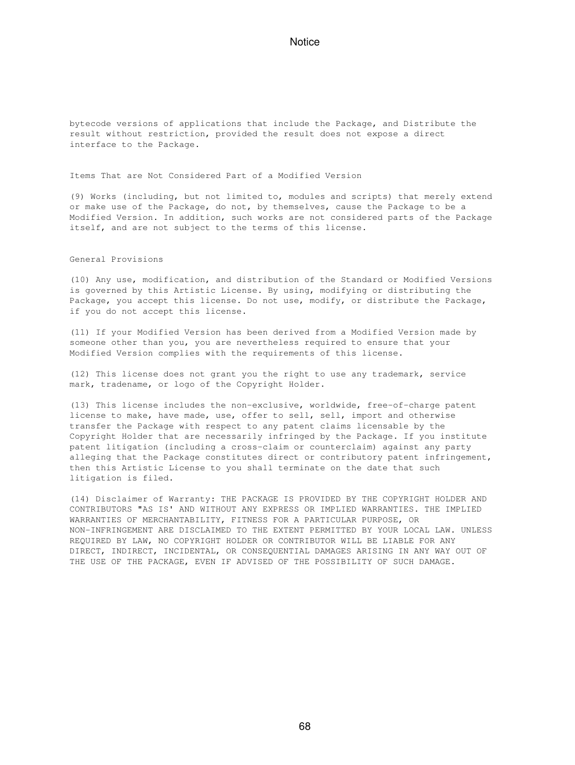bytecode versions of applications that include the Package, and Distribute the result without restriction, provided the result does not expose a direct interface to the Package.

Items That are Not Considered Part of a Modified Version

(9) Works (including, but not limited to, modules and scripts) that merely extend or make use of the Package, do not, by themselves, cause the Package to be a Modified Version. In addition, such works are not considered parts of the Package itself, and are not subject to the terms of this license.

General Provisions

(10) Any use, modification, and distribution of the Standard or Modified Versions is governed by this Artistic License. By using, modifying or distributing the Package, you accept this license. Do not use, modify, or distribute the Package, if you do not accept this license.

(11) If your Modified Version has been derived from a Modified Version made by someone other than you, you are nevertheless required to ensure that your Modified Version complies with the requirements of this license.

(12) This license does not grant you the right to use any trademark, service mark, tradename, or logo of the Copyright Holder.

(13) This license includes the non-exclusive, worldwide, free-of-charge patent license to make, have made, use, offer to sell, sell, import and otherwise transfer the Package with respect to any patent claims licensable by the Copyright Holder that are necessarily infringed by the Package. If you institute patent litigation (including a cross-claim or counterclaim) against any party alleging that the Package constitutes direct or contributory patent infringement, then this Artistic License to you shall terminate on the date that such litigation is filed.

(14) Disclaimer of Warranty: THE PACKAGE IS PROVIDED BY THE COPYRIGHT HOLDER AND CONTRIBUTORS "AS IS' AND WITHOUT ANY EXPRESS OR IMPLIED WARRANTIES. THE IMPLIED WARRANTIES OF MERCHANTABILITY, FITNESS FOR A PARTICULAR PURPOSE, OR NON-INFRINGEMENT ARE DISCLAIMED TO THE EXTENT PERMITTED BY YOUR LOCAL LAW. UNLESS REQUIRED BY LAW, NO COPYRIGHT HOLDER OR CONTRIBUTOR WILL BE LIABLE FOR ANY DIRECT, INDIRECT, INCIDENTAL, OR CONSEQUENTIAL DAMAGES ARISING IN ANY WAY OUT OF THE USE OF THE PACKAGE, EVEN IF ADVISED OF THE POSSIBILITY OF SUCH DAMAGE.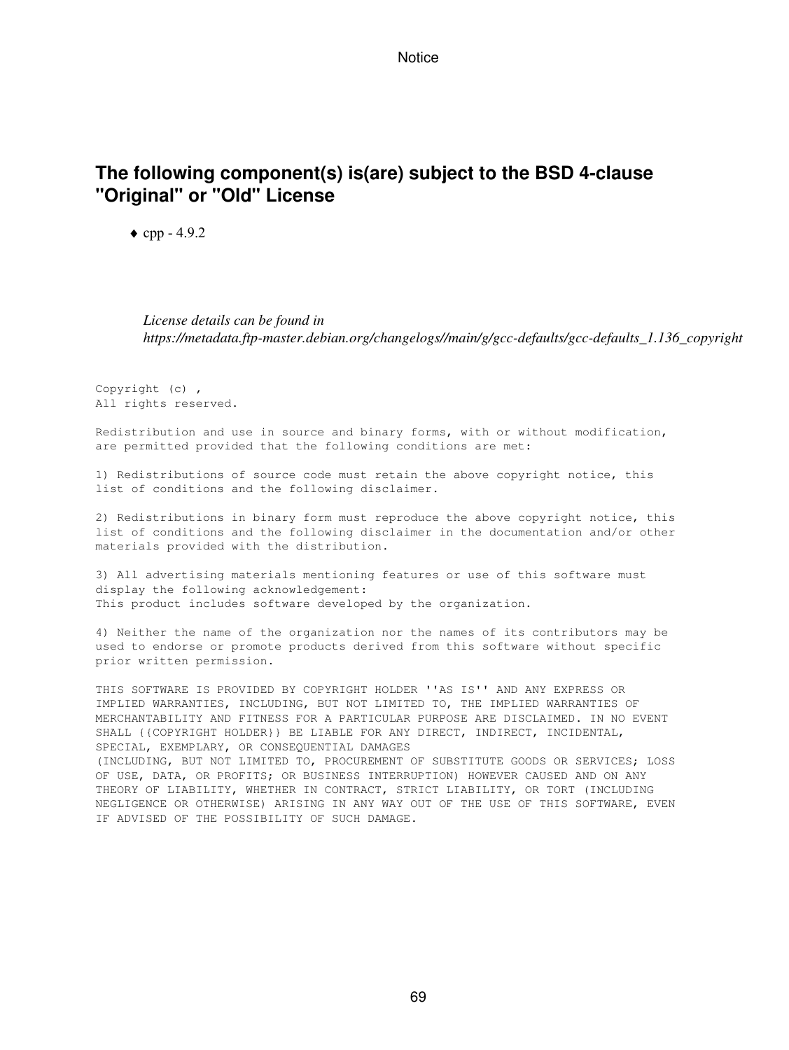## The following component(s) is(are) subject to the BSD 4-clause "Original" or "Old" License

- ♦ cpp - 4.9.2

*License details can be found in https://metadata.ftp-master.debian.org/changelogs//main/g/gcc-defaults/gcc-defaults_1.136_copyright*

```
Copyright (c) ,
All rights reserved.

Redistribution and use in source and binary forms, with or without modification,
are permitted provided that the following conditions are met:

1) Redistributions of source code must retain the above copyright notice, this
list of conditions and the following disclaimer.

2) Redistributions in binary form must reproduce the above copyright notice, this
list of conditions and the following disclaimer in the documentation and/or other
materials provided with the distribution.

3) All advertising materials mentioning features or use of this software must
display the following acknowledgement:
This product includes software developed by the organization.

4) Neither the name of the organization nor the names of its contributors may be
used to endorse or promote products derived from this software without specific
prior written permission.

THIS SOFTWARE IS PROVIDED BY COPYRIGHT HOLDER ''AS IS'' AND ANY EXPRESS OR
IMPLIED WARRANTIES, INCLUDING, BUT NOT LIMITED TO, THE IMPLIED WARRANTIES OF
MERCHANTABILITY AND FITNESS FOR A PARTICULAR PURPOSE ARE DISCLAIMED. IN NO EVENT
SHALL {{COPYRIGHT HOLDER}} BE LIABLE FOR ANY DIRECT, INDIRECT, INCIDENTAL,
SPECIAL, EXEMPLARY, OR CONSEQUENTIAL DAMAGES
(INCLUDING, BUT NOT LIMITED TO, PROCUREMENT OF SUBSTITUTE GOODS OR SERVICES; LOSS
OF USE, DATA, OR PROFITS; OR BUSINESS INTERRUPTION) HOWEVER CAUSED AND ON ANY
THEORY OF LIABILITY, WHETHER IN CONTRACT, STRICT LIABILITY, OR TORT (INCLUDING
NEGLIGENCE OR OTHERWISE) ARISING IN ANY WAY OUT OF THE USE OF THIS SOFTWARE, EVEN
IF ADVISED OF THE POSSIBILITY OF SUCH DAMAGE.
```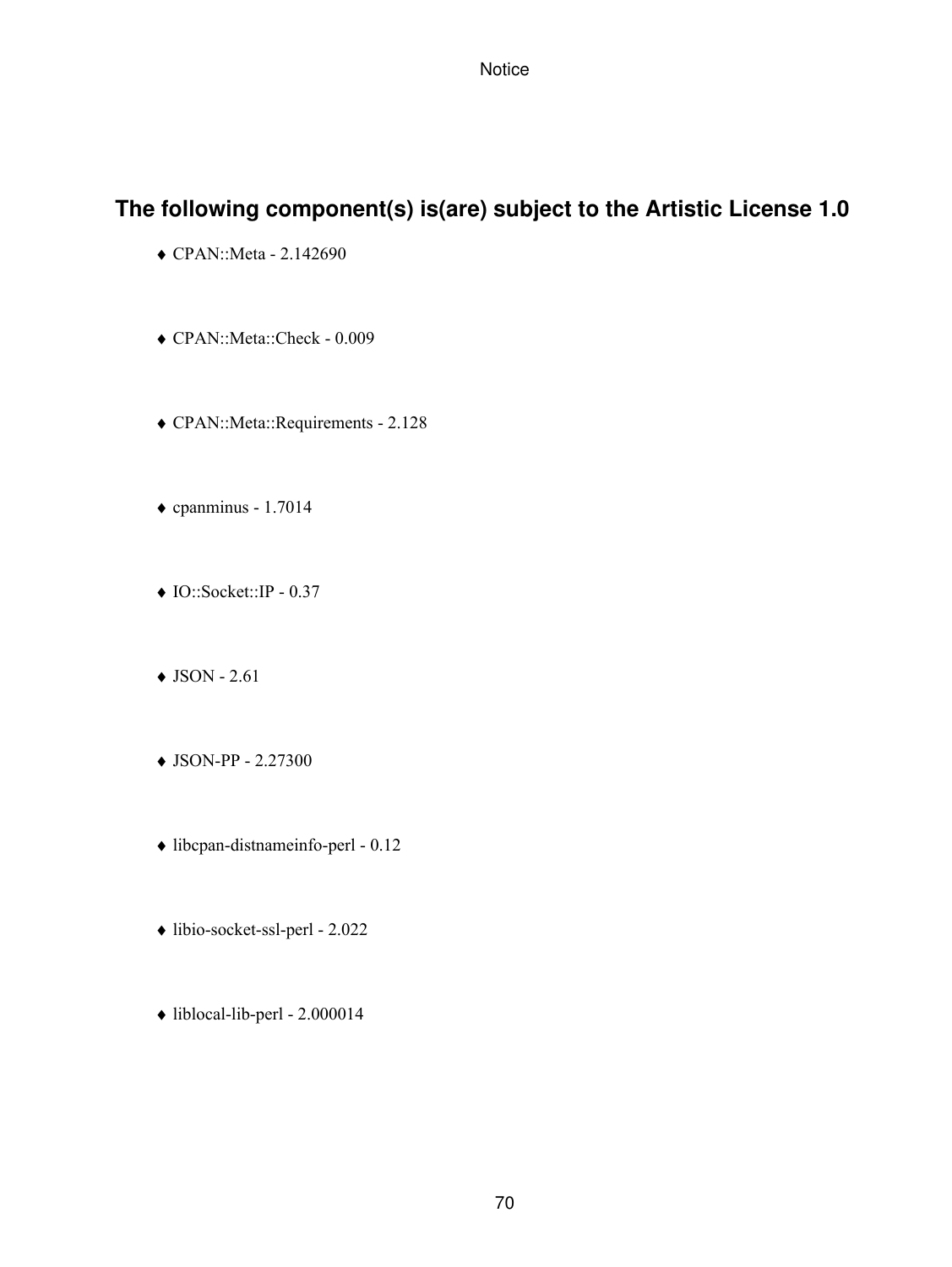## The following component(s) is(are) subject to the Artistic License 1.0

- CPAN::Meta - 2.142690
- CPAN::Meta::Check - 0.009
- CPAN::Meta::Requirements - 2.128
- cpanminus - 1.7014
- IO::Socket::IP - 0.37
- JSON - 2.61
- JSON-PP - 2.27300
- libcpan-distnameinfo-perl - 0.12
- libio-socket-ssl-perl - 2.022
- liblocal-lib-perl - 2.000014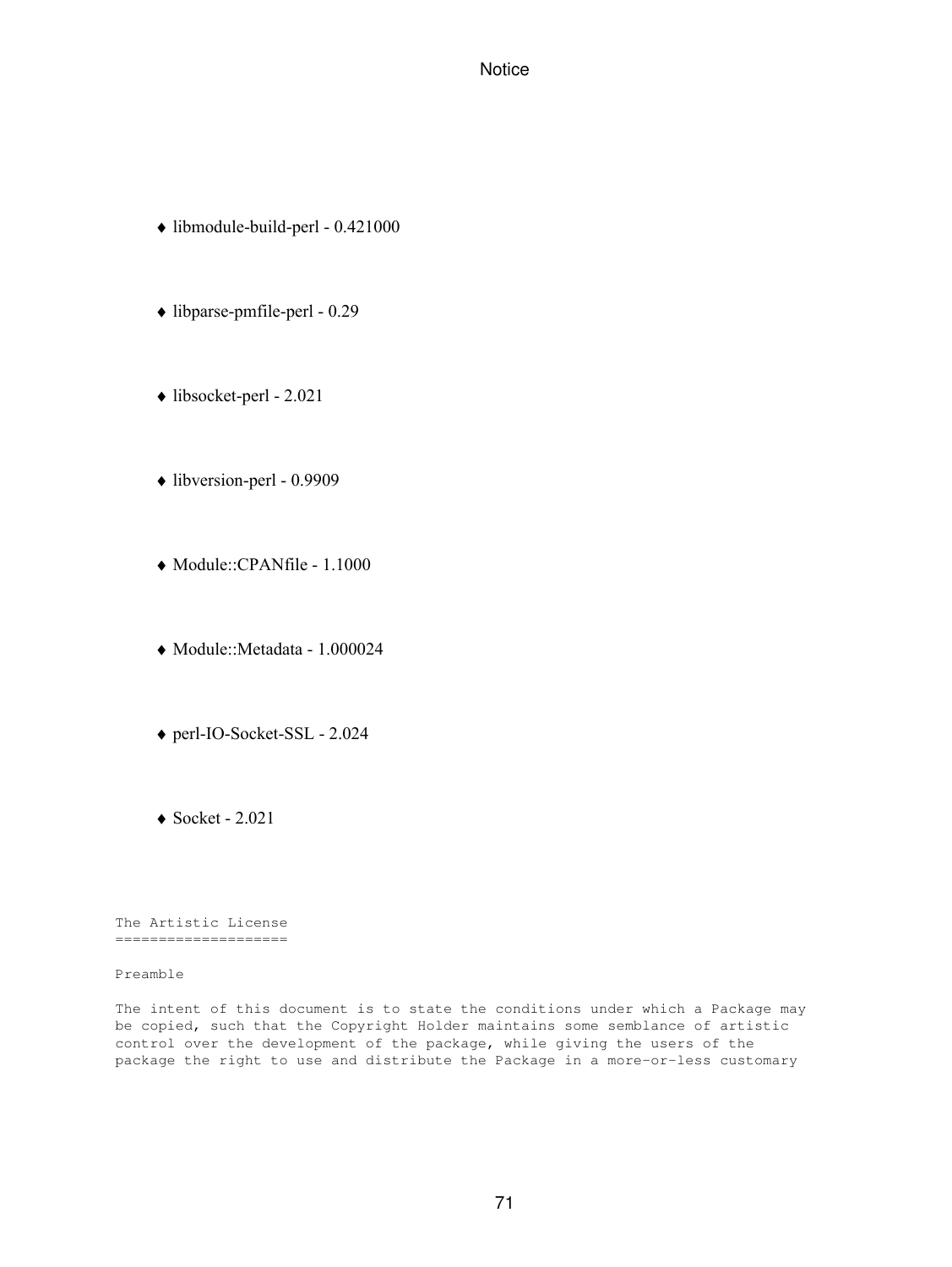- libmodule-build-perl - 0.421000
- libparse-pmfile-perl - 0.29
- libsocket-perl - 2.021
- libversion-perl - 0.9909
- Module::CPANfile - 1.1000
- Module::Metadata - 1.000024
- perl-IO-Socket-SSL - 2.024
- Socket - 2.021

```
The Artistic License
====================

Preamble

The intent of this document is to state the conditions under which a Package may
be copied, such that the Copyright Holder maintains some semblance of artistic
control over the development of the package, while giving the users of the
package the right to use and distribute the Package in a more-or-less customary
```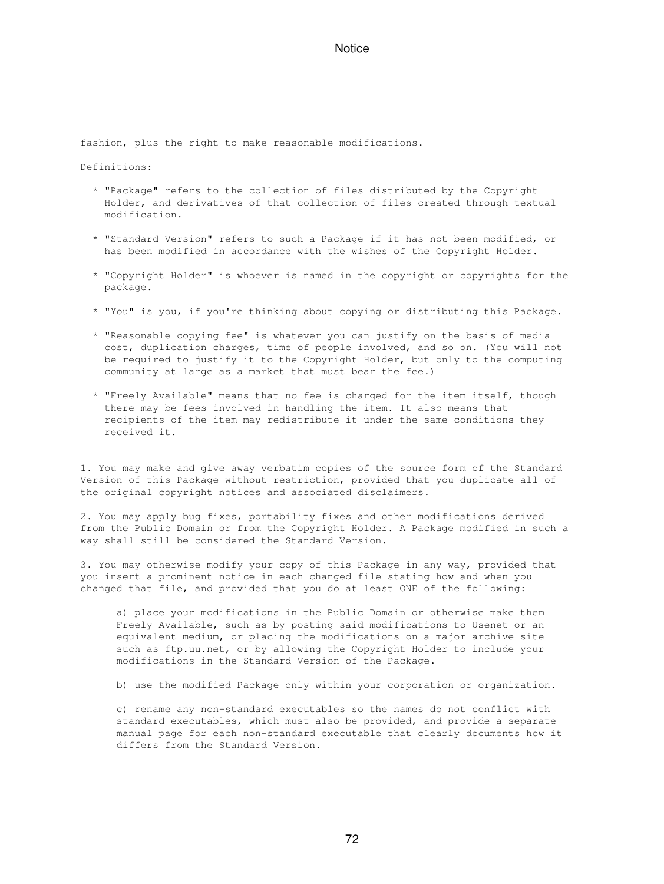fashion, plus the right to make reasonable modifications.

Definitions:

- "Package" refers to the collection of files distributed by the Copyright Holder, and derivatives of that collection of files created through textual modification.
- "Standard Version" refers to such a Package if it has not been modified, or has been modified in accordance with the wishes of the Copyright Holder.
- "Copyright Holder" is whoever is named in the copyright or copyrights for the package.
- "You" is you, if you're thinking about copying or distributing this Package.
- "Reasonable copying fee" is whatever you can justify on the basis of media cost, duplication charges, time of people involved, and so on. (You will not be required to justify it to the Copyright Holder, but only to the computing community at large as a market that must bear the fee.)
- "Freely Available" means that no fee is charged for the item itself, though there may be fees involved in handling the item. It also means that recipients of the item may redistribute it under the same conditions they received it.

1. You may make and give away verbatim copies of the source form of the Standard Version of this Package without restriction, provided that you duplicate all of the original copyright notices and associated disclaimers.

2. You may apply bug fixes, portability fixes and other modifications derived from the Public Domain or from the Copyright Holder. A Package modified in such a way shall still be considered the Standard Version.

3. You may otherwise modify your copy of this Package in any way, provided that you insert a prominent notice in each changed file stating how and when you changed that file, and provided that you do at least ONE of the following:

    a) place your modifications in the Public Domain or otherwise make them Freely Available, such as by posting said modifications to Usenet or an equivalent medium, or placing the modifications on a major archive site such as ftp.uu.net, or by allowing the Copyright Holder to include your modifications in the Standard Version of the Package.

    b) use the modified Package only within your corporation or organization.

    c) rename any non-standard executables so the names do not conflict with standard executables, which must also be provided, and provide a separate manual page for each non-standard executable that clearly documents how it differs from the Standard Version.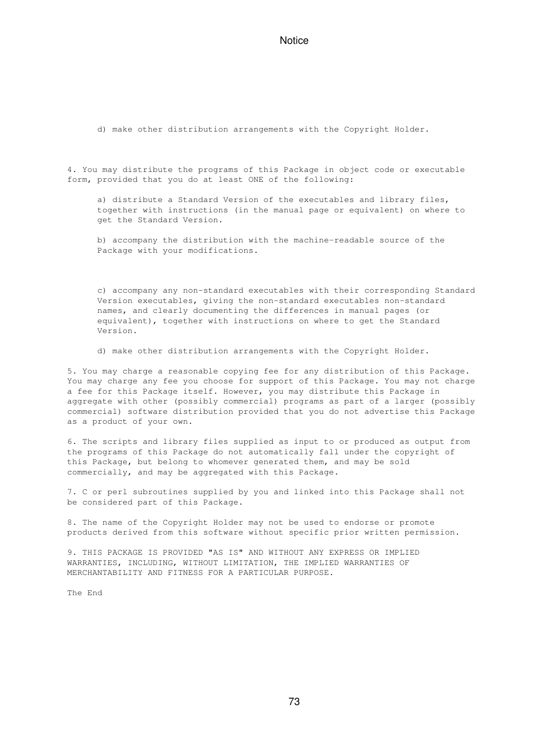d) make other distribution arrangements with the Copyright Holder.

4. You may distribute the programs of this Package in object code or executable form, provided that you do at least ONE of the following:

a) distribute a Standard Version of the executables and library files, together with instructions (in the manual page or equivalent) on where to get the Standard Version.

b) accompany the distribution with the machine-readable source of the Package with your modifications.

c) accompany any non-standard executables with their corresponding Standard Version executables, giving the non-standard executables non-standard names, and clearly documenting the differences in manual pages (or equivalent), together with instructions on where to get the Standard Version.

d) make other distribution arrangements with the Copyright Holder.

5. You may charge a reasonable copying fee for any distribution of this Package. You may charge any fee you choose for support of this Package. You may not charge a fee for this Package itself. However, you may distribute this Package in aggregate with other (possibly commercial) programs as part of a larger (possibly commercial) software distribution provided that you do not advertise this Package as a product of your own.

6. The scripts and library files supplied as input to or produced as output from the programs of this Package do not automatically fall under the copyright of this Package, but belong to whomever generated them, and may be sold commercially, and may be aggregated with this Package.

7. C or perl subroutines supplied by you and linked into this Package shall not be considered part of this Package.

8. The name of the Copyright Holder may not be used to endorse or promote products derived from this software without specific prior written permission.

9. THIS PACKAGE IS PROVIDED "AS IS" AND WITHOUT ANY EXPRESS OR IMPLIED WARRANTIES, INCLUDING, WITHOUT LIMITATION, THE IMPLIED WARRANTIES OF MERCHANTABILITY AND FITNESS FOR A PARTICULAR PURPOSE.

The End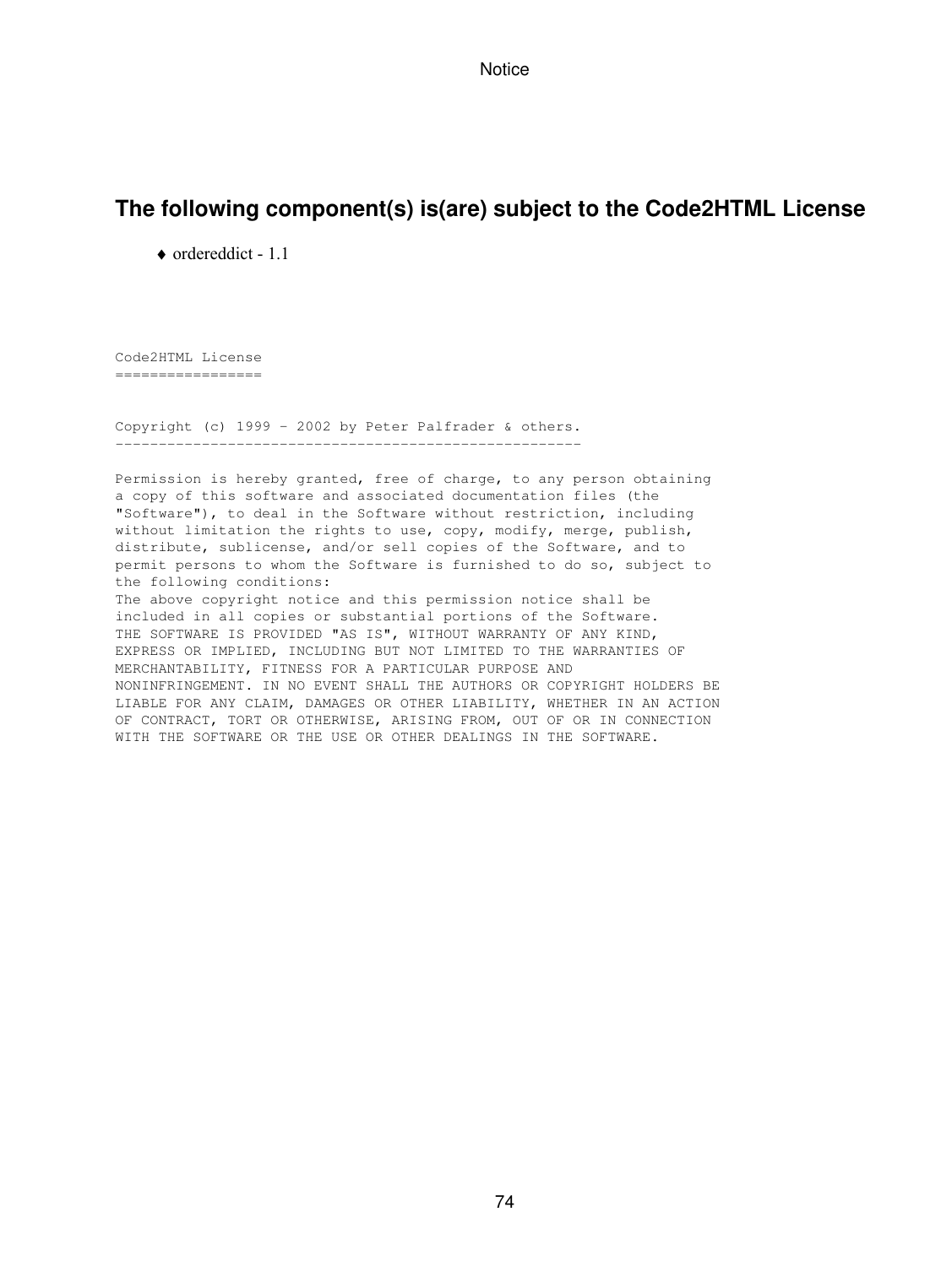## The following component(s) is(are) subject to the Code2HTML License

- ordereddict - 1.1

```
Code2HTML License
=================


Copyright (c) 1999 - 2002 by Peter Palfrader & others.
------------------------------------------------------

Permission is hereby granted, free of charge, to any person obtaining
a copy of this software and associated documentation files (the
"Software"), to deal in the Software without restriction, including
without limitation the rights to use, copy, modify, merge, publish,
distribute, sublicense, and/or sell copies of the Software, and to
permit persons to whom the Software is furnished to do so, subject to
the following conditions:
The above copyright notice and this permission notice shall be
included in all copies or substantial portions of the Software.
THE SOFTWARE IS PROVIDED "AS IS", WITHOUT WARRANTY OF ANY KIND,
EXPRESS OR IMPLIED, INCLUDING BUT NOT LIMITED TO THE WARRANTIES OF
MERCHANTABILITY, FITNESS FOR A PARTICULAR PURPOSE AND
NONINFRINGEMENT. IN NO EVENT SHALL THE AUTHORS OR COPYRIGHT HOLDERS BE
LIABLE FOR ANY CLAIM, DAMAGES OR OTHER LIABILITY, WHETHER IN AN ACTION
OF CONTRACT, TORT OR OTHERWISE, ARISING FROM, OUT OF OR IN CONNECTION
WITH THE SOFTWARE OR THE USE OR OTHER DEALINGS IN THE SOFTWARE.
```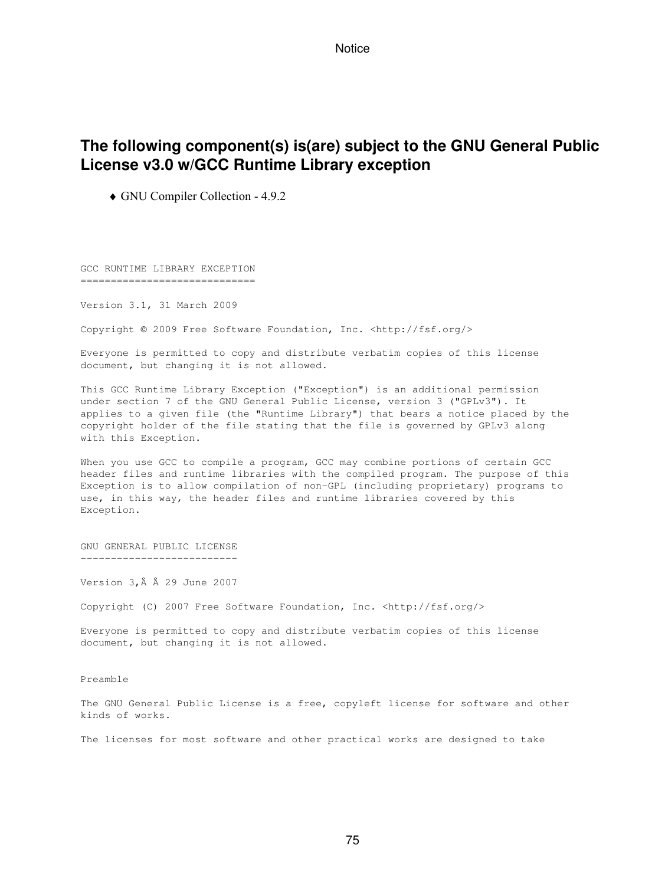## The following component(s) is(are) subject to the GNU General Public License v3.0 w/GCC Runtime Library exception

- GNU Compiler Collection - 4.9.2

```
GCC RUNTIME LIBRARY EXCEPTION
=============================

Version 3.1, 31 March 2009

Copyright © 2009 Free Software Foundation, Inc. <http://fsf.org/>

Everyone is permitted to copy and distribute verbatim copies of this license
document, but changing it is not allowed.

This GCC Runtime Library Exception ("Exception") is an additional permission
under section 7 of the GNU General Public License, version 3 ("GPLv3"). It
applies to a given file (the "Runtime Library") that bears a notice placed by the
copyright holder of the file stating that the file is governed by GPLv3 along
with this Exception.

When you use GCC to compile a program, GCC may combine portions of certain GCC
header files and runtime libraries with the compiled program. The purpose of this
Exception is to allow compilation of non-GPL (including proprietary) programs to
use, in this way, the header files and runtime libraries covered by this
Exception.


GNU GENERAL PUBLIC LICENSE
--------------------------

Version 3,Â Â 29 June 2007

Copyright (C) 2007 Free Software Foundation, Inc. <http://fsf.org/>

Everyone is permitted to copy and distribute verbatim copies of this license
document, but changing it is not allowed.


Preamble

The GNU General Public License is a free, copyleft license for software and other
kinds of works.

The licenses for most software and other practical works are designed to take
```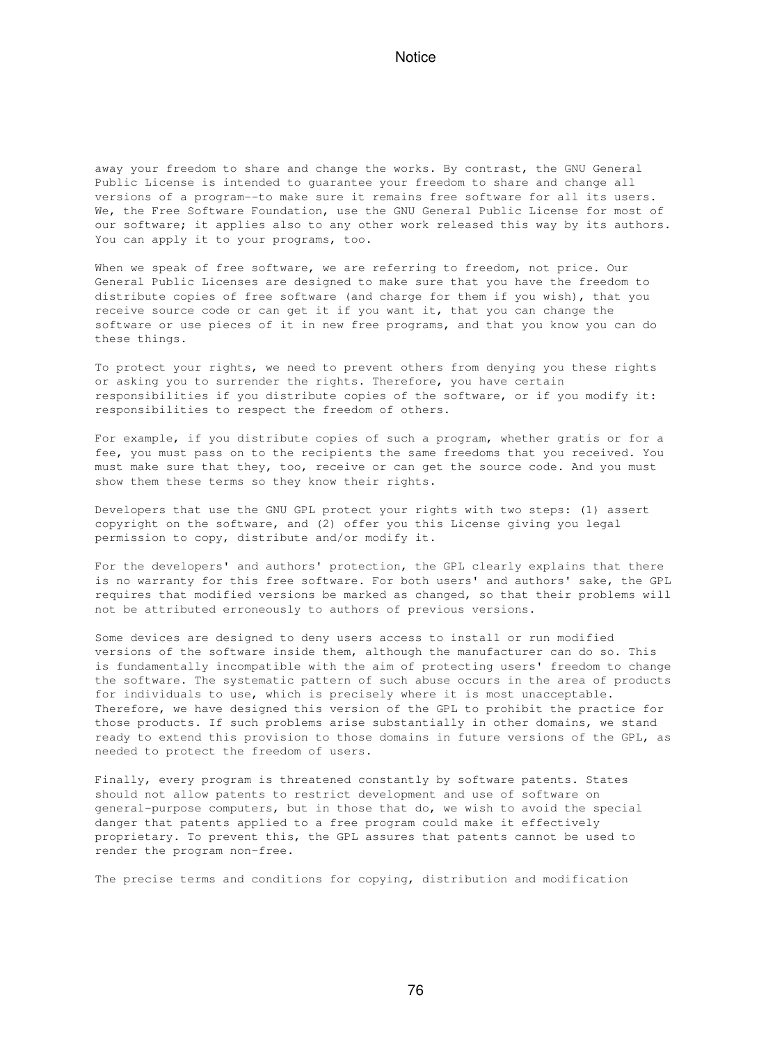away your freedom to share and change the works. By contrast, the GNU General Public License is intended to guarantee your freedom to share and change all versions of a program--to make sure it remains free software for all its users. We, the Free Software Foundation, use the GNU General Public License for most of our software; it applies also to any other work released this way by its authors. You can apply it to your programs, too.

When we speak of free software, we are referring to freedom, not price. Our General Public Licenses are designed to make sure that you have the freedom to distribute copies of free software (and charge for them if you wish), that you receive source code or can get it if you want it, that you can change the software or use pieces of it in new free programs, and that you know you can do these things.

To protect your rights, we need to prevent others from denying you these rights or asking you to surrender the rights. Therefore, you have certain responsibilities if you distribute copies of the software, or if you modify it: responsibilities to respect the freedom of others.

For example, if you distribute copies of such a program, whether gratis or for a fee, you must pass on to the recipients the same freedoms that you received. You must make sure that they, too, receive or can get the source code. And you must show them these terms so they know their rights.

Developers that use the GNU GPL protect your rights with two steps: (1) assert copyright on the software, and (2) offer you this License giving you legal permission to copy, distribute and/or modify it.

For the developers' and authors' protection, the GPL clearly explains that there is no warranty for this free software. For both users' and authors' sake, the GPL requires that modified versions be marked as changed, so that their problems will not be attributed erroneously to authors of previous versions.

Some devices are designed to deny users access to install or run modified versions of the software inside them, although the manufacturer can do so. This is fundamentally incompatible with the aim of protecting users' freedom to change the software. The systematic pattern of such abuse occurs in the area of products for individuals to use, which is precisely where it is most unacceptable. Therefore, we have designed this version of the GPL to prohibit the practice for those products. If such problems arise substantially in other domains, we stand ready to extend this provision to those domains in future versions of the GPL, as needed to protect the freedom of users.

Finally, every program is threatened constantly by software patents. States should not allow patents to restrict development and use of software on general-purpose computers, but in those that do, we wish to avoid the special danger that patents applied to a free program could make it effectively proprietary. To prevent this, the GPL assures that patents cannot be used to render the program non-free.

The precise terms and conditions for copying, distribution and modification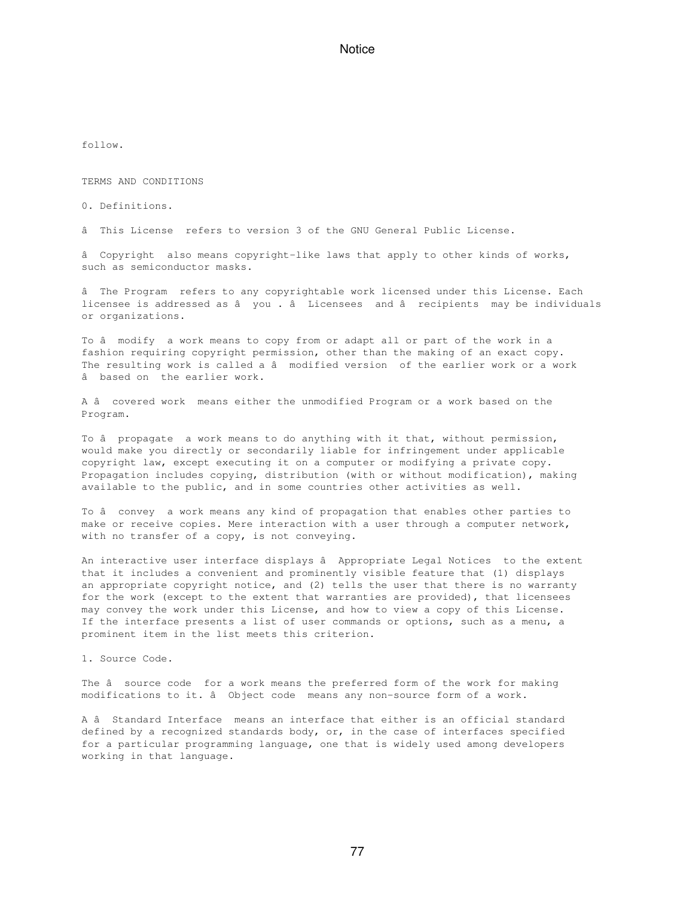follow.

TERMS AND CONDITIONS

0. Definitions.

â  This License  refers to version 3 of the GNU General Public License.

â  Copyright  also means copyright-like laws that apply to other kinds of works, such as semiconductor masks.

â  The Program  refers to any copyrightable work licensed under this License. Each licensee is addressed as â  you . â  Licensees  and â  recipients  may be individuals or organizations.

To â  modify  a work means to copy from or adapt all or part of the work in a fashion requiring copyright permission, other than the making of an exact copy. The resulting work is called a â  modified version  of the earlier work or a work â  based on  the earlier work.

A â  covered work  means either the unmodified Program or a work based on the Program.

To â  propagate  a work means to do anything with it that, without permission, would make you directly or secondarily liable for infringement under applicable copyright law, except executing it on a computer or modifying a private copy. Propagation includes copying, distribution (with or without modification), making available to the public, and in some countries other activities as well.

To â  convey  a work means any kind of propagation that enables other parties to make or receive copies. Mere interaction with a user through a computer network, with no transfer of a copy, is not conveying.

An interactive user interface displays â  Appropriate Legal Notices  to the extent that it includes a convenient and prominently visible feature that (1) displays an appropriate copyright notice, and (2) tells the user that there is no warranty for the work (except to the extent that warranties are provided), that licensees may convey the work under this License, and how to view a copy of this License. If the interface presents a list of user commands or options, such as a menu, a prominent item in the list meets this criterion.

1. Source Code.

The â  source code  for a work means the preferred form of the work for making modifications to it. â  Object code  means any non-source form of a work.

A â  Standard Interface  means an interface that either is an official standard defined by a recognized standards body, or, in the case of interfaces specified for a particular programming language, one that is widely used among developers working in that language.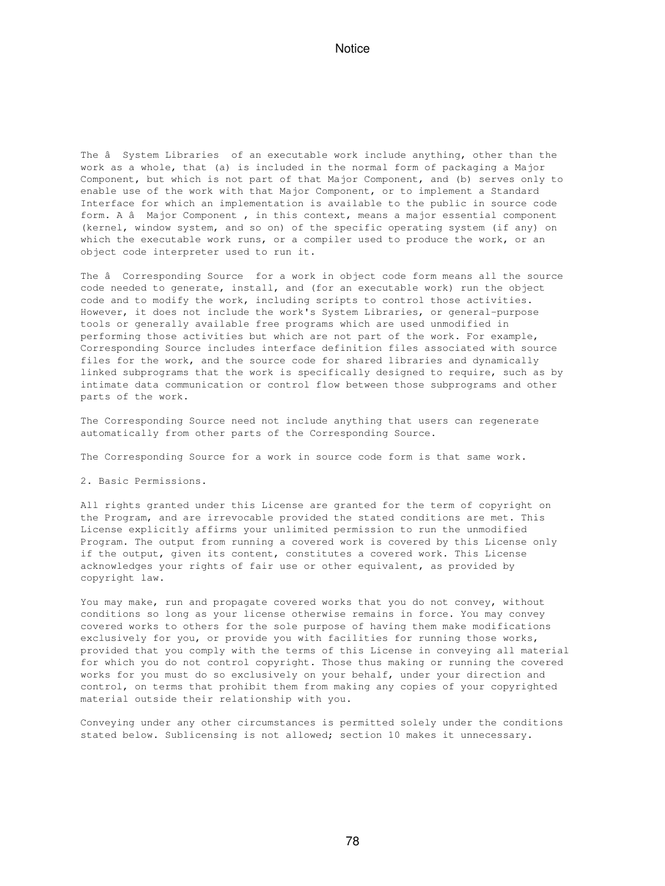The â  System Libraries  of an executable work include anything, other than the work as a whole, that (a) is included in the normal form of packaging a Major Component, but which is not part of that Major Component, and (b) serves only to enable use of the work with that Major Component, or to implement a Standard Interface for which an implementation is available to the public in source code form. A â  Major Component , in this context, means a major essential component (kernel, window system, and so on) of the specific operating system (if any) on which the executable work runs, or a compiler used to produce the work, or an object code interpreter used to run it.

The â  Corresponding Source  for a work in object code form means all the source code needed to generate, install, and (for an executable work) run the object code and to modify the work, including scripts to control those activities. However, it does not include the work's System Libraries, or general-purpose tools or generally available free programs which are used unmodified in performing those activities but which are not part of the work. For example, Corresponding Source includes interface definition files associated with source files for the work, and the source code for shared libraries and dynamically linked subprograms that the work is specifically designed to require, such as by intimate data communication or control flow between those subprograms and other parts of the work.

The Corresponding Source need not include anything that users can regenerate automatically from other parts of the Corresponding Source.

The Corresponding Source for a work in source code form is that same work.

2. Basic Permissions.

All rights granted under this License are granted for the term of copyright on the Program, and are irrevocable provided the stated conditions are met. This License explicitly affirms your unlimited permission to run the unmodified Program. The output from running a covered work is covered by this License only if the output, given its content, constitutes a covered work. This License acknowledges your rights of fair use or other equivalent, as provided by copyright law.

You may make, run and propagate covered works that you do not convey, without conditions so long as your license otherwise remains in force. You may convey covered works to others for the sole purpose of having them make modifications exclusively for you, or provide you with facilities for running those works, provided that you comply with the terms of this License in conveying all material for which you do not control copyright. Those thus making or running the covered works for you must do so exclusively on your behalf, under your direction and control, on terms that prohibit them from making any copies of your copyrighted material outside their relationship with you.

Conveying under any other circumstances is permitted solely under the conditions stated below. Sublicensing is not allowed; section 10 makes it unnecessary.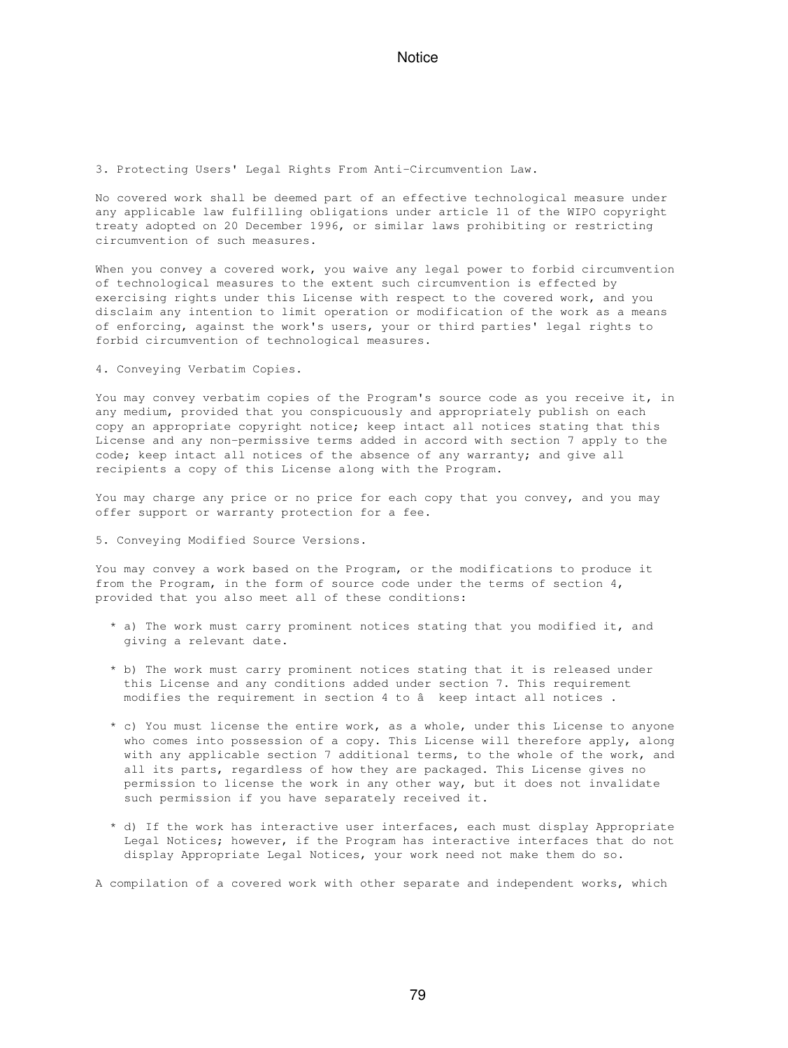3. Protecting Users' Legal Rights From Anti-Circumvention Law.

No covered work shall be deemed part of an effective technological measure under any applicable law fulfilling obligations under article 11 of the WIPO copyright treaty adopted on 20 December 1996, or similar laws prohibiting or restricting circumvention of such measures.

When you convey a covered work, you waive any legal power to forbid circumvention of technological measures to the extent such circumvention is effected by exercising rights under this License with respect to the covered work, and you disclaim any intention to limit operation or modification of the work as a means of enforcing, against the work's users, your or third parties' legal rights to forbid circumvention of technological measures.

4. Conveying Verbatim Copies.

You may convey verbatim copies of the Program's source code as you receive it, in any medium, provided that you conspicuously and appropriately publish on each copy an appropriate copyright notice; keep intact all notices stating that this License and any non-permissive terms added in accord with section 7 apply to the code; keep intact all notices of the absence of any warranty; and give all recipients a copy of this License along with the Program.

You may charge any price or no price for each copy that you convey, and you may offer support or warranty protection for a fee.

5. Conveying Modified Source Versions.

You may convey a work based on the Program, or the modifications to produce it from the Program, in the form of source code under the terms of section 4, provided that you also meet all of these conditions:

* a) The work must carry prominent notices stating that you modified it, and giving a relevant date.

* b) The work must carry prominent notices stating that it is released under this License and any conditions added under section 7. This requirement modifies the requirement in section 4 to â  keep intact all notices .

* c) You must license the entire work, as a whole, under this License to anyone who comes into possession of a copy. This License will therefore apply, along with any applicable section 7 additional terms, to the whole of the work, and all its parts, regardless of how they are packaged. This License gives no permission to license the work in any other way, but it does not invalidate such permission if you have separately received it.

* d) If the work has interactive user interfaces, each must display Appropriate Legal Notices; however, if the Program has interactive interfaces that do not display Appropriate Legal Notices, your work need not make them do so.

A compilation of a covered work with other separate and independent works, which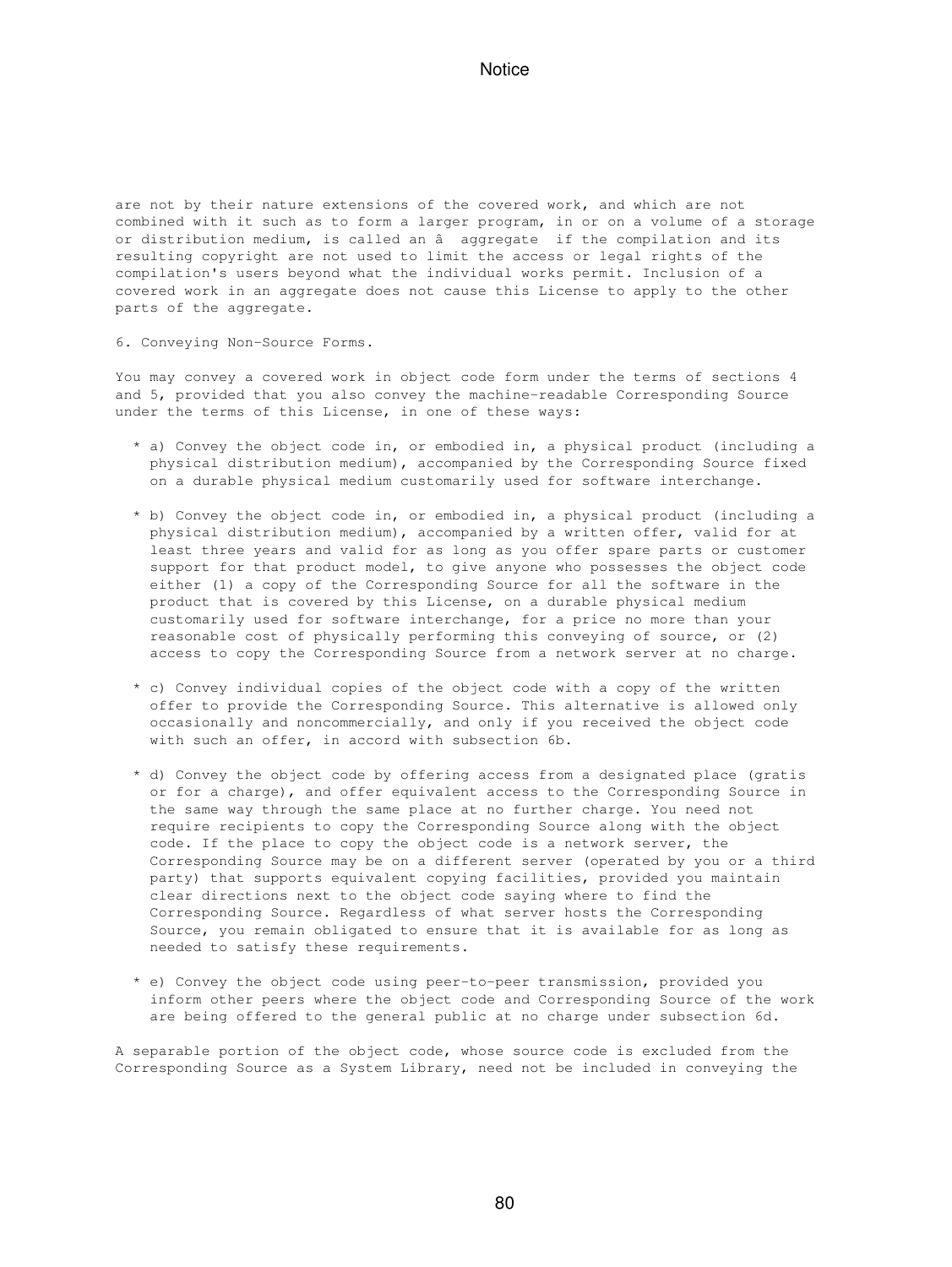are not by their nature extensions of the covered work, and which are not combined with it such as to form a larger program, in or on a volume of a storage or distribution medium, is called an â  aggregate  if the compilation and its resulting copyright are not used to limit the access or legal rights of the compilation's users beyond what the individual works permit. Inclusion of a covered work in an aggregate does not cause this License to apply to the other parts of the aggregate.

6. Conveying Non-Source Forms.

You may convey a covered work in object code form under the terms of sections 4 and 5, provided that you also convey the machine-readable Corresponding Source under the terms of this License, in one of these ways:

* a) Convey the object code in, or embodied in, a physical product (including a physical distribution medium), accompanied by the Corresponding Source fixed on a durable physical medium customarily used for software interchange.

* b) Convey the object code in, or embodied in, a physical product (including a physical distribution medium), accompanied by a written offer, valid for at least three years and valid for as long as you offer spare parts or customer support for that product model, to give anyone who possesses the object code either (1) a copy of the Corresponding Source for all the software in the product that is covered by this License, on a durable physical medium customarily used for software interchange, for a price no more than your reasonable cost of physically performing this conveying of source, or (2) access to copy the Corresponding Source from a network server at no charge.

* c) Convey individual copies of the object code with a copy of the written offer to provide the Corresponding Source. This alternative is allowed only occasionally and noncommercially, and only if you received the object code with such an offer, in accord with subsection 6b.

* d) Convey the object code by offering access from a designated place (gratis or for a charge), and offer equivalent access to the Corresponding Source in the same way through the same place at no further charge. You need not require recipients to copy the Corresponding Source along with the object code. If the place to copy the object code is a network server, the Corresponding Source may be on a different server (operated by you or a third party) that supports equivalent copying facilities, provided you maintain clear directions next to the object code saying where to find the Corresponding Source. Regardless of what server hosts the Corresponding Source, you remain obligated to ensure that it is available for as long as needed to satisfy these requirements.

* e) Convey the object code using peer-to-peer transmission, provided you inform other peers where the object code and Corresponding Source of the work are being offered to the general public at no charge under subsection 6d.

A separable portion of the object code, whose source code is excluded from the Corresponding Source as a System Library, need not be included in conveying the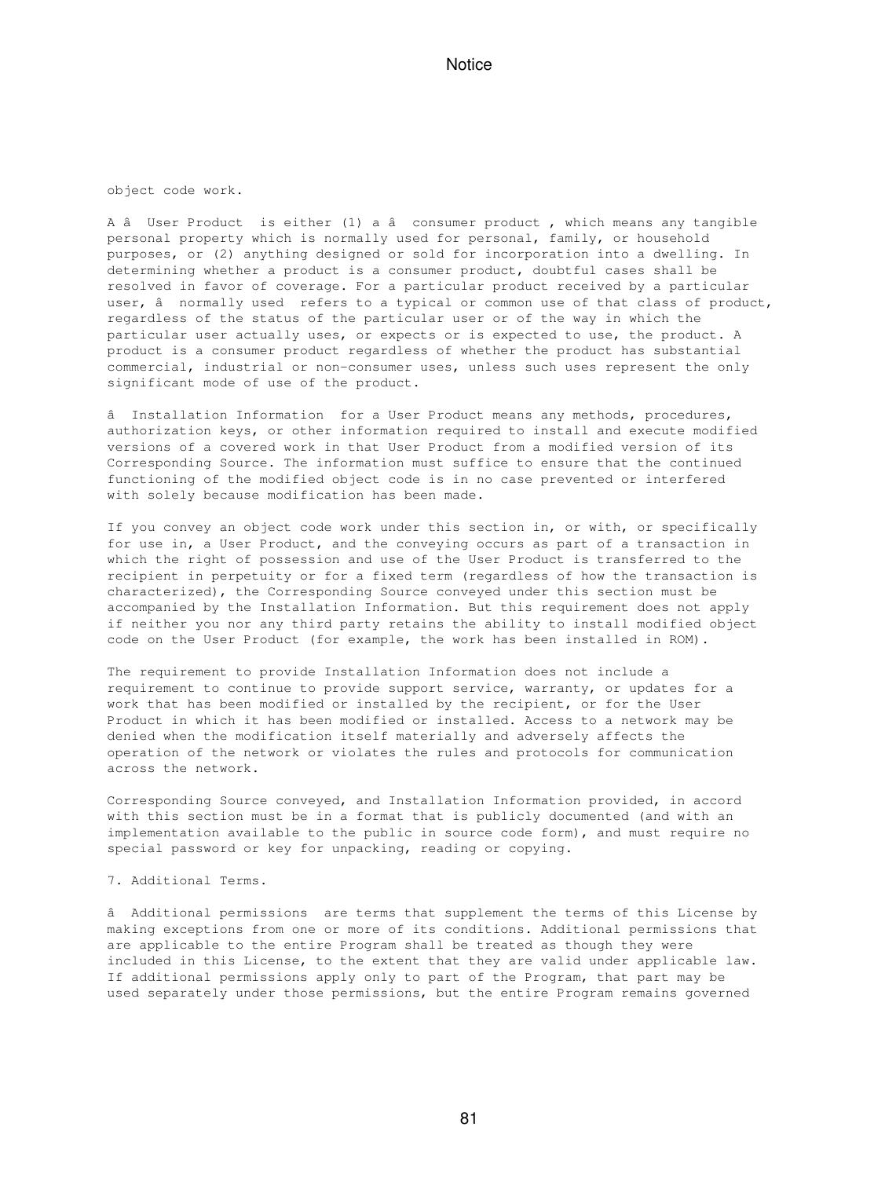object code work.

A â  User Product  is either (1) a â  consumer product , which means any tangible personal property which is normally used for personal, family, or household purposes, or (2) anything designed or sold for incorporation into a dwelling. In determining whether a product is a consumer product, doubtful cases shall be resolved in favor of coverage. For a particular product received by a particular user, â  normally used  refers to a typical or common use of that class of product, regardless of the status of the particular user or of the way in which the particular user actually uses, or expects or is expected to use, the product. A product is a consumer product regardless of whether the product has substantial commercial, industrial or non-consumer uses, unless such uses represent the only significant mode of use of the product.

â  Installation Information  for a User Product means any methods, procedures, authorization keys, or other information required to install and execute modified versions of a covered work in that User Product from a modified version of its Corresponding Source. The information must suffice to ensure that the continued functioning of the modified object code is in no case prevented or interfered with solely because modification has been made.

If you convey an object code work under this section in, or with, or specifically for use in, a User Product, and the conveying occurs as part of a transaction in which the right of possession and use of the User Product is transferred to the recipient in perpetuity or for a fixed term (regardless of how the transaction is characterized), the Corresponding Source conveyed under this section must be accompanied by the Installation Information. But this requirement does not apply if neither you nor any third party retains the ability to install modified object code on the User Product (for example, the work has been installed in ROM).

The requirement to provide Installation Information does not include a requirement to continue to provide support service, warranty, or updates for a work that has been modified or installed by the recipient, or for the User Product in which it has been modified or installed. Access to a network may be denied when the modification itself materially and adversely affects the operation of the network or violates the rules and protocols for communication across the network.

Corresponding Source conveyed, and Installation Information provided, in accord with this section must be in a format that is publicly documented (and with an implementation available to the public in source code form), and must require no special password or key for unpacking, reading or copying.

7. Additional Terms.

â  Additional permissions  are terms that supplement the terms of this License by making exceptions from one or more of its conditions. Additional permissions that are applicable to the entire Program shall be treated as though they were included in this License, to the extent that they are valid under applicable law. If additional permissions apply only to part of the Program, that part may be used separately under those permissions, but the entire Program remains governed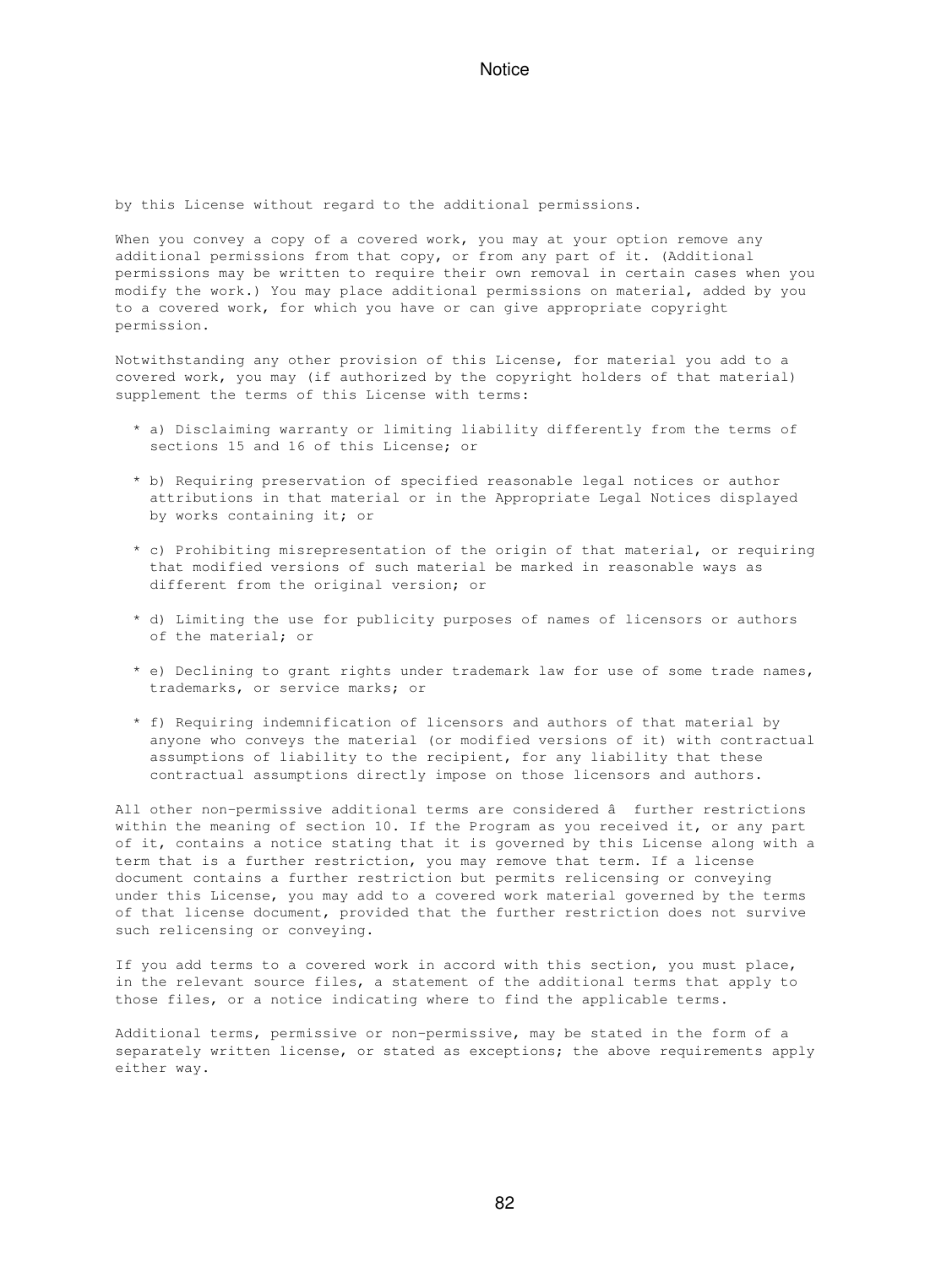by this License without regard to the additional permissions.

When you convey a copy of a covered work, you may at your option remove any additional permissions from that copy, or from any part of it. (Additional permissions may be written to require their own removal in certain cases when you modify the work.) You may place additional permissions on material, added by you to a covered work, for which you have or can give appropriate copyright permission.

Notwithstanding any other provision of this License, for material you add to a covered work, you may (if authorized by the copyright holders of that material) supplement the terms of this License with terms:

* a) Disclaiming warranty or limiting liability differently from the terms of sections 15 and 16 of this License; or

* b) Requiring preservation of specified reasonable legal notices or author attributions in that material or in the Appropriate Legal Notices displayed by works containing it; or

* c) Prohibiting misrepresentation of the origin of that material, or requiring that modified versions of such material be marked in reasonable ways as different from the original version; or

* d) Limiting the use for publicity purposes of names of licensors or authors of the material; or

* e) Declining to grant rights under trademark law for use of some trade names, trademarks, or service marks; or

* f) Requiring indemnification of licensors and authors of that material by anyone who conveys the material (or modified versions of it) with contractual assumptions of liability to the recipient, for any liability that these contractual assumptions directly impose on those licensors and authors.

All other non-permissive additional terms are considered â  further restrictions within the meaning of section 10. If the Program as you received it, or any part of it, contains a notice stating that it is governed by this License along with a term that is a further restriction, you may remove that term. If a license document contains a further restriction but permits relicensing or conveying under this License, you may add to a covered work material governed by the terms of that license document, provided that the further restriction does not survive such relicensing or conveying.

If you add terms to a covered work in accord with this section, you must place, in the relevant source files, a statement of the additional terms that apply to those files, or a notice indicating where to find the applicable terms.

Additional terms, permissive or non-permissive, may be stated in the form of a separately written license, or stated as exceptions; the above requirements apply either way.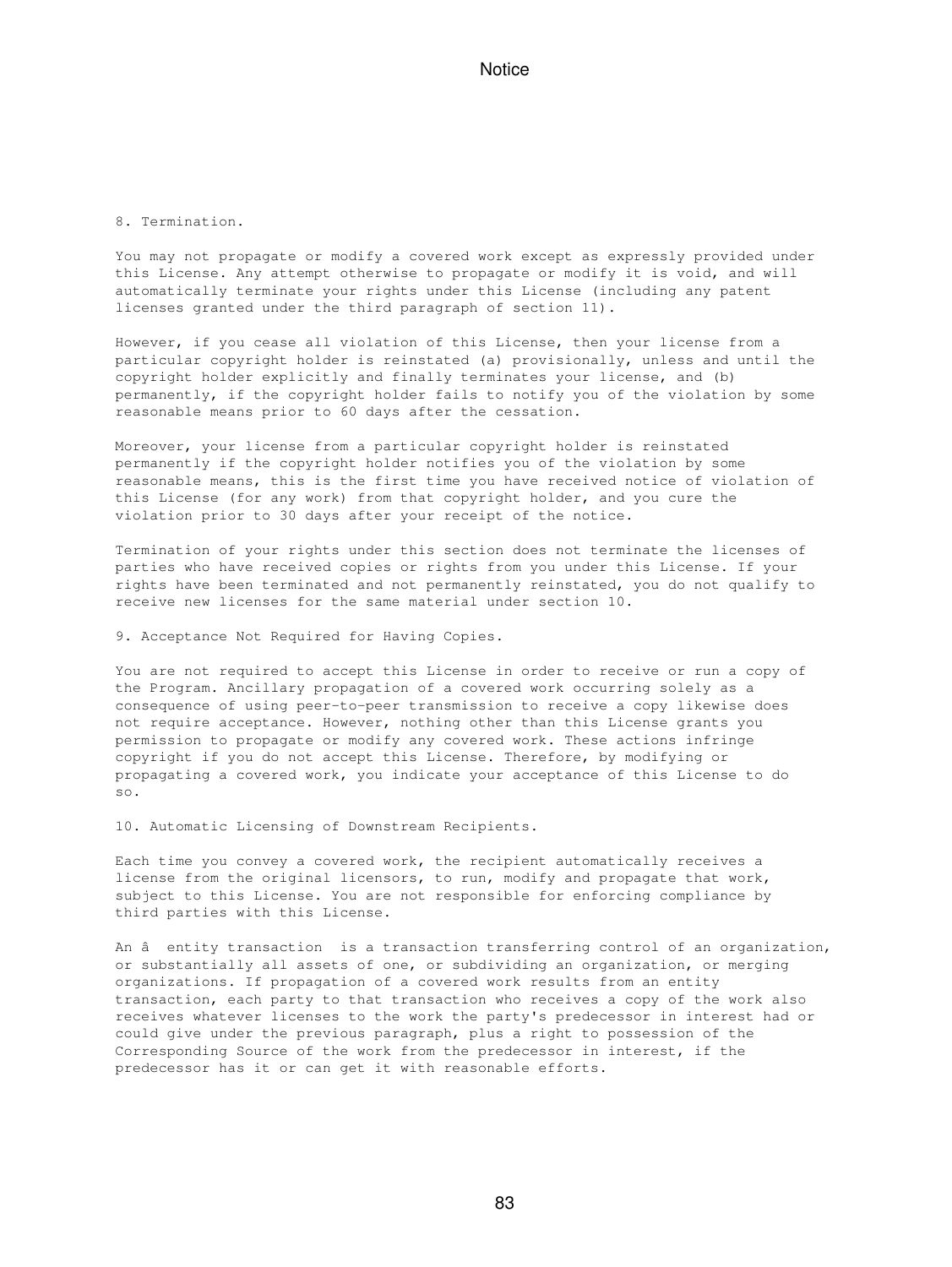8. Termination.

You may not propagate or modify a covered work except as expressly provided under this License. Any attempt otherwise to propagate or modify it is void, and will automatically terminate your rights under this License (including any patent licenses granted under the third paragraph of section 11).

However, if you cease all violation of this License, then your license from a particular copyright holder is reinstated (a) provisionally, unless and until the copyright holder explicitly and finally terminates your license, and (b) permanently, if the copyright holder fails to notify you of the violation by some reasonable means prior to 60 days after the cessation.

Moreover, your license from a particular copyright holder is reinstated permanently if the copyright holder notifies you of the violation by some reasonable means, this is the first time you have received notice of violation of this License (for any work) from that copyright holder, and you cure the violation prior to 30 days after your receipt of the notice.

Termination of your rights under this section does not terminate the licenses of parties who have received copies or rights from you under this License. If your rights have been terminated and not permanently reinstated, you do not qualify to receive new licenses for the same material under section 10.

9. Acceptance Not Required for Having Copies.

You are not required to accept this License in order to receive or run a copy of the Program. Ancillary propagation of a covered work occurring solely as a consequence of using peer-to-peer transmission to receive a copy likewise does not require acceptance. However, nothing other than this License grants you permission to propagate or modify any covered work. These actions infringe copyright if you do not accept this License. Therefore, by modifying or propagating a covered work, you indicate your acceptance of this License to do so.

10. Automatic Licensing of Downstream Recipients.

Each time you convey a covered work, the recipient automatically receives a license from the original licensors, to run, modify and propagate that work, subject to this License. You are not responsible for enforcing compliance by third parties with this License.

An â entity transaction is a transaction transferring control of an organization, or substantially all assets of one, or subdividing an organization, or merging organizations. If propagation of a covered work results from an entity transaction, each party to that transaction who receives a copy of the work also receives whatever licenses to the work the party's predecessor in interest had or could give under the previous paragraph, plus a right to possession of the Corresponding Source of the work from the predecessor in interest, if the predecessor has it or can get it with reasonable efforts.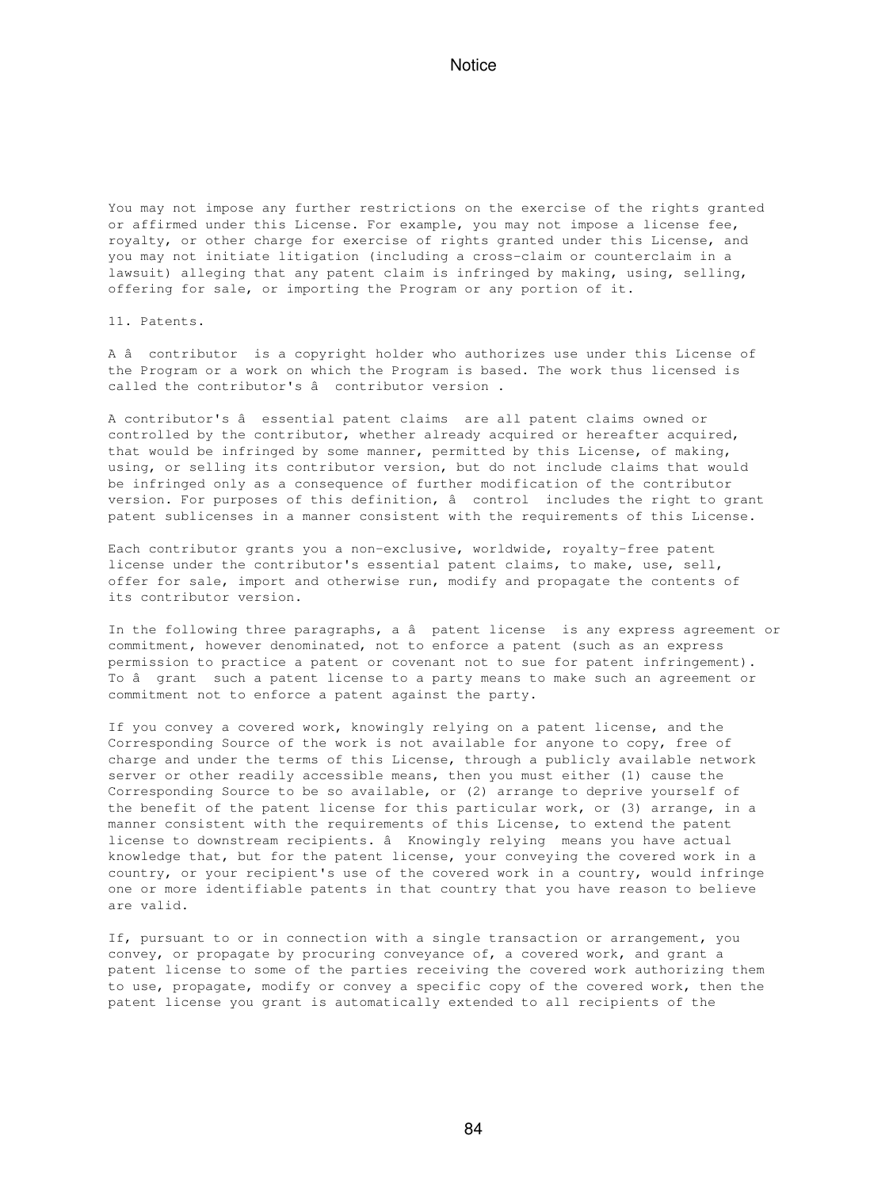You may not impose any further restrictions on the exercise of the rights granted or affirmed under this License. For example, you may not impose a license fee, royalty, or other charge for exercise of rights granted under this License, and you may not initiate litigation (including a cross-claim or counterclaim in a lawsuit) alleging that any patent claim is infringed by making, using, selling, offering for sale, or importing the Program or any portion of it.

11. Patents.

A â  contributor  is a copyright holder who authorizes use under this License of the Program or a work on which the Program is based. The work thus licensed is called the contributor's â  contributor version .

A contributor's â  essential patent claims  are all patent claims owned or controlled by the contributor, whether already acquired or hereafter acquired, that would be infringed by some manner, permitted by this License, of making, using, or selling its contributor version, but do not include claims that would be infringed only as a consequence of further modification of the contributor version. For purposes of this definition, â  control  includes the right to grant patent sublicenses in a manner consistent with the requirements of this License.

Each contributor grants you a non-exclusive, worldwide, royalty-free patent license under the contributor's essential patent claims, to make, use, sell, offer for sale, import and otherwise run, modify and propagate the contents of its contributor version.

In the following three paragraphs, a â  patent license  is any express agreement or commitment, however denominated, not to enforce a patent (such as an express permission to practice a patent or covenant not to sue for patent infringement). To â  grant  such a patent license to a party means to make such an agreement or commitment not to enforce a patent against the party.

If you convey a covered work, knowingly relying on a patent license, and the Corresponding Source of the work is not available for anyone to copy, free of charge and under the terms of this License, through a publicly available network server or other readily accessible means, then you must either (1) cause the Corresponding Source to be so available, or (2) arrange to deprive yourself of the benefit of the patent license for this particular work, or (3) arrange, in a manner consistent with the requirements of this License, to extend the patent license to downstream recipients. â  Knowingly relying  means you have actual knowledge that, but for the patent license, your conveying the covered work in a country, or your recipient's use of the covered work in a country, would infringe one or more identifiable patents in that country that you have reason to believe are valid.

If, pursuant to or in connection with a single transaction or arrangement, you convey, or propagate by procuring conveyance of, a covered work, and grant a patent license to some of the parties receiving the covered work authorizing them to use, propagate, modify or convey a specific copy of the covered work, then the patent license you grant is automatically extended to all recipients of the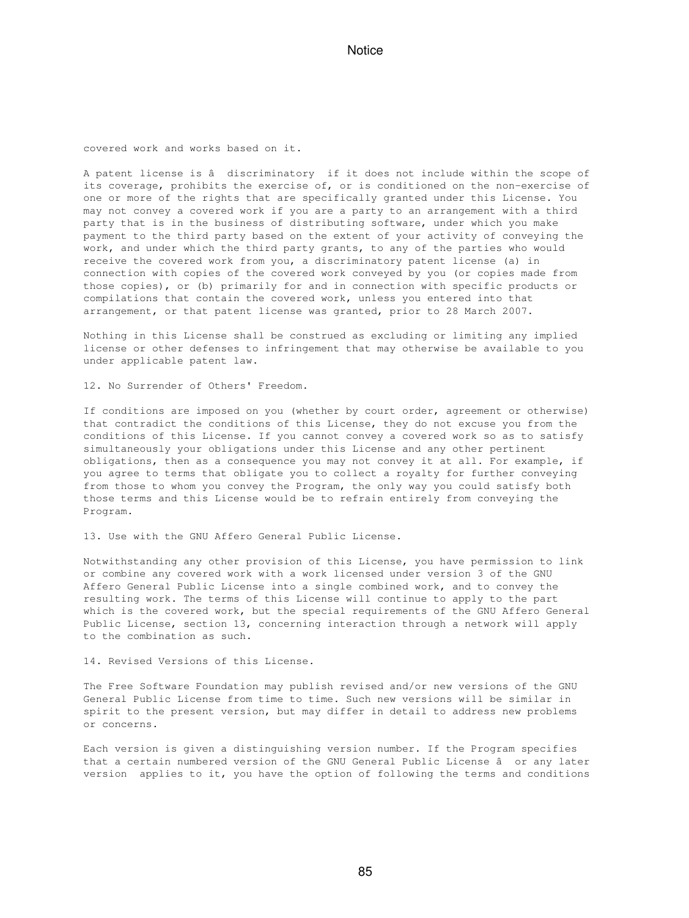covered work and works based on it.

A patent license is â  discriminatory  if it does not include within the scope of its coverage, prohibits the exercise of, or is conditioned on the non-exercise of one or more of the rights that are specifically granted under this License. You may not convey a covered work if you are a party to an arrangement with a third party that is in the business of distributing software, under which you make payment to the third party based on the extent of your activity of conveying the work, and under which the third party grants, to any of the parties who would receive the covered work from you, a discriminatory patent license (a) in connection with copies of the covered work conveyed by you (or copies made from those copies), or (b) primarily for and in connection with specific products or compilations that contain the covered work, unless you entered into that arrangement, or that patent license was granted, prior to 28 March 2007.

Nothing in this License shall be construed as excluding or limiting any implied license or other defenses to infringement that may otherwise be available to you under applicable patent law.

12. No Surrender of Others' Freedom.

If conditions are imposed on you (whether by court order, agreement or otherwise) that contradict the conditions of this License, they do not excuse you from the conditions of this License. If you cannot convey a covered work so as to satisfy simultaneously your obligations under this License and any other pertinent obligations, then as a consequence you may not convey it at all. For example, if you agree to terms that obligate you to collect a royalty for further conveying from those to whom you convey the Program, the only way you could satisfy both those terms and this License would be to refrain entirely from conveying the Program.

13. Use with the GNU Affero General Public License.

Notwithstanding any other provision of this License, you have permission to link or combine any covered work with a work licensed under version 3 of the GNU Affero General Public License into a single combined work, and to convey the resulting work. The terms of this License will continue to apply to the part which is the covered work, but the special requirements of the GNU Affero General Public License, section 13, concerning interaction through a network will apply to the combination as such.

14. Revised Versions of this License.

The Free Software Foundation may publish revised and/or new versions of the GNU General Public License from time to time. Such new versions will be similar in spirit to the present version, but may differ in detail to address new problems or concerns.

Each version is given a distinguishing version number. If the Program specifies that a certain numbered version of the GNU General Public License â  or any later version  applies to it, you have the option of following the terms and conditions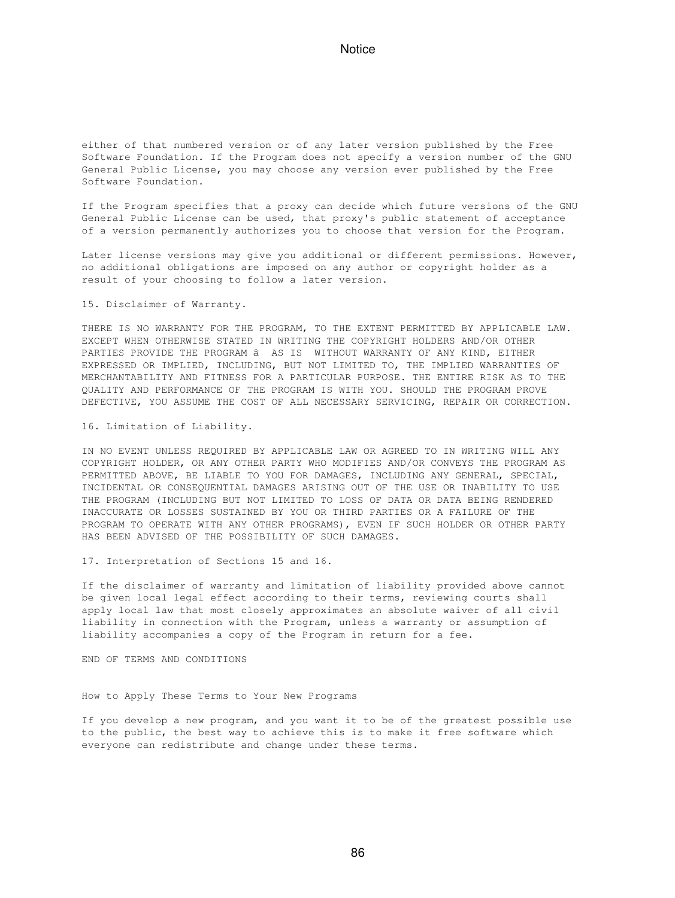either of that numbered version or of any later version published by the Free Software Foundation. If the Program does not specify a version number of the GNU General Public License, you may choose any version ever published by the Free Software Foundation.

If the Program specifies that a proxy can decide which future versions of the GNU General Public License can be used, that proxy's public statement of acceptance of a version permanently authorizes you to choose that version for the Program.

Later license versions may give you additional or different permissions. However, no additional obligations are imposed on any author or copyright holder as a result of your choosing to follow a later version.

15. Disclaimer of Warranty.

THERE IS NO WARRANTY FOR THE PROGRAM, TO THE EXTENT PERMITTED BY APPLICABLE LAW. EXCEPT WHEN OTHERWISE STATED IN WRITING THE COPYRIGHT HOLDERS AND/OR OTHER PARTIES PROVIDE THE PROGRAM â AS IS WITHOUT WARRANTY OF ANY KIND, EITHER EXPRESSED OR IMPLIED, INCLUDING, BUT NOT LIMITED TO, THE IMPLIED WARRANTIES OF MERCHANTABILITY AND FITNESS FOR A PARTICULAR PURPOSE. THE ENTIRE RISK AS TO THE QUALITY AND PERFORMANCE OF THE PROGRAM IS WITH YOU. SHOULD THE PROGRAM PROVE DEFECTIVE, YOU ASSUME THE COST OF ALL NECESSARY SERVICING, REPAIR OR CORRECTION.

16. Limitation of Liability.

IN NO EVENT UNLESS REQUIRED BY APPLICABLE LAW OR AGREED TO IN WRITING WILL ANY COPYRIGHT HOLDER, OR ANY OTHER PARTY WHO MODIFIES AND/OR CONVEYS THE PROGRAM AS PERMITTED ABOVE, BE LIABLE TO YOU FOR DAMAGES, INCLUDING ANY GENERAL, SPECIAL, INCIDENTAL OR CONSEQUENTIAL DAMAGES ARISING OUT OF THE USE OR INABILITY TO USE THE PROGRAM (INCLUDING BUT NOT LIMITED TO LOSS OF DATA OR DATA BEING RENDERED INACCURATE OR LOSSES SUSTAINED BY YOU OR THIRD PARTIES OR A FAILURE OF THE PROGRAM TO OPERATE WITH ANY OTHER PROGRAMS), EVEN IF SUCH HOLDER OR OTHER PARTY HAS BEEN ADVISED OF THE POSSIBILITY OF SUCH DAMAGES.

17. Interpretation of Sections 15 and 16.

If the disclaimer of warranty and limitation of liability provided above cannot be given local legal effect according to their terms, reviewing courts shall apply local law that most closely approximates an absolute waiver of all civil liability in connection with the Program, unless a warranty or assumption of liability accompanies a copy of the Program in return for a fee.

END OF TERMS AND CONDITIONS

How to Apply These Terms to Your New Programs

If you develop a new program, and you want it to be of the greatest possible use to the public, the best way to achieve this is to make it free software which everyone can redistribute and change under these terms.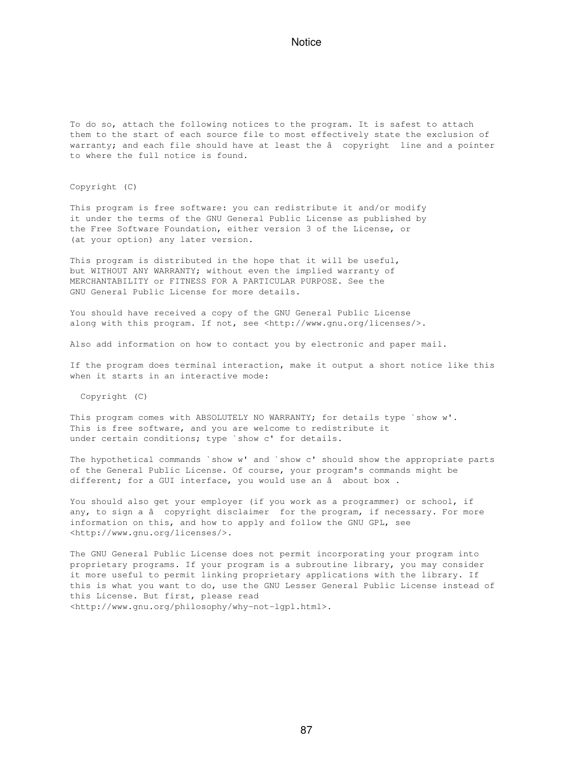To do so, attach the following notices to the program. It is safest to attach them to the start of each source file to most effectively state the exclusion of warranty; and each file should have at least the â  copyright  line and a pointer to where the full notice is found.

```
Copyright (C)

This program is free software: you can redistribute it and/or modify
it under the terms of the GNU General Public License as published by
the Free Software Foundation, either version 3 of the License, or
(at your option) any later version.

This program is distributed in the hope that it will be useful,
but WITHOUT ANY WARRANTY; without even the implied warranty of
MERCHANTABILITY or FITNESS FOR A PARTICULAR PURPOSE. See the
GNU General Public License for more details.

You should have received a copy of the GNU General Public License
along with this program. If not, see <http://www.gnu.org/licenses/>.
```

Also add information on how to contact you by electronic and paper mail.

If the program does terminal interaction, make it output a short notice like this when it starts in an interactive mode:

```
  Copyright (C)

This program comes with ABSOLUTELY NO WARRANTY; for details type `show w'.
This is free software, and you are welcome to redistribute it
under certain conditions; type `show c' for details.
```

The hypothetical commands `show w' and `show c' should show the appropriate parts of the General Public License. Of course, your program's commands might be different; for a GUI interface, you would use an â  about box .

You should also get your employer (if you work as a programmer) or school, if any, to sign a â  copyright disclaimer  for the program, if necessary. For more information on this, and how to apply and follow the GNU GPL, see <http://www.gnu.org/licenses/>.

The GNU General Public License does not permit incorporating your program into proprietary programs. If your program is a subroutine library, you may consider it more useful to permit linking proprietary applications with the library. If this is what you want to do, use the GNU Lesser General Public License instead of this License. But first, please read <http://www.gnu.org/philosophy/why-not-lgpl.html>.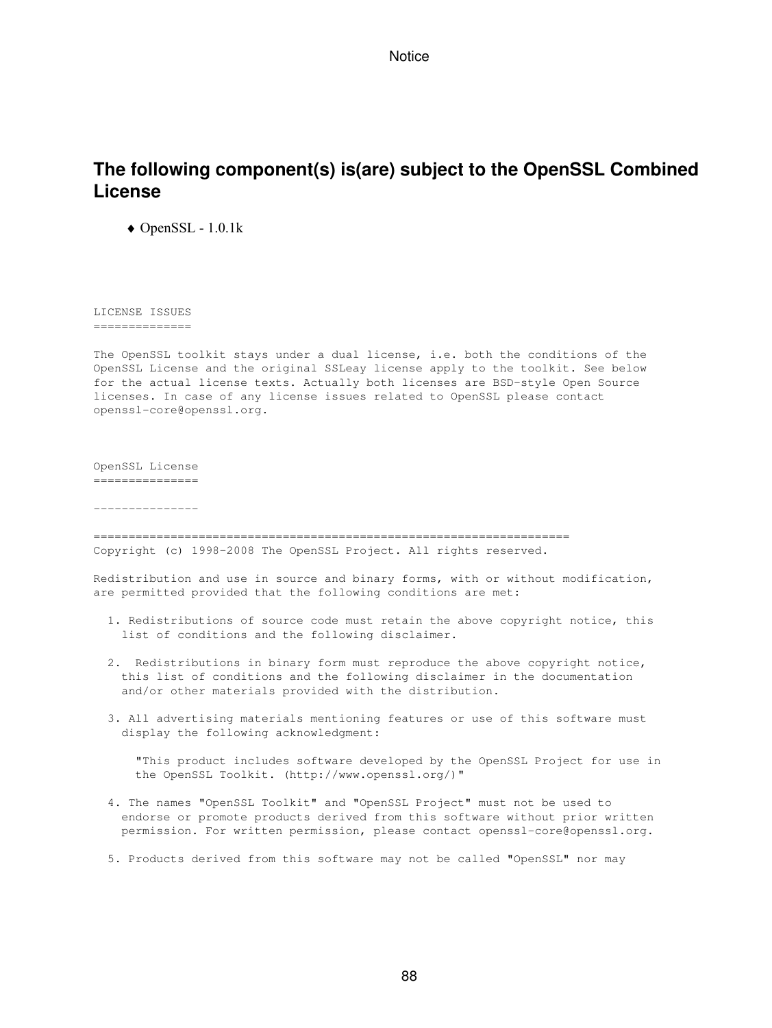## The following component(s) is(are) subject to the OpenSSL Combined License

- OpenSSL - 1.0.1k

```
LICENSE ISSUES
==============

The OpenSSL toolkit stays under a dual license, i.e. both the conditions of the
OpenSSL License and the original SSLeay license apply to the toolkit. See below
for the actual license texts. Actually both licenses are BSD-style Open Source
licenses. In case of any license issues related to OpenSSL please contact
openssl-core@openssl.org.



OpenSSL License
===============

---------------

====================================================================
Copyright (c) 1998-2008 The OpenSSL Project. All rights reserved.

Redistribution and use in source and binary forms, with or without modification,
are permitted provided that the following conditions are met:

  1. Redistributions of source code must retain the above copyright notice, this
    list of conditions and the following disclaimer.

  2.  Redistributions in binary form must reproduce the above copyright notice,
    this list of conditions and the following disclaimer in the documentation
    and/or other materials provided with the distribution.

  3. All advertising materials mentioning features or use of this software must
    display the following acknowledgment:

      "This product includes software developed by the OpenSSL Project for use in
      the OpenSSL Toolkit. (http://www.openssl.org/)"

  4. The names "OpenSSL Toolkit" and "OpenSSL Project" must not be used to
    endorse or promote products derived from this software without prior written
    permission. For written permission, please contact openssl-core@openssl.org.

  5. Products derived from this software may not be called "OpenSSL" nor may
```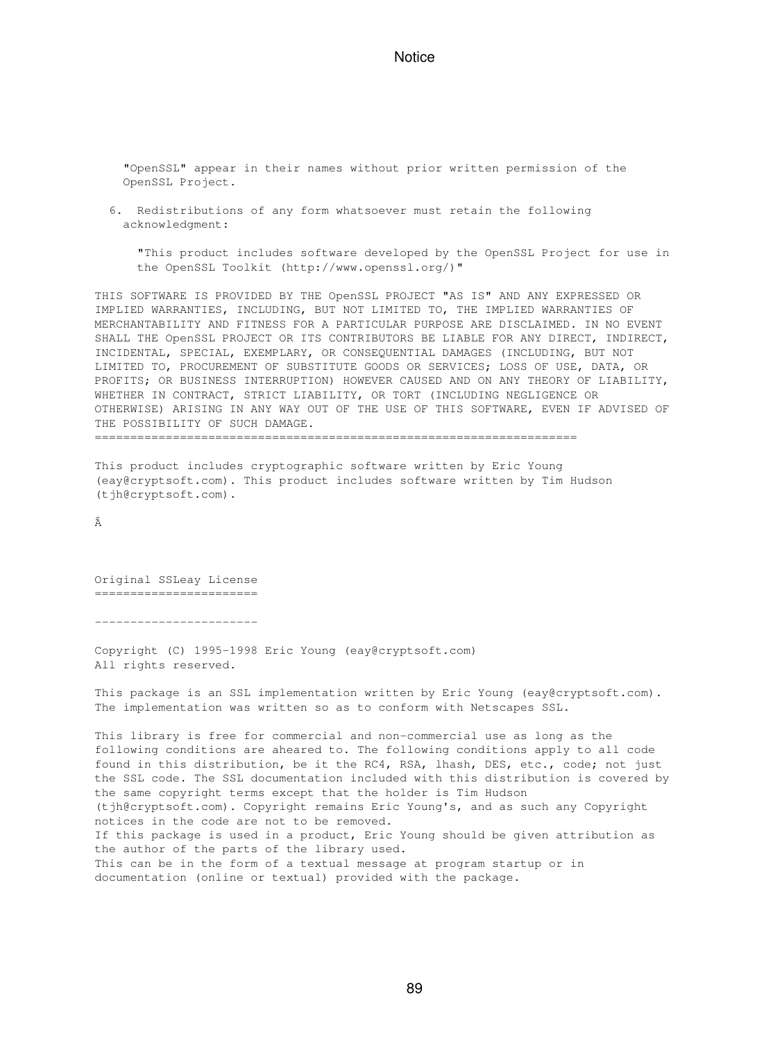"OpenSSL" appear in their names without prior written permission of the OpenSSL Project.

6. Redistributions of any form whatsoever must retain the following acknowledgment:

   "This product includes software developed by the OpenSSL Project for use in the OpenSSL Toolkit (http://www.openssl.org/)"

THIS SOFTWARE IS PROVIDED BY THE OpenSSL PROJECT "AS IS" AND ANY EXPRESSED OR IMPLIED WARRANTIES, INCLUDING, BUT NOT LIMITED TO, THE IMPLIED WARRANTIES OF MERCHANTABILITY AND FITNESS FOR A PARTICULAR PURPOSE ARE DISCLAIMED. IN NO EVENT SHALL THE OpenSSL PROJECT OR ITS CONTRIBUTORS BE LIABLE FOR ANY DIRECT, INDIRECT, INCIDENTAL, SPECIAL, EXEMPLARY, OR CONSEQUENTIAL DAMAGES (INCLUDING, BUT NOT LIMITED TO, PROCUREMENT OF SUBSTITUTE GOODS OR SERVICES; LOSS OF USE, DATA, OR PROFITS; OR BUSINESS INTERRUPTION) HOWEVER CAUSED AND ON ANY THEORY OF LIABILITY, WHETHER IN CONTRACT, STRICT LIABILITY, OR TORT (INCLUDING NEGLIGENCE OR OTHERWISE) ARISING IN ANY WAY OUT OF THE USE OF THIS SOFTWARE, EVEN IF ADVISED OF THE POSSIBILITY OF SUCH DAMAGE.

====================================================================

This product includes cryptographic software written by Eric Young (eay@cryptsoft.com). This product includes software written by Tim Hudson (tjh@cryptsoft.com).

Â

Original SSLeay License
=======================

-----------------------

Copyright (C) 1995-1998 Eric Young (eay@cryptsoft.com)
All rights reserved.

This package is an SSL implementation written by Eric Young (eay@cryptsoft.com). The implementation was written so as to conform with Netscapes SSL.

This library is free for commercial and non-commercial use as long as the following conditions are aheared to. The following conditions apply to all code found in this distribution, be it the RC4, RSA, lhash, DES, etc., code; not just the SSL code. The SSL documentation included with this distribution is covered by the same copyright terms except that the holder is Tim Hudson (tjh@cryptsoft.com). Copyright remains Eric Young's, and as such any Copyright notices in the code are not to be removed.
If this package is used in a product, Eric Young should be given attribution as the author of the parts of the library used.
This can be in the form of a textual message at program startup or in documentation (online or textual) provided with the package.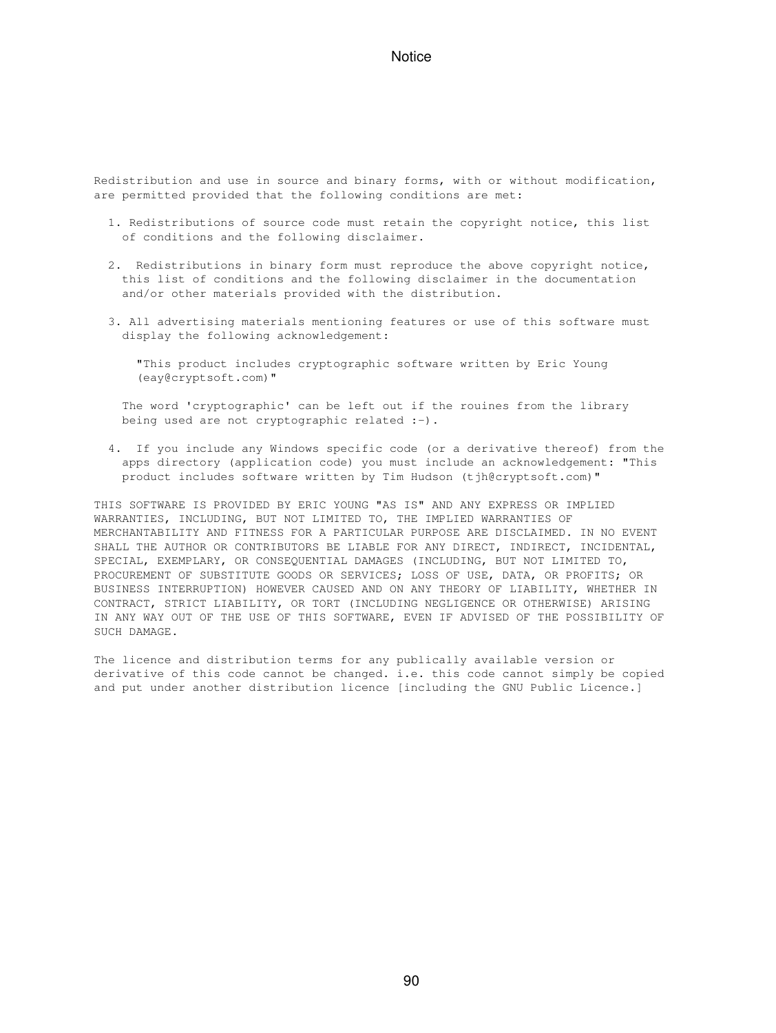Redistribution and use in source and binary forms, with or without modification, are permitted provided that the following conditions are met:

1. Redistributions of source code must retain the copyright notice, this list of conditions and the following disclaimer.

2. Redistributions in binary form must reproduce the above copyright notice, this list of conditions and the following disclaimer in the documentation and/or other materials provided with the distribution.

3. All advertising materials mentioning features or use of this software must display the following acknowledgement:

   "This product includes cryptographic software written by Eric Young (eay@cryptsoft.com)"

   The word 'cryptographic' can be left out if the rouines from the library being used are not cryptographic related :-).

4. If you include any Windows specific code (or a derivative thereof) from the apps directory (application code) you must include an acknowledgement: "This product includes software written by Tim Hudson (tjh@cryptsoft.com)"

THIS SOFTWARE IS PROVIDED BY ERIC YOUNG "AS IS" AND ANY EXPRESS OR IMPLIED WARRANTIES, INCLUDING, BUT NOT LIMITED TO, THE IMPLIED WARRANTIES OF MERCHANTABILITY AND FITNESS FOR A PARTICULAR PURPOSE ARE DISCLAIMED. IN NO EVENT SHALL THE AUTHOR OR CONTRIBUTORS BE LIABLE FOR ANY DIRECT, INDIRECT, INCIDENTAL, SPECIAL, EXEMPLARY, OR CONSEQUENTIAL DAMAGES (INCLUDING, BUT NOT LIMITED TO, PROCUREMENT OF SUBSTITUTE GOODS OR SERVICES; LOSS OF USE, DATA, OR PROFITS; OR BUSINESS INTERRUPTION) HOWEVER CAUSED AND ON ANY THEORY OF LIABILITY, WHETHER IN CONTRACT, STRICT LIABILITY, OR TORT (INCLUDING NEGLIGENCE OR OTHERWISE) ARISING IN ANY WAY OUT OF THE USE OF THIS SOFTWARE, EVEN IF ADVISED OF THE POSSIBILITY OF SUCH DAMAGE.

The licence and distribution terms for any publically available version or derivative of this code cannot be changed. i.e. this code cannot simply be copied and put under another distribution licence [including the GNU Public Licence.]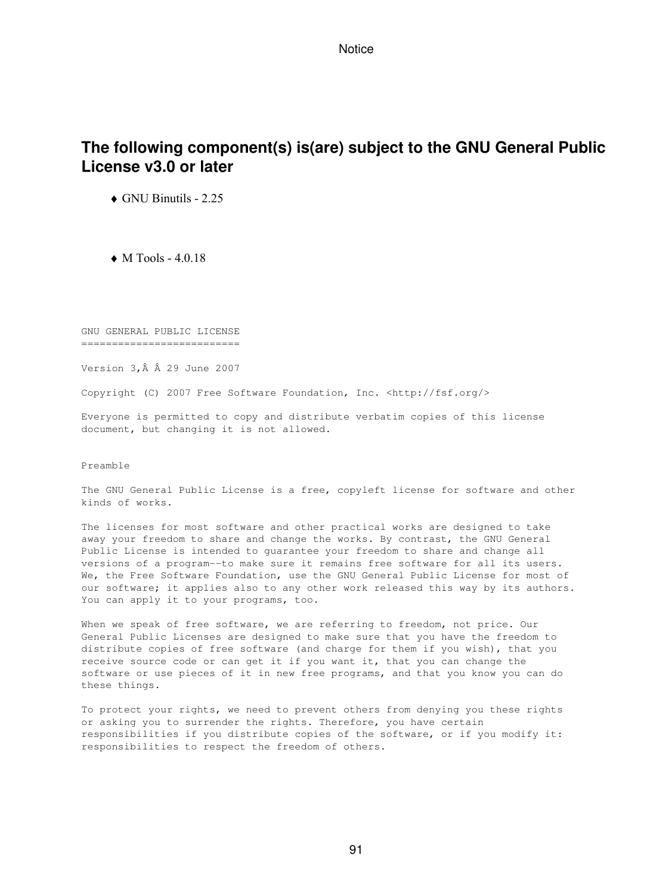## The following component(s) is(are) subject to the GNU General Public License v3.0 or later

- GNU Binutils - 2.25
- M Tools - 4.0.18

```
GNU GENERAL PUBLIC LICENSE
==========================

Version 3,Â Â 29 June 2007

Copyright (C) 2007 Free Software Foundation, Inc. <http://fsf.org/>

Everyone is permitted to copy and distribute verbatim copies of this license
document, but changing it is not allowed.


Preamble

The GNU General Public License is a free, copyleft license for software and other
kinds of works.

The licenses for most software and other practical works are designed to take
away your freedom to share and change the works. By contrast, the GNU General
Public License is intended to guarantee your freedom to share and change all
versions of a program--to make sure it remains free software for all its users.
We, the Free Software Foundation, use the GNU General Public License for most of
our software; it applies also to any other work released this way by its authors.
You can apply it to your programs, too.

When we speak of free software, we are referring to freedom, not price. Our
General Public Licenses are designed to make sure that you have the freedom to
distribute copies of free software (and charge for them if you wish), that you
receive source code or can get it if you want it, that you can change the
software or use pieces of it in new free programs, and that you know you can do
these things.

To protect your rights, we need to prevent others from denying you these rights
or asking you to surrender the rights. Therefore, you have certain
responsibilities if you distribute copies of the software, or if you modify it:
responsibilities to respect the freedom of others.
```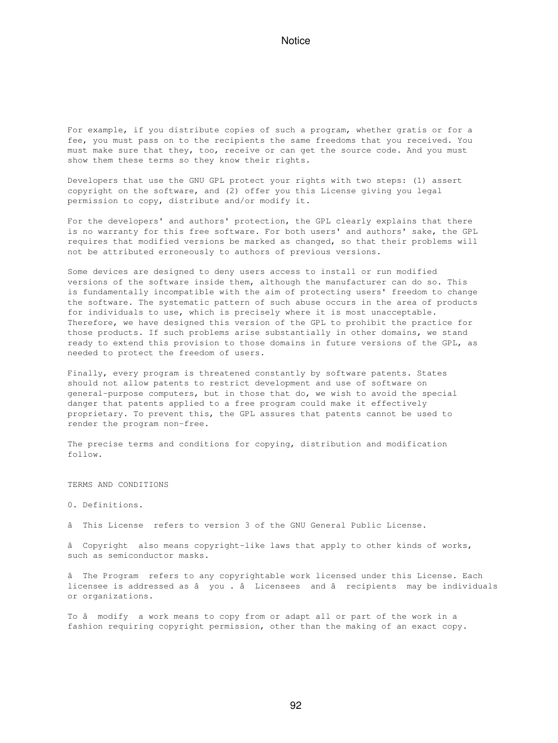For example, if you distribute copies of such a program, whether gratis or for a fee, you must pass on to the recipients the same freedoms that you received. You must make sure that they, too, receive or can get the source code. And you must show them these terms so they know their rights.

Developers that use the GNU GPL protect your rights with two steps: (1) assert copyright on the software, and (2) offer you this License giving you legal permission to copy, distribute and/or modify it.

For the developers' and authors' protection, the GPL clearly explains that there is no warranty for this free software. For both users' and authors' sake, the GPL requires that modified versions be marked as changed, so that their problems will not be attributed erroneously to authors of previous versions.

Some devices are designed to deny users access to install or run modified versions of the software inside them, although the manufacturer can do so. This is fundamentally incompatible with the aim of protecting users' freedom to change the software. The systematic pattern of such abuse occurs in the area of products for individuals to use, which is precisely where it is most unacceptable. Therefore, we have designed this version of the GPL to prohibit the practice for those products. If such problems arise substantially in other domains, we stand ready to extend this provision to those domains in future versions of the GPL, as needed to protect the freedom of users.

Finally, every program is threatened constantly by software patents. States should not allow patents to restrict development and use of software on general-purpose computers, but in those that do, we wish to avoid the special danger that patents applied to a free program could make it effectively proprietary. To prevent this, the GPL assures that patents cannot be used to render the program non-free.

The precise terms and conditions for copying, distribution and modification follow.

TERMS AND CONDITIONS

0. Definitions.

â This License refers to version 3 of the GNU General Public License.

â Copyright also means copyright-like laws that apply to other kinds of works, such as semiconductor masks.

â The Program refers to any copyrightable work licensed under this License. Each licensee is addressed as â you . â Licensees and â recipients may be individuals or organizations.

To â modify a work means to copy from or adapt all or part of the work in a fashion requiring copyright permission, other than the making of an exact copy.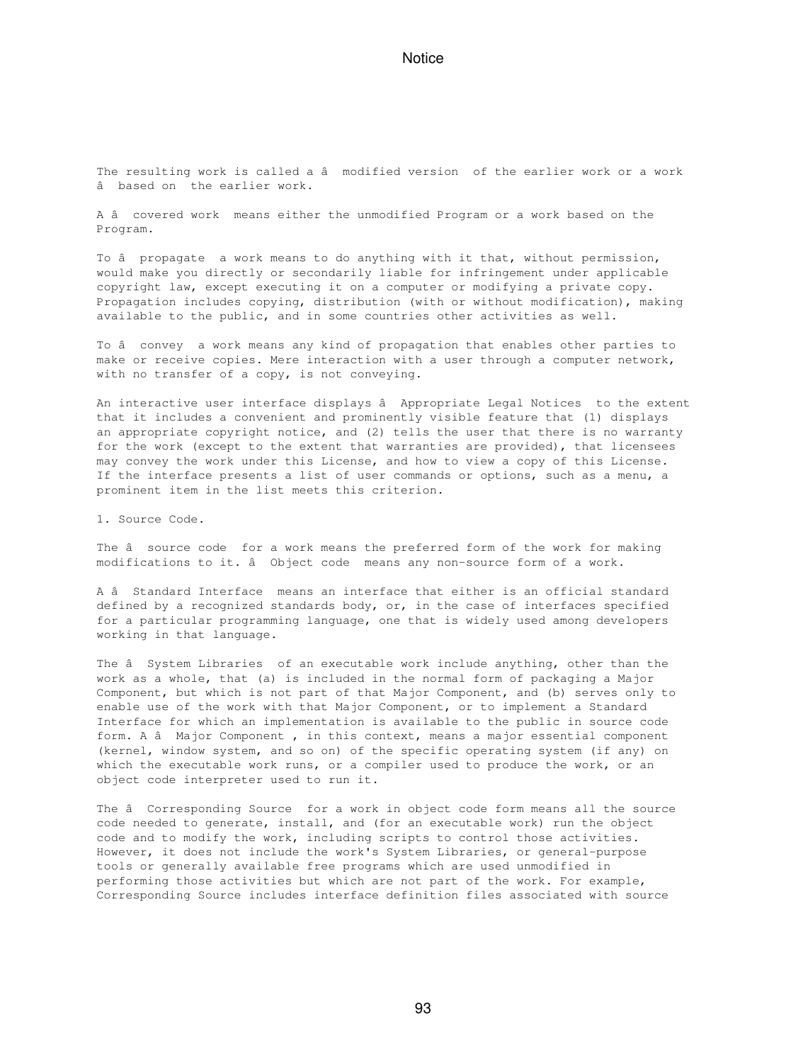The resulting work is called a â  modified version  of the earlier work or a work â  based on  the earlier work.

A â  covered work  means either the unmodified Program or a work based on the Program.

To â  propagate  a work means to do anything with it that, without permission, would make you directly or secondarily liable for infringement under applicable copyright law, except executing it on a computer or modifying a private copy. Propagation includes copying, distribution (with or without modification), making available to the public, and in some countries other activities as well.

To â  convey  a work means any kind of propagation that enables other parties to make or receive copies. Mere interaction with a user through a computer network, with no transfer of a copy, is not conveying.

An interactive user interface displays â  Appropriate Legal Notices  to the extent that it includes a convenient and prominently visible feature that (1) displays an appropriate copyright notice, and (2) tells the user that there is no warranty for the work (except to the extent that warranties are provided), that licensees may convey the work under this License, and how to view a copy of this License. If the interface presents a list of user commands or options, such as a menu, a prominent item in the list meets this criterion.

1. Source Code.

The â  source code  for a work means the preferred form of the work for making modifications to it. â  Object code  means any non-source form of a work.

A â  Standard Interface  means an interface that either is an official standard defined by a recognized standards body, or, in the case of interfaces specified for a particular programming language, one that is widely used among developers working in that language.

The â  System Libraries  of an executable work include anything, other than the work as a whole, that (a) is included in the normal form of packaging a Major Component, but which is not part of that Major Component, and (b) serves only to enable use of the work with that Major Component, or to implement a Standard Interface for which an implementation is available to the public in source code form. A â  Major Component , in this context, means a major essential component (kernel, window system, and so on) of the specific operating system (if any) on which the executable work runs, or a compiler used to produce the work, or an object code interpreter used to run it.

The â  Corresponding Source  for a work in object code form means all the source code needed to generate, install, and (for an executable work) run the object code and to modify the work, including scripts to control those activities. However, it does not include the work's System Libraries, or general-purpose tools or generally available free programs which are used unmodified in performing those activities but which are not part of the work. For example, Corresponding Source includes interface definition files associated with source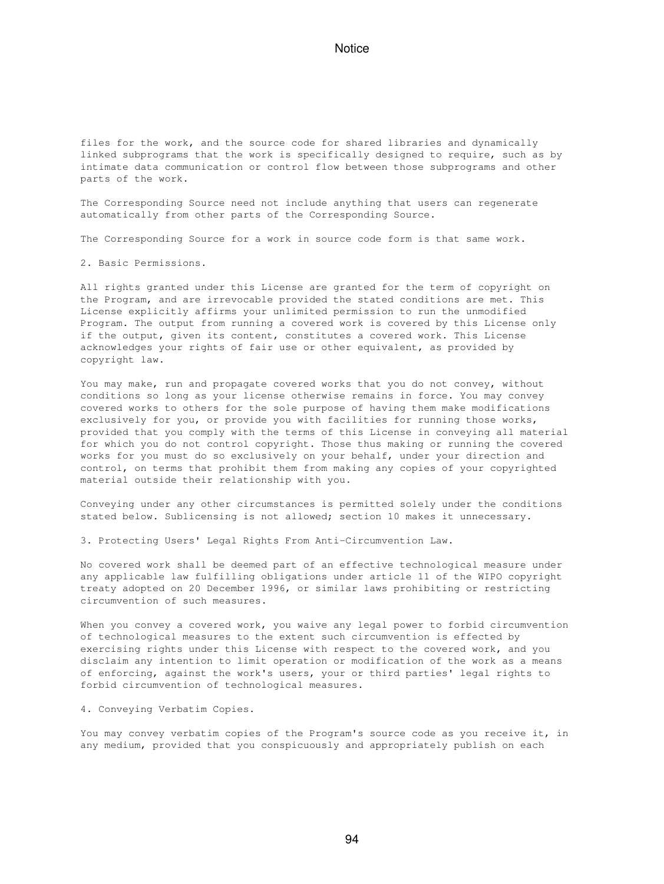files for the work, and the source code for shared libraries and dynamically linked subprograms that the work is specifically designed to require, such as by intimate data communication or control flow between those subprograms and other parts of the work.

The Corresponding Source need not include anything that users can regenerate automatically from other parts of the Corresponding Source.

The Corresponding Source for a work in source code form is that same work.

2. Basic Permissions.

All rights granted under this License are granted for the term of copyright on the Program, and are irrevocable provided the stated conditions are met. This License explicitly affirms your unlimited permission to run the unmodified Program. The output from running a covered work is covered by this License only if the output, given its content, constitutes a covered work. This License acknowledges your rights of fair use or other equivalent, as provided by copyright law.

You may make, run and propagate covered works that you do not convey, without conditions so long as your license otherwise remains in force. You may convey covered works to others for the sole purpose of having them make modifications exclusively for you, or provide you with facilities for running those works, provided that you comply with the terms of this License in conveying all material for which you do not control copyright. Those thus making or running the covered works for you must do so exclusively on your behalf, under your direction and control, on terms that prohibit them from making any copies of your copyrighted material outside their relationship with you.

Conveying under any other circumstances is permitted solely under the conditions stated below. Sublicensing is not allowed; section 10 makes it unnecessary.

3. Protecting Users' Legal Rights From Anti-Circumvention Law.

No covered work shall be deemed part of an effective technological measure under any applicable law fulfilling obligations under article 11 of the WIPO copyright treaty adopted on 20 December 1996, or similar laws prohibiting or restricting circumvention of such measures.

When you convey a covered work, you waive any legal power to forbid circumvention of technological measures to the extent such circumvention is effected by exercising rights under this License with respect to the covered work, and you disclaim any intention to limit operation or modification of the work as a means of enforcing, against the work's users, your or third parties' legal rights to forbid circumvention of technological measures.

4. Conveying Verbatim Copies.

You may convey verbatim copies of the Program's source code as you receive it, in any medium, provided that you conspicuously and appropriately publish on each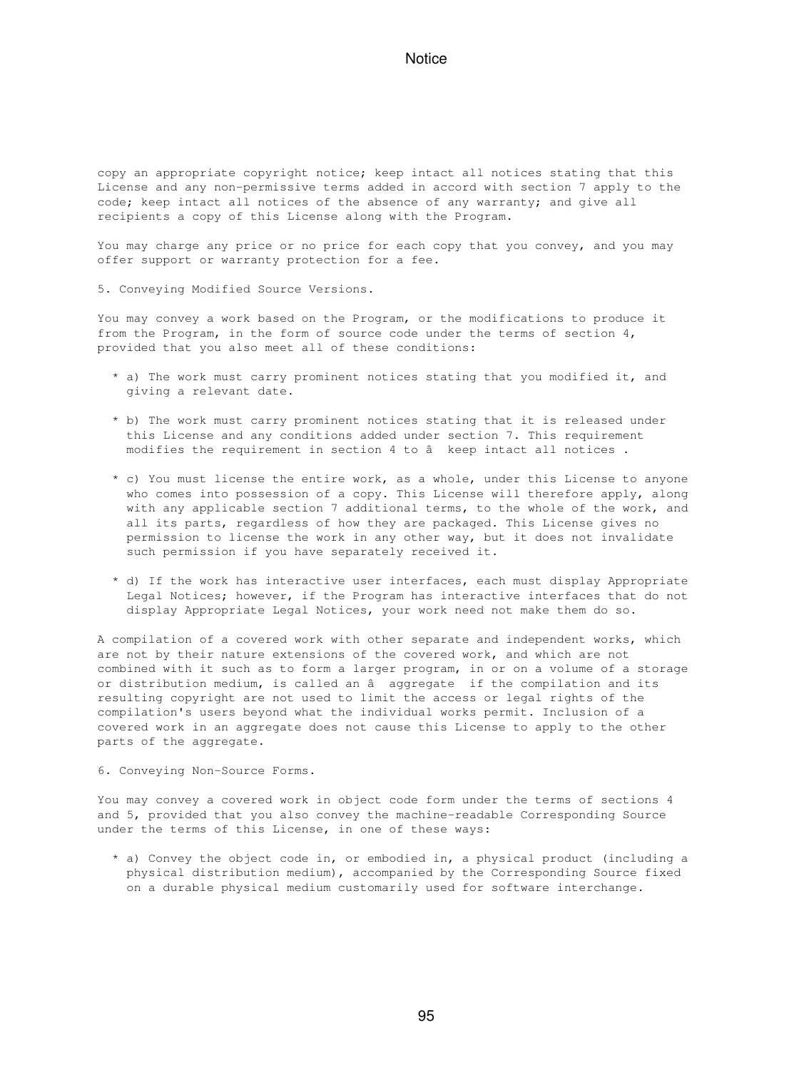copy an appropriate copyright notice; keep intact all notices stating that this License and any non-permissive terms added in accord with section 7 apply to the code; keep intact all notices of the absence of any warranty; and give all recipients a copy of this License along with the Program.

You may charge any price or no price for each copy that you convey, and you may offer support or warranty protection for a fee.

5. Conveying Modified Source Versions.

You may convey a work based on the Program, or the modifications to produce it from the Program, in the form of source code under the terms of section 4, provided that you also meet all of these conditions:

* a) The work must carry prominent notices stating that you modified it, and giving a relevant date.

* b) The work must carry prominent notices stating that it is released under this License and any conditions added under section 7. This requirement modifies the requirement in section 4 to â  keep intact all notices .

* c) You must license the entire work, as a whole, under this License to anyone who comes into possession of a copy. This License will therefore apply, along with any applicable section 7 additional terms, to the whole of the work, and all its parts, regardless of how they are packaged. This License gives no permission to license the work in any other way, but it does not invalidate such permission if you have separately received it.

* d) If the work has interactive user interfaces, each must display Appropriate Legal Notices; however, if the Program has interactive interfaces that do not display Appropriate Legal Notices, your work need not make them do so.

A compilation of a covered work with other separate and independent works, which are not by their nature extensions of the covered work, and which are not combined with it such as to form a larger program, in or on a volume of a storage or distribution medium, is called an â  aggregate  if the compilation and its resulting copyright are not used to limit the access or legal rights of the compilation's users beyond what the individual works permit. Inclusion of a covered work in an aggregate does not cause this License to apply to the other parts of the aggregate.

6. Conveying Non-Source Forms.

You may convey a covered work in object code form under the terms of sections 4 and 5, provided that you also convey the machine-readable Corresponding Source under the terms of this License, in one of these ways:

* a) Convey the object code in, or embodied in, a physical product (including a physical distribution medium), accompanied by the Corresponding Source fixed on a durable physical medium customarily used for software interchange.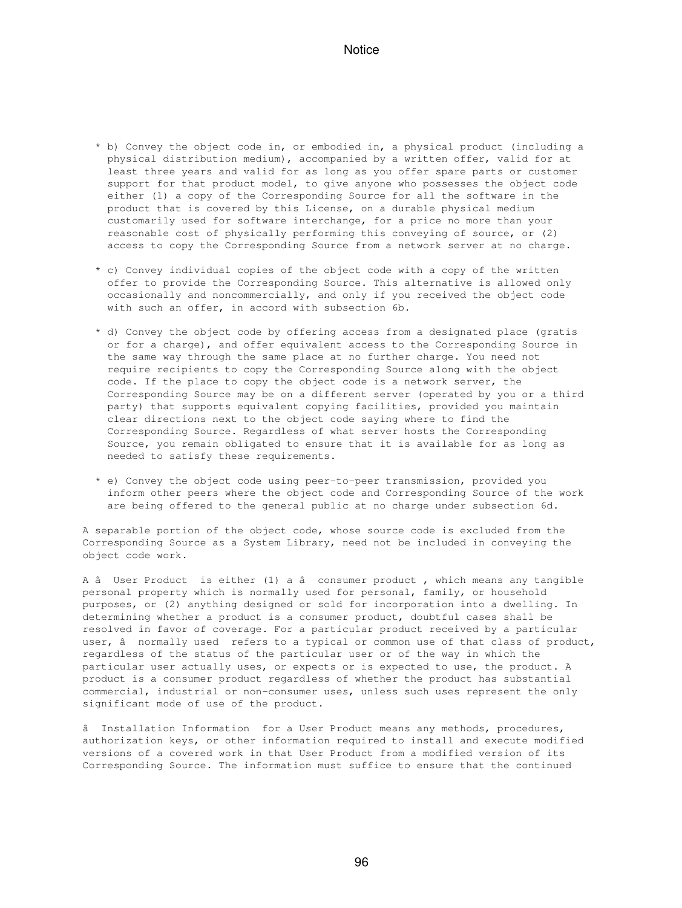* b) Convey the object code in, or embodied in, a physical product (including a physical distribution medium), accompanied by a written offer, valid for at least three years and valid for as long as you offer spare parts or customer support for that product model, to give anyone who possesses the object code either (1) a copy of the Corresponding Source for all the software in the product that is covered by this License, on a durable physical medium customarily used for software interchange, for a price no more than your reasonable cost of physically performing this conveying of source, or (2) access to copy the Corresponding Source from a network server at no charge.

* c) Convey individual copies of the object code with a copy of the written offer to provide the Corresponding Source. This alternative is allowed only occasionally and noncommercially, and only if you received the object code with such an offer, in accord with subsection 6b.

* d) Convey the object code by offering access from a designated place (gratis or for a charge), and offer equivalent access to the Corresponding Source in the same way through the same place at no further charge. You need not require recipients to copy the Corresponding Source along with the object code. If the place to copy the object code is a network server, the Corresponding Source may be on a different server (operated by you or a third party) that supports equivalent copying facilities, provided you maintain clear directions next to the object code saying where to find the Corresponding Source. Regardless of what server hosts the Corresponding Source, you remain obligated to ensure that it is available for as long as needed to satisfy these requirements.

* e) Convey the object code using peer-to-peer transmission, provided you inform other peers where the object code and Corresponding Source of the work are being offered to the general public at no charge under subsection 6d.

A separable portion of the object code, whose source code is excluded from the Corresponding Source as a System Library, need not be included in conveying the object code work.

A â User Product is either (1) a â consumer product , which means any tangible personal property which is normally used for personal, family, or household purposes, or (2) anything designed or sold for incorporation into a dwelling. In determining whether a product is a consumer product, doubtful cases shall be resolved in favor of coverage. For a particular product received by a particular user, â normally used refers to a typical or common use of that class of product, regardless of the status of the particular user or of the way in which the particular user actually uses, or expects or is expected to use, the product. A product is a consumer product regardless of whether the product has substantial commercial, industrial or non-consumer uses, unless such uses represent the only significant mode of use of the product.

â Installation Information for a User Product means any methods, procedures, authorization keys, or other information required to install and execute modified versions of a covered work in that User Product from a modified version of its Corresponding Source. The information must suffice to ensure that the continued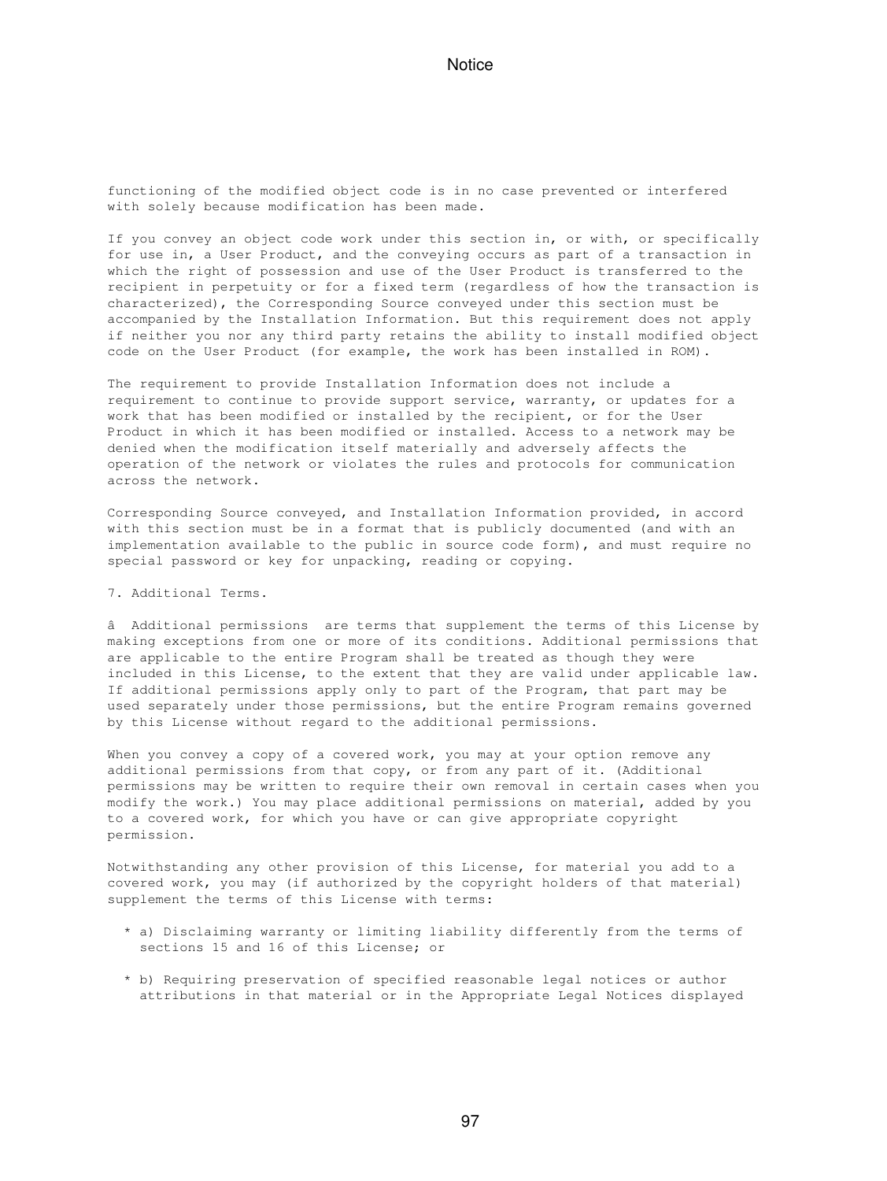functioning of the modified object code is in no case prevented or interfered with solely because modification has been made.

If you convey an object code work under this section in, or with, or specifically for use in, a User Product, and the conveying occurs as part of a transaction in which the right of possession and use of the User Product is transferred to the recipient in perpetuity or for a fixed term (regardless of how the transaction is characterized), the Corresponding Source conveyed under this section must be accompanied by the Installation Information. But this requirement does not apply if neither you nor any third party retains the ability to install modified object code on the User Product (for example, the work has been installed in ROM).

The requirement to provide Installation Information does not include a requirement to continue to provide support service, warranty, or updates for a work that has been modified or installed by the recipient, or for the User Product in which it has been modified or installed. Access to a network may be denied when the modification itself materially and adversely affects the operation of the network or violates the rules and protocols for communication across the network.

Corresponding Source conveyed, and Installation Information provided, in accord with this section must be in a format that is publicly documented (and with an implementation available to the public in source code form), and must require no special password or key for unpacking, reading or copying.

7. Additional Terms.

â Additional permissions are terms that supplement the terms of this License by making exceptions from one or more of its conditions. Additional permissions that are applicable to the entire Program shall be treated as though they were included in this License, to the extent that they are valid under applicable law. If additional permissions apply only to part of the Program, that part may be used separately under those permissions, but the entire Program remains governed by this License without regard to the additional permissions.

When you convey a copy of a covered work, you may at your option remove any additional permissions from that copy, or from any part of it. (Additional permissions may be written to require their own removal in certain cases when you modify the work.) You may place additional permissions on material, added by you to a covered work, for which you have or can give appropriate copyright permission.

Notwithstanding any other provision of this License, for material you add to a covered work, you may (if authorized by the copyright holders of that material) supplement the terms of this License with terms:

* a) Disclaiming warranty or limiting liability differently from the terms of sections 15 and 16 of this License; or
* b) Requiring preservation of specified reasonable legal notices or author attributions in that material or in the Appropriate Legal Notices displayed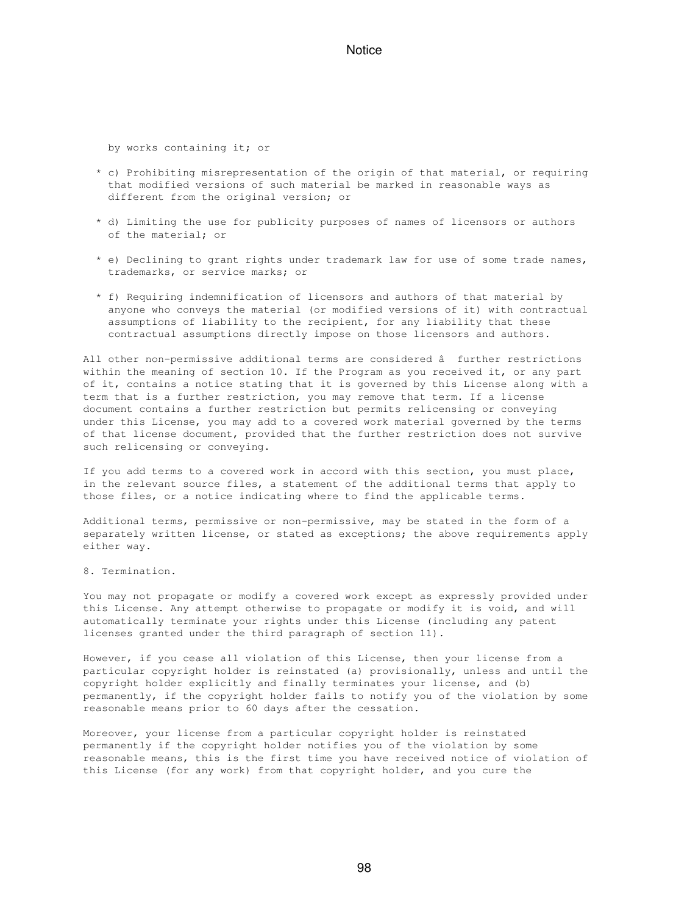by works containing it; or

* c) Prohibiting misrepresentation of the origin of that material, or requiring that modified versions of such material be marked in reasonable ways as different from the original version; or

* d) Limiting the use for publicity purposes of names of licensors or authors of the material; or

* e) Declining to grant rights under trademark law for use of some trade names, trademarks, or service marks; or

* f) Requiring indemnification of licensors and authors of that material by anyone who conveys the material (or modified versions of it) with contractual assumptions of liability to the recipient, for any liability that these contractual assumptions directly impose on those licensors and authors.

All other non-permissive additional terms are considered â  further restrictions within the meaning of section 10. If the Program as you received it, or any part of it, contains a notice stating that it is governed by this License along with a term that is a further restriction, you may remove that term. If a license document contains a further restriction but permits relicensing or conveying under this License, you may add to a covered work material governed by the terms of that license document, provided that the further restriction does not survive such relicensing or conveying.

If you add terms to a covered work in accord with this section, you must place, in the relevant source files, a statement of the additional terms that apply to those files, or a notice indicating where to find the applicable terms.

Additional terms, permissive or non-permissive, may be stated in the form of a separately written license, or stated as exceptions; the above requirements apply either way.

8. Termination.

You may not propagate or modify a covered work except as expressly provided under this License. Any attempt otherwise to propagate or modify it is void, and will automatically terminate your rights under this License (including any patent licenses granted under the third paragraph of section 11).

However, if you cease all violation of this License, then your license from a particular copyright holder is reinstated (a) provisionally, unless and until the copyright holder explicitly and finally terminates your license, and (b) permanently, if the copyright holder fails to notify you of the violation by some reasonable means prior to 60 days after the cessation.

Moreover, your license from a particular copyright holder is reinstated permanently if the copyright holder notifies you of the violation by some reasonable means, this is the first time you have received notice of violation of this License (for any work) from that copyright holder, and you cure the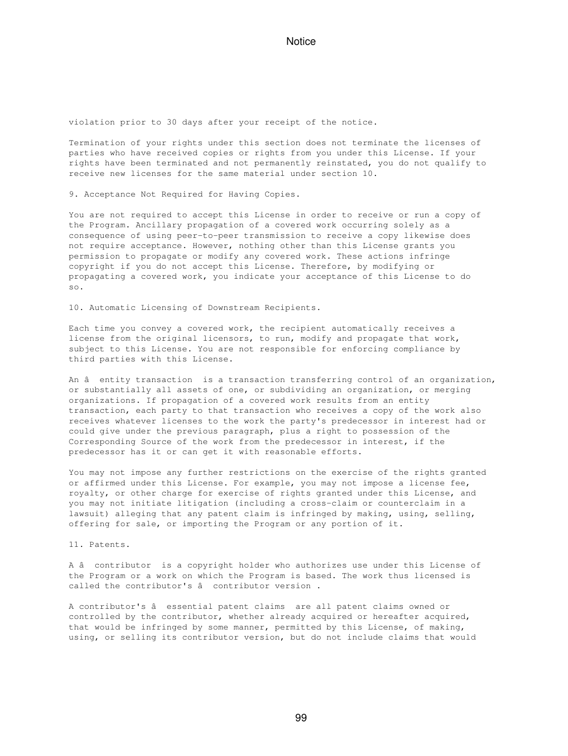violation prior to 30 days after your receipt of the notice.

Termination of your rights under this section does not terminate the licenses of parties who have received copies or rights from you under this License. If your rights have been terminated and not permanently reinstated, you do not qualify to receive new licenses for the same material under section 10.

9. Acceptance Not Required for Having Copies.

You are not required to accept this License in order to receive or run a copy of the Program. Ancillary propagation of a covered work occurring solely as a consequence of using peer-to-peer transmission to receive a copy likewise does not require acceptance. However, nothing other than this License grants you permission to propagate or modify any covered work. These actions infringe copyright if you do not accept this License. Therefore, by modifying or propagating a covered work, you indicate your acceptance of this License to do so.

10. Automatic Licensing of Downstream Recipients.

Each time you convey a covered work, the recipient automatically receives a license from the original licensors, to run, modify and propagate that work, subject to this License. You are not responsible for enforcing compliance by third parties with this License.

An â entity transaction is a transaction transferring control of an organization, or substantially all assets of one, or subdividing an organization, or merging organizations. If propagation of a covered work results from an entity transaction, each party to that transaction who receives a copy of the work also receives whatever licenses to the work the party's predecessor in interest had or could give under the previous paragraph, plus a right to possession of the Corresponding Source of the work from the predecessor in interest, if the predecessor has it or can get it with reasonable efforts.

You may not impose any further restrictions on the exercise of the rights granted or affirmed under this License. For example, you may not impose a license fee, royalty, or other charge for exercise of rights granted under this License, and you may not initiate litigation (including a cross-claim or counterclaim in a lawsuit) alleging that any patent claim is infringed by making, using, selling, offering for sale, or importing the Program or any portion of it.

11. Patents.

A â contributor is a copyright holder who authorizes use under this License of the Program or a work on which the Program is based. The work thus licensed is called the contributor's â contributor version .

A contributor's â essential patent claims are all patent claims owned or controlled by the contributor, whether already acquired or hereafter acquired, that would be infringed by some manner, permitted by this License, of making, using, or selling its contributor version, but do not include claims that would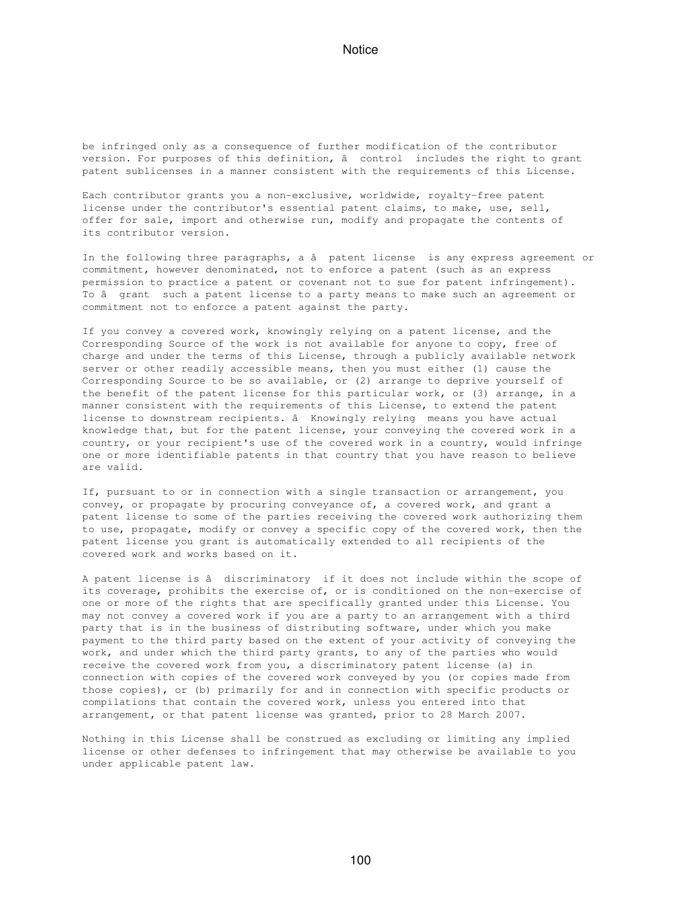be infringed only as a consequence of further modification of the contributor version. For purposes of this definition, â control includes the right to grant patent sublicenses in a manner consistent with the requirements of this License.

Each contributor grants you a non-exclusive, worldwide, royalty-free patent license under the contributor's essential patent claims, to make, use, sell, offer for sale, import and otherwise run, modify and propagate the contents of its contributor version.

In the following three paragraphs, a â patent license is any express agreement or commitment, however denominated, not to enforce a patent (such as an express permission to practice a patent or covenant not to sue for patent infringement). To â grant such a patent license to a party means to make such an agreement or commitment not to enforce a patent against the party.

If you convey a covered work, knowingly relying on a patent license, and the Corresponding Source of the work is not available for anyone to copy, free of charge and under the terms of this License, through a publicly available network server or other readily accessible means, then you must either (1) cause the Corresponding Source to be so available, or (2) arrange to deprive yourself of the benefit of the patent license for this particular work, or (3) arrange, in a manner consistent with the requirements of this License, to extend the patent license to downstream recipients. â Knowingly relying means you have actual knowledge that, but for the patent license, your conveying the covered work in a country, or your recipient's use of the covered work in a country, would infringe one or more identifiable patents in that country that you have reason to believe are valid.

If, pursuant to or in connection with a single transaction or arrangement, you convey, or propagate by procuring conveyance of, a covered work, and grant a patent license to some of the parties receiving the covered work authorizing them to use, propagate, modify or convey a specific copy of the covered work, then the patent license you grant is automatically extended to all recipients of the covered work and works based on it.

A patent license is â discriminatory if it does not include within the scope of its coverage, prohibits the exercise of, or is conditioned on the non-exercise of one or more of the rights that are specifically granted under this License. You may not convey a covered work if you are a party to an arrangement with a third party that is in the business of distributing software, under which you make payment to the third party based on the extent of your activity of conveying the work, and under which the third party grants, to any of the parties who would receive the covered work from you, a discriminatory patent license (a) in connection with copies of the covered work conveyed by you (or copies made from those copies), or (b) primarily for and in connection with specific products or compilations that contain the covered work, unless you entered into that arrangement, or that patent license was granted, prior to 28 March 2007.

Nothing in this License shall be construed as excluding or limiting any implied license or other defenses to infringement that may otherwise be available to you under applicable patent law.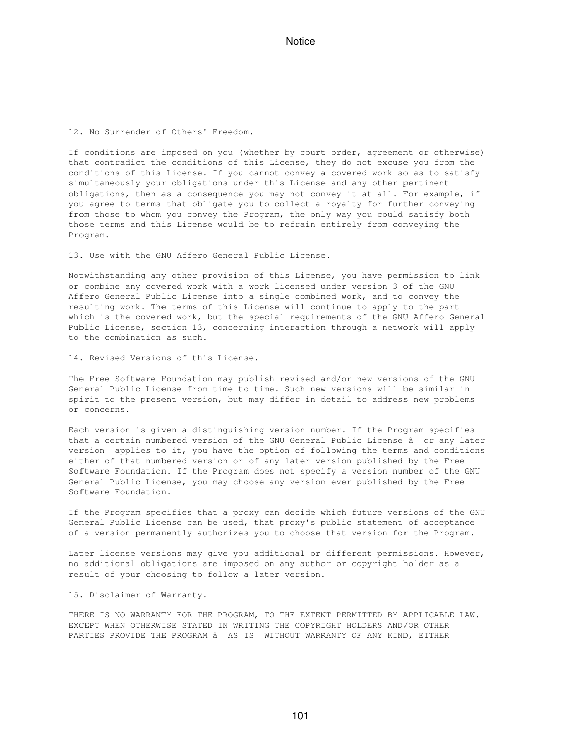12. No Surrender of Others' Freedom.

If conditions are imposed on you (whether by court order, agreement or otherwise) that contradict the conditions of this License, they do not excuse you from the conditions of this License. If you cannot convey a covered work so as to satisfy simultaneously your obligations under this License and any other pertinent obligations, then as a consequence you may not convey it at all. For example, if you agree to terms that obligate you to collect a royalty for further conveying from those to whom you convey the Program, the only way you could satisfy both those terms and this License would be to refrain entirely from conveying the Program.

13. Use with the GNU Affero General Public License.

Notwithstanding any other provision of this License, you have permission to link or combine any covered work with a work licensed under version 3 of the GNU Affero General Public License into a single combined work, and to convey the resulting work. The terms of this License will continue to apply to the part which is the covered work, but the special requirements of the GNU Affero General Public License, section 13, concerning interaction through a network will apply to the combination as such.

14. Revised Versions of this License.

The Free Software Foundation may publish revised and/or new versions of the GNU General Public License from time to time. Such new versions will be similar in spirit to the present version, but may differ in detail to address new problems or concerns.

Each version is given a distinguishing version number. If the Program specifies that a certain numbered version of the GNU General Public License â  or any later version  applies to it, you have the option of following the terms and conditions either of that numbered version or of any later version published by the Free Software Foundation. If the Program does not specify a version number of the GNU General Public License, you may choose any version ever published by the Free Software Foundation.

If the Program specifies that a proxy can decide which future versions of the GNU General Public License can be used, that proxy's public statement of acceptance of a version permanently authorizes you to choose that version for the Program.

Later license versions may give you additional or different permissions. However, no additional obligations are imposed on any author or copyright holder as a result of your choosing to follow a later version.

15. Disclaimer of Warranty.

THERE IS NO WARRANTY FOR THE PROGRAM, TO THE EXTENT PERMITTED BY APPLICABLE LAW. EXCEPT WHEN OTHERWISE STATED IN WRITING THE COPYRIGHT HOLDERS AND/OR OTHER PARTIES PROVIDE THE PROGRAM â  AS IS  WITHOUT WARRANTY OF ANY KIND, EITHER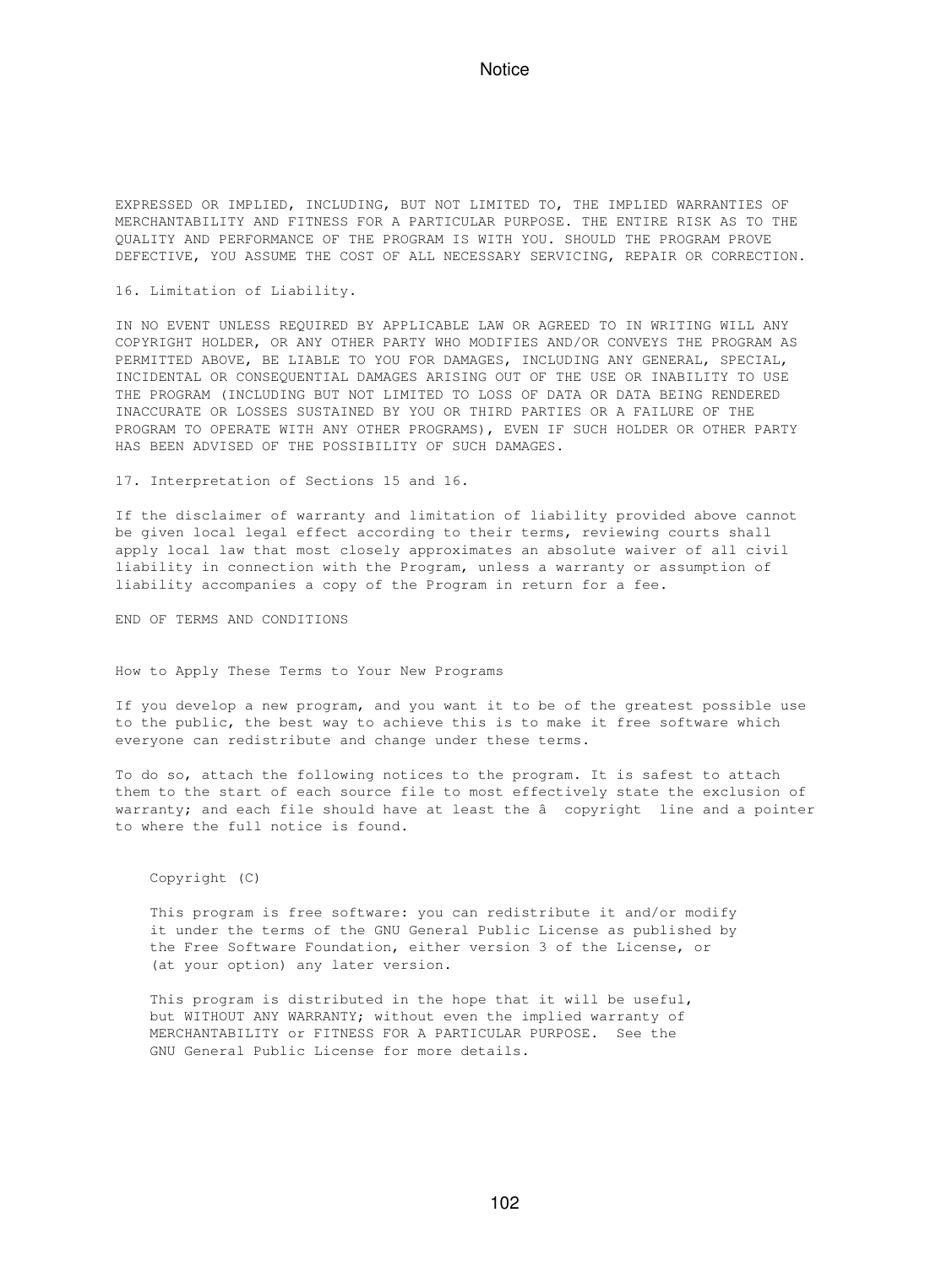EXPRESSED OR IMPLIED, INCLUDING, BUT NOT LIMITED TO, THE IMPLIED WARRANTIES OF MERCHANTABILITY AND FITNESS FOR A PARTICULAR PURPOSE. THE ENTIRE RISK AS TO THE QUALITY AND PERFORMANCE OF THE PROGRAM IS WITH YOU. SHOULD THE PROGRAM PROVE DEFECTIVE, YOU ASSUME THE COST OF ALL NECESSARY SERVICING, REPAIR OR CORRECTION.

16. Limitation of Liability.

IN NO EVENT UNLESS REQUIRED BY APPLICABLE LAW OR AGREED TO IN WRITING WILL ANY COPYRIGHT HOLDER, OR ANY OTHER PARTY WHO MODIFIES AND/OR CONVEYS THE PROGRAM AS PERMITTED ABOVE, BE LIABLE TO YOU FOR DAMAGES, INCLUDING ANY GENERAL, SPECIAL, INCIDENTAL OR CONSEQUENTIAL DAMAGES ARISING OUT OF THE USE OR INABILITY TO USE THE PROGRAM (INCLUDING BUT NOT LIMITED TO LOSS OF DATA OR DATA BEING RENDERED INACCURATE OR LOSSES SUSTAINED BY YOU OR THIRD PARTIES OR A FAILURE OF THE PROGRAM TO OPERATE WITH ANY OTHER PROGRAMS), EVEN IF SUCH HOLDER OR OTHER PARTY HAS BEEN ADVISED OF THE POSSIBILITY OF SUCH DAMAGES.

17. Interpretation of Sections 15 and 16.

If the disclaimer of warranty and limitation of liability provided above cannot be given local legal effect according to their terms, reviewing courts shall apply local law that most closely approximates an absolute waiver of all civil liability in connection with the Program, unless a warranty or assumption of liability accompanies a copy of the Program in return for a fee.

END OF TERMS AND CONDITIONS

How to Apply These Terms to Your New Programs

If you develop a new program, and you want it to be of the greatest possible use to the public, the best way to achieve this is to make it free software which everyone can redistribute and change under these terms.

To do so, attach the following notices to the program. It is safest to attach them to the start of each source file to most effectively state the exclusion of warranty; and each file should have at least the â copyright line and a pointer to where the full notice is found.

```
    Copyright (C)

    This program is free software: you can redistribute it and/or modify
    it under the terms of the GNU General Public License as published by
    the Free Software Foundation, either version 3 of the License, or
    (at your option) any later version.

    This program is distributed in the hope that it will be useful,
    but WITHOUT ANY WARRANTY; without even the implied warranty of
    MERCHANTABILITY or FITNESS FOR A PARTICULAR PURPOSE.  See the
    GNU General Public License for more details.
```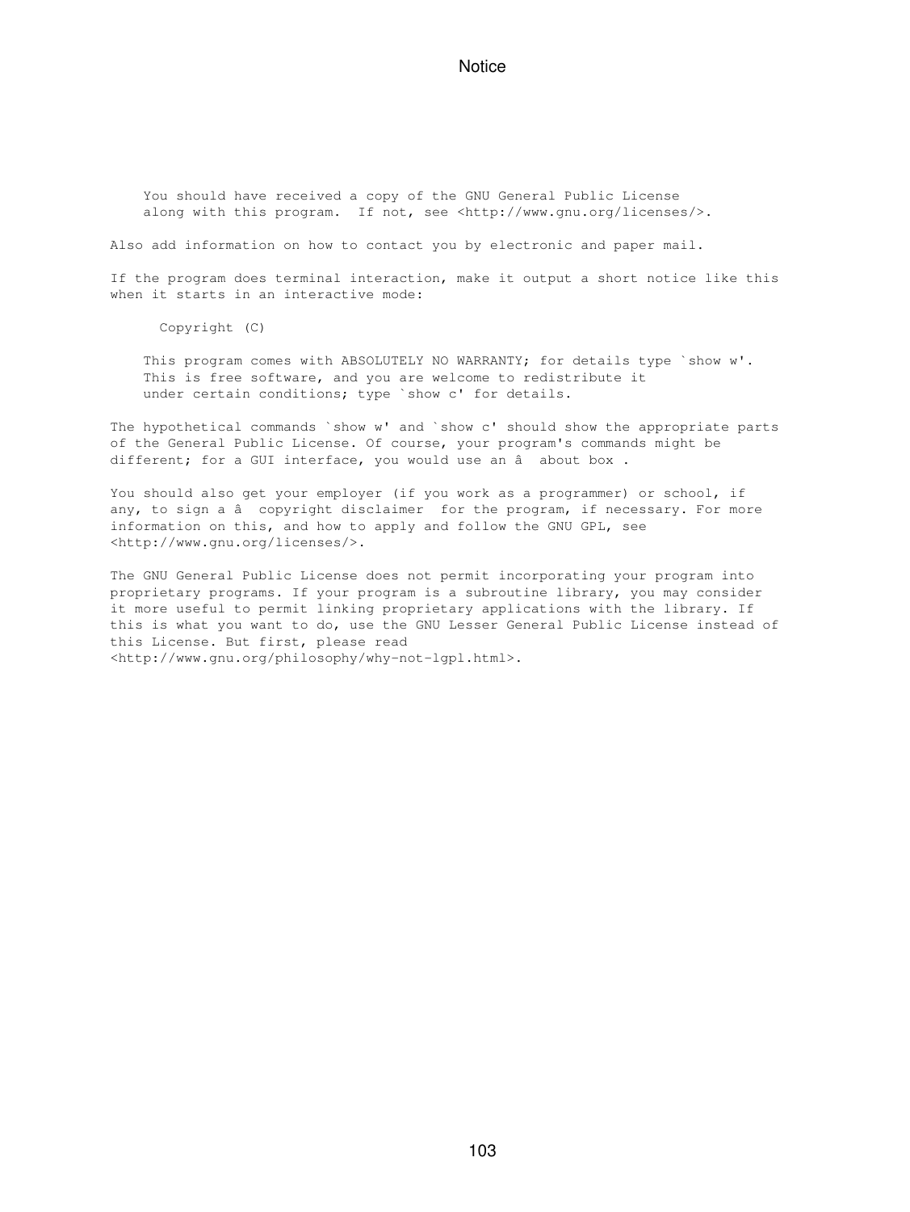```
    You should have received a copy of the GNU General Public License
    along with this program.  If not, see <http://www.gnu.org/licenses/>.
```

Also add information on how to contact you by electronic and paper mail.

If the program does terminal interaction, make it output a short notice like this when it starts in an interactive mode:

```
      Copyright (C)

    This program comes with ABSOLUTELY NO WARRANTY; for details type `show w'.
    This is free software, and you are welcome to redistribute it
    under certain conditions; type `show c' for details.
```

The hypothetical commands `show w' and `show c' should show the appropriate parts of the General Public License. Of course, your program's commands might be different; for a GUI interface, you would use an â  about box .

You should also get your employer (if you work as a programmer) or school, if any, to sign a â  copyright disclaimer  for the program, if necessary. For more information on this, and how to apply and follow the GNU GPL, see <http://www.gnu.org/licenses/>.

The GNU General Public License does not permit incorporating your program into proprietary programs. If your program is a subroutine library, you may consider it more useful to permit linking proprietary applications with the library. If this is what you want to do, use the GNU Lesser General Public License instead of this License. But first, please read <http://www.gnu.org/philosophy/why-not-lgpl.html>.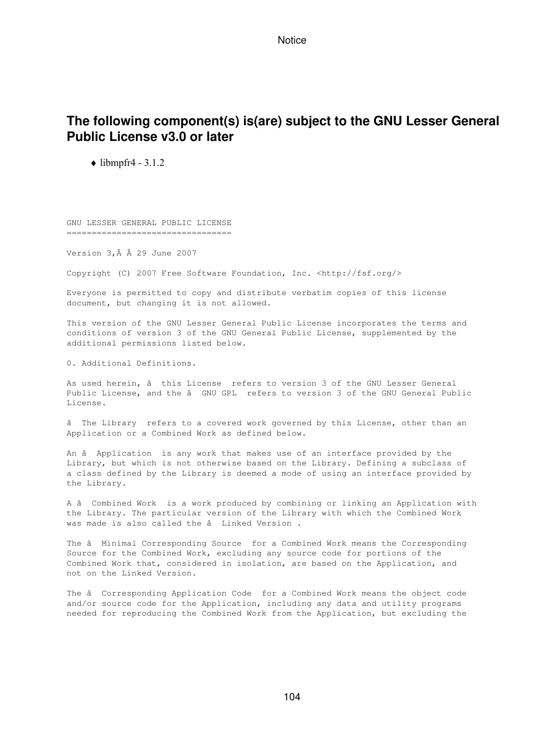## The following component(s) is(are) subject to the GNU Lesser General Public License v3.0 or later

- ♦ libmpfr4 - 3.1.2

```
GNU LESSER GENERAL PUBLIC LICENSE
================================

Version 3,Â Â 29 June 2007

Copyright (C) 2007 Free Software Foundation, Inc. <http://fsf.org/>

Everyone is permitted to copy and distribute verbatim copies of this license
document, but changing it is not allowed.

This version of the GNU Lesser General Public License incorporates the terms and
conditions of version 3 of the GNU General Public License, supplemented by the
additional permissions listed below.

0. Additional Definitions.

As used herein, â  this License  refers to version 3 of the GNU Lesser General
Public License, and the â  GNU GPL  refers to version 3 of the GNU General Public
License.

â  The Library  refers to a covered work governed by this License, other than an
Application or a Combined Work as defined below.

An â  Application  is any work that makes use of an interface provided by the
Library, but which is not otherwise based on the Library. Defining a subclass of
a class defined by the Library is deemed a mode of using an interface provided by
the Library.

A â  Combined Work  is a work produced by combining or linking an Application with
the Library. The particular version of the Library with which the Combined Work
was made is also called the â  Linked Version .

The â  Minimal Corresponding Source  for a Combined Work means the Corresponding
Source for the Combined Work, excluding any source code for portions of the
Combined Work that, considered in isolation, are based on the Application, and
not on the Linked Version.

The â  Corresponding Application Code  for a Combined Work means the object code
and/or source code for the Application, including any data and utility programs
needed for reproducing the Combined Work from the Application, but excluding the
```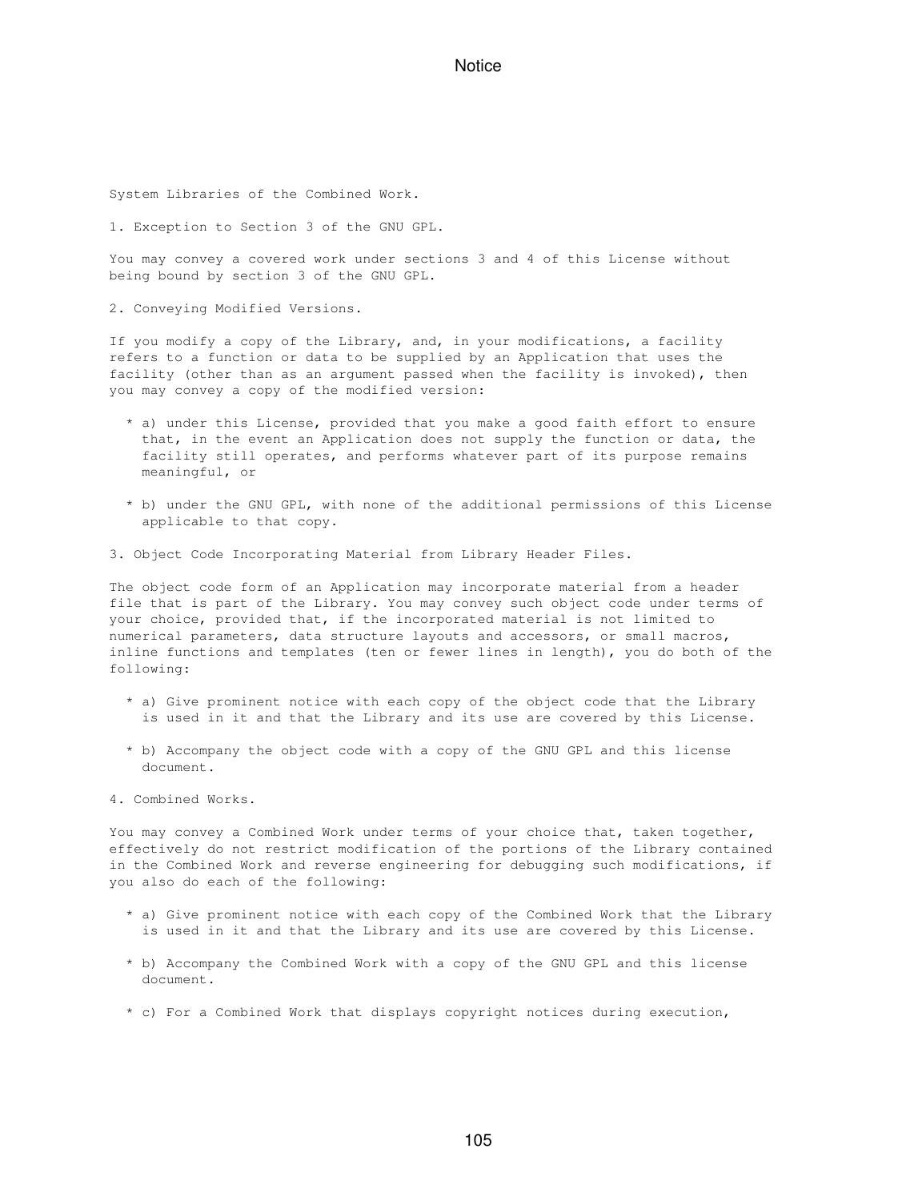System Libraries of the Combined Work.

1. Exception to Section 3 of the GNU GPL.

You may convey a covered work under sections 3 and 4 of this License without being bound by section 3 of the GNU GPL.

2. Conveying Modified Versions.

If you modify a copy of the Library, and, in your modifications, a facility refers to a function or data to be supplied by an Application that uses the facility (other than as an argument passed when the facility is invoked), then you may convey a copy of the modified version:

* a) under this License, provided that you make a good faith effort to ensure that, in the event an Application does not supply the function or data, the facility still operates, and performs whatever part of its purpose remains meaningful, or

* b) under the GNU GPL, with none of the additional permissions of this License applicable to that copy.

3. Object Code Incorporating Material from Library Header Files.

The object code form of an Application may incorporate material from a header file that is part of the Library. You may convey such object code under terms of your choice, provided that, if the incorporated material is not limited to numerical parameters, data structure layouts and accessors, or small macros, inline functions and templates (ten or fewer lines in length), you do both of the following:

* a) Give prominent notice with each copy of the object code that the Library is used in it and that the Library and its use are covered by this License.

* b) Accompany the object code with a copy of the GNU GPL and this license document.

4. Combined Works.

You may convey a Combined Work under terms of your choice that, taken together, effectively do not restrict modification of the portions of the Library contained in the Combined Work and reverse engineering for debugging such modifications, if you also do each of the following:

* a) Give prominent notice with each copy of the Combined Work that the Library is used in it and that the Library and its use are covered by this License.

* b) Accompany the Combined Work with a copy of the GNU GPL and this license document.

* c) For a Combined Work that displays copyright notices during execution,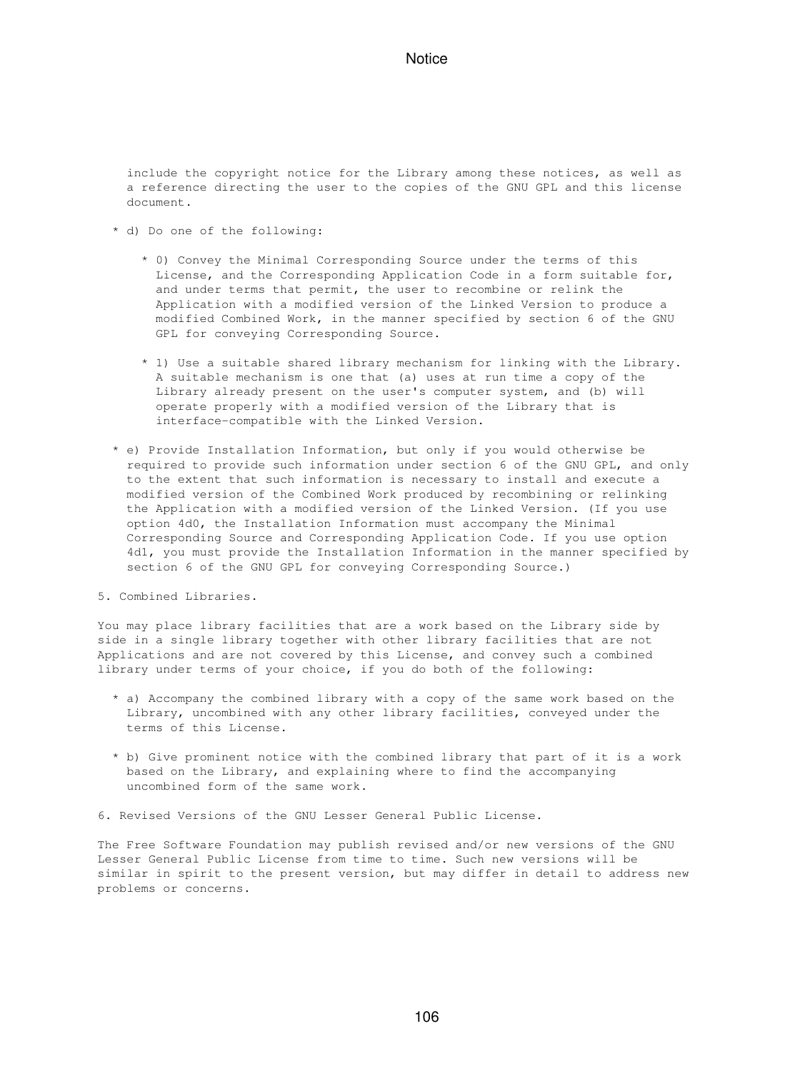include the copyright notice for the Library among these notices, as well as a reference directing the user to the copies of the GNU GPL and this license document.

* d) Do one of the following:

    * 0) Convey the Minimal Corresponding Source under the terms of this License, and the Corresponding Application Code in a form suitable for, and under terms that permit, the user to recombine or relink the Application with a modified version of the Linked Version to produce a modified Combined Work, in the manner specified by section 6 of the GNU GPL for conveying Corresponding Source.

    * 1) Use a suitable shared library mechanism for linking with the Library. A suitable mechanism is one that (a) uses at run time a copy of the Library already present on the user's computer system, and (b) will operate properly with a modified version of the Library that is interface-compatible with the Linked Version.

* e) Provide Installation Information, but only if you would otherwise be required to provide such information under section 6 of the GNU GPL, and only to the extent that such information is necessary to install and execute a modified version of the Combined Work produced by recombining or relinking the Application with a modified version of the Linked Version. (If you use option 4d0, the Installation Information must accompany the Minimal Corresponding Source and Corresponding Application Code. If you use option 4d1, you must provide the Installation Information in the manner specified by section 6 of the GNU GPL for conveying Corresponding Source.)

5. Combined Libraries.

You may place library facilities that are a work based on the Library side by side in a single library together with other library facilities that are not Applications and are not covered by this License, and convey such a combined library under terms of your choice, if you do both of the following:

* a) Accompany the combined library with a copy of the same work based on the Library, uncombined with any other library facilities, conveyed under the terms of this License.

* b) Give prominent notice with the combined library that part of it is a work based on the Library, and explaining where to find the accompanying uncombined form of the same work.

6. Revised Versions of the GNU Lesser General Public License.

The Free Software Foundation may publish revised and/or new versions of the GNU Lesser General Public License from time to time. Such new versions will be similar in spirit to the present version, but may differ in detail to address new problems or concerns.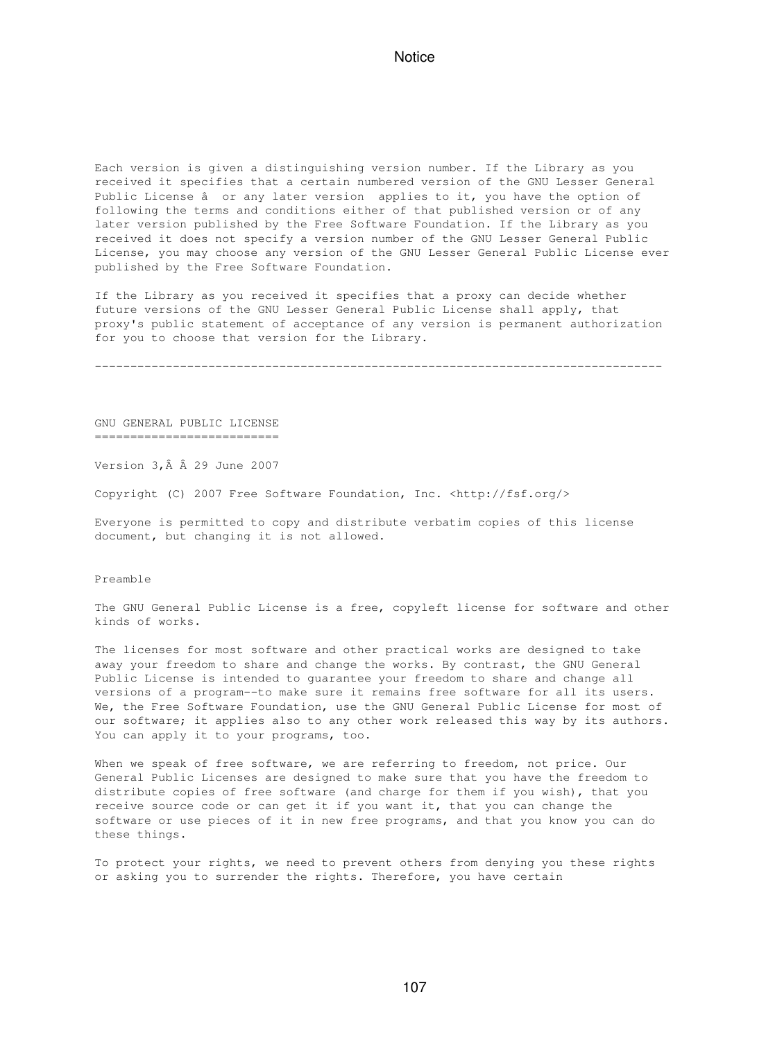Each version is given a distinguishing version number. If the Library as you received it specifies that a certain numbered version of the GNU Lesser General Public License â  or any later version  applies to it, you have the option of following the terms and conditions either of that published version or of any later version published by the Free Software Foundation. If the Library as you received it does not specify a version number of the GNU Lesser General Public License, you may choose any version of the GNU Lesser General Public License ever published by the Free Software Foundation.

If the Library as you received it specifies that a proxy can decide whether future versions of the GNU Lesser General Public License shall apply, that proxy's public statement of acceptance of any version is permanent authorization for you to choose that version for the Library.

---

GNU GENERAL PUBLIC LICENSE
==========================

Version 3,Â Â 29 June 2007

Copyright (C) 2007 Free Software Foundation, Inc. <http://fsf.org/>

Everyone is permitted to copy and distribute verbatim copies of this license document, but changing it is not allowed.

Preamble

The GNU General Public License is a free, copyleft license for software and other kinds of works.

The licenses for most software and other practical works are designed to take away your freedom to share and change the works. By contrast, the GNU General Public License is intended to guarantee your freedom to share and change all versions of a program--to make sure it remains free software for all its users. We, the Free Software Foundation, use the GNU General Public License for most of our software; it applies also to any other work released this way by its authors. You can apply it to your programs, too.

When we speak of free software, we are referring to freedom, not price. Our General Public Licenses are designed to make sure that you have the freedom to distribute copies of free software (and charge for them if you wish), that you receive source code or can get it if you want it, that you can change the software or use pieces of it in new free programs, and that you know you can do these things.

To protect your rights, we need to prevent others from denying you these rights or asking you to surrender the rights. Therefore, you have certain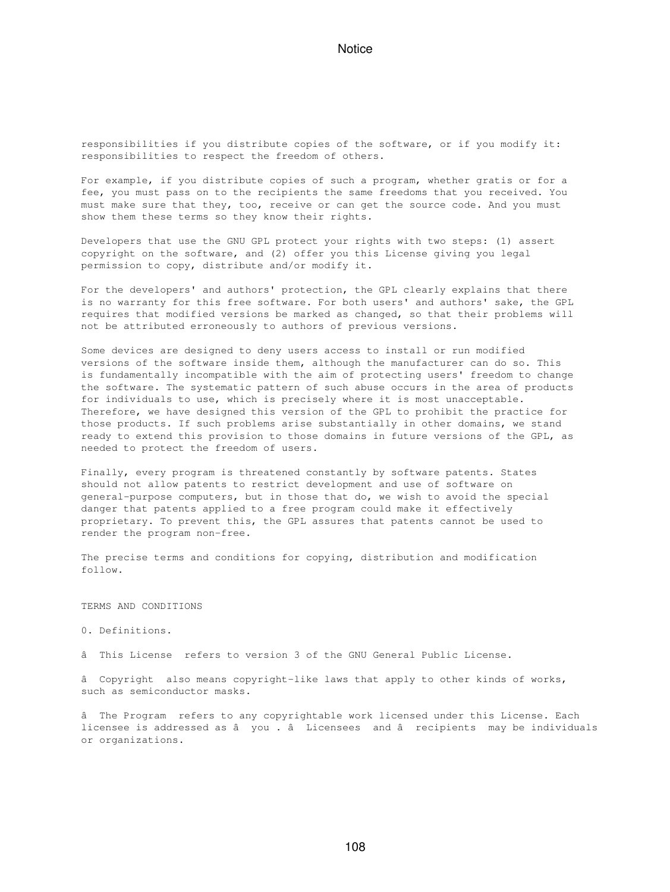responsibilities if you distribute copies of the software, or if you modify it: responsibilities to respect the freedom of others.

For example, if you distribute copies of such a program, whether gratis or for a fee, you must pass on to the recipients the same freedoms that you received. You must make sure that they, too, receive or can get the source code. And you must show them these terms so they know their rights.

Developers that use the GNU GPL protect your rights with two steps: (1) assert copyright on the software, and (2) offer you this License giving you legal permission to copy, distribute and/or modify it.

For the developers' and authors' protection, the GPL clearly explains that there is no warranty for this free software. For both users' and authors' sake, the GPL requires that modified versions be marked as changed, so that their problems will not be attributed erroneously to authors of previous versions.

Some devices are designed to deny users access to install or run modified versions of the software inside them, although the manufacturer can do so. This is fundamentally incompatible with the aim of protecting users' freedom to change the software. The systematic pattern of such abuse occurs in the area of products for individuals to use, which is precisely where it is most unacceptable. Therefore, we have designed this version of the GPL to prohibit the practice for those products. If such problems arise substantially in other domains, we stand ready to extend this provision to those domains in future versions of the GPL, as needed to protect the freedom of users.

Finally, every program is threatened constantly by software patents. States should not allow patents to restrict development and use of software on general-purpose computers, but in those that do, we wish to avoid the special danger that patents applied to a free program could make it effectively proprietary. To prevent this, the GPL assures that patents cannot be used to render the program non-free.

The precise terms and conditions for copying, distribution and modification follow.

TERMS AND CONDITIONS

0. Definitions.

â  This License  refers to version 3 of the GNU General Public License.

â  Copyright  also means copyright-like laws that apply to other kinds of works, such as semiconductor masks.

â  The Program  refers to any copyrightable work licensed under this License. Each licensee is addressed as â  you . â  Licensees  and â  recipients  may be individuals or organizations.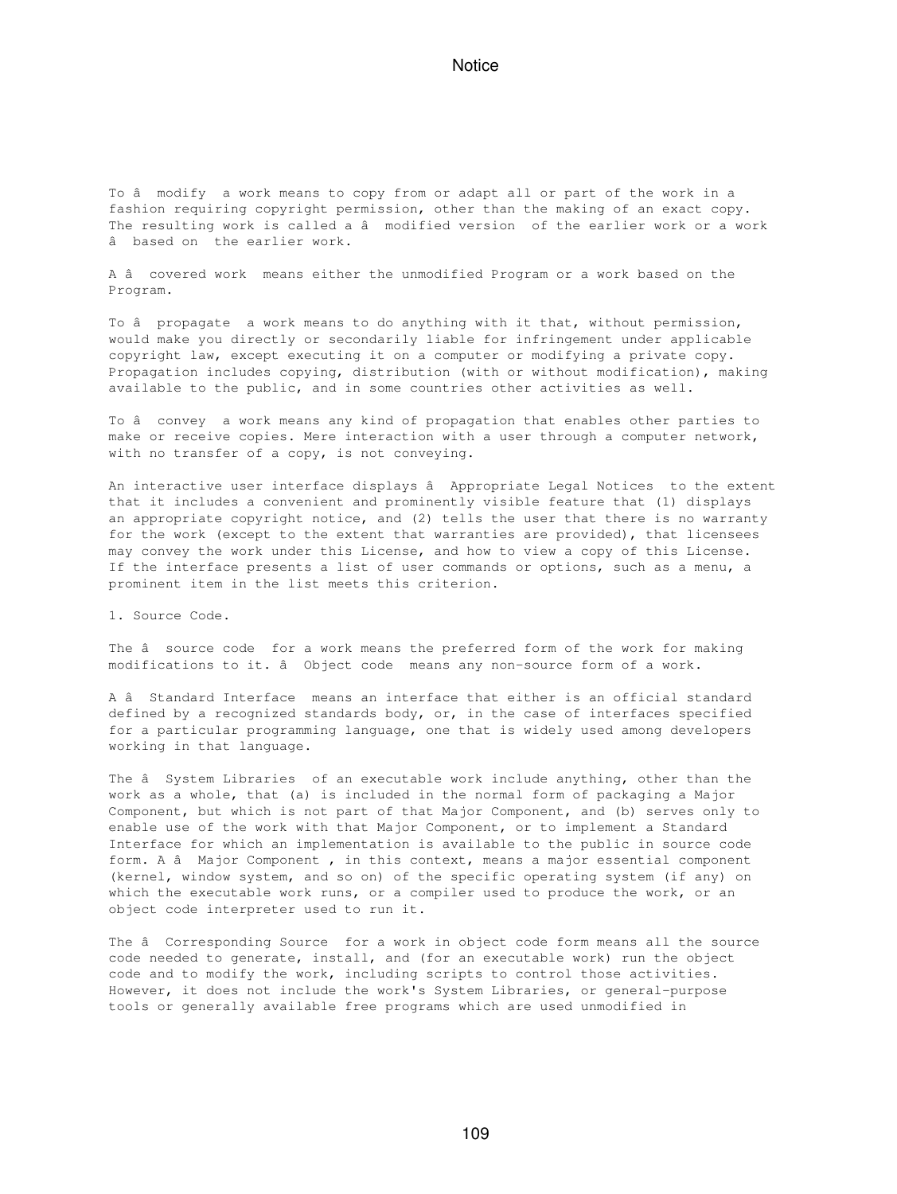To â  modify  a work means to copy from or adapt all or part of the work in a fashion requiring copyright permission, other than the making of an exact copy. The resulting work is called a â  modified version  of the earlier work or a work â  based on  the earlier work.

A â  covered work  means either the unmodified Program or a work based on the Program.

To â  propagate  a work means to do anything with it that, without permission, would make you directly or secondarily liable for infringement under applicable copyright law, except executing it on a computer or modifying a private copy. Propagation includes copying, distribution (with or without modification), making available to the public, and in some countries other activities as well.

To â  convey  a work means any kind of propagation that enables other parties to make or receive copies. Mere interaction with a user through a computer network, with no transfer of a copy, is not conveying.

An interactive user interface displays â  Appropriate Legal Notices  to the extent that it includes a convenient and prominently visible feature that (1) displays an appropriate copyright notice, and (2) tells the user that there is no warranty for the work (except to the extent that warranties are provided), that licensees may convey the work under this License, and how to view a copy of this License. If the interface presents a list of user commands or options, such as a menu, a prominent item in the list meets this criterion.

1. Source Code.

The â  source code  for a work means the preferred form of the work for making modifications to it. â  Object code  means any non-source form of a work.

A â  Standard Interface  means an interface that either is an official standard defined by a recognized standards body, or, in the case of interfaces specified for a particular programming language, one that is widely used among developers working in that language.

The â  System Libraries  of an executable work include anything, other than the work as a whole, that (a) is included in the normal form of packaging a Major Component, but which is not part of that Major Component, and (b) serves only to enable use of the work with that Major Component, or to implement a Standard Interface for which an implementation is available to the public in source code form. A â  Major Component , in this context, means a major essential component (kernel, window system, and so on) of the specific operating system (if any) on which the executable work runs, or a compiler used to produce the work, or an object code interpreter used to run it.

The â  Corresponding Source  for a work in object code form means all the source code needed to generate, install, and (for an executable work) run the object code and to modify the work, including scripts to control those activities. However, it does not include the work's System Libraries, or general-purpose tools or generally available free programs which are used unmodified in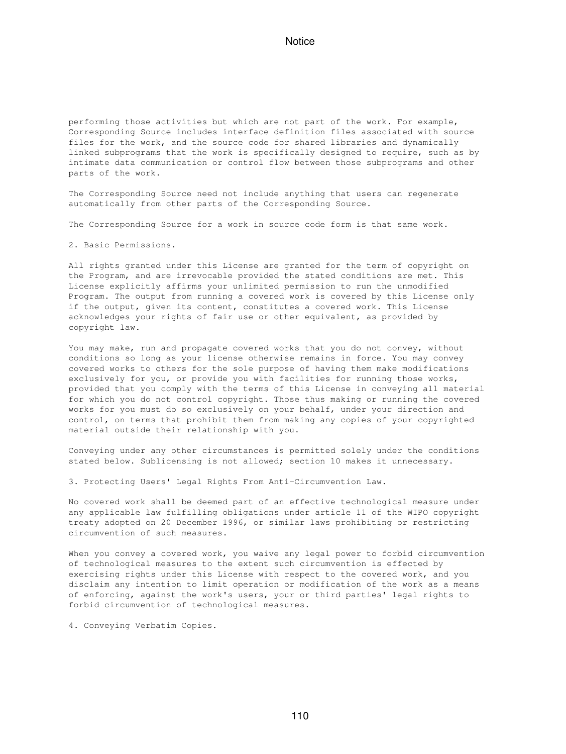performing those activities but which are not part of the work. For example, Corresponding Source includes interface definition files associated with source files for the work, and the source code for shared libraries and dynamically linked subprograms that the work is specifically designed to require, such as by intimate data communication or control flow between those subprograms and other parts of the work.

The Corresponding Source need not include anything that users can regenerate automatically from other parts of the Corresponding Source.

The Corresponding Source for a work in source code form is that same work.

2. Basic Permissions.

All rights granted under this License are granted for the term of copyright on the Program, and are irrevocable provided the stated conditions are met. This License explicitly affirms your unlimited permission to run the unmodified Program. The output from running a covered work is covered by this License only if the output, given its content, constitutes a covered work. This License acknowledges your rights of fair use or other equivalent, as provided by copyright law.

You may make, run and propagate covered works that you do not convey, without conditions so long as your license otherwise remains in force. You may convey covered works to others for the sole purpose of having them make modifications exclusively for you, or provide you with facilities for running those works, provided that you comply with the terms of this License in conveying all material for which you do not control copyright. Those thus making or running the covered works for you must do so exclusively on your behalf, under your direction and control, on terms that prohibit them from making any copies of your copyrighted material outside their relationship with you.

Conveying under any other circumstances is permitted solely under the conditions stated below. Sublicensing is not allowed; section 10 makes it unnecessary.

3. Protecting Users' Legal Rights From Anti-Circumvention Law.

No covered work shall be deemed part of an effective technological measure under any applicable law fulfilling obligations under article 11 of the WIPO copyright treaty adopted on 20 December 1996, or similar laws prohibiting or restricting circumvention of such measures.

When you convey a covered work, you waive any legal power to forbid circumvention of technological measures to the extent such circumvention is effected by exercising rights under this License with respect to the covered work, and you disclaim any intention to limit operation or modification of the work as a means of enforcing, against the work's users, your or third parties' legal rights to forbid circumvention of technological measures.

4. Conveying Verbatim Copies.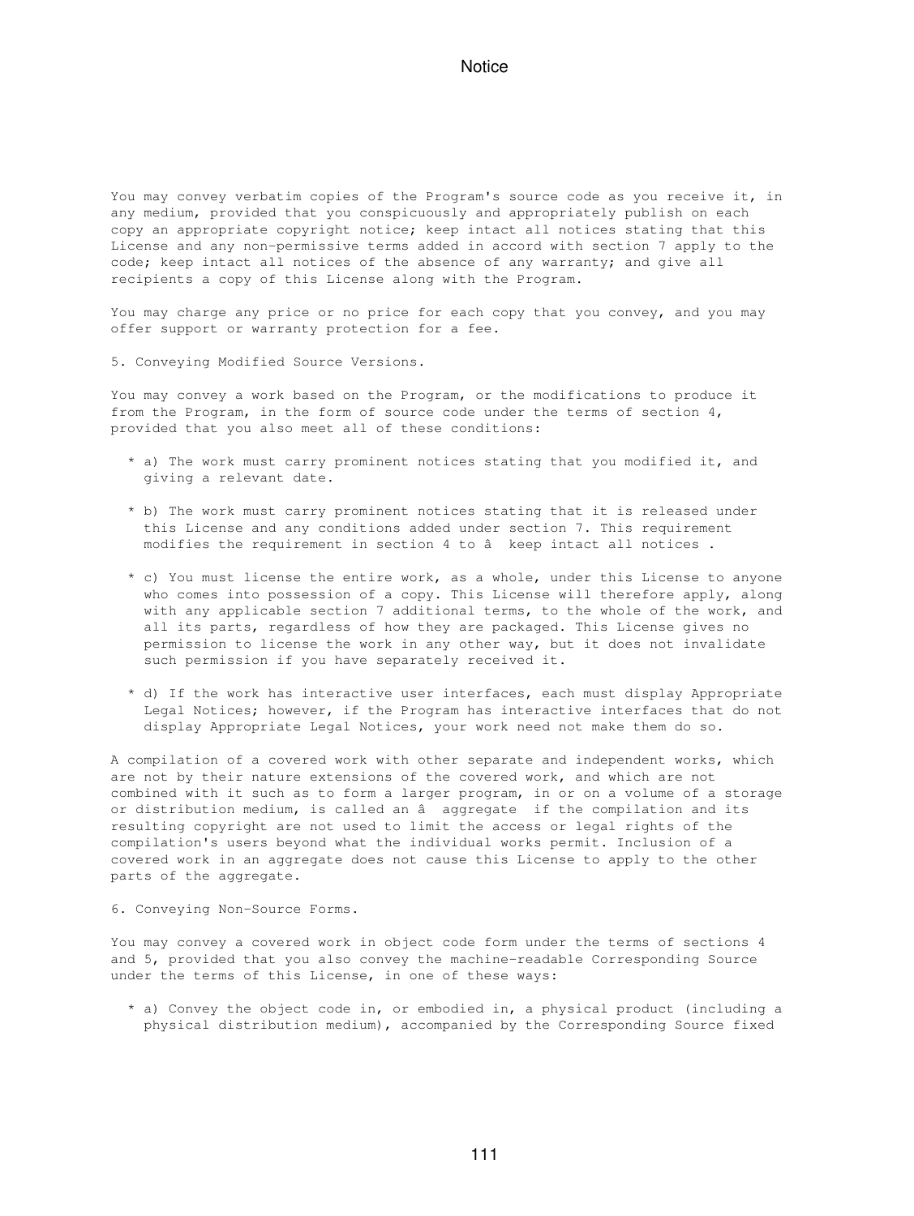You may convey verbatim copies of the Program's source code as you receive it, in any medium, provided that you conspicuously and appropriately publish on each copy an appropriate copyright notice; keep intact all notices stating that this License and any non-permissive terms added in accord with section 7 apply to the code; keep intact all notices of the absence of any warranty; and give all recipients a copy of this License along with the Program.

You may charge any price or no price for each copy that you convey, and you may offer support or warranty protection for a fee.

5. Conveying Modified Source Versions.

You may convey a work based on the Program, or the modifications to produce it from the Program, in the form of source code under the terms of section 4, provided that you also meet all of these conditions:

* a) The work must carry prominent notices stating that you modified it, and giving a relevant date.

* b) The work must carry prominent notices stating that it is released under this License and any conditions added under section 7. This requirement modifies the requirement in section 4 to â  keep intact all notices .

* c) You must license the entire work, as a whole, under this License to anyone who comes into possession of a copy. This License will therefore apply, along with any applicable section 7 additional terms, to the whole of the work, and all its parts, regardless of how they are packaged. This License gives no permission to license the work in any other way, but it does not invalidate such permission if you have separately received it.

* d) If the work has interactive user interfaces, each must display Appropriate Legal Notices; however, if the Program has interactive interfaces that do not display Appropriate Legal Notices, your work need not make them do so.

A compilation of a covered work with other separate and independent works, which are not by their nature extensions of the covered work, and which are not combined with it such as to form a larger program, in or on a volume of a storage or distribution medium, is called an â  aggregate  if the compilation and its resulting copyright are not used to limit the access or legal rights of the compilation's users beyond what the individual works permit. Inclusion of a covered work in an aggregate does not cause this License to apply to the other parts of the aggregate.

6. Conveying Non-Source Forms.

You may convey a covered work in object code form under the terms of sections 4 and 5, provided that you also convey the machine-readable Corresponding Source under the terms of this License, in one of these ways:

* a) Convey the object code in, or embodied in, a physical product (including a physical distribution medium), accompanied by the Corresponding Source fixed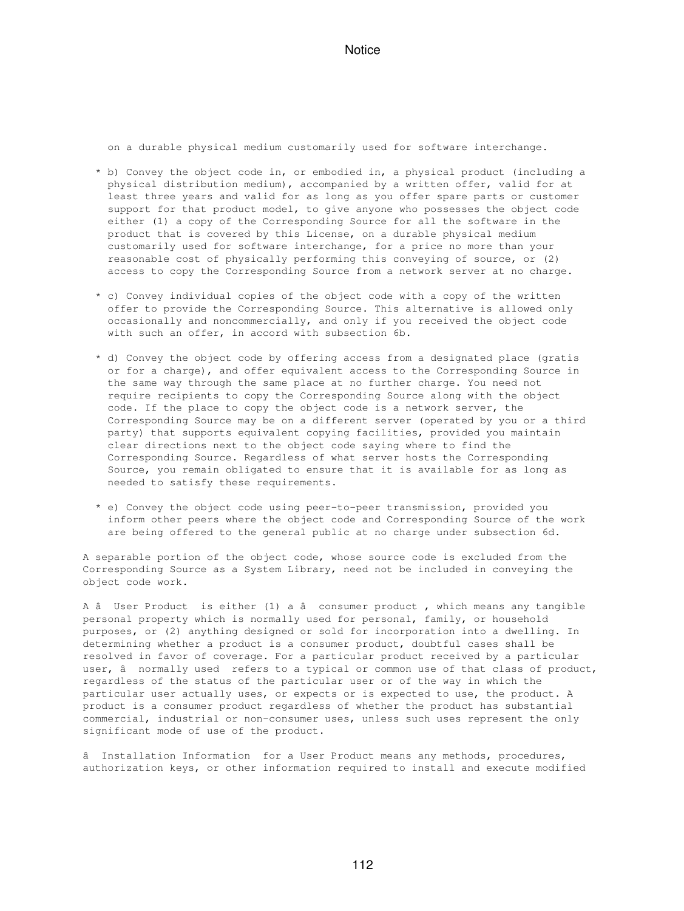on a durable physical medium customarily used for software interchange.

* b) Convey the object code in, or embodied in, a physical product (including a physical distribution medium), accompanied by a written offer, valid for at least three years and valid for as long as you offer spare parts or customer support for that product model, to give anyone who possesses the object code either (1) a copy of the Corresponding Source for all the software in the product that is covered by this License, on a durable physical medium customarily used for software interchange, for a price no more than your reasonable cost of physically performing this conveying of source, or (2) access to copy the Corresponding Source from a network server at no charge.

* c) Convey individual copies of the object code with a copy of the written offer to provide the Corresponding Source. This alternative is allowed only occasionally and noncommercially, and only if you received the object code with such an offer, in accord with subsection 6b.

* d) Convey the object code by offering access from a designated place (gratis or for a charge), and offer equivalent access to the Corresponding Source in the same way through the same place at no further charge. You need not require recipients to copy the Corresponding Source along with the object code. If the place to copy the object code is a network server, the Corresponding Source may be on a different server (operated by you or a third party) that supports equivalent copying facilities, provided you maintain clear directions next to the object code saying where to find the Corresponding Source. Regardless of what server hosts the Corresponding Source, you remain obligated to ensure that it is available for as long as needed to satisfy these requirements.

* e) Convey the object code using peer-to-peer transmission, provided you inform other peers where the object code and Corresponding Source of the work are being offered to the general public at no charge under subsection 6d.

A separable portion of the object code, whose source code is excluded from the Corresponding Source as a System Library, need not be included in conveying the object code work.

A â User Product is either (1) a â consumer product , which means any tangible personal property which is normally used for personal, family, or household purposes, or (2) anything designed or sold for incorporation into a dwelling. In determining whether a product is a consumer product, doubtful cases shall be resolved in favor of coverage. For a particular product received by a particular user, â normally used refers to a typical or common use of that class of product, regardless of the status of the particular user or of the way in which the particular user actually uses, or expects or is expected to use, the product. A product is a consumer product regardless of whether the product has substantial commercial, industrial or non-consumer uses, unless such uses represent the only significant mode of use of the product.

â Installation Information for a User Product means any methods, procedures, authorization keys, or other information required to install and execute modified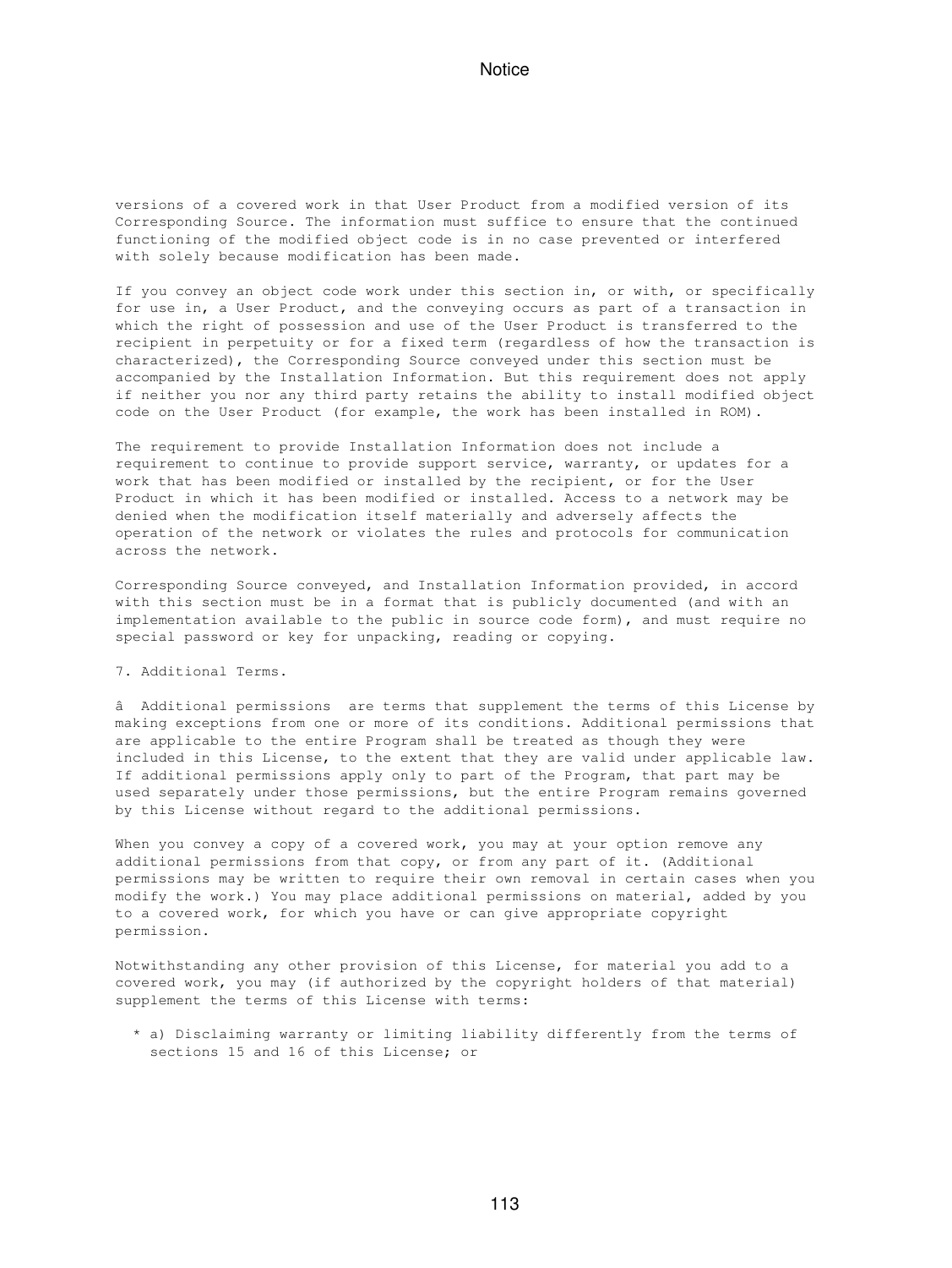versions of a covered work in that User Product from a modified version of its Corresponding Source. The information must suffice to ensure that the continued functioning of the modified object code is in no case prevented or interfered with solely because modification has been made.

If you convey an object code work under this section in, or with, or specifically for use in, a User Product, and the conveying occurs as part of a transaction in which the right of possession and use of the User Product is transferred to the recipient in perpetuity or for a fixed term (regardless of how the transaction is characterized), the Corresponding Source conveyed under this section must be accompanied by the Installation Information. But this requirement does not apply if neither you nor any third party retains the ability to install modified object code on the User Product (for example, the work has been installed in ROM).

The requirement to provide Installation Information does not include a requirement to continue to provide support service, warranty, or updates for a work that has been modified or installed by the recipient, or for the User Product in which it has been modified or installed. Access to a network may be denied when the modification itself materially and adversely affects the operation of the network or violates the rules and protocols for communication across the network.

Corresponding Source conveyed, and Installation Information provided, in accord with this section must be in a format that is publicly documented (and with an implementation available to the public in source code form), and must require no special password or key for unpacking, reading or copying.

7. Additional Terms.

â  Additional permissions  are terms that supplement the terms of this License by making exceptions from one or more of its conditions. Additional permissions that are applicable to the entire Program shall be treated as though they were included in this License, to the extent that they are valid under applicable law. If additional permissions apply only to part of the Program, that part may be used separately under those permissions, but the entire Program remains governed by this License without regard to the additional permissions.

When you convey a copy of a covered work, you may at your option remove any additional permissions from that copy, or from any part of it. (Additional permissions may be written to require their own removal in certain cases when you modify the work.) You may place additional permissions on material, added by you to a covered work, for which you have or can give appropriate copyright permission.

Notwithstanding any other provision of this License, for material you add to a covered work, you may (if authorized by the copyright holders of that material) supplement the terms of this License with terms:

* a) Disclaiming warranty or limiting liability differently from the terms of sections 15 and 16 of this License; or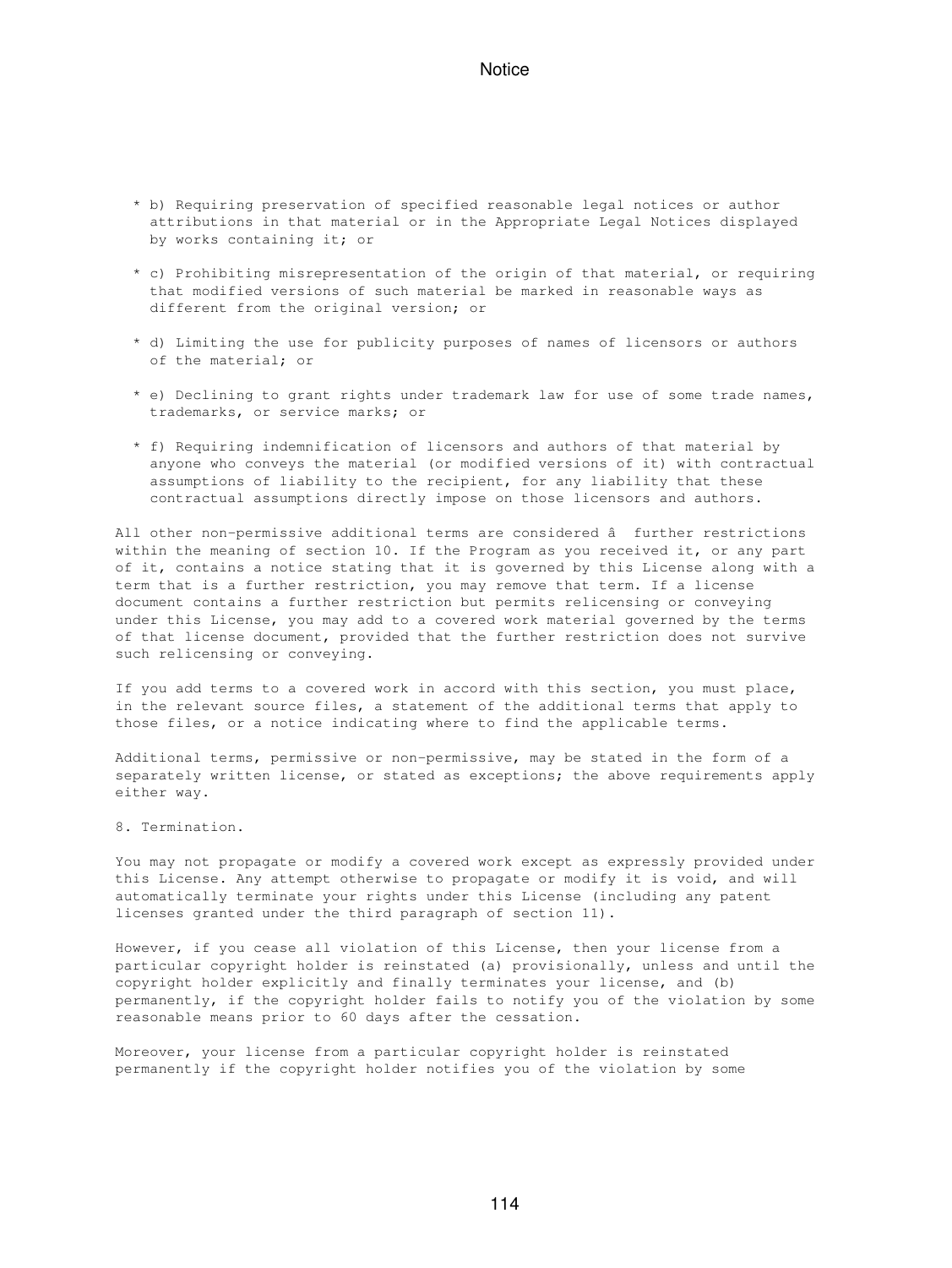* b) Requiring preservation of specified reasonable legal notices or author attributions in that material or in the Appropriate Legal Notices displayed by works containing it; or

* c) Prohibiting misrepresentation of the origin of that material, or requiring that modified versions of such material be marked in reasonable ways as different from the original version; or

* d) Limiting the use for publicity purposes of names of licensors or authors of the material; or

* e) Declining to grant rights under trademark law for use of some trade names, trademarks, or service marks; or

* f) Requiring indemnification of licensors and authors of that material by anyone who conveys the material (or modified versions of it) with contractual assumptions of liability to the recipient, for any liability that these contractual assumptions directly impose on those licensors and authors.

All other non-permissive additional terms are considered â  further restrictions within the meaning of section 10. If the Program as you received it, or any part of it, contains a notice stating that it is governed by this License along with a term that is a further restriction, you may remove that term. If a license document contains a further restriction but permits relicensing or conveying under this License, you may add to a covered work material governed by the terms of that license document, provided that the further restriction does not survive such relicensing or conveying.

If you add terms to a covered work in accord with this section, you must place, in the relevant source files, a statement of the additional terms that apply to those files, or a notice indicating where to find the applicable terms.

Additional terms, permissive or non-permissive, may be stated in the form of a separately written license, or stated as exceptions; the above requirements apply either way.

8. Termination.

You may not propagate or modify a covered work except as expressly provided under this License. Any attempt otherwise to propagate or modify it is void, and will automatically terminate your rights under this License (including any patent licenses granted under the third paragraph of section 11).

However, if you cease all violation of this License, then your license from a particular copyright holder is reinstated (a) provisionally, unless and until the copyright holder explicitly and finally terminates your license, and (b) permanently, if the copyright holder fails to notify you of the violation by some reasonable means prior to 60 days after the cessation.

Moreover, your license from a particular copyright holder is reinstated permanently if the copyright holder notifies you of the violation by some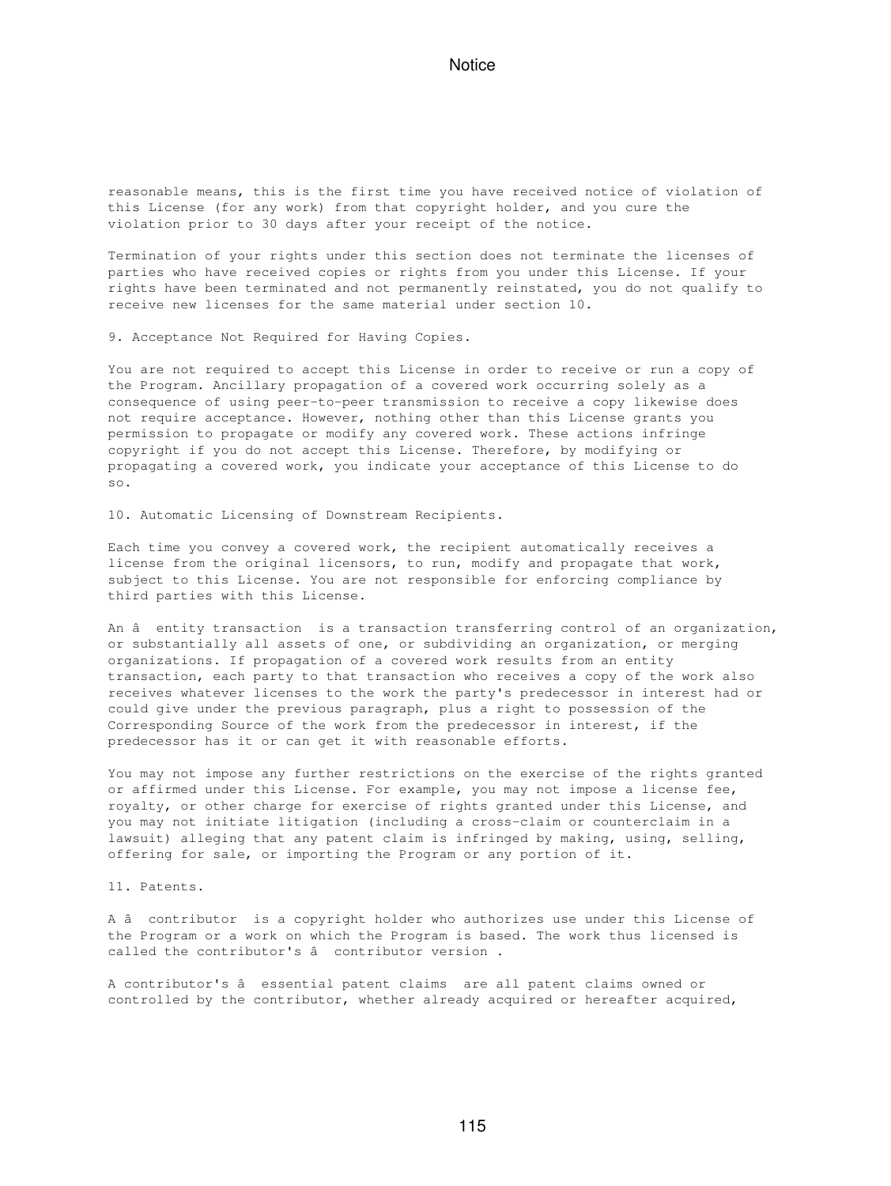reasonable means, this is the first time you have received notice of violation of this License (for any work) from that copyright holder, and you cure the violation prior to 30 days after your receipt of the notice.

Termination of your rights under this section does not terminate the licenses of parties who have received copies or rights from you under this License. If your rights have been terminated and not permanently reinstated, you do not qualify to receive new licenses for the same material under section 10.

9. Acceptance Not Required for Having Copies.

You are not required to accept this License in order to receive or run a copy of the Program. Ancillary propagation of a covered work occurring solely as a consequence of using peer-to-peer transmission to receive a copy likewise does not require acceptance. However, nothing other than this License grants you permission to propagate or modify any covered work. These actions infringe copyright if you do not accept this License. Therefore, by modifying or propagating a covered work, you indicate your acceptance of this License to do so.

10. Automatic Licensing of Downstream Recipients.

Each time you convey a covered work, the recipient automatically receives a license from the original licensors, to run, modify and propagate that work, subject to this License. You are not responsible for enforcing compliance by third parties with this License.

An â  entity transaction  is a transaction transferring control of an organization, or substantially all assets of one, or subdividing an organization, or merging organizations. If propagation of a covered work results from an entity transaction, each party to that transaction who receives a copy of the work also receives whatever licenses to the work the party's predecessor in interest had or could give under the previous paragraph, plus a right to possession of the Corresponding Source of the work from the predecessor in interest, if the predecessor has it or can get it with reasonable efforts.

You may not impose any further restrictions on the exercise of the rights granted or affirmed under this License. For example, you may not impose a license fee, royalty, or other charge for exercise of rights granted under this License, and you may not initiate litigation (including a cross-claim or counterclaim in a lawsuit) alleging that any patent claim is infringed by making, using, selling, offering for sale, or importing the Program or any portion of it.

11. Patents.

A â  contributor  is a copyright holder who authorizes use under this License of the Program or a work on which the Program is based. The work thus licensed is called the contributor's â  contributor version .

A contributor's â  essential patent claims  are all patent claims owned or controlled by the contributor, whether already acquired or hereafter acquired,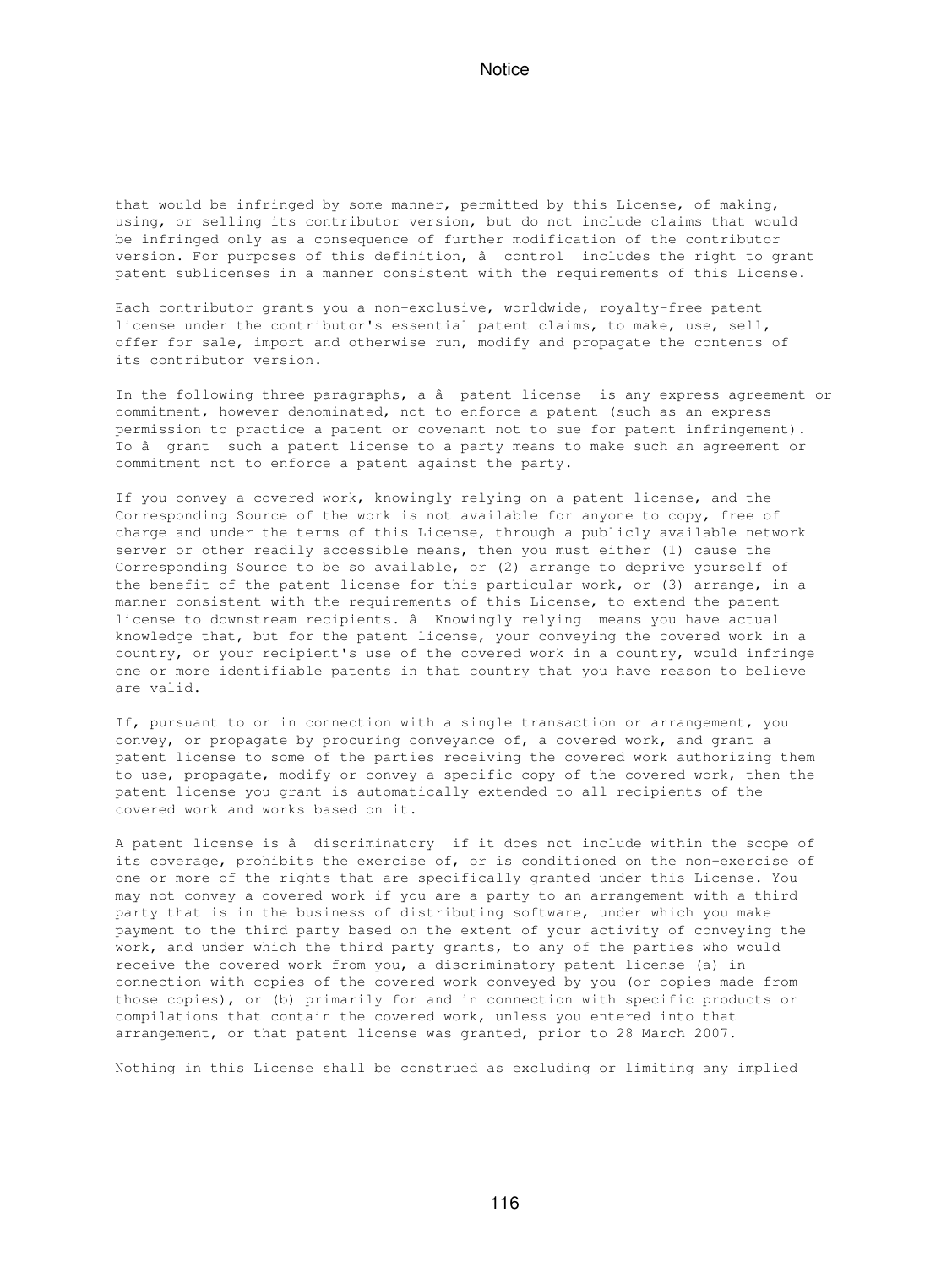that would be infringed by some manner, permitted by this License, of making, using, or selling its contributor version, but do not include claims that would be infringed only as a consequence of further modification of the contributor version. For purposes of this definition, â control includes the right to grant patent sublicenses in a manner consistent with the requirements of this License.

Each contributor grants you a non-exclusive, worldwide, royalty-free patent license under the contributor's essential patent claims, to make, use, sell, offer for sale, import and otherwise run, modify and propagate the contents of its contributor version.

In the following three paragraphs, a â patent license is any express agreement or commitment, however denominated, not to enforce a patent (such as an express permission to practice a patent or covenant not to sue for patent infringement). To â grant such a patent license to a party means to make such an agreement or commitment not to enforce a patent against the party.

If you convey a covered work, knowingly relying on a patent license, and the Corresponding Source of the work is not available for anyone to copy, free of charge and under the terms of this License, through a publicly available network server or other readily accessible means, then you must either (1) cause the Corresponding Source to be so available, or (2) arrange to deprive yourself of the benefit of the patent license for this particular work, or (3) arrange, in a manner consistent with the requirements of this License, to extend the patent license to downstream recipients. â Knowingly relying means you have actual knowledge that, but for the patent license, your conveying the covered work in a country, or your recipient's use of the covered work in a country, would infringe one or more identifiable patents in that country that you have reason to believe are valid.

If, pursuant to or in connection with a single transaction or arrangement, you convey, or propagate by procuring conveyance of, a covered work, and grant a patent license to some of the parties receiving the covered work authorizing them to use, propagate, modify or convey a specific copy of the covered work, then the patent license you grant is automatically extended to all recipients of the covered work and works based on it.

A patent license is â discriminatory if it does not include within the scope of its coverage, prohibits the exercise of, or is conditioned on the non-exercise of one or more of the rights that are specifically granted under this License. You may not convey a covered work if you are a party to an arrangement with a third party that is in the business of distributing software, under which you make payment to the third party based on the extent of your activity of conveying the work, and under which the third party grants, to any of the parties who would receive the covered work from you, a discriminatory patent license (a) in connection with copies of the covered work conveyed by you (or copies made from those copies), or (b) primarily for and in connection with specific products or compilations that contain the covered work, unless you entered into that arrangement, or that patent license was granted, prior to 28 March 2007.

Nothing in this License shall be construed as excluding or limiting any implied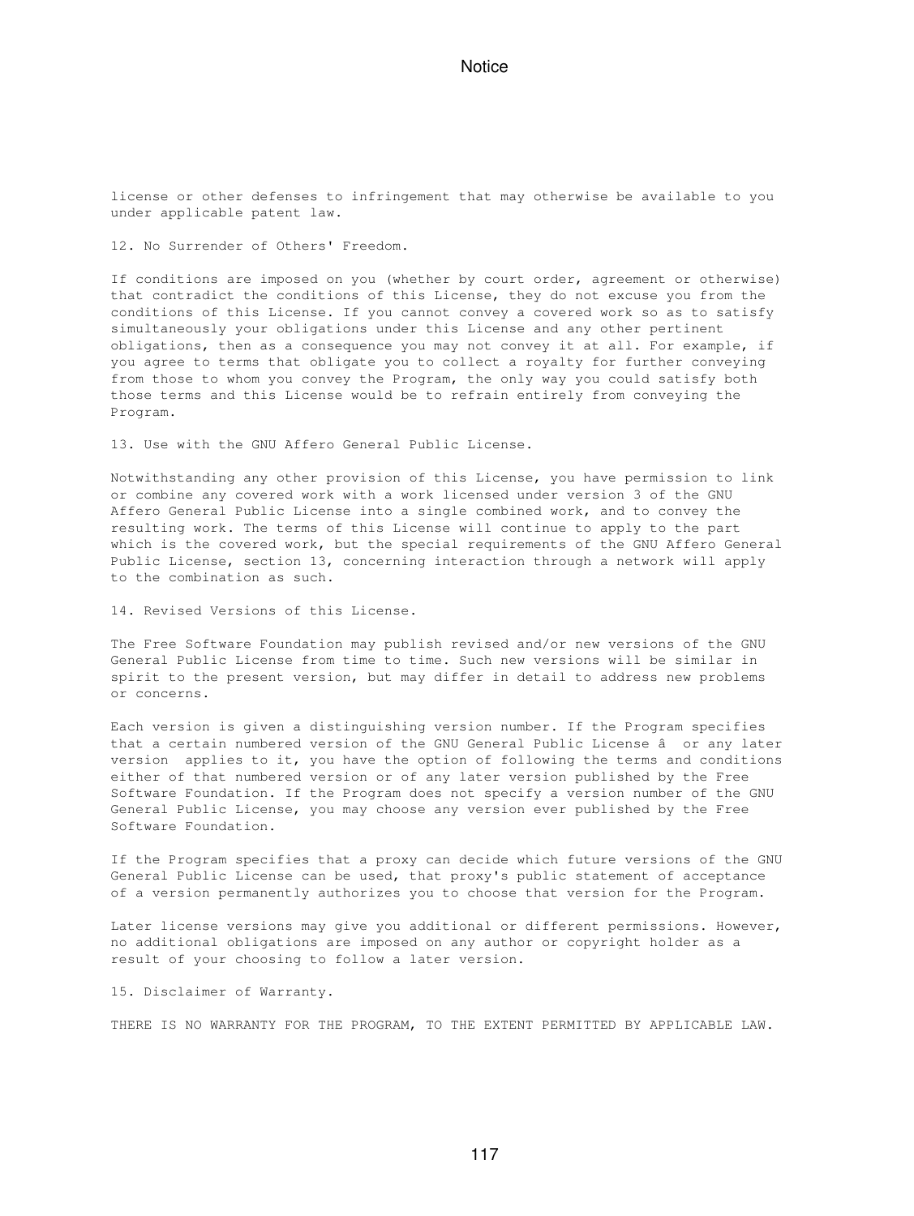license or other defenses to infringement that may otherwise be available to you under applicable patent law.

## 12. No Surrender of Others' Freedom.

If conditions are imposed on you (whether by court order, agreement or otherwise) that contradict the conditions of this License, they do not excuse you from the conditions of this License. If you cannot convey a covered work so as to satisfy simultaneously your obligations under this License and any other pertinent obligations, then as a consequence you may not convey it at all. For example, if you agree to terms that obligate you to collect a royalty for further conveying from those to whom you convey the Program, the only way you could satisfy both those terms and this License would be to refrain entirely from conveying the Program.

## 13. Use with the GNU Affero General Public License.

Notwithstanding any other provision of this License, you have permission to link or combine any covered work with a work licensed under version 3 of the GNU Affero General Public License into a single combined work, and to convey the resulting work. The terms of this License will continue to apply to the part which is the covered work, but the special requirements of the GNU Affero General Public License, section 13, concerning interaction through a network will apply to the combination as such.

## 14. Revised Versions of this License.

The Free Software Foundation may publish revised and/or new versions of the GNU General Public License from time to time. Such new versions will be similar in spirit to the present version, but may differ in detail to address new problems or concerns.

Each version is given a distinguishing version number. If the Program specifies that a certain numbered version of the GNU General Public License â  or any later version  applies to it, you have the option of following the terms and conditions either of that numbered version or of any later version published by the Free Software Foundation. If the Program does not specify a version number of the GNU General Public License, you may choose any version ever published by the Free Software Foundation.

If the Program specifies that a proxy can decide which future versions of the GNU General Public License can be used, that proxy's public statement of acceptance of a version permanently authorizes you to choose that version for the Program.

Later license versions may give you additional or different permissions. However, no additional obligations are imposed on any author or copyright holder as a result of your choosing to follow a later version.

## 15. Disclaimer of Warranty.

THERE IS NO WARRANTY FOR THE PROGRAM, TO THE EXTENT PERMITTED BY APPLICABLE LAW.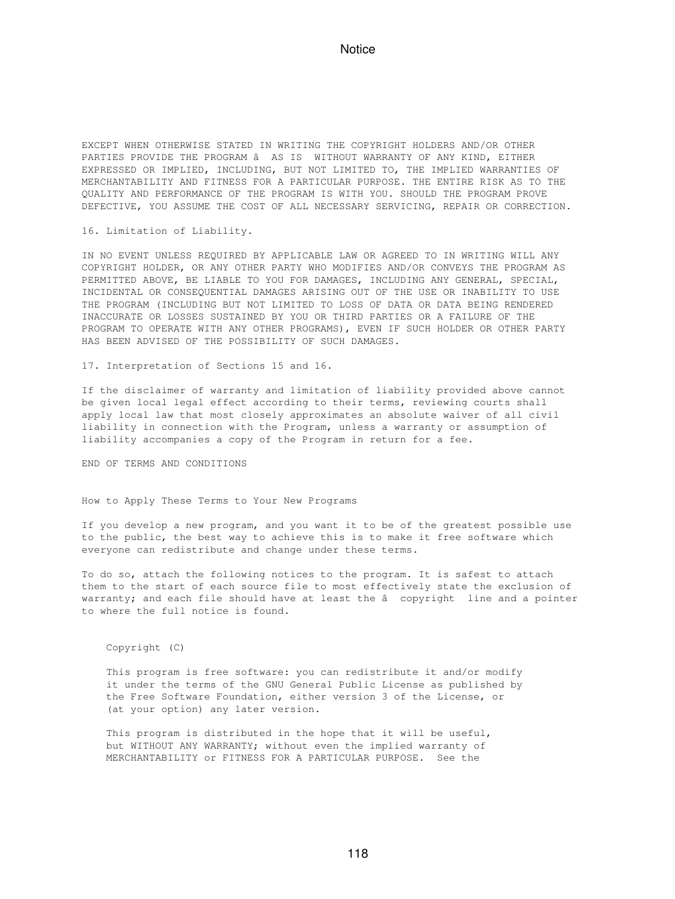EXCEPT WHEN OTHERWISE STATED IN WRITING THE COPYRIGHT HOLDERS AND/OR OTHER PARTIES PROVIDE THE PROGRAM â AS IS WITHOUT WARRANTY OF ANY KIND, EITHER EXPRESSED OR IMPLIED, INCLUDING, BUT NOT LIMITED TO, THE IMPLIED WARRANTIES OF MERCHANTABILITY AND FITNESS FOR A PARTICULAR PURPOSE. THE ENTIRE RISK AS TO THE QUALITY AND PERFORMANCE OF THE PROGRAM IS WITH YOU. SHOULD THE PROGRAM PROVE DEFECTIVE, YOU ASSUME THE COST OF ALL NECESSARY SERVICING, REPAIR OR CORRECTION.

16. Limitation of Liability.

IN NO EVENT UNLESS REQUIRED BY APPLICABLE LAW OR AGREED TO IN WRITING WILL ANY COPYRIGHT HOLDER, OR ANY OTHER PARTY WHO MODIFIES AND/OR CONVEYS THE PROGRAM AS PERMITTED ABOVE, BE LIABLE TO YOU FOR DAMAGES, INCLUDING ANY GENERAL, SPECIAL, INCIDENTAL OR CONSEQUENTIAL DAMAGES ARISING OUT OF THE USE OR INABILITY TO USE THE PROGRAM (INCLUDING BUT NOT LIMITED TO LOSS OF DATA OR DATA BEING RENDERED INACCURATE OR LOSSES SUSTAINED BY YOU OR THIRD PARTIES OR A FAILURE OF THE PROGRAM TO OPERATE WITH ANY OTHER PROGRAMS), EVEN IF SUCH HOLDER OR OTHER PARTY HAS BEEN ADVISED OF THE POSSIBILITY OF SUCH DAMAGES.

17. Interpretation of Sections 15 and 16.

If the disclaimer of warranty and limitation of liability provided above cannot be given local legal effect according to their terms, reviewing courts shall apply local law that most closely approximates an absolute waiver of all civil liability in connection with the Program, unless a warranty or assumption of liability accompanies a copy of the Program in return for a fee.

END OF TERMS AND CONDITIONS

How to Apply These Terms to Your New Programs

If you develop a new program, and you want it to be of the greatest possible use to the public, the best way to achieve this is to make it free software which everyone can redistribute and change under these terms.

To do so, attach the following notices to the program. It is safest to attach them to the start of each source file to most effectively state the exclusion of warranty; and each file should have at least the â copyright line and a pointer to where the full notice is found.

```
    Copyright (C)

    This program is free software: you can redistribute it and/or modify
    it under the terms of the GNU General Public License as published by
    the Free Software Foundation, either version 3 of the License, or
    (at your option) any later version.

    This program is distributed in the hope that it will be useful,
    but WITHOUT ANY WARRANTY; without even the implied warranty of
    MERCHANTABILITY or FITNESS FOR A PARTICULAR PURPOSE.  See the
```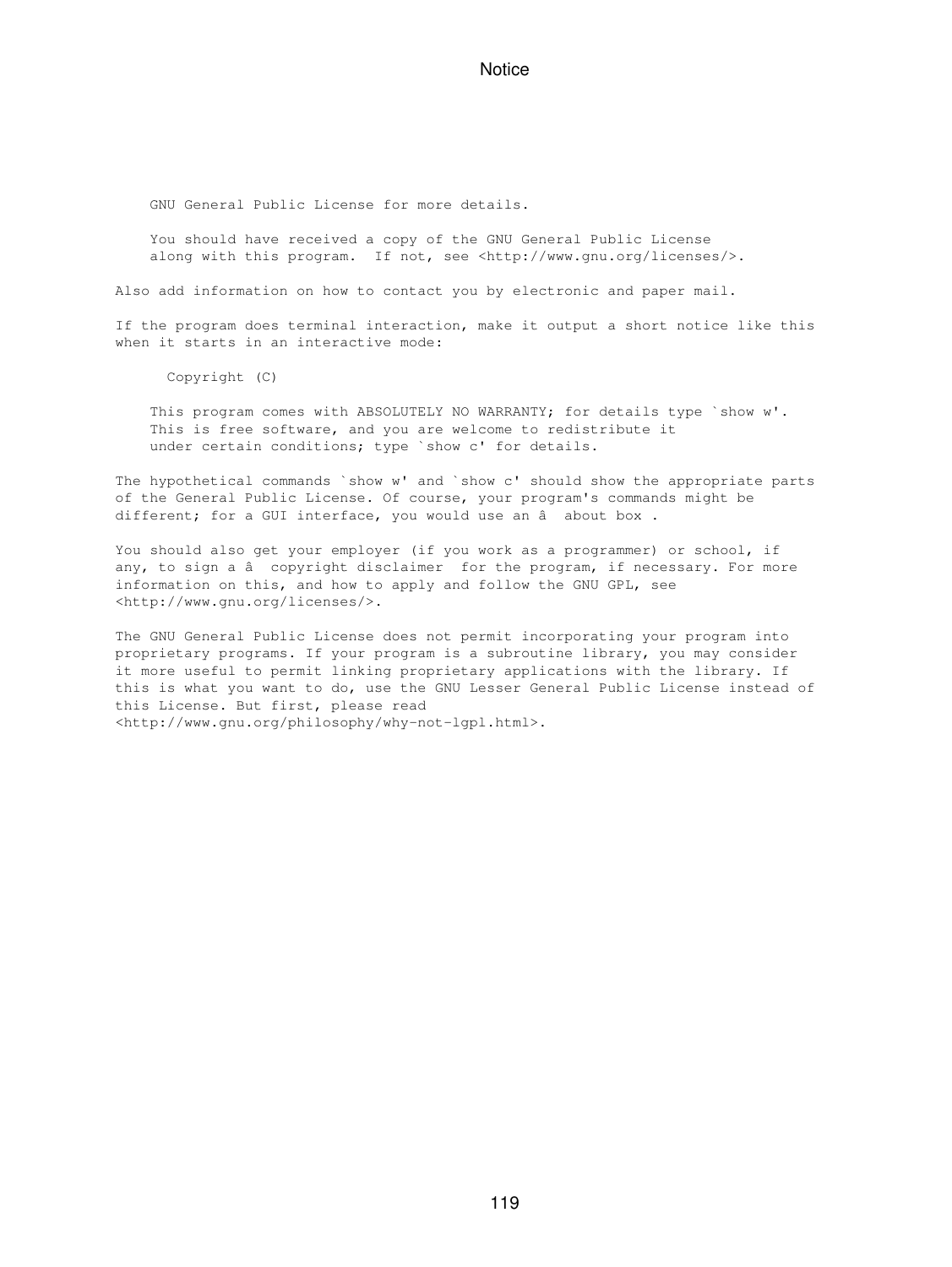```
    GNU General Public License for more details.

    You should have received a copy of the GNU General Public License
    along with this program.  If not, see <http://www.gnu.org/licenses/>.
```

Also add information on how to contact you by electronic and paper mail.

If the program does terminal interaction, make it output a short notice like this when it starts in an interactive mode:

```
      Copyright (C)

    This program comes with ABSOLUTELY NO WARRANTY; for details type `show w'.
    This is free software, and you are welcome to redistribute it
    under certain conditions; type `show c' for details.
```

The hypothetical commands `show w' and `show c' should show the appropriate parts of the General Public License. Of course, your program's commands might be different; for a GUI interface, you would use an â  about box .

You should also get your employer (if you work as a programmer) or school, if any, to sign a â  copyright disclaimer  for the program, if necessary. For more information on this, and how to apply and follow the GNU GPL, see <http://www.gnu.org/licenses/>.

The GNU General Public License does not permit incorporating your program into proprietary programs. If your program is a subroutine library, you may consider it more useful to permit linking proprietary applications with the library. If this is what you want to do, use the GNU Lesser General Public License instead of this License. But first, please read <http://www.gnu.org/philosophy/why-not-lgpl.html>.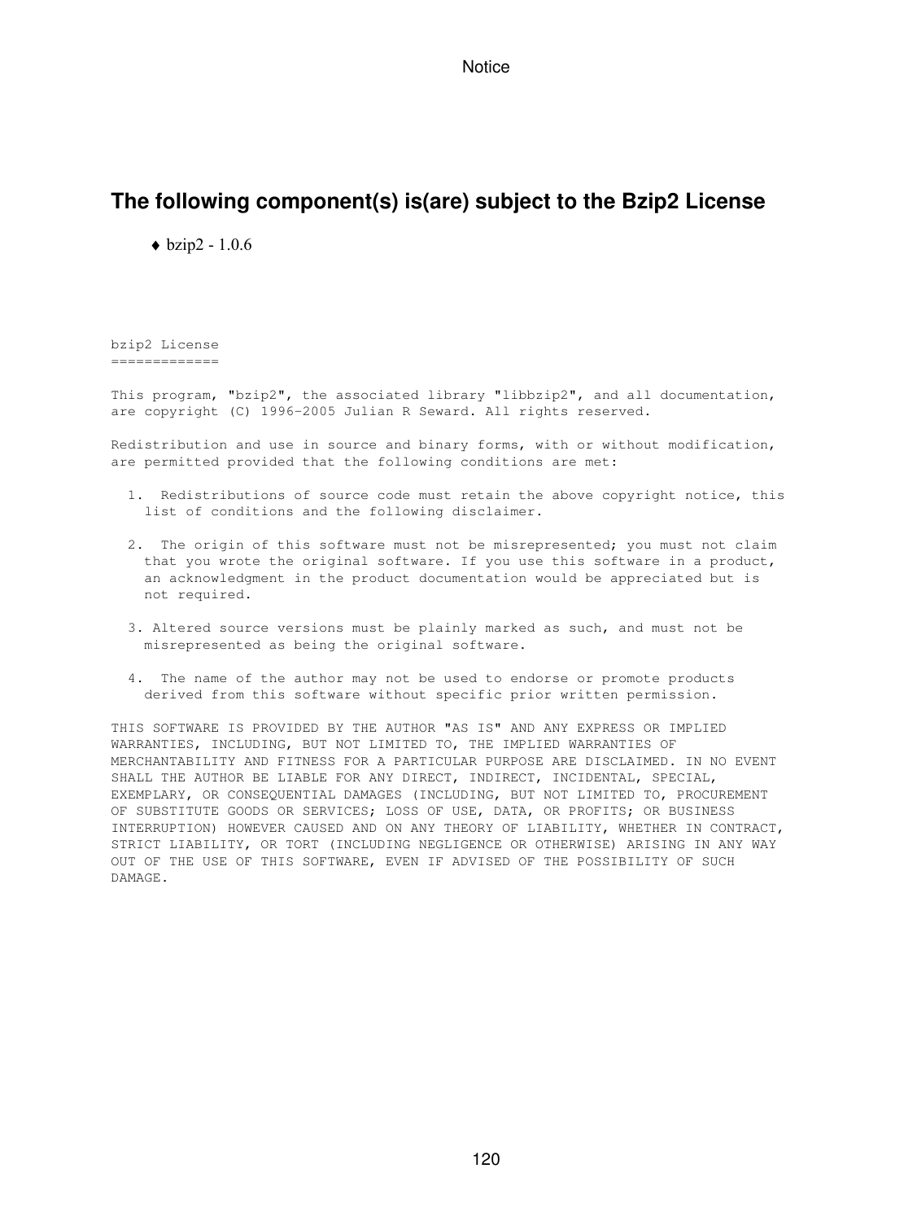## The following component(s) is(are) subject to the Bzip2 License

- bzip2 - 1.0.6

```
bzip2 License
=============

This program, "bzip2", the associated library "libbzip2", and all documentation,
are copyright (C) 1996-2005 Julian R Seward. All rights reserved.

Redistribution and use in source and binary forms, with or without modification,
are permitted provided that the following conditions are met:

  1.  Redistributions of source code must retain the above copyright notice, this
    list of conditions and the following disclaimer.

  2.  The origin of this software must not be misrepresented; you must not claim
    that you wrote the original software. If you use this software in a product,
    an acknowledgment in the product documentation would be appreciated but is
    not required.

  3. Altered source versions must be plainly marked as such, and must not be
    misrepresented as being the original software.

  4.  The name of the author may not be used to endorse or promote products
    derived from this software without specific prior written permission.

THIS SOFTWARE IS PROVIDED BY THE AUTHOR "AS IS" AND ANY EXPRESS OR IMPLIED
WARRANTIES, INCLUDING, BUT NOT LIMITED TO, THE IMPLIED WARRANTIES OF
MERCHANTABILITY AND FITNESS FOR A PARTICULAR PURPOSE ARE DISCLAIMED. IN NO EVENT
SHALL THE AUTHOR BE LIABLE FOR ANY DIRECT, INDIRECT, INCIDENTAL, SPECIAL,
EXEMPLARY, OR CONSEQUENTIAL DAMAGES (INCLUDING, BUT NOT LIMITED TO, PROCUREMENT
OF SUBSTITUTE GOODS OR SERVICES; LOSS OF USE, DATA, OR PROFITS; OR BUSINESS
INTERRUPTION) HOWEVER CAUSED AND ON ANY THEORY OF LIABILITY, WHETHER IN CONTRACT,
STRICT LIABILITY, OR TORT (INCLUDING NEGLIGENCE OR OTHERWISE) ARISING IN ANY WAY
OUT OF THE USE OF THIS SOFTWARE, EVEN IF ADVISED OF THE POSSIBILITY OF SUCH
DAMAGE.
```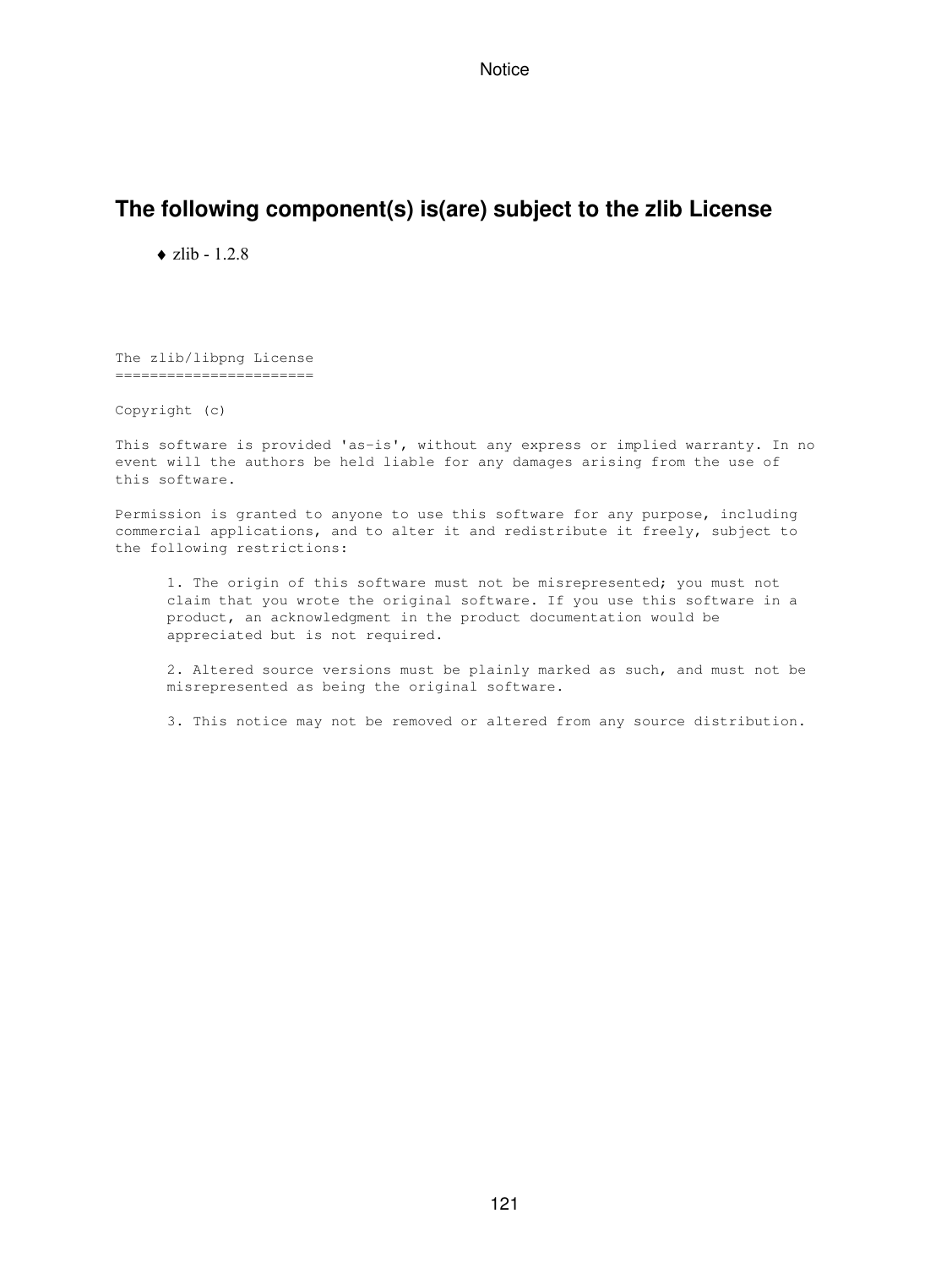## The following component(s) is(are) subject to the zlib License

- zlib - 1.2.8

```
The zlib/libpng License
=======================

Copyright (c)

This software is provided 'as-is', without any express or implied warranty. In no
event will the authors be held liable for any damages arising from the use of
this software.

Permission is granted to anyone to use this software for any purpose, including
commercial applications, and to alter it and redistribute it freely, subject to
the following restrictions:

      1. The origin of this software must not be misrepresented; you must not
      claim that you wrote the original software. If you use this software in a
      product, an acknowledgment in the product documentation would be
      appreciated but is not required.

      2. Altered source versions must be plainly marked as such, and must not be
      misrepresented as being the original software.

      3. This notice may not be removed or altered from any source distribution.
```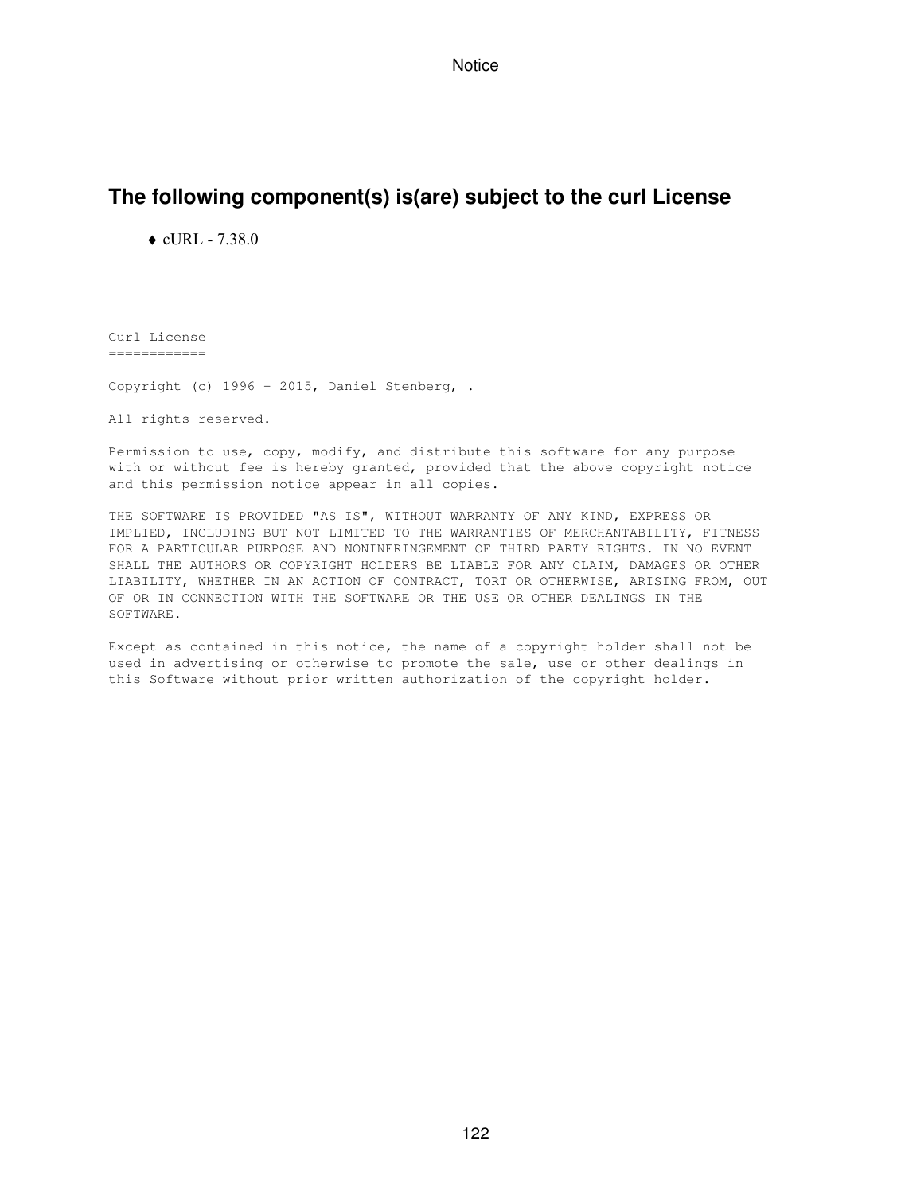## The following component(s) is(are) subject to the curl License

- cURL - 7.38.0

```
Curl License
============

Copyright (c) 1996 - 2015, Daniel Stenberg, .

All rights reserved.

Permission to use, copy, modify, and distribute this software for any purpose
with or without fee is hereby granted, provided that the above copyright notice
and this permission notice appear in all copies.

THE SOFTWARE IS PROVIDED "AS IS", WITHOUT WARRANTY OF ANY KIND, EXPRESS OR
IMPLIED, INCLUDING BUT NOT LIMITED TO THE WARRANTIES OF MERCHANTABILITY, FITNESS
FOR A PARTICULAR PURPOSE AND NONINFRINGEMENT OF THIRD PARTY RIGHTS. IN NO EVENT
SHALL THE AUTHORS OR COPYRIGHT HOLDERS BE LIABLE FOR ANY CLAIM, DAMAGES OR OTHER
LIABILITY, WHETHER IN AN ACTION OF CONTRACT, TORT OR OTHERWISE, ARISING FROM, OUT
OF OR IN CONNECTION WITH THE SOFTWARE OR THE USE OR OTHER DEALINGS IN THE
SOFTWARE.

Except as contained in this notice, the name of a copyright holder shall not be
used in advertising or otherwise to promote the sale, use or other dealings in
this Software without prior written authorization of the copyright holder.
```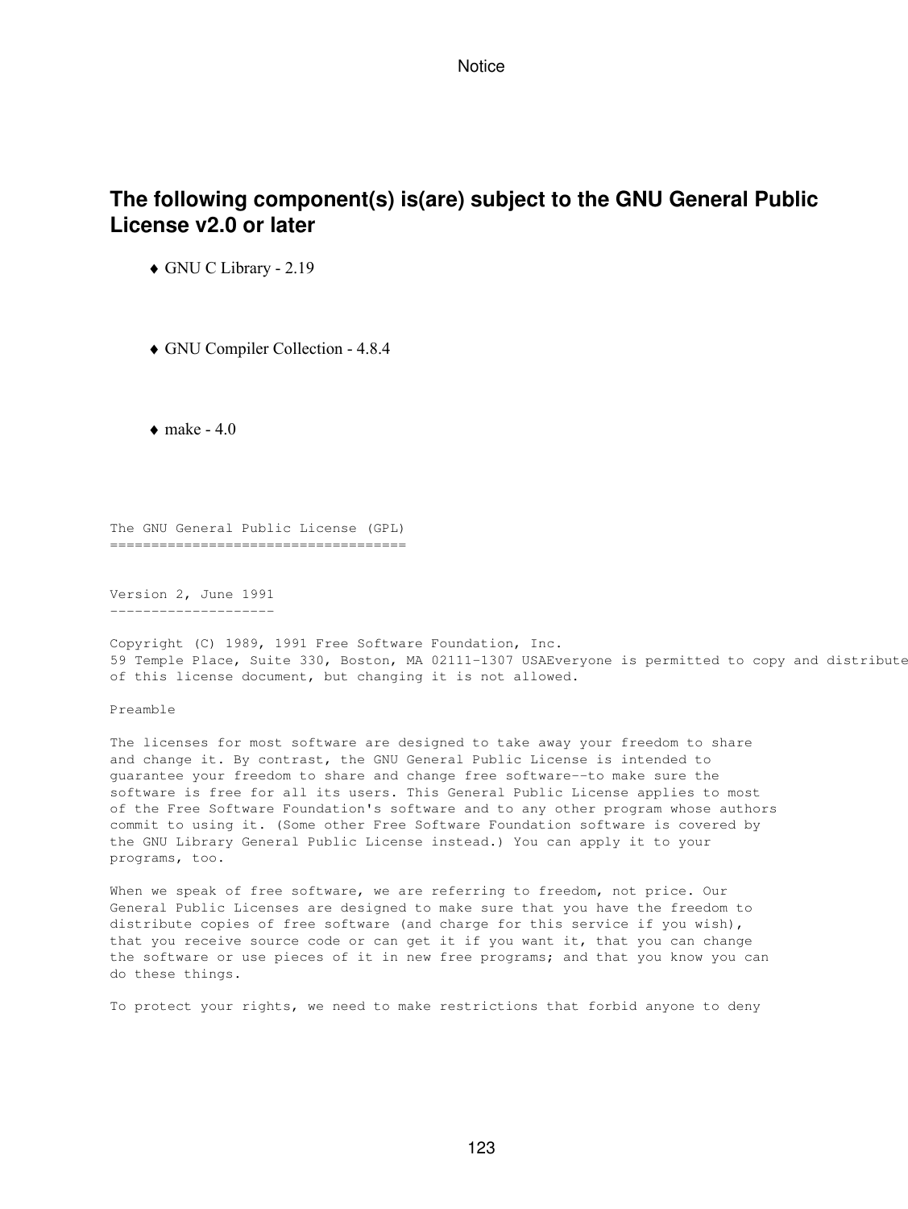## The following component(s) is(are) subject to the GNU General Public License v2.0 or later

- GNU C Library - 2.19
- GNU Compiler Collection - 4.8.4
- make - 4.0

```
The GNU General Public License (GPL)
====================================


Version 2, June 1991
--------------------

Copyright (C) 1989, 1991 Free Software Foundation, Inc.
59 Temple Place, Suite 330, Boston, MA 02111-1307 USAEveryone is permitted to copy and distribute
of this license document, but changing it is not allowed.

Preamble

The licenses for most software are designed to take away your freedom to share
and change it. By contrast, the GNU General Public License is intended to
guarantee your freedom to share and change free software--to make sure the
software is free for all its users. This General Public License applies to most
of the Free Software Foundation's software and to any other program whose authors
commit to using it. (Some other Free Software Foundation software is covered by
the GNU Library General Public License instead.) You can apply it to your
programs, too.

When we speak of free software, we are referring to freedom, not price. Our
General Public Licenses are designed to make sure that you have the freedom to
distribute copies of free software (and charge for this service if you wish),
that you receive source code or can get it if you want it, that you can change
the software or use pieces of it in new free programs; and that you know you can
do these things.

To protect your rights, we need to make restrictions that forbid anyone to deny
```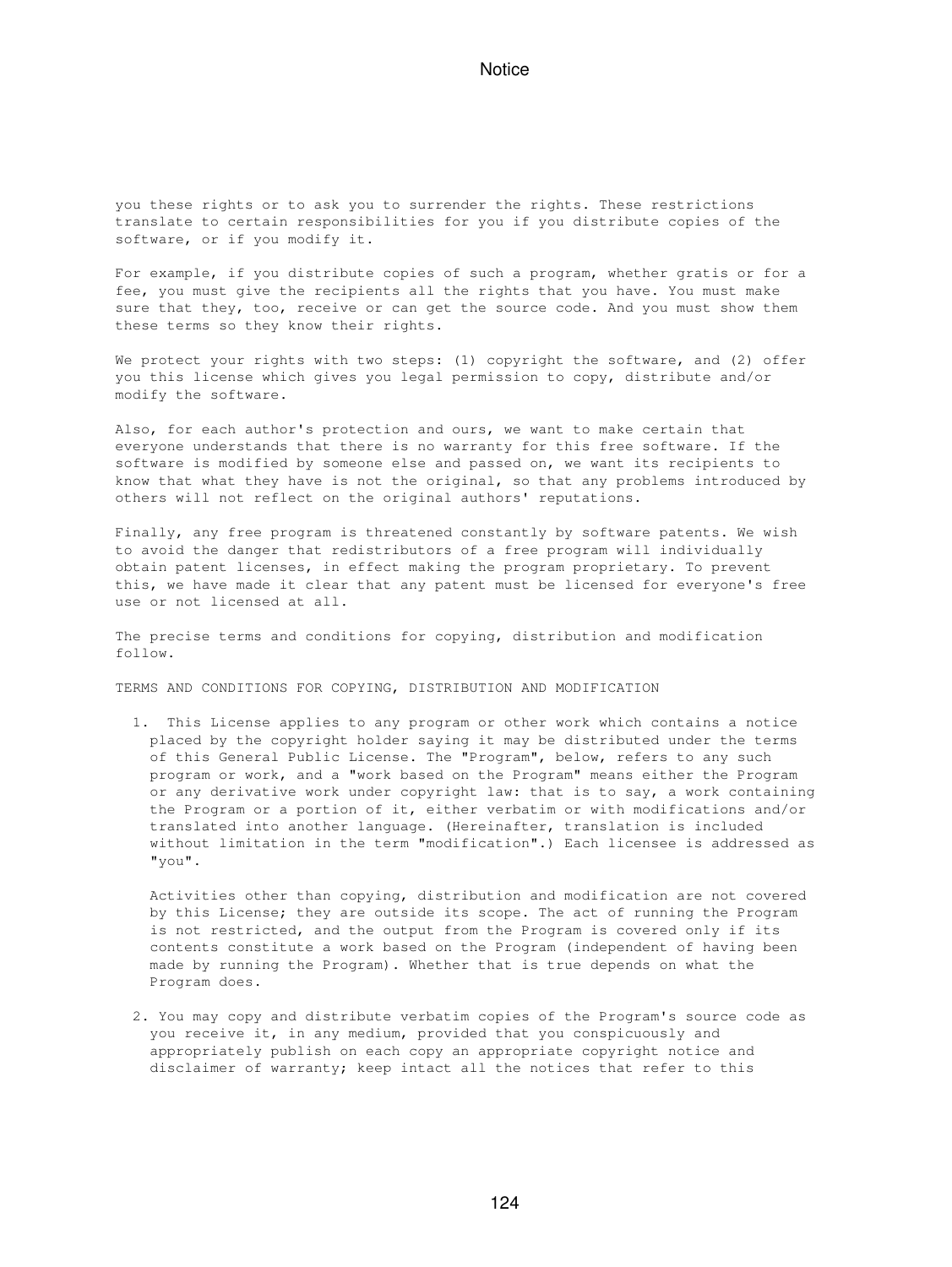you these rights or to ask you to surrender the rights. These restrictions translate to certain responsibilities for you if you distribute copies of the software, or if you modify it.

For example, if you distribute copies of such a program, whether gratis or for a fee, you must give the recipients all the rights that you have. You must make sure that they, too, receive or can get the source code. And you must show them these terms so they know their rights.

We protect your rights with two steps: (1) copyright the software, and (2) offer you this license which gives you legal permission to copy, distribute and/or modify the software.

Also, for each author's protection and ours, we want to make certain that everyone understands that there is no warranty for this free software. If the software is modified by someone else and passed on, we want its recipients to know that what they have is not the original, so that any problems introduced by others will not reflect on the original authors' reputations.

Finally, any free program is threatened constantly by software patents. We wish to avoid the danger that redistributors of a free program will individually obtain patent licenses, in effect making the program proprietary. To prevent this, we have made it clear that any patent must be licensed for everyone's free use or not licensed at all.

The precise terms and conditions for copying, distribution and modification follow.

TERMS AND CONDITIONS FOR COPYING, DISTRIBUTION AND MODIFICATION

1. This License applies to any program or other work which contains a notice placed by the copyright holder saying it may be distributed under the terms of this General Public License. The "Program", below, refers to any such program or work, and a "work based on the Program" means either the Program or any derivative work under copyright law: that is to say, a work containing the Program or a portion of it, either verbatim or with modifications and/or translated into another language. (Hereinafter, translation is included without limitation in the term "modification".) Each licensee is addressed as "you".

   Activities other than copying, distribution and modification are not covered by this License; they are outside its scope. The act of running the Program is not restricted, and the output from the Program is covered only if its contents constitute a work based on the Program (independent of having been made by running the Program). Whether that is true depends on what the Program does.

2. You may copy and distribute verbatim copies of the Program's source code as you receive it, in any medium, provided that you conspicuously and appropriately publish on each copy an appropriate copyright notice and disclaimer of warranty; keep intact all the notices that refer to this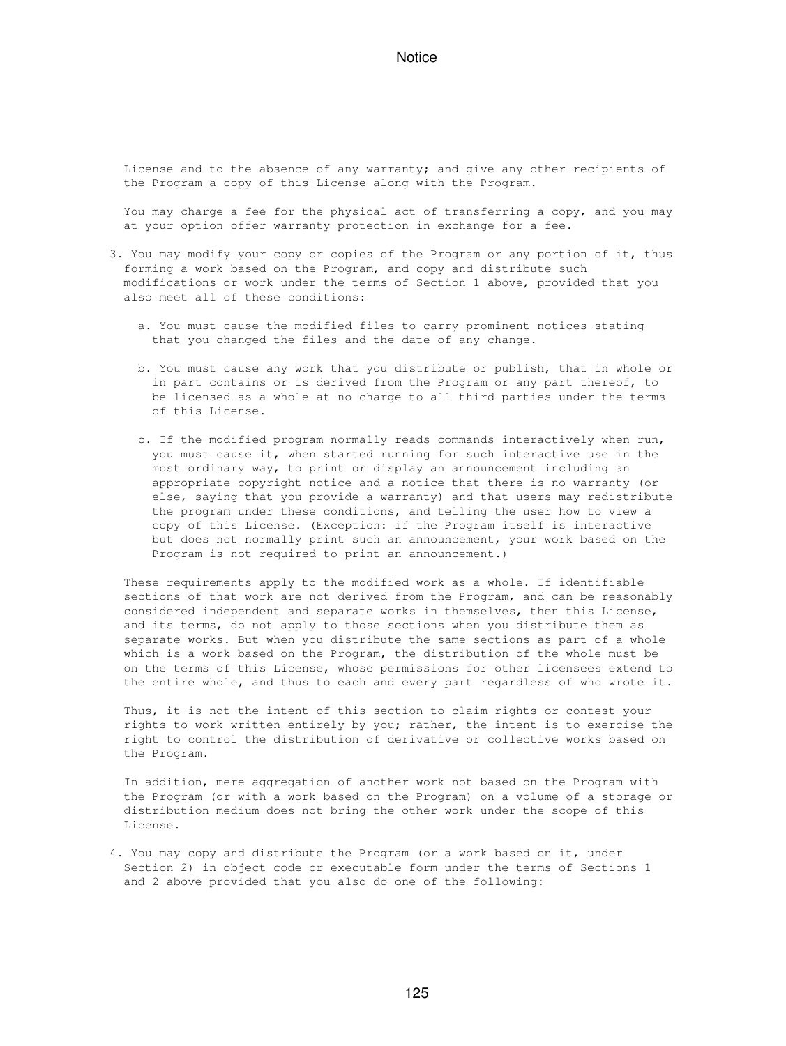License and to the absence of any warranty; and give any other recipients of the Program a copy of this License along with the Program.

You may charge a fee for the physical act of transferring a copy, and you may at your option offer warranty protection in exchange for a fee.

3. You may modify your copy or copies of the Program or any portion of it, thus forming a work based on the Program, and copy and distribute such modifications or work under the terms of Section 1 above, provided that you also meet all of these conditions:

   a. You must cause the modified files to carry prominent notices stating that you changed the files and the date of any change.

   b. You must cause any work that you distribute or publish, that in whole or in part contains or is derived from the Program or any part thereof, to be licensed as a whole at no charge to all third parties under the terms of this License.

   c. If the modified program normally reads commands interactively when run, you must cause it, when started running for such interactive use in the most ordinary way, to print or display an announcement including an appropriate copyright notice and a notice that there is no warranty (or else, saying that you provide a warranty) and that users may redistribute the program under these conditions, and telling the user how to view a copy of this License. (Exception: if the Program itself is interactive but does not normally print such an announcement, your work based on the Program is not required to print an announcement.)

   These requirements apply to the modified work as a whole. If identifiable sections of that work are not derived from the Program, and can be reasonably considered independent and separate works in themselves, then this License, and its terms, do not apply to those sections when you distribute them as separate works. But when you distribute the same sections as part of a whole which is a work based on the Program, the distribution of the whole must be on the terms of this License, whose permissions for other licensees extend to the entire whole, and thus to each and every part regardless of who wrote it.

   Thus, it is not the intent of this section to claim rights or contest your rights to work written entirely by you; rather, the intent is to exercise the right to control the distribution of derivative or collective works based on the Program.

   In addition, mere aggregation of another work not based on the Program with the Program (or with a work based on the Program) on a volume of a storage or distribution medium does not bring the other work under the scope of this License.

4. You may copy and distribute the Program (or a work based on it, under Section 2) in object code or executable form under the terms of Sections 1 and 2 above provided that you also do one of the following: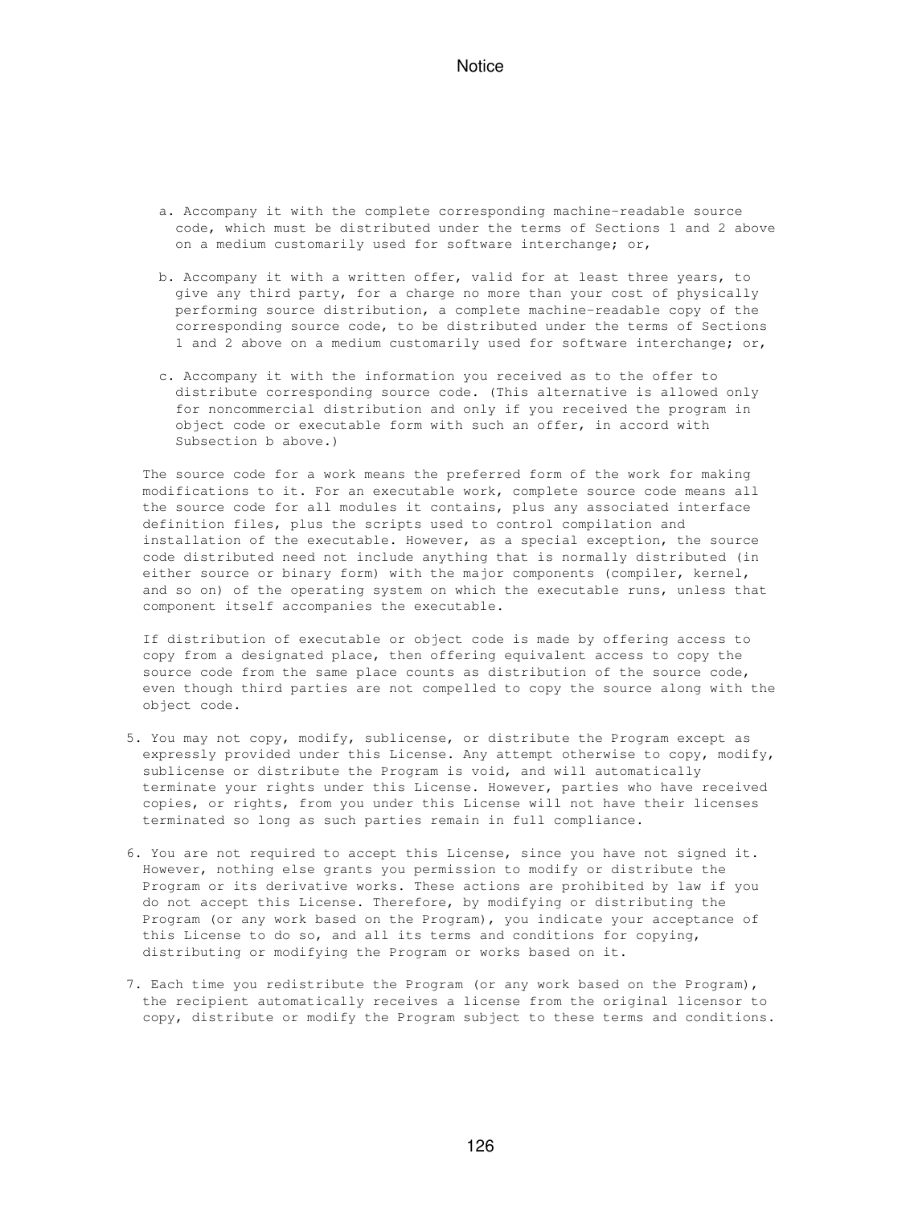a. Accompany it with the complete corresponding machine-readable source code, which must be distributed under the terms of Sections 1 and 2 above on a medium customarily used for software interchange; or,

b. Accompany it with a written offer, valid for at least three years, to give any third party, for a charge no more than your cost of physically performing source distribution, a complete machine-readable copy of the corresponding source code, to be distributed under the terms of Sections 1 and 2 above on a medium customarily used for software interchange; or,

c. Accompany it with the information you received as to the offer to distribute corresponding source code. (This alternative is allowed only for noncommercial distribution and only if you received the program in object code or executable form with such an offer, in accord with Subsection b above.)

The source code for a work means the preferred form of the work for making modifications to it. For an executable work, complete source code means all the source code for all modules it contains, plus any associated interface definition files, plus the scripts used to control compilation and installation of the executable. However, as a special exception, the source code distributed need not include anything that is normally distributed (in either source or binary form) with the major components (compiler, kernel, and so on) of the operating system on which the executable runs, unless that component itself accompanies the executable.

If distribution of executable or object code is made by offering access to copy from a designated place, then offering equivalent access to copy the source code from the same place counts as distribution of the source code, even though third parties are not compelled to copy the source along with the object code.

5. You may not copy, modify, sublicense, or distribute the Program except as expressly provided under this License. Any attempt otherwise to copy, modify, sublicense or distribute the Program is void, and will automatically terminate your rights under this License. However, parties who have received copies, or rights, from you under this License will not have their licenses terminated so long as such parties remain in full compliance.

6. You are not required to accept this License, since you have not signed it. However, nothing else grants you permission to modify or distribute the Program or its derivative works. These actions are prohibited by law if you do not accept this License. Therefore, by modifying or distributing the Program (or any work based on the Program), you indicate your acceptance of this License to do so, and all its terms and conditions for copying, distributing or modifying the Program or works based on it.

7. Each time you redistribute the Program (or any work based on the Program), the recipient automatically receives a license from the original licensor to copy, distribute or modify the Program subject to these terms and conditions.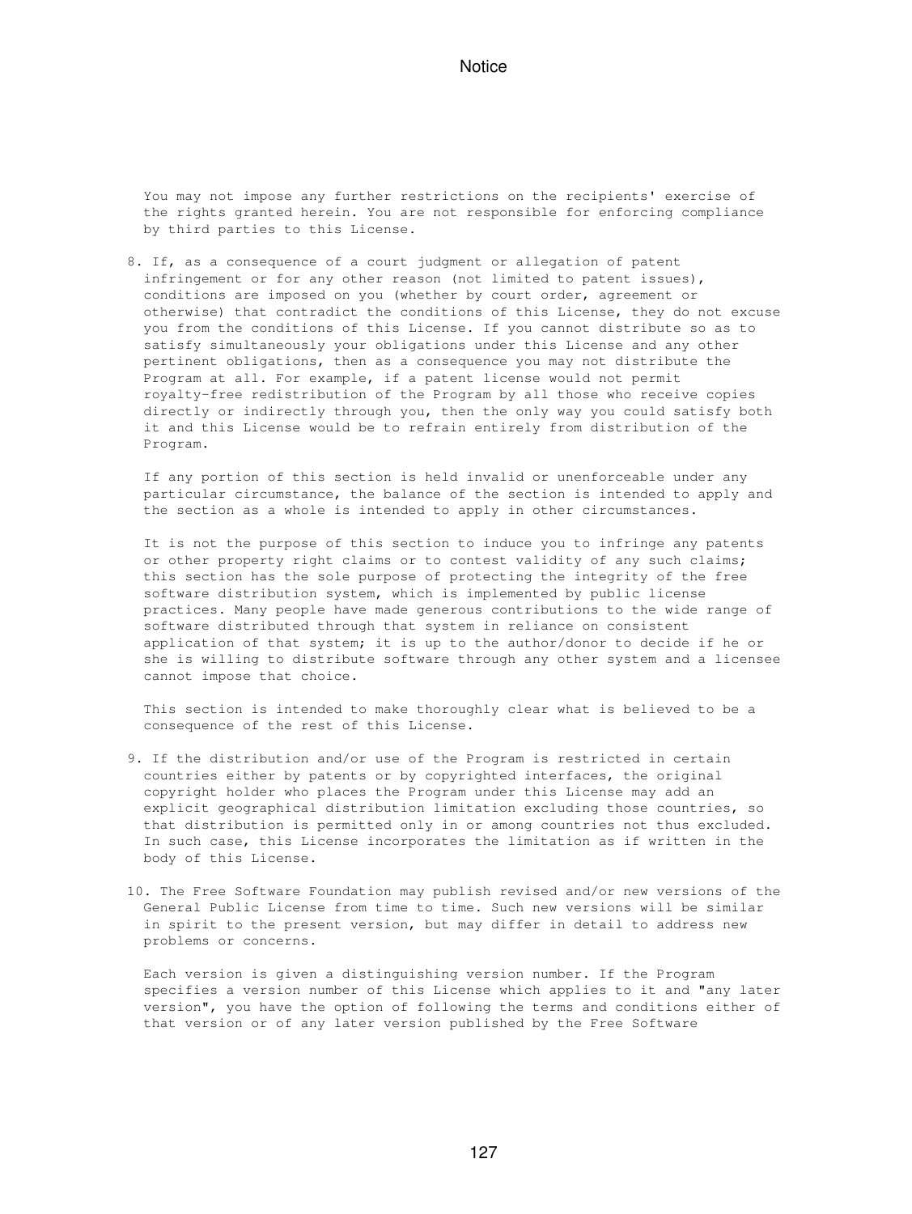You may not impose any further restrictions on the recipients' exercise of the rights granted herein. You are not responsible for enforcing compliance by third parties to this License.

8. If, as a consequence of a court judgment or allegation of patent infringement or for any other reason (not limited to patent issues), conditions are imposed on you (whether by court order, agreement or otherwise) that contradict the conditions of this License, they do not excuse you from the conditions of this License. If you cannot distribute so as to satisfy simultaneously your obligations under this License and any other pertinent obligations, then as a consequence you may not distribute the Program at all. For example, if a patent license would not permit royalty-free redistribution of the Program by all those who receive copies directly or indirectly through you, then the only way you could satisfy both it and this License would be to refrain entirely from distribution of the Program.

   If any portion of this section is held invalid or unenforceable under any particular circumstance, the balance of the section is intended to apply and the section as a whole is intended to apply in other circumstances.

   It is not the purpose of this section to induce you to infringe any patents or other property right claims or to contest validity of any such claims; this section has the sole purpose of protecting the integrity of the free software distribution system, which is implemented by public license practices. Many people have made generous contributions to the wide range of software distributed through that system in reliance on consistent application of that system; it is up to the author/donor to decide if he or she is willing to distribute software through any other system and a licensee cannot impose that choice.

   This section is intended to make thoroughly clear what is believed to be a consequence of the rest of this License.

9. If the distribution and/or use of the Program is restricted in certain countries either by patents or by copyrighted interfaces, the original copyright holder who places the Program under this License may add an explicit geographical distribution limitation excluding those countries, so that distribution is permitted only in or among countries not thus excluded. In such case, this License incorporates the limitation as if written in the body of this License.

10. The Free Software Foundation may publish revised and/or new versions of the General Public License from time to time. Such new versions will be similar in spirit to the present version, but may differ in detail to address new problems or concerns.

   Each version is given a distinguishing version number. If the Program specifies a version number of this License which applies to it and "any later version", you have the option of following the terms and conditions either of that version or of any later version published by the Free Software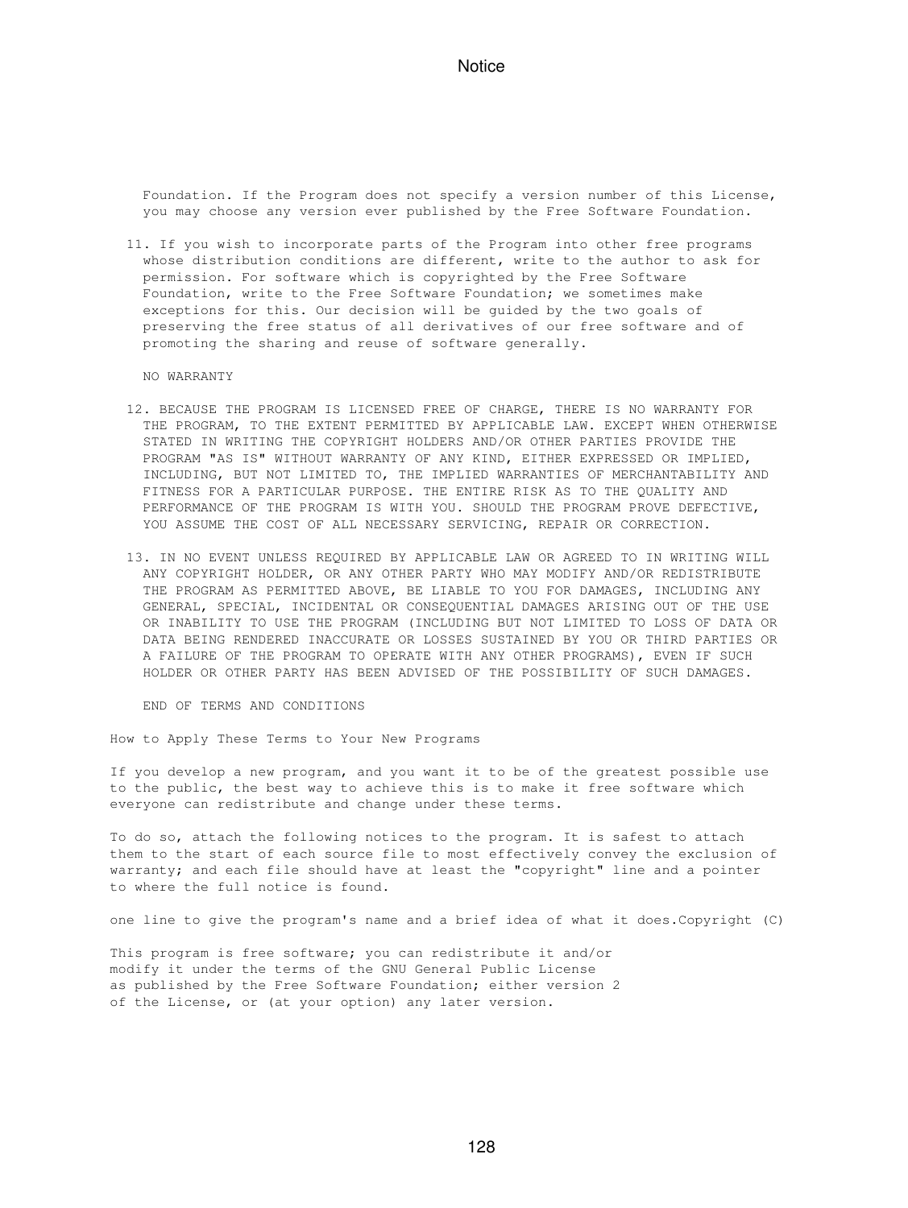Foundation. If the Program does not specify a version number of this License, you may choose any version ever published by the Free Software Foundation.

11. If you wish to incorporate parts of the Program into other free programs whose distribution conditions are different, write to the author to ask for permission. For software which is copyrighted by the Free Software Foundation, write to the Free Software Foundation; we sometimes make exceptions for this. Our decision will be guided by the two goals of preserving the free status of all derivatives of our free software and of promoting the sharing and reuse of software generally.

NO WARRANTY

12. BECAUSE THE PROGRAM IS LICENSED FREE OF CHARGE, THERE IS NO WARRANTY FOR THE PROGRAM, TO THE EXTENT PERMITTED BY APPLICABLE LAW. EXCEPT WHEN OTHERWISE STATED IN WRITING THE COPYRIGHT HOLDERS AND/OR OTHER PARTIES PROVIDE THE PROGRAM "AS IS" WITHOUT WARRANTY OF ANY KIND, EITHER EXPRESSED OR IMPLIED, INCLUDING, BUT NOT LIMITED TO, THE IMPLIED WARRANTIES OF MERCHANTABILITY AND FITNESS FOR A PARTICULAR PURPOSE. THE ENTIRE RISK AS TO THE QUALITY AND PERFORMANCE OF THE PROGRAM IS WITH YOU. SHOULD THE PROGRAM PROVE DEFECTIVE, YOU ASSUME THE COST OF ALL NECESSARY SERVICING, REPAIR OR CORRECTION.

13. IN NO EVENT UNLESS REQUIRED BY APPLICABLE LAW OR AGREED TO IN WRITING WILL ANY COPYRIGHT HOLDER, OR ANY OTHER PARTY WHO MAY MODIFY AND/OR REDISTRIBUTE THE PROGRAM AS PERMITTED ABOVE, BE LIABLE TO YOU FOR DAMAGES, INCLUDING ANY GENERAL, SPECIAL, INCIDENTAL OR CONSEQUENTIAL DAMAGES ARISING OUT OF THE USE OR INABILITY TO USE THE PROGRAM (INCLUDING BUT NOT LIMITED TO LOSS OF DATA OR DATA BEING RENDERED INACCURATE OR LOSSES SUSTAINED BY YOU OR THIRD PARTIES OR A FAILURE OF THE PROGRAM TO OPERATE WITH ANY OTHER PROGRAMS), EVEN IF SUCH HOLDER OR OTHER PARTY HAS BEEN ADVISED OF THE POSSIBILITY OF SUCH DAMAGES.

END OF TERMS AND CONDITIONS

How to Apply These Terms to Your New Programs

If you develop a new program, and you want it to be of the greatest possible use to the public, the best way to achieve this is to make it free software which everyone can redistribute and change under these terms.

To do so, attach the following notices to the program. It is safest to attach them to the start of each source file to most effectively convey the exclusion of warranty; and each file should have at least the "copyright" line and a pointer to where the full notice is found.

one line to give the program's name and a brief idea of what it does.Copyright (C)

This program is free software; you can redistribute it and/or
modify it under the terms of the GNU General Public License
as published by the Free Software Foundation; either version 2
of the License, or (at your option) any later version.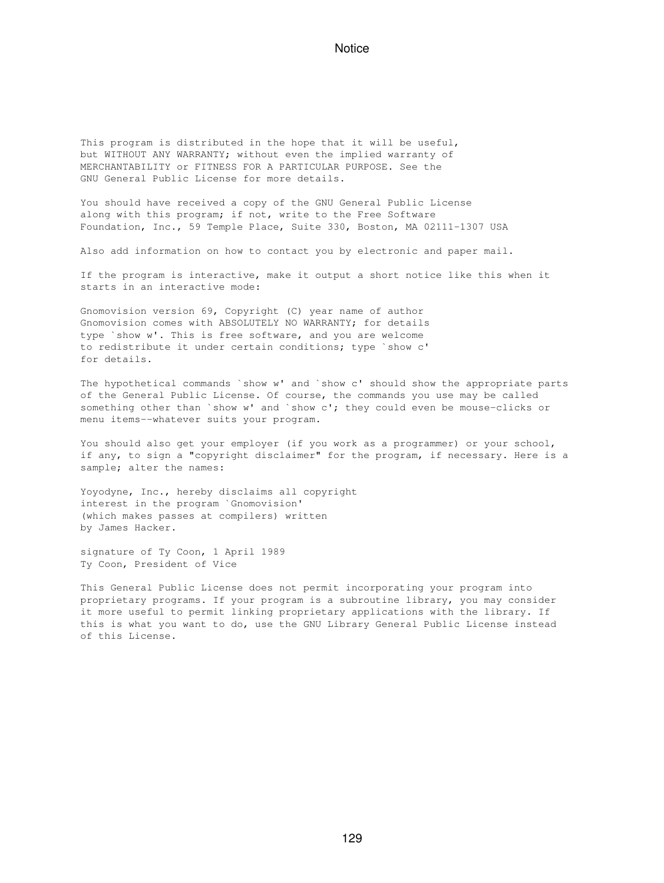# Notice

This program is distributed in the hope that it will be useful, but WITHOUT ANY WARRANTY; without even the implied warranty of MERCHANTABILITY or FITNESS FOR A PARTICULAR PURPOSE. See the GNU General Public License for more details.

You should have received a copy of the GNU General Public License along with this program; if not, write to the Free Software Foundation, Inc., 59 Temple Place, Suite 330, Boston, MA 02111-1307 USA

Also add information on how to contact you by electronic and paper mail.

If the program is interactive, make it output a short notice like this when it starts in an interactive mode:

```
Gnomovision version 69, Copyright (C) year name of author
Gnomovision comes with ABSOLUTELY NO WARRANTY; for details
type `show w'. This is free software, and you are welcome
to redistribute it under certain conditions; type `show c'
for details.
```

The hypothetical commands `show w' and `show c' should show the appropriate parts of the General Public License. Of course, the commands you use may be called something other than `show w' and `show c'; they could even be mouse-clicks or menu items--whatever suits your program.

You should also get your employer (if you work as a programmer) or your school, if any, to sign a "copyright disclaimer" for the program, if necessary. Here is a sample; alter the names:

```
Yoyodyne, Inc., hereby disclaims all copyright
interest in the program `Gnomovision'
(which makes passes at compilers) written
by James Hacker.

signature of Ty Coon, 1 April 1989
Ty Coon, President of Vice
```

This General Public License does not permit incorporating your program into proprietary programs. If your program is a subroutine library, you may consider it more useful to permit linking proprietary applications with the library. If this is what you want to do, use the GNU Library General Public License instead of this License.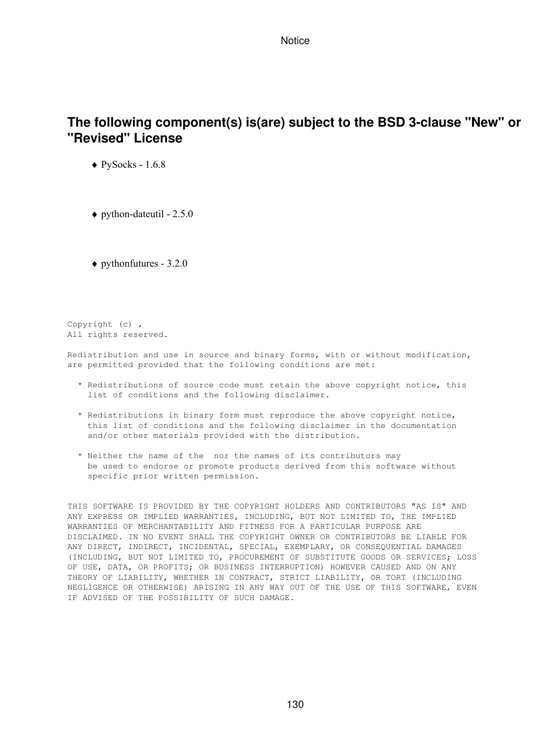## The following component(s) is(are) subject to the BSD 3-clause "New" or "Revised" License

- PySocks - 1.6.8
- python-dateutil - 2.5.0
- pythonfutures - 3.2.0

```
Copyright (c) ,
All rights reserved.

Redistribution and use in source and binary forms, with or without modification,
are permitted provided that the following conditions are met:

  * Redistributions of source code must retain the above copyright notice, this
    list of conditions and the following disclaimer.

  * Redistributions in binary form must reproduce the above copyright notice,
    this list of conditions and the following disclaimer in the documentation
    and/or other materials provided with the distribution.

  * Neither the name of the  nor the names of its contributors may
    be used to endorse or promote products derived from this software without
    specific prior written permission.


THIS SOFTWARE IS PROVIDED BY THE COPYRIGHT HOLDERS AND CONTRIBUTORS "AS IS" AND
ANY EXPRESS OR IMPLIED WARRANTIES, INCLUDING, BUT NOT LIMITED TO, THE IMPLIED
WARRANTIES OF MERCHANTABILITY AND FITNESS FOR A PARTICULAR PURPOSE ARE
DISCLAIMED. IN NO EVENT SHALL THE COPYRIGHT OWNER OR CONTRIBUTORS BE LIABLE FOR
ANY DIRECT, INDIRECT, INCIDENTAL, SPECIAL, EXEMPLARY, OR CONSEQUENTIAL DAMAGES
(INCLUDING, BUT NOT LIMITED TO, PROCUREMENT OF SUBSTITUTE GOODS OR SERVICES; LOSS
OF USE, DATA, OR PROFITS; OR BUSINESS INTERRUPTION) HOWEVER CAUSED AND ON ANY
THEORY OF LIABILITY, WHETHER IN CONTRACT, STRICT LIABILITY, OR TORT (INCLUDING
NEGLIGENCE OR OTHERWISE) ARISING IN ANY WAY OUT OF THE USE OF THIS SOFTWARE, EVEN
IF ADVISED OF THE POSSIBILITY OF SUCH DAMAGE.
```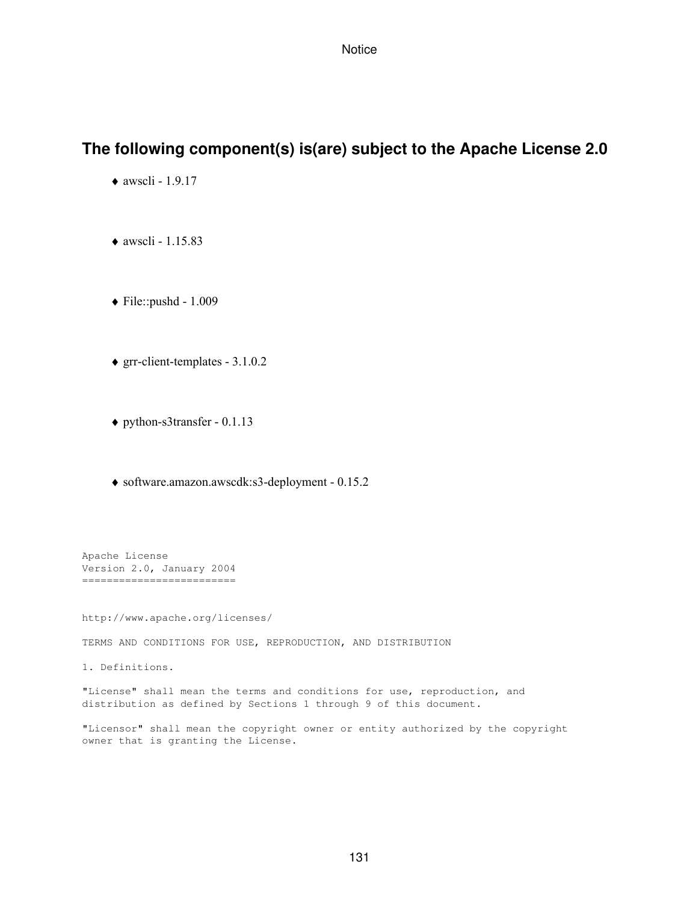## The following component(s) is(are) subject to the Apache License 2.0

- awscli - 1.9.17
- awscli - 1.15.83
- File::pushd - 1.009
- grr-client-templates - 3.1.0.2
- python-s3transfer - 0.1.13
- software.amazon.awscdk:s3-deployment - 0.15.2

```
Apache License
Version 2.0, January 2004
=========================


http://www.apache.org/licenses/

TERMS AND CONDITIONS FOR USE, REPRODUCTION, AND DISTRIBUTION

1. Definitions.

"License" shall mean the terms and conditions for use, reproduction, and
distribution as defined by Sections 1 through 9 of this document.

"Licensor" shall mean the copyright owner or entity authorized by the copyright
owner that is granting the License.
```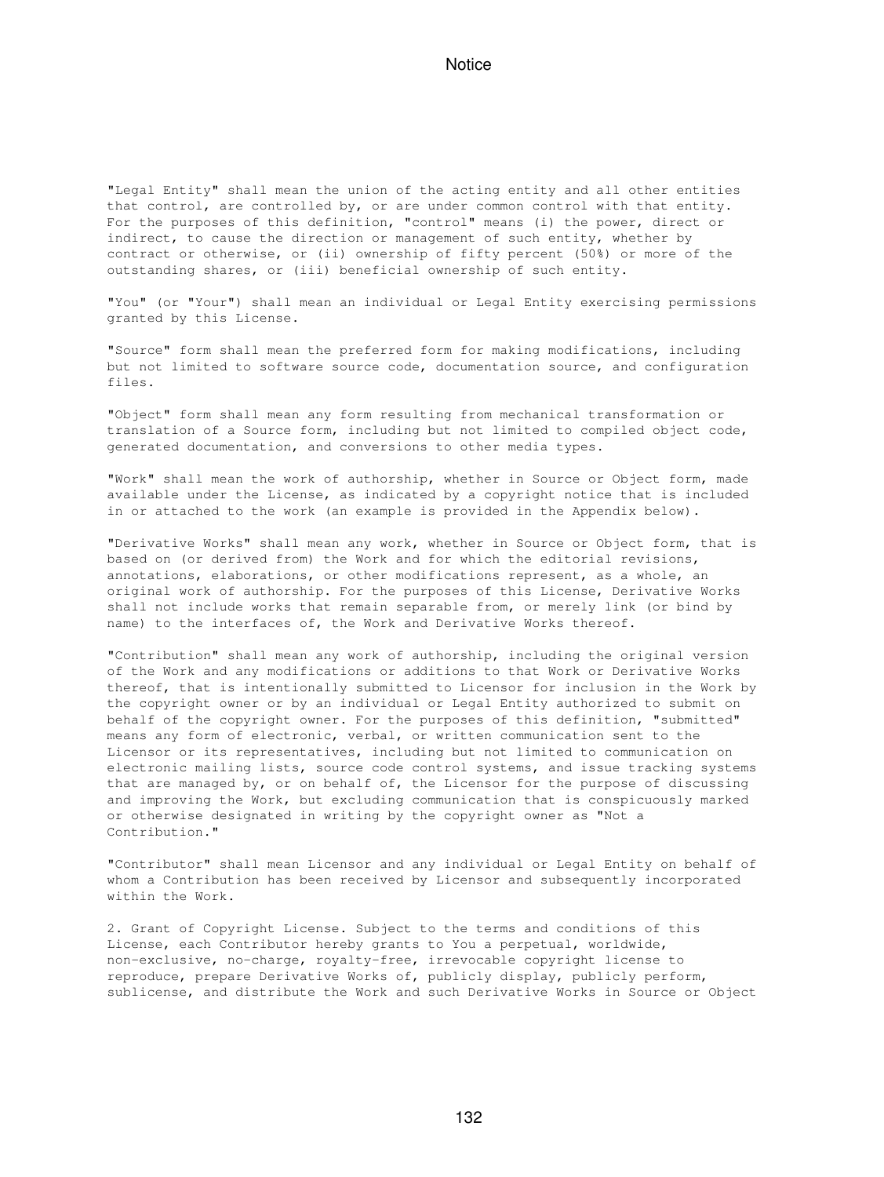"Legal Entity" shall mean the union of the acting entity and all other entities that control, are controlled by, or are under common control with that entity. For the purposes of this definition, "control" means (i) the power, direct or indirect, to cause the direction or management of such entity, whether by contract or otherwise, or (ii) ownership of fifty percent (50%) or more of the outstanding shares, or (iii) beneficial ownership of such entity.

"You" (or "Your") shall mean an individual or Legal Entity exercising permissions granted by this License.

"Source" form shall mean the preferred form for making modifications, including but not limited to software source code, documentation source, and configuration files.

"Object" form shall mean any form resulting from mechanical transformation or translation of a Source form, including but not limited to compiled object code, generated documentation, and conversions to other media types.

"Work" shall mean the work of authorship, whether in Source or Object form, made available under the License, as indicated by a copyright notice that is included in or attached to the work (an example is provided in the Appendix below).

"Derivative Works" shall mean any work, whether in Source or Object form, that is based on (or derived from) the Work and for which the editorial revisions, annotations, elaborations, or other modifications represent, as a whole, an original work of authorship. For the purposes of this License, Derivative Works shall not include works that remain separable from, or merely link (or bind by name) to the interfaces of, the Work and Derivative Works thereof.

"Contribution" shall mean any work of authorship, including the original version of the Work and any modifications or additions to that Work or Derivative Works thereof, that is intentionally submitted to Licensor for inclusion in the Work by the copyright owner or by an individual or Legal Entity authorized to submit on behalf of the copyright owner. For the purposes of this definition, "submitted" means any form of electronic, verbal, or written communication sent to the Licensor or its representatives, including but not limited to communication on electronic mailing lists, source code control systems, and issue tracking systems that are managed by, or on behalf of, the Licensor for the purpose of discussing and improving the Work, but excluding communication that is conspicuously marked or otherwise designated in writing by the copyright owner as "Not a Contribution."

"Contributor" shall mean Licensor and any individual or Legal Entity on behalf of whom a Contribution has been received by Licensor and subsequently incorporated within the Work.

2. Grant of Copyright License. Subject to the terms and conditions of this License, each Contributor hereby grants to You a perpetual, worldwide, non-exclusive, no-charge, royalty-free, irrevocable copyright license to reproduce, prepare Derivative Works of, publicly display, publicly perform, sublicense, and distribute the Work and such Derivative Works in Source or Object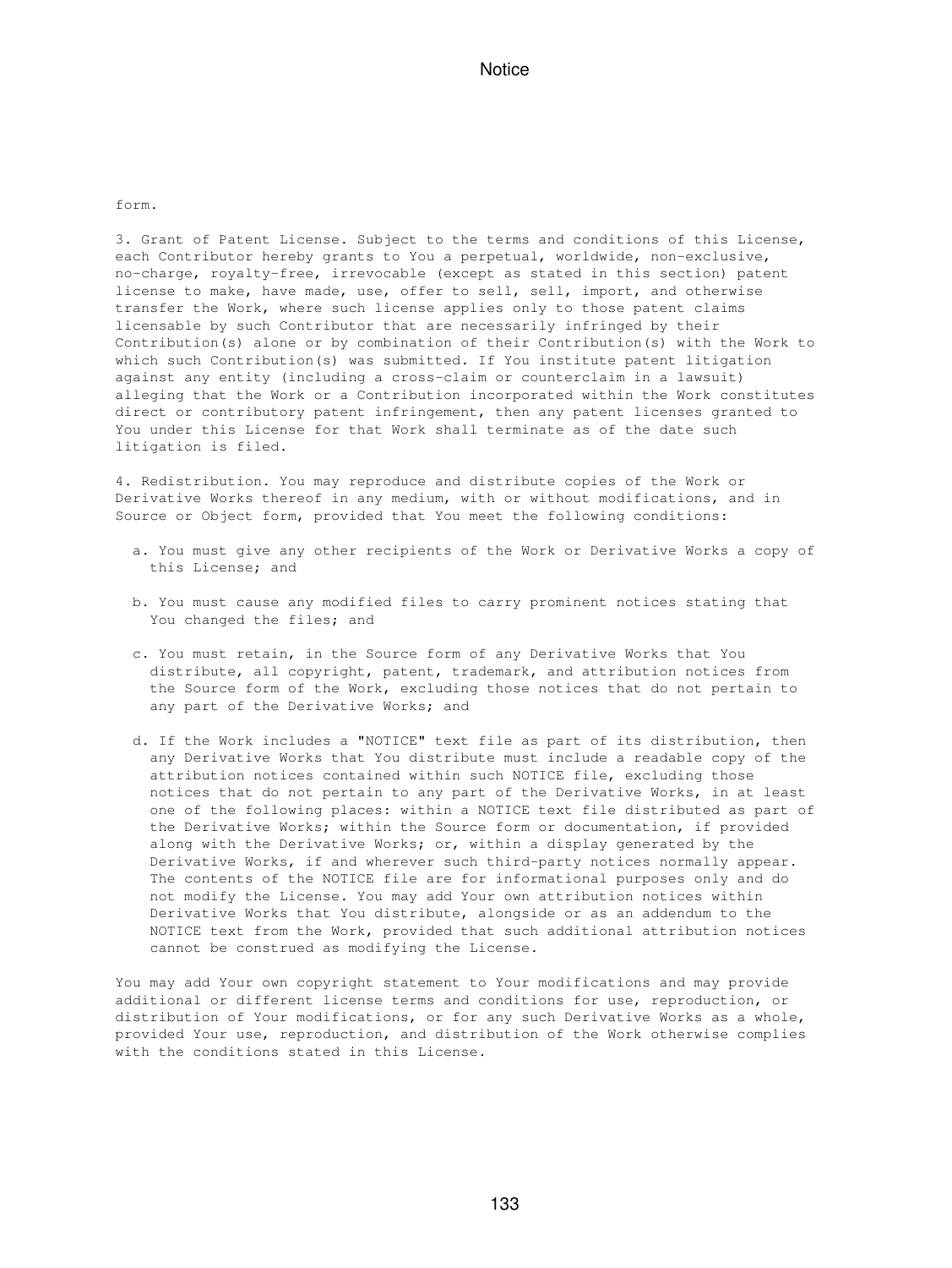form.

3. Grant of Patent License. Subject to the terms and conditions of this License, each Contributor hereby grants to You a perpetual, worldwide, non-exclusive, no-charge, royalty-free, irrevocable (except as stated in this section) patent license to make, have made, use, offer to sell, sell, import, and otherwise transfer the Work, where such license applies only to those patent claims licensable by such Contributor that are necessarily infringed by their Contribution(s) alone or by combination of their Contribution(s) with the Work to which such Contribution(s) was submitted. If You institute patent litigation against any entity (including a cross-claim or counterclaim in a lawsuit) alleging that the Work or a Contribution incorporated within the Work constitutes direct or contributory patent infringement, then any patent licenses granted to You under this License for that Work shall terminate as of the date such litigation is filed.

4. Redistribution. You may reproduce and distribute copies of the Work or Derivative Works thereof in any medium, with or without modifications, and in Source or Object form, provided that You meet the following conditions:

a. You must give any other recipients of the Work or Derivative Works a copy of this License; and

b. You must cause any modified files to carry prominent notices stating that You changed the files; and

c. You must retain, in the Source form of any Derivative Works that You distribute, all copyright, patent, trademark, and attribution notices from the Source form of the Work, excluding those notices that do not pertain to any part of the Derivative Works; and

d. If the Work includes a "NOTICE" text file as part of its distribution, then any Derivative Works that You distribute must include a readable copy of the attribution notices contained within such NOTICE file, excluding those notices that do not pertain to any part of the Derivative Works, in at least one of the following places: within a NOTICE text file distributed as part of the Derivative Works; within the Source form or documentation, if provided along with the Derivative Works; or, within a display generated by the Derivative Works, if and wherever such third-party notices normally appear. The contents of the NOTICE file are for informational purposes only and do not modify the License. You may add Your own attribution notices within Derivative Works that You distribute, alongside or as an addendum to the NOTICE text from the Work, provided that such additional attribution notices cannot be construed as modifying the License.

You may add Your own copyright statement to Your modifications and may provide additional or different license terms and conditions for use, reproduction, or distribution of Your modifications, or for any such Derivative Works as a whole, provided Your use, reproduction, and distribution of the Work otherwise complies with the conditions stated in this License.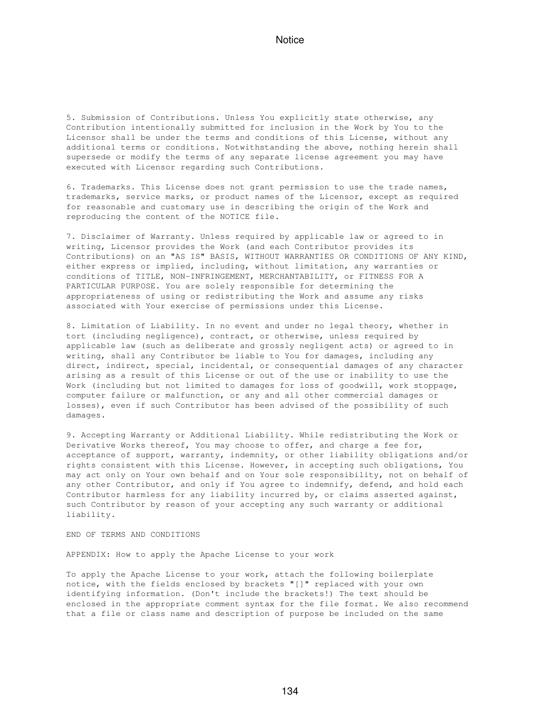5. Submission of Contributions. Unless You explicitly state otherwise, any Contribution intentionally submitted for inclusion in the Work by You to the Licensor shall be under the terms and conditions of this License, without any additional terms or conditions. Notwithstanding the above, nothing herein shall supersede or modify the terms of any separate license agreement you may have executed with Licensor regarding such Contributions.

6. Trademarks. This License does not grant permission to use the trade names, trademarks, service marks, or product names of the Licensor, except as required for reasonable and customary use in describing the origin of the Work and reproducing the content of the NOTICE file.

7. Disclaimer of Warranty. Unless required by applicable law or agreed to in writing, Licensor provides the Work (and each Contributor provides its Contributions) on an "AS IS" BASIS, WITHOUT WARRANTIES OR CONDITIONS OF ANY KIND, either express or implied, including, without limitation, any warranties or conditions of TITLE, NON-INFRINGEMENT, MERCHANTABILITY, or FITNESS FOR A PARTICULAR PURPOSE. You are solely responsible for determining the appropriateness of using or redistributing the Work and assume any risks associated with Your exercise of permissions under this License.

8. Limitation of Liability. In no event and under no legal theory, whether in tort (including negligence), contract, or otherwise, unless required by applicable law (such as deliberate and grossly negligent acts) or agreed to in writing, shall any Contributor be liable to You for damages, including any direct, indirect, special, incidental, or consequential damages of any character arising as a result of this License or out of the use or inability to use the Work (including but not limited to damages for loss of goodwill, work stoppage, computer failure or malfunction, or any and all other commercial damages or losses), even if such Contributor has been advised of the possibility of such damages.

9. Accepting Warranty or Additional Liability. While redistributing the Work or Derivative Works thereof, You may choose to offer, and charge a fee for, acceptance of support, warranty, indemnity, or other liability obligations and/or rights consistent with this License. However, in accepting such obligations, You may act only on Your own behalf and on Your sole responsibility, not on behalf of any other Contributor, and only if You agree to indemnify, defend, and hold each Contributor harmless for any liability incurred by, or claims asserted against, such Contributor by reason of your accepting any such warranty or additional liability.

END OF TERMS AND CONDITIONS

APPENDIX: How to apply the Apache License to your work

To apply the Apache License to your work, attach the following boilerplate notice, with the fields enclosed by brackets "[]" replaced with your own identifying information. (Don't include the brackets!) The text should be enclosed in the appropriate comment syntax for the file format. We also recommend that a file or class name and description of purpose be included on the same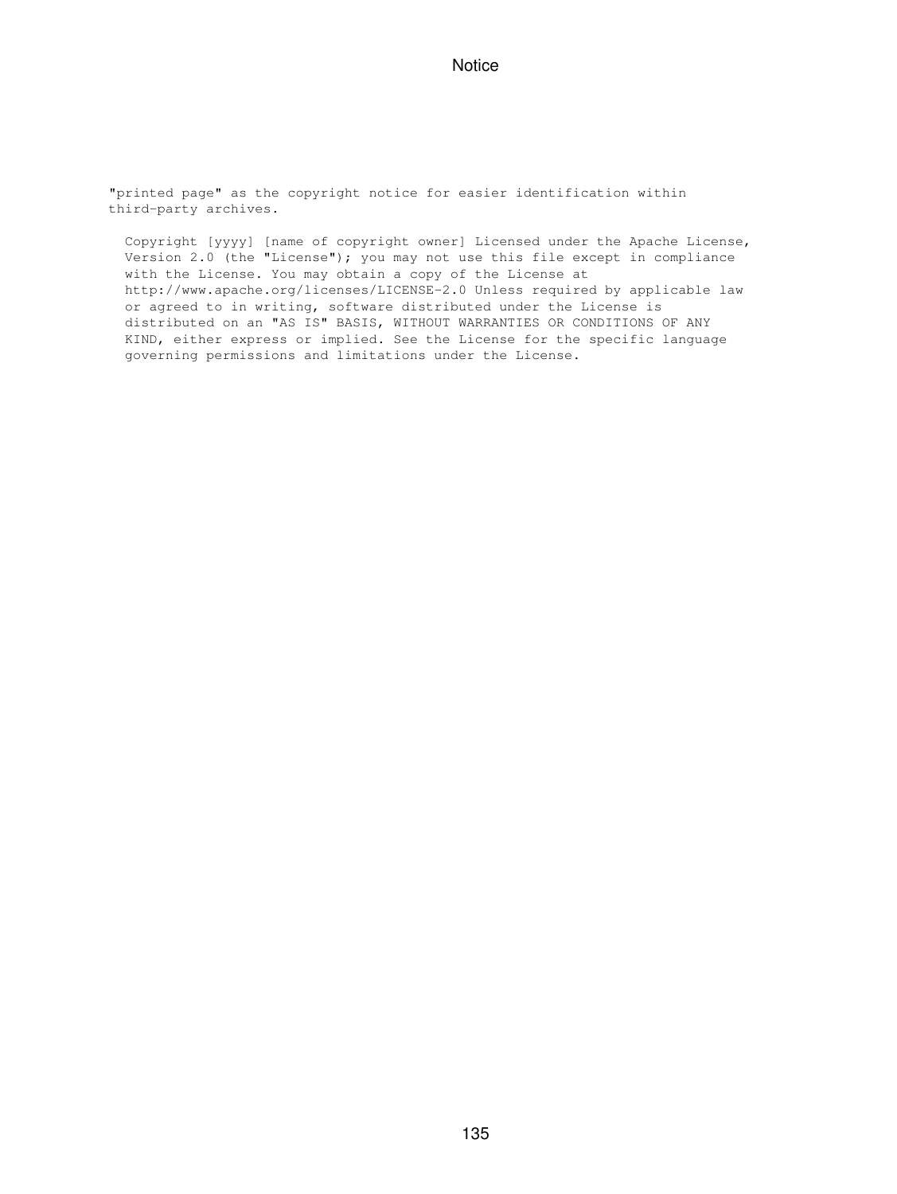"printed page" as the copyright notice for easier identification within third-party archives.

```
Copyright [yyyy] [name of copyright owner] Licensed under the Apache License,
Version 2.0 (the "License"); you may not use this file except in compliance
with the License. You may obtain a copy of the License at
http://www.apache.org/licenses/LICENSE-2.0 Unless required by applicable law
or agreed to in writing, software distributed under the License is
distributed on an "AS IS" BASIS, WITHOUT WARRANTIES OR CONDITIONS OF ANY
KIND, either express or implied. See the License for the specific language
governing permissions and limitations under the License.
```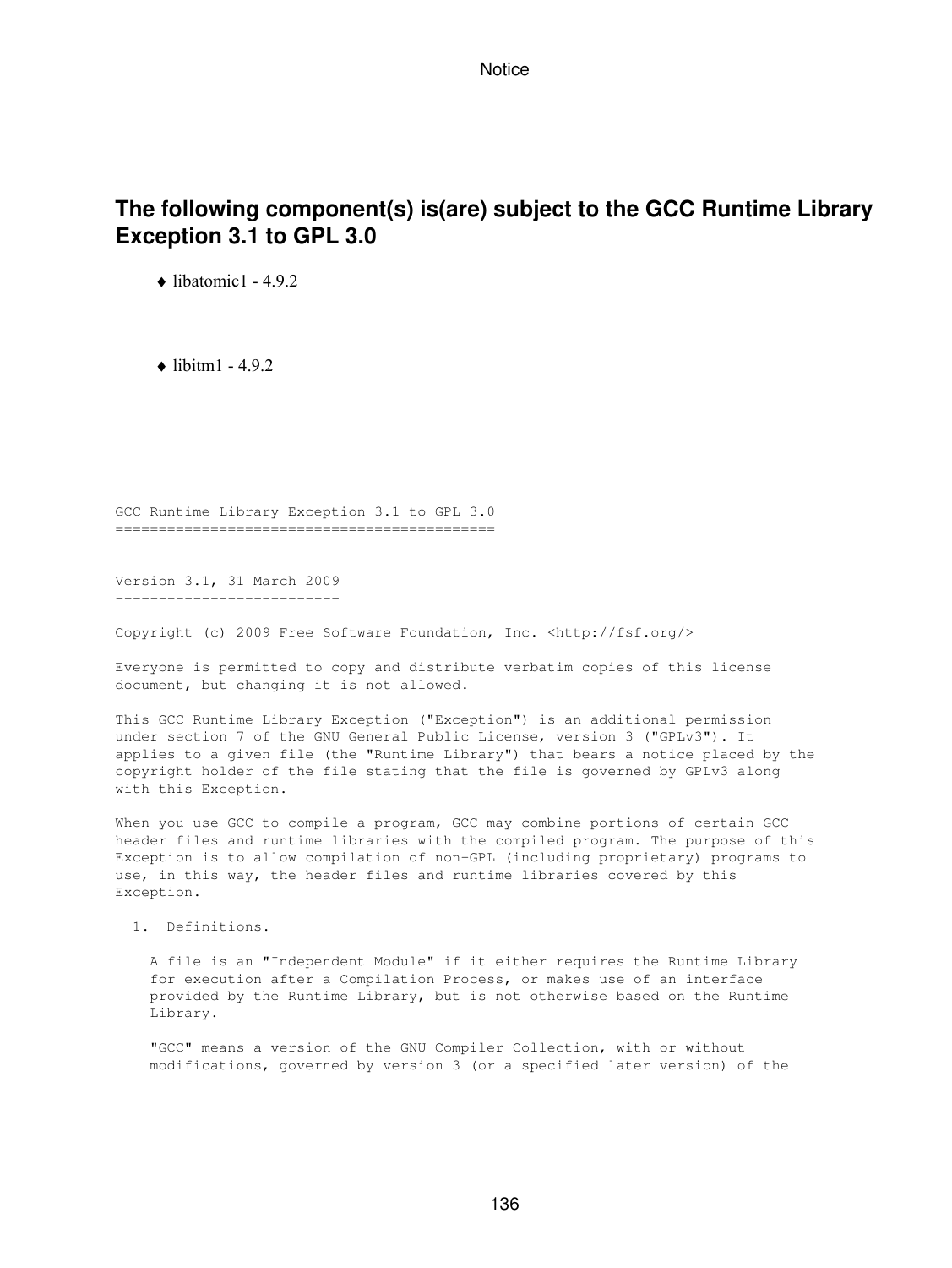Notice

## The following component(s) is(are) subject to the GCC Runtime Library Exception 3.1 to GPL 3.0

- libatomic1 - 4.9.2

- libitm1 - 4.9.2

```
GCC Runtime Library Exception 3.1 to GPL 3.0
============================================


Version 3.1, 31 March 2009
--------------------------

Copyright (c) 2009 Free Software Foundation, Inc. <http://fsf.org/>

Everyone is permitted to copy and distribute verbatim copies of this license
document, but changing it is not allowed.

This GCC Runtime Library Exception ("Exception") is an additional permission
under section 7 of the GNU General Public License, version 3 ("GPLv3"). It
applies to a given file (the "Runtime Library") that bears a notice placed by the
copyright holder of the file stating that the file is governed by GPLv3 along
with this Exception.

When you use GCC to compile a program, GCC may combine portions of certain GCC
header files and runtime libraries with the compiled program. The purpose of this
Exception is to allow compilation of non-GPL (including proprietary) programs to
use, in this way, the header files and runtime libraries covered by this
Exception.

  1.  Definitions.

    A file is an "Independent Module" if it either requires the Runtime Library
    for execution after a Compilation Process, or makes use of an interface
    provided by the Runtime Library, but is not otherwise based on the Runtime
    Library.

    "GCC" means a version of the GNU Compiler Collection, with or without
    modifications, governed by version 3 (or a specified later version) of the
```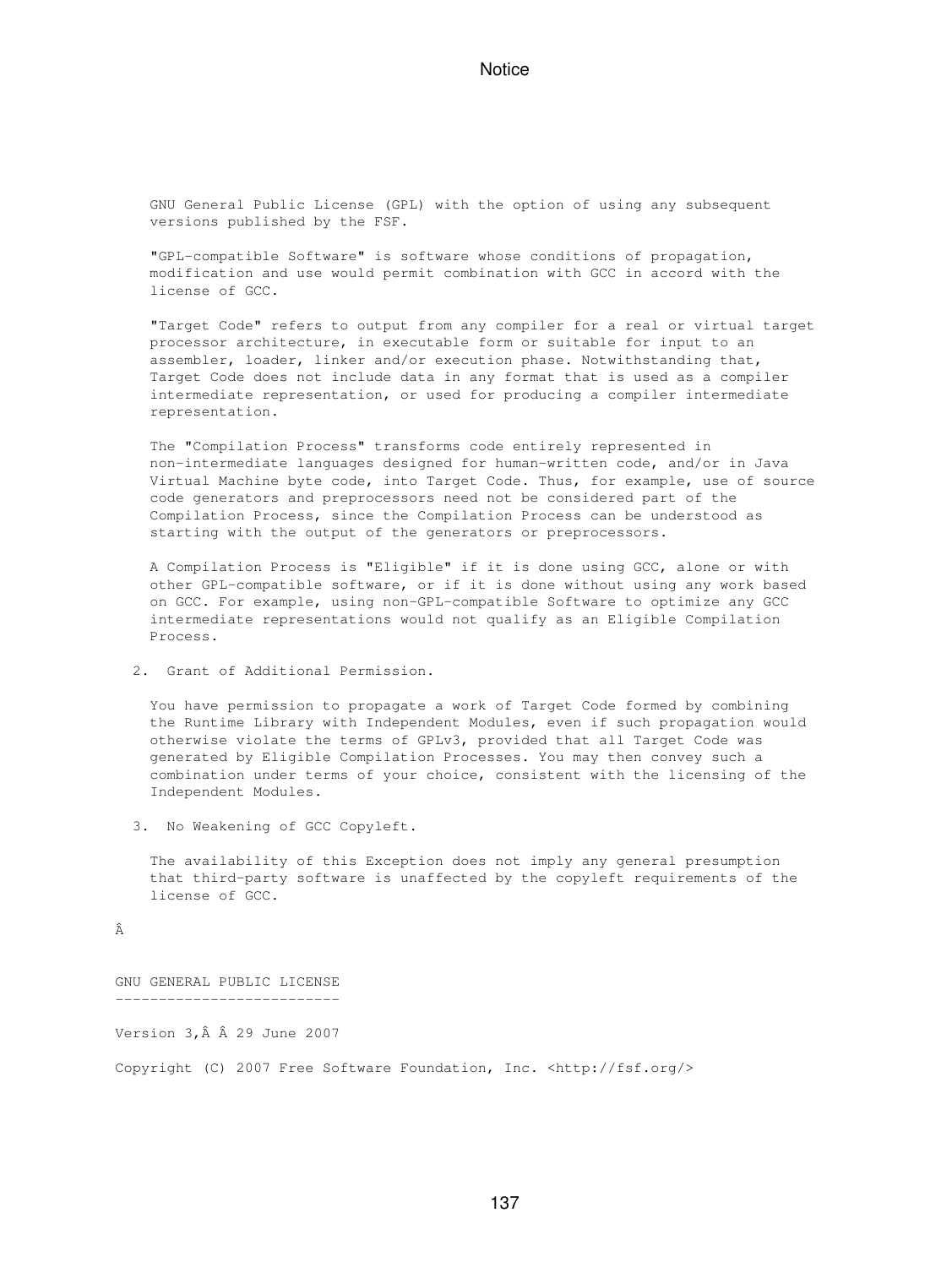GNU General Public License (GPL) with the option of using any subsequent versions published by the FSF.

"GPL-compatible Software" is software whose conditions of propagation, modification and use would permit combination with GCC in accord with the license of GCC.

"Target Code" refers to output from any compiler for a real or virtual target processor architecture, in executable form or suitable for input to an assembler, loader, linker and/or execution phase. Notwithstanding that, Target Code does not include data in any format that is used as a compiler intermediate representation, or used for producing a compiler intermediate representation.

The "Compilation Process" transforms code entirely represented in non-intermediate languages designed for human-written code, and/or in Java Virtual Machine byte code, into Target Code. Thus, for example, use of source code generators and preprocessors need not be considered part of the Compilation Process, since the Compilation Process can be understood as starting with the output of the generators or preprocessors.

A Compilation Process is "Eligible" if it is done using GCC, alone or with other GPL-compatible software, or if it is done without using any work based on GCC. For example, using non-GPL-compatible Software to optimize any GCC intermediate representations would not qualify as an Eligible Compilation Process.

2. Grant of Additional Permission.

   You have permission to propagate a work of Target Code formed by combining the Runtime Library with Independent Modules, even if such propagation would otherwise violate the terms of GPLv3, provided that all Target Code was generated by Eligible Compilation Processes. You may then convey such a combination under terms of your choice, consistent with the licensing of the Independent Modules.

3. No Weakening of GCC Copyleft.

   The availability of this Exception does not imply any general presumption that third-party software is unaffected by the copyleft requirements of the license of GCC.

Â

## GNU GENERAL PUBLIC LICENSE

Version 3,Â Â 29 June 2007

Copyright (C) 2007 Free Software Foundation, Inc. <http://fsf.org/>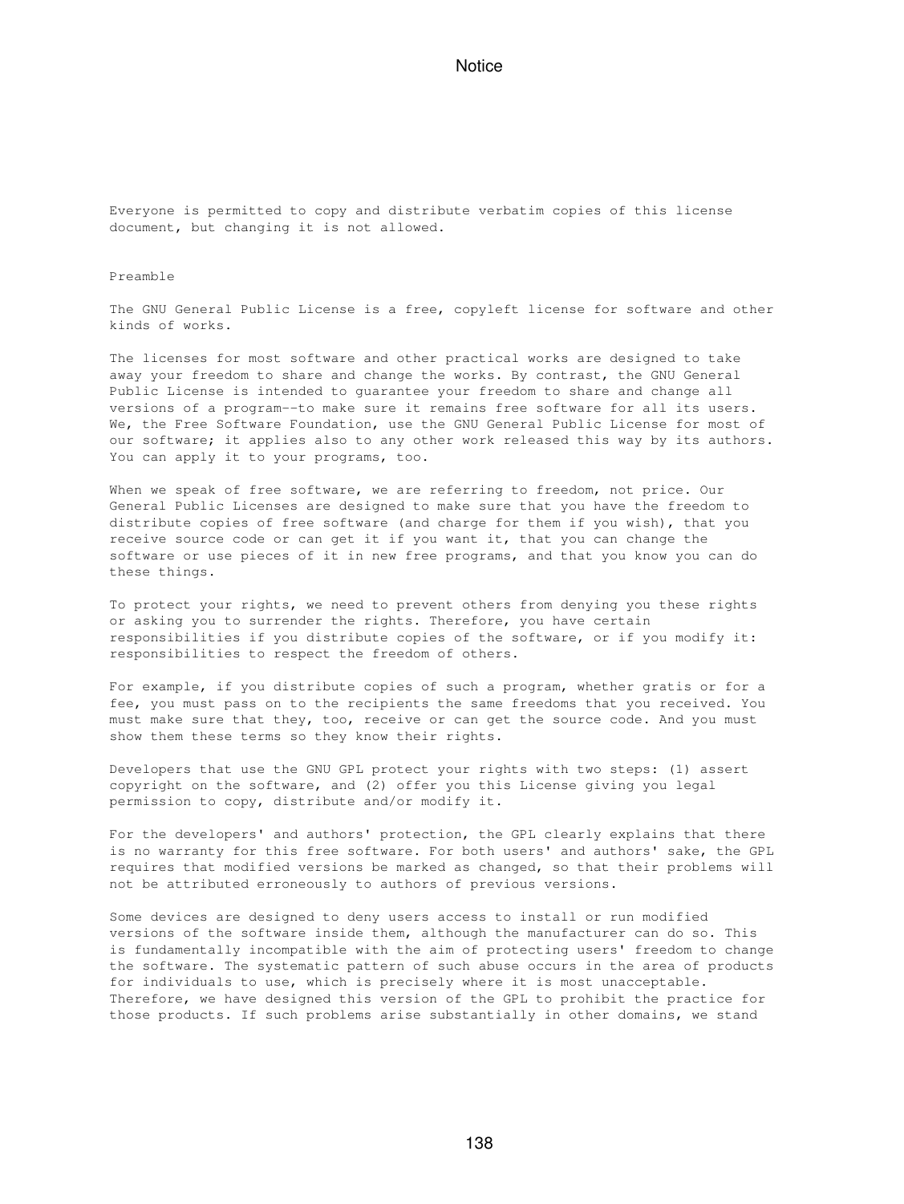Everyone is permitted to copy and distribute verbatim copies of this license document, but changing it is not allowed.

Preamble

The GNU General Public License is a free, copyleft license for software and other kinds of works.

The licenses for most software and other practical works are designed to take away your freedom to share and change the works. By contrast, the GNU General Public License is intended to guarantee your freedom to share and change all versions of a program--to make sure it remains free software for all its users. We, the Free Software Foundation, use the GNU General Public License for most of our software; it applies also to any other work released this way by its authors. You can apply it to your programs, too.

When we speak of free software, we are referring to freedom, not price. Our General Public Licenses are designed to make sure that you have the freedom to distribute copies of free software (and charge for them if you wish), that you receive source code or can get it if you want it, that you can change the software or use pieces of it in new free programs, and that you know you can do these things.

To protect your rights, we need to prevent others from denying you these rights or asking you to surrender the rights. Therefore, you have certain responsibilities if you distribute copies of the software, or if you modify it: responsibilities to respect the freedom of others.

For example, if you distribute copies of such a program, whether gratis or for a fee, you must pass on to the recipients the same freedoms that you received. You must make sure that they, too, receive or can get the source code. And you must show them these terms so they know their rights.

Developers that use the GNU GPL protect your rights with two steps: (1) assert copyright on the software, and (2) offer you this License giving you legal permission to copy, distribute and/or modify it.

For the developers' and authors' protection, the GPL clearly explains that there is no warranty for this free software. For both users' and authors' sake, the GPL requires that modified versions be marked as changed, so that their problems will not be attributed erroneously to authors of previous versions.

Some devices are designed to deny users access to install or run modified versions of the software inside them, although the manufacturer can do so. This is fundamentally incompatible with the aim of protecting users' freedom to change the software. The systematic pattern of such abuse occurs in the area of products for individuals to use, which is precisely where it is most unacceptable. Therefore, we have designed this version of the GPL to prohibit the practice for those products. If such problems arise substantially in other domains, we stand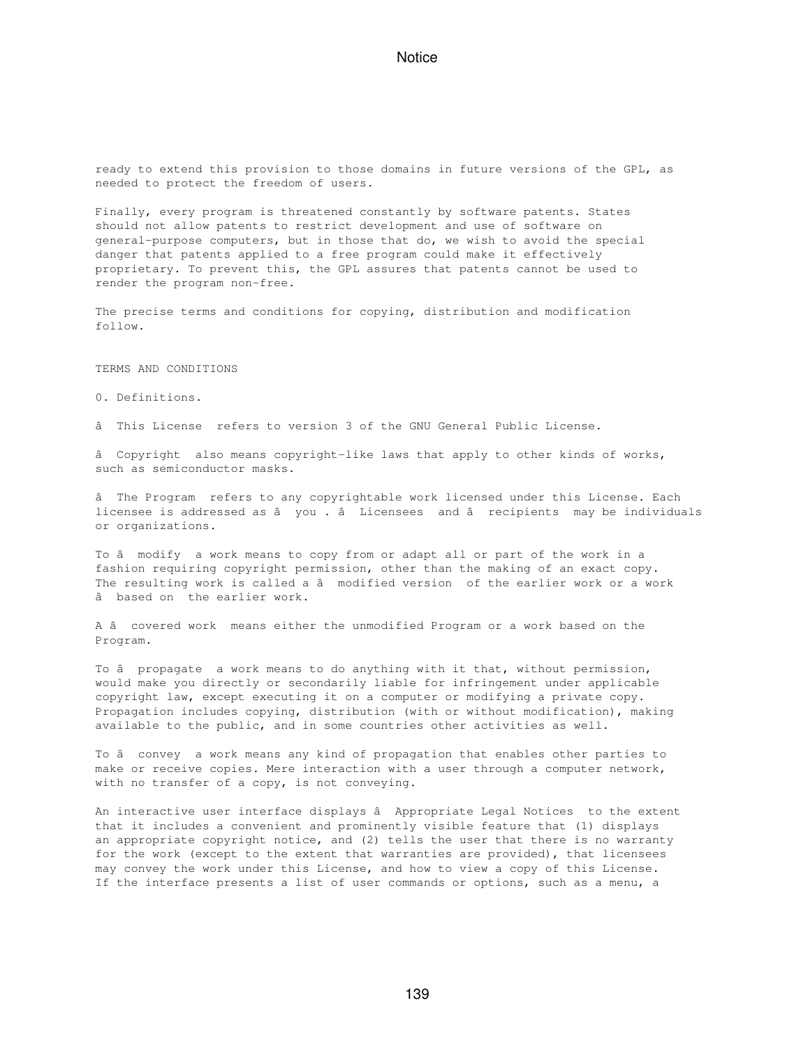ready to extend this provision to those domains in future versions of the GPL, as needed to protect the freedom of users.

Finally, every program is threatened constantly by software patents. States should not allow patents to restrict development and use of software on general-purpose computers, but in those that do, we wish to avoid the special danger that patents applied to a free program could make it effectively proprietary. To prevent this, the GPL assures that patents cannot be used to render the program non-free.

The precise terms and conditions for copying, distribution and modification follow.

TERMS AND CONDITIONS

0. Definitions.

â This License refers to version 3 of the GNU General Public License.

â Copyright also means copyright-like laws that apply to other kinds of works, such as semiconductor masks.

â The Program refers to any copyrightable work licensed under this License. Each licensee is addressed as â you . â Licensees and â recipients may be individuals or organizations.

To â modify a work means to copy from or adapt all or part of the work in a fashion requiring copyright permission, other than the making of an exact copy. The resulting work is called a â modified version of the earlier work or a work â based on the earlier work.

A â covered work means either the unmodified Program or a work based on the Program.

To â propagate a work means to do anything with it that, without permission, would make you directly or secondarily liable for infringement under applicable copyright law, except executing it on a computer or modifying a private copy. Propagation includes copying, distribution (with or without modification), making available to the public, and in some countries other activities as well.

To â convey a work means any kind of propagation that enables other parties to make or receive copies. Mere interaction with a user through a computer network, with no transfer of a copy, is not conveying.

An interactive user interface displays â Appropriate Legal Notices to the extent that it includes a convenient and prominently visible feature that (1) displays an appropriate copyright notice, and (2) tells the user that there is no warranty for the work (except to the extent that warranties are provided), that licensees may convey the work under this License, and how to view a copy of this License. If the interface presents a list of user commands or options, such as a menu, a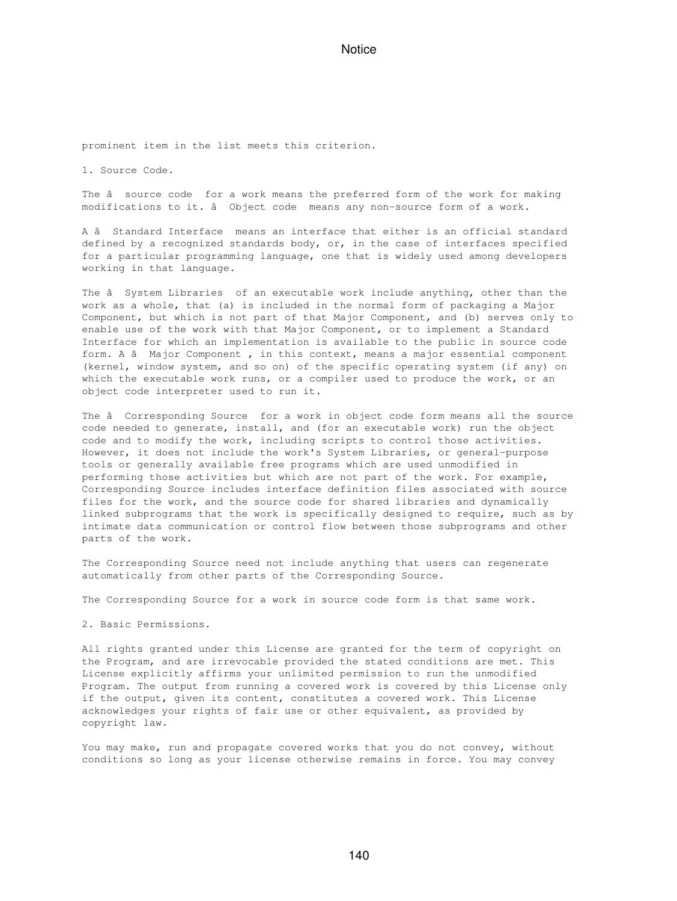prominent item in the list meets this criterion.

1. Source Code.

The â  source code  for a work means the preferred form of the work for making modifications to it. â  Object code  means any non-source form of a work.

A â  Standard Interface  means an interface that either is an official standard defined by a recognized standards body, or, in the case of interfaces specified for a particular programming language, one that is widely used among developers working in that language.

The â  System Libraries  of an executable work include anything, other than the work as a whole, that (a) is included in the normal form of packaging a Major Component, but which is not part of that Major Component, and (b) serves only to enable use of the work with that Major Component, or to implement a Standard Interface for which an implementation is available to the public in source code form. A â  Major Component , in this context, means a major essential component (kernel, window system, and so on) of the specific operating system (if any) on which the executable work runs, or a compiler used to produce the work, or an object code interpreter used to run it.

The â  Corresponding Source  for a work in object code form means all the source code needed to generate, install, and (for an executable work) run the object code and to modify the work, including scripts to control those activities. However, it does not include the work's System Libraries, or general-purpose tools or generally available free programs which are used unmodified in performing those activities but which are not part of the work. For example, Corresponding Source includes interface definition files associated with source files for the work, and the source code for shared libraries and dynamically linked subprograms that the work is specifically designed to require, such as by intimate data communication or control flow between those subprograms and other parts of the work.

The Corresponding Source need not include anything that users can regenerate automatically from other parts of the Corresponding Source.

The Corresponding Source for a work in source code form is that same work.

2. Basic Permissions.

All rights granted under this License are granted for the term of copyright on the Program, and are irrevocable provided the stated conditions are met. This License explicitly affirms your unlimited permission to run the unmodified Program. The output from running a covered work is covered by this License only if the output, given its content, constitutes a covered work. This License acknowledges your rights of fair use or other equivalent, as provided by copyright law.

You may make, run and propagate covered works that you do not convey, without conditions so long as your license otherwise remains in force. You may convey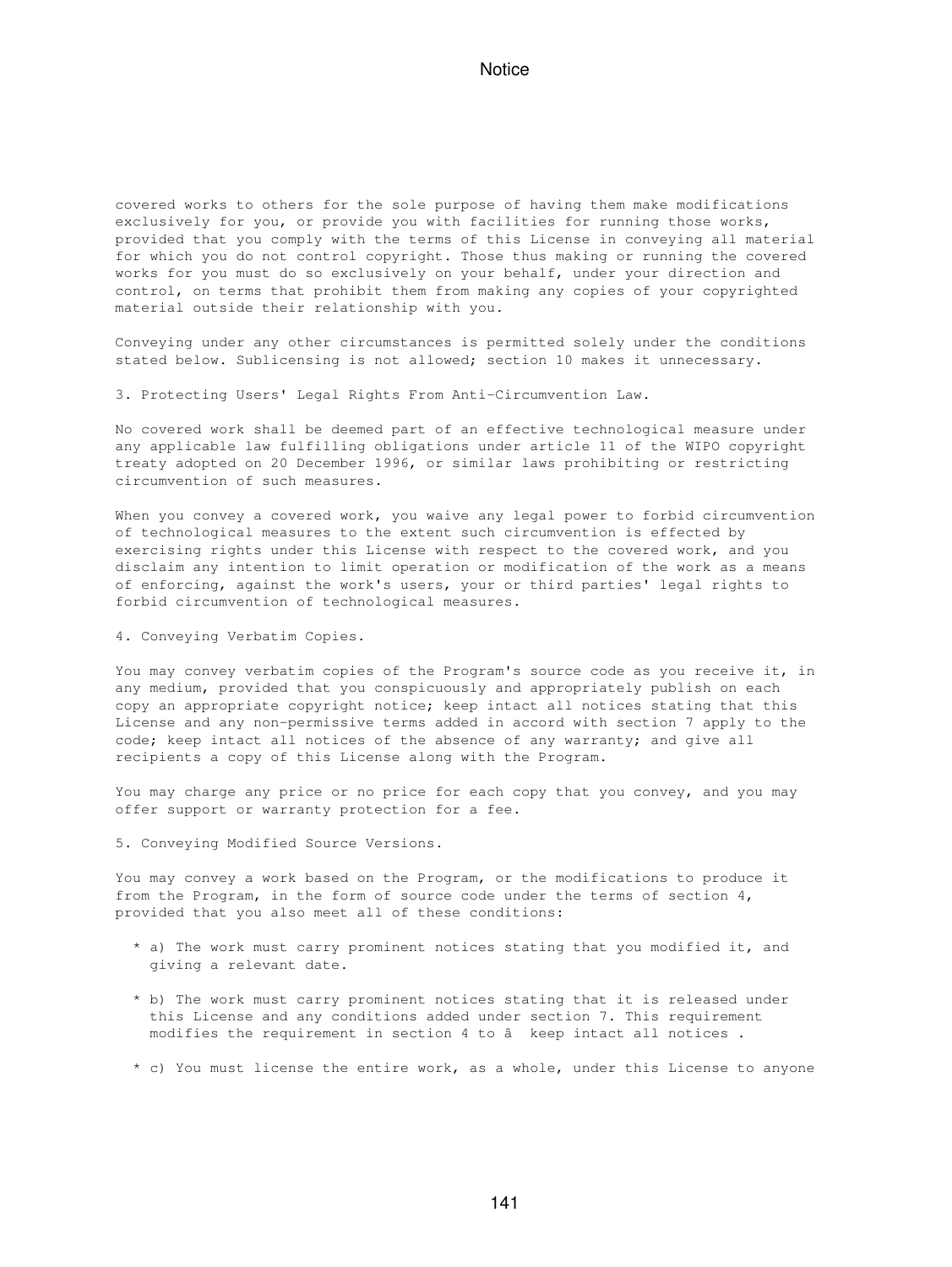covered works to others for the sole purpose of having them make modifications exclusively for you, or provide you with facilities for running those works, provided that you comply with the terms of this License in conveying all material for which you do not control copyright. Those thus making or running the covered works for you must do so exclusively on your behalf, under your direction and control, on terms that prohibit them from making any copies of your copyrighted material outside their relationship with you.

Conveying under any other circumstances is permitted solely under the conditions stated below. Sublicensing is not allowed; section 10 makes it unnecessary.

3. Protecting Users' Legal Rights From Anti-Circumvention Law.

No covered work shall be deemed part of an effective technological measure under any applicable law fulfilling obligations under article 11 of the WIPO copyright treaty adopted on 20 December 1996, or similar laws prohibiting or restricting circumvention of such measures.

When you convey a covered work, you waive any legal power to forbid circumvention of technological measures to the extent such circumvention is effected by exercising rights under this License with respect to the covered work, and you disclaim any intention to limit operation or modification of the work as a means of enforcing, against the work's users, your or third parties' legal rights to forbid circumvention of technological measures.

4. Conveying Verbatim Copies.

You may convey verbatim copies of the Program's source code as you receive it, in any medium, provided that you conspicuously and appropriately publish on each copy an appropriate copyright notice; keep intact all notices stating that this License and any non-permissive terms added in accord with section 7 apply to the code; keep intact all notices of the absence of any warranty; and give all recipients a copy of this License along with the Program.

You may charge any price or no price for each copy that you convey, and you may offer support or warranty protection for a fee.

5. Conveying Modified Source Versions.

You may convey a work based on the Program, or the modifications to produce it from the Program, in the form of source code under the terms of section 4, provided that you also meet all of these conditions:

* a) The work must carry prominent notices stating that you modified it, and giving a relevant date.
* b) The work must carry prominent notices stating that it is released under this License and any conditions added under section 7. This requirement modifies the requirement in section 4 to â keep intact all notices .
* c) You must license the entire work, as a whole, under this License to anyone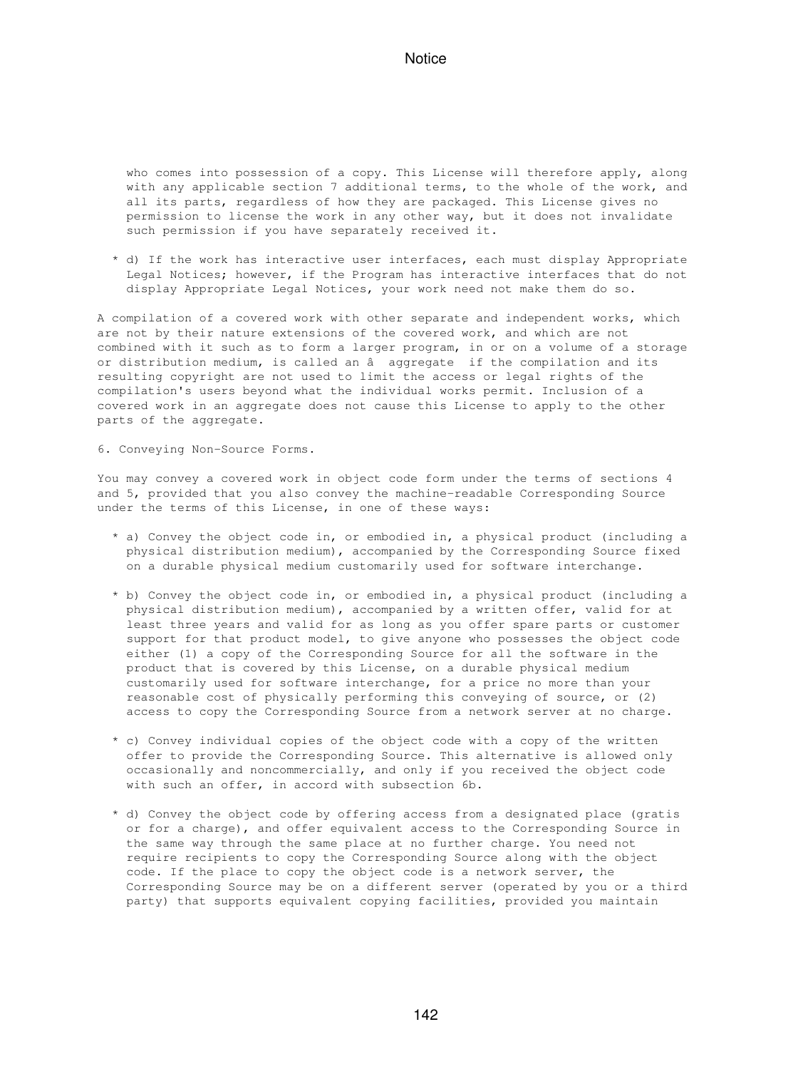who comes into possession of a copy. This License will therefore apply, along with any applicable section 7 additional terms, to the whole of the work, and all its parts, regardless of how they are packaged. This License gives no permission to license the work in any other way, but it does not invalidate such permission if you have separately received it.

* d) If the work has interactive user interfaces, each must display Appropriate Legal Notices; however, if the Program has interactive interfaces that do not display Appropriate Legal Notices, your work need not make them do so.

A compilation of a covered work with other separate and independent works, which are not by their nature extensions of the covered work, and which are not combined with it such as to form a larger program, in or on a volume of a storage or distribution medium, is called an â  aggregate  if the compilation and its resulting copyright are not used to limit the access or legal rights of the compilation's users beyond what the individual works permit. Inclusion of a covered work in an aggregate does not cause this License to apply to the other parts of the aggregate.

6. Conveying Non-Source Forms.

You may convey a covered work in object code form under the terms of sections 4 and 5, provided that you also convey the machine-readable Corresponding Source under the terms of this License, in one of these ways:

* a) Convey the object code in, or embodied in, a physical product (including a physical distribution medium), accompanied by the Corresponding Source fixed on a durable physical medium customarily used for software interchange.

* b) Convey the object code in, or embodied in, a physical product (including a physical distribution medium), accompanied by a written offer, valid for at least three years and valid for as long as you offer spare parts or customer support for that product model, to give anyone who possesses the object code either (1) a copy of the Corresponding Source for all the software in the product that is covered by this License, on a durable physical medium customarily used for software interchange, for a price no more than your reasonable cost of physically performing this conveying of source, or (2) access to copy the Corresponding Source from a network server at no charge.

* c) Convey individual copies of the object code with a copy of the written offer to provide the Corresponding Source. This alternative is allowed only occasionally and noncommercially, and only if you received the object code with such an offer, in accord with subsection 6b.

* d) Convey the object code by offering access from a designated place (gratis or for a charge), and offer equivalent access to the Corresponding Source in the same way through the same place at no further charge. You need not require recipients to copy the Corresponding Source along with the object code. If the place to copy the object code is a network server, the Corresponding Source may be on a different server (operated by you or a third party) that supports equivalent copying facilities, provided you maintain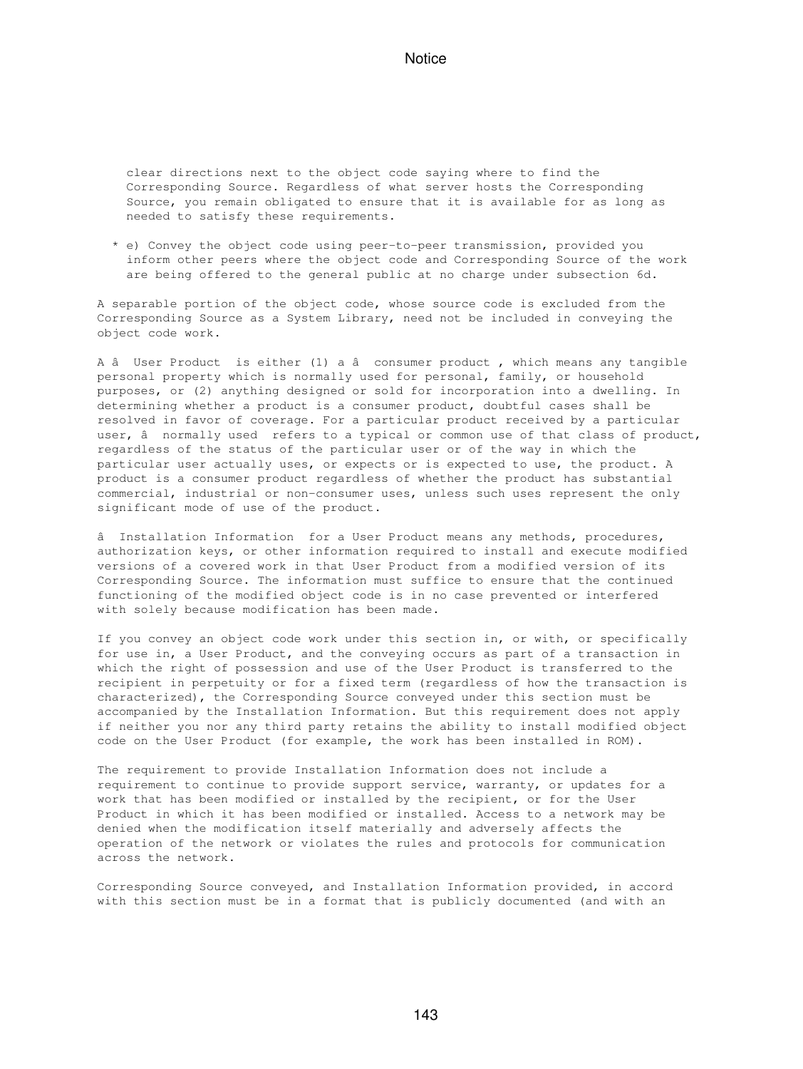clear directions next to the object code saying where to find the Corresponding Source. Regardless of what server hosts the Corresponding Source, you remain obligated to ensure that it is available for as long as needed to satisfy these requirements.

* e) Convey the object code using peer-to-peer transmission, provided you inform other peers where the object code and Corresponding Source of the work are being offered to the general public at no charge under subsection 6d.

A separable portion of the object code, whose source code is excluded from the Corresponding Source as a System Library, need not be included in conveying the object code work.

A â User Product is either (1) a â consumer product , which means any tangible personal property which is normally used for personal, family, or household purposes, or (2) anything designed or sold for incorporation into a dwelling. In determining whether a product is a consumer product, doubtful cases shall be resolved in favor of coverage. For a particular product received by a particular user, â normally used refers to a typical or common use of that class of product, regardless of the status of the particular user or of the way in which the particular user actually uses, or expects or is expected to use, the product. A product is a consumer product regardless of whether the product has substantial commercial, industrial or non-consumer uses, unless such uses represent the only significant mode of use of the product.

â Installation Information for a User Product means any methods, procedures, authorization keys, or other information required to install and execute modified versions of a covered work in that User Product from a modified version of its Corresponding Source. The information must suffice to ensure that the continued functioning of the modified object code is in no case prevented or interfered with solely because modification has been made.

If you convey an object code work under this section in, or with, or specifically for use in, a User Product, and the conveying occurs as part of a transaction in which the right of possession and use of the User Product is transferred to the recipient in perpetuity or for a fixed term (regardless of how the transaction is characterized), the Corresponding Source conveyed under this section must be accompanied by the Installation Information. But this requirement does not apply if neither you nor any third party retains the ability to install modified object code on the User Product (for example, the work has been installed in ROM).

The requirement to provide Installation Information does not include a requirement to continue to provide support service, warranty, or updates for a work that has been modified or installed by the recipient, or for the User Product in which it has been modified or installed. Access to a network may be denied when the modification itself materially and adversely affects the operation of the network or violates the rules and protocols for communication across the network.

Corresponding Source conveyed, and Installation Information provided, in accord with this section must be in a format that is publicly documented (and with an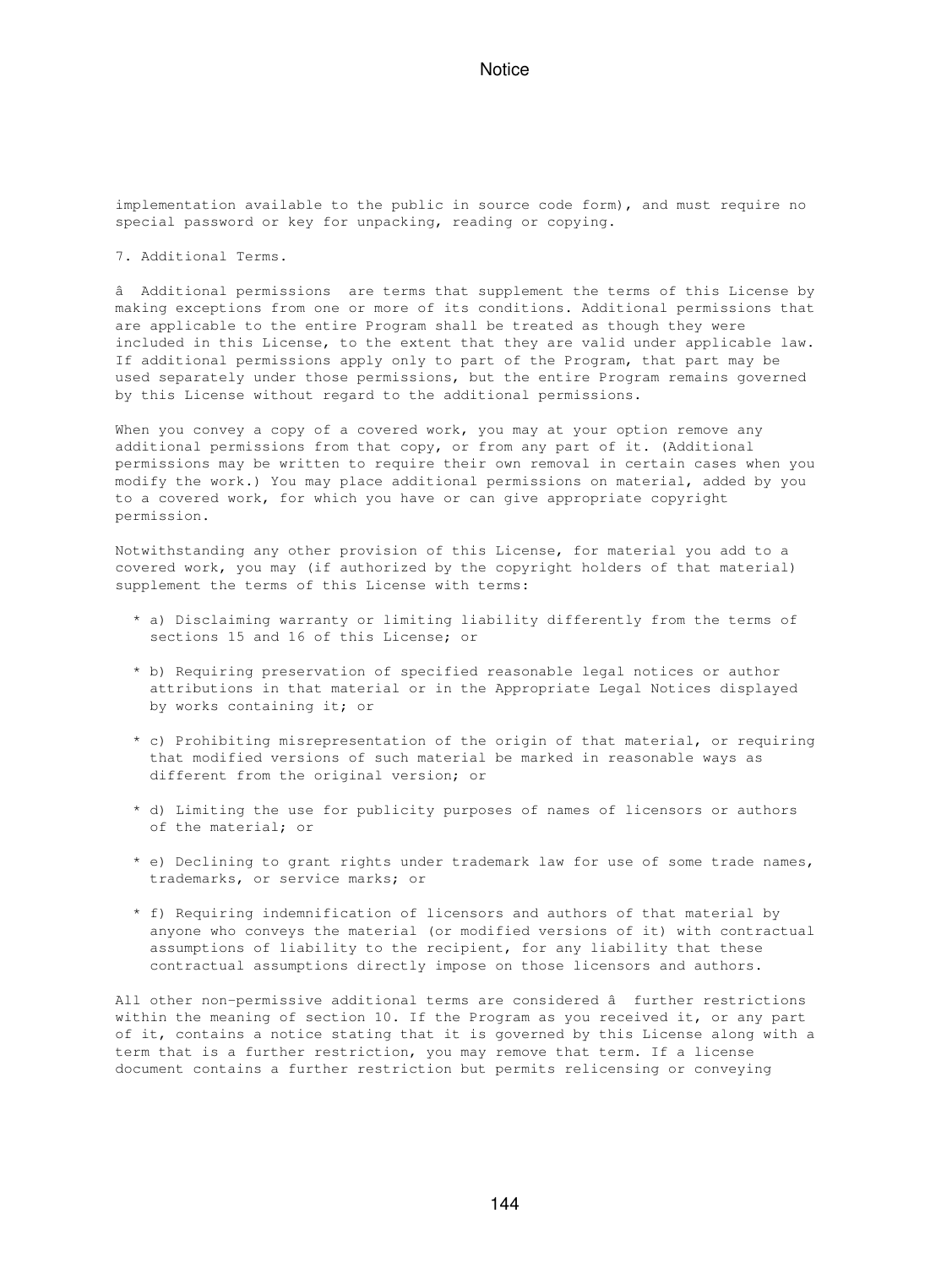implementation available to the public in source code form), and must require no special password or key for unpacking, reading or copying.

7. Additional Terms.

â  Additional permissions  are terms that supplement the terms of this License by making exceptions from one or more of its conditions. Additional permissions that are applicable to the entire Program shall be treated as though they were included in this License, to the extent that they are valid under applicable law. If additional permissions apply only to part of the Program, that part may be used separately under those permissions, but the entire Program remains governed by this License without regard to the additional permissions.

When you convey a copy of a covered work, you may at your option remove any additional permissions from that copy, or from any part of it. (Additional permissions may be written to require their own removal in certain cases when you modify the work.) You may place additional permissions on material, added by you to a covered work, for which you have or can give appropriate copyright permission.

Notwithstanding any other provision of this License, for material you add to a covered work, you may (if authorized by the copyright holders of that material) supplement the terms of this License with terms:

* a) Disclaiming warranty or limiting liability differently from the terms of sections 15 and 16 of this License; or
* b) Requiring preservation of specified reasonable legal notices or author attributions in that material or in the Appropriate Legal Notices displayed by works containing it; or
* c) Prohibiting misrepresentation of the origin of that material, or requiring that modified versions of such material be marked in reasonable ways as different from the original version; or
* d) Limiting the use for publicity purposes of names of licensors or authors of the material; or
* e) Declining to grant rights under trademark law for use of some trade names, trademarks, or service marks; or
* f) Requiring indemnification of licensors and authors of that material by anyone who conveys the material (or modified versions of it) with contractual assumptions of liability to the recipient, for any liability that these contractual assumptions directly impose on those licensors and authors.

All other non-permissive additional terms are considered â  further restrictions within the meaning of section 10. If the Program as you received it, or any part of it, contains a notice stating that it is governed by this License along with a term that is a further restriction, you may remove that term. If a license document contains a further restriction but permits relicensing or conveying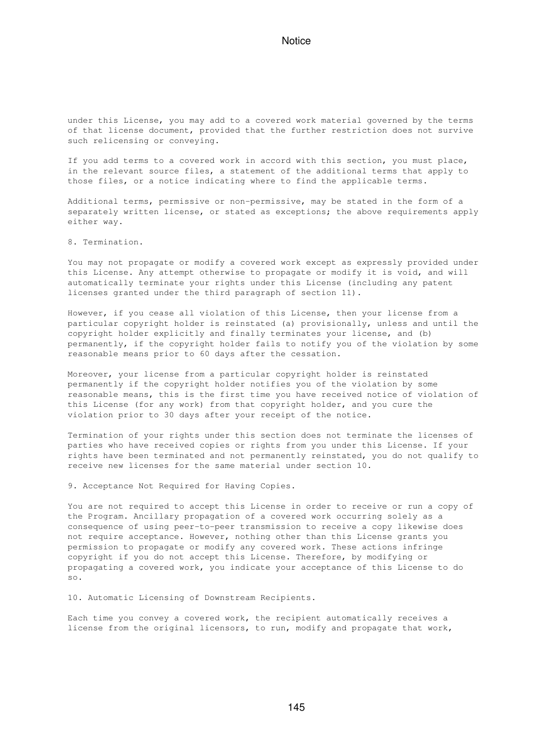under this License, you may add to a covered work material governed by the terms of that license document, provided that the further restriction does not survive such relicensing or conveying.

If you add terms to a covered work in accord with this section, you must place, in the relevant source files, a statement of the additional terms that apply to those files, or a notice indicating where to find the applicable terms.

Additional terms, permissive or non-permissive, may be stated in the form of a separately written license, or stated as exceptions; the above requirements apply either way.

8. Termination.

You may not propagate or modify a covered work except as expressly provided under this License. Any attempt otherwise to propagate or modify it is void, and will automatically terminate your rights under this License (including any patent licenses granted under the third paragraph of section 11).

However, if you cease all violation of this License, then your license from a particular copyright holder is reinstated (a) provisionally, unless and until the copyright holder explicitly and finally terminates your license, and (b) permanently, if the copyright holder fails to notify you of the violation by some reasonable means prior to 60 days after the cessation.

Moreover, your license from a particular copyright holder is reinstated permanently if the copyright holder notifies you of the violation by some reasonable means, this is the first time you have received notice of violation of this License (for any work) from that copyright holder, and you cure the violation prior to 30 days after your receipt of the notice.

Termination of your rights under this section does not terminate the licenses of parties who have received copies or rights from you under this License. If your rights have been terminated and not permanently reinstated, you do not qualify to receive new licenses for the same material under section 10.

9. Acceptance Not Required for Having Copies.

You are not required to accept this License in order to receive or run a copy of the Program. Ancillary propagation of a covered work occurring solely as a consequence of using peer-to-peer transmission to receive a copy likewise does not require acceptance. However, nothing other than this License grants you permission to propagate or modify any covered work. These actions infringe copyright if you do not accept this License. Therefore, by modifying or propagating a covered work, you indicate your acceptance of this License to do so.

10. Automatic Licensing of Downstream Recipients.

Each time you convey a covered work, the recipient automatically receives a license from the original licensors, to run, modify and propagate that work,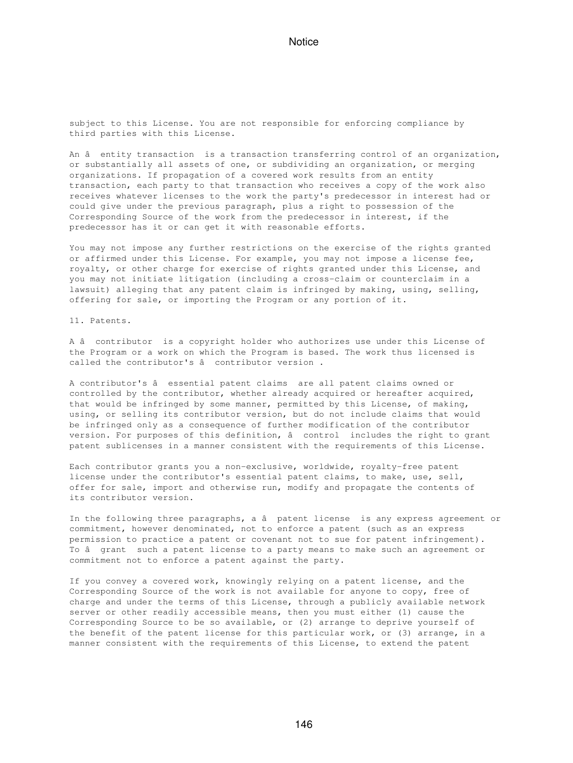subject to this License. You are not responsible for enforcing compliance by third parties with this License.

An â entity transaction is a transaction transferring control of an organization, or substantially all assets of one, or subdividing an organization, or merging organizations. If propagation of a covered work results from an entity transaction, each party to that transaction who receives a copy of the work also receives whatever licenses to the work the party's predecessor in interest had or could give under the previous paragraph, plus a right to possession of the Corresponding Source of the work from the predecessor in interest, if the predecessor has it or can get it with reasonable efforts.

You may not impose any further restrictions on the exercise of the rights granted or affirmed under this License. For example, you may not impose a license fee, royalty, or other charge for exercise of rights granted under this License, and you may not initiate litigation (including a cross-claim or counterclaim in a lawsuit) alleging that any patent claim is infringed by making, using, selling, offering for sale, or importing the Program or any portion of it.

11. Patents.

A â contributor is a copyright holder who authorizes use under this License of the Program or a work on which the Program is based. The work thus licensed is called the contributor's â contributor version .

A contributor's â essential patent claims are all patent claims owned or controlled by the contributor, whether already acquired or hereafter acquired, that would be infringed by some manner, permitted by this License, of making, using, or selling its contributor version, but do not include claims that would be infringed only as a consequence of further modification of the contributor version. For purposes of this definition, â control includes the right to grant patent sublicenses in a manner consistent with the requirements of this License.

Each contributor grants you a non-exclusive, worldwide, royalty-free patent license under the contributor's essential patent claims, to make, use, sell, offer for sale, import and otherwise run, modify and propagate the contents of its contributor version.

In the following three paragraphs, a â patent license is any express agreement or commitment, however denominated, not to enforce a patent (such as an express permission to practice a patent or covenant not to sue for patent infringement). To â grant such a patent license to a party means to make such an agreement or commitment not to enforce a patent against the party.

If you convey a covered work, knowingly relying on a patent license, and the Corresponding Source of the work is not available for anyone to copy, free of charge and under the terms of this License, through a publicly available network server or other readily accessible means, then you must either (1) cause the Corresponding Source to be so available, or (2) arrange to deprive yourself of the benefit of the patent license for this particular work, or (3) arrange, in a manner consistent with the requirements of this License, to extend the patent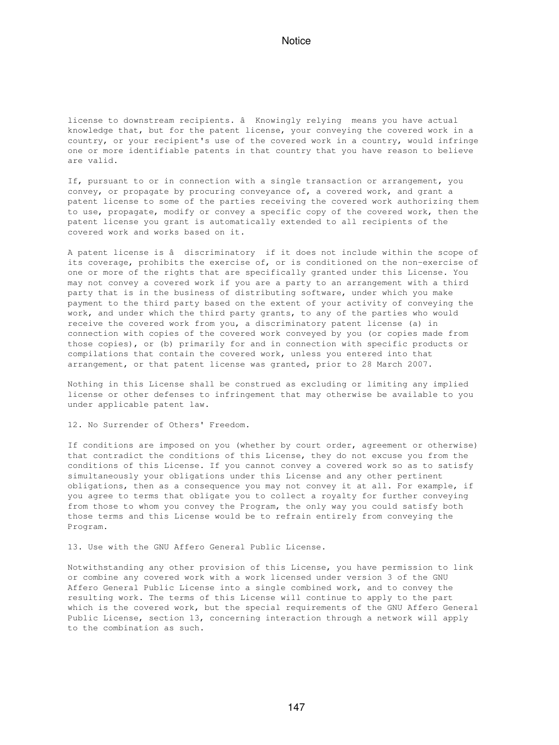license to downstream recipients. â  Knowingly relying  means you have actual knowledge that, but for the patent license, your conveying the covered work in a country, or your recipient's use of the covered work in a country, would infringe one or more identifiable patents in that country that you have reason to believe are valid.

If, pursuant to or in connection with a single transaction or arrangement, you convey, or propagate by procuring conveyance of, a covered work, and grant a patent license to some of the parties receiving the covered work authorizing them to use, propagate, modify or convey a specific copy of the covered work, then the patent license you grant is automatically extended to all recipients of the covered work and works based on it.

A patent license is â  discriminatory  if it does not include within the scope of its coverage, prohibits the exercise of, or is conditioned on the non-exercise of one or more of the rights that are specifically granted under this License. You may not convey a covered work if you are a party to an arrangement with a third party that is in the business of distributing software, under which you make payment to the third party based on the extent of your activity of conveying the work, and under which the third party grants, to any of the parties who would receive the covered work from you, a discriminatory patent license (a) in connection with copies of the covered work conveyed by you (or copies made from those copies), or (b) primarily for and in connection with specific products or compilations that contain the covered work, unless you entered into that arrangement, or that patent license was granted, prior to 28 March 2007.

Nothing in this License shall be construed as excluding or limiting any implied license or other defenses to infringement that may otherwise be available to you under applicable patent law.

12. No Surrender of Others' Freedom.

If conditions are imposed on you (whether by court order, agreement or otherwise) that contradict the conditions of this License, they do not excuse you from the conditions of this License. If you cannot convey a covered work so as to satisfy simultaneously your obligations under this License and any other pertinent obligations, then as a consequence you may not convey it at all. For example, if you agree to terms that obligate you to collect a royalty for further conveying from those to whom you convey the Program, the only way you could satisfy both those terms and this License would be to refrain entirely from conveying the Program.

13. Use with the GNU Affero General Public License.

Notwithstanding any other provision of this License, you have permission to link or combine any covered work with a work licensed under version 3 of the GNU Affero General Public License into a single combined work, and to convey the resulting work. The terms of this License will continue to apply to the part which is the covered work, but the special requirements of the GNU Affero General Public License, section 13, concerning interaction through a network will apply to the combination as such.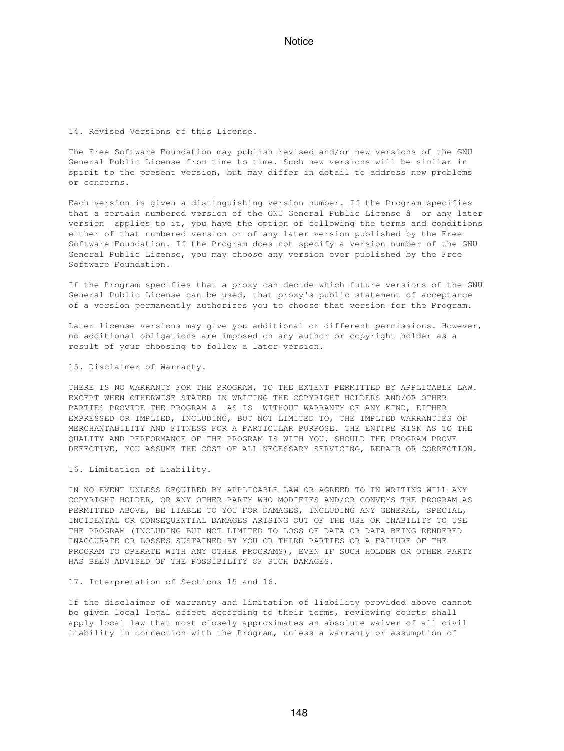14. Revised Versions of this License.

The Free Software Foundation may publish revised and/or new versions of the GNU General Public License from time to time. Such new versions will be similar in spirit to the present version, but may differ in detail to address new problems or concerns.

Each version is given a distinguishing version number. If the Program specifies that a certain numbered version of the GNU General Public License â  or any later version  applies to it, you have the option of following the terms and conditions either of that numbered version or of any later version published by the Free Software Foundation. If the Program does not specify a version number of the GNU General Public License, you may choose any version ever published by the Free Software Foundation.

If the Program specifies that a proxy can decide which future versions of the GNU General Public License can be used, that proxy's public statement of acceptance of a version permanently authorizes you to choose that version for the Program.

Later license versions may give you additional or different permissions. However, no additional obligations are imposed on any author or copyright holder as a result of your choosing to follow a later version.

15. Disclaimer of Warranty.

THERE IS NO WARRANTY FOR THE PROGRAM, TO THE EXTENT PERMITTED BY APPLICABLE LAW. EXCEPT WHEN OTHERWISE STATED IN WRITING THE COPYRIGHT HOLDERS AND/OR OTHER PARTIES PROVIDE THE PROGRAM â  AS IS  WITHOUT WARRANTY OF ANY KIND, EITHER EXPRESSED OR IMPLIED, INCLUDING, BUT NOT LIMITED TO, THE IMPLIED WARRANTIES OF MERCHANTABILITY AND FITNESS FOR A PARTICULAR PURPOSE. THE ENTIRE RISK AS TO THE QUALITY AND PERFORMANCE OF THE PROGRAM IS WITH YOU. SHOULD THE PROGRAM PROVE DEFECTIVE, YOU ASSUME THE COST OF ALL NECESSARY SERVICING, REPAIR OR CORRECTION.

16. Limitation of Liability.

IN NO EVENT UNLESS REQUIRED BY APPLICABLE LAW OR AGREED TO IN WRITING WILL ANY COPYRIGHT HOLDER, OR ANY OTHER PARTY WHO MODIFIES AND/OR CONVEYS THE PROGRAM AS PERMITTED ABOVE, BE LIABLE TO YOU FOR DAMAGES, INCLUDING ANY GENERAL, SPECIAL, INCIDENTAL OR CONSEQUENTIAL DAMAGES ARISING OUT OF THE USE OR INABILITY TO USE THE PROGRAM (INCLUDING BUT NOT LIMITED TO LOSS OF DATA OR DATA BEING RENDERED INACCURATE OR LOSSES SUSTAINED BY YOU OR THIRD PARTIES OR A FAILURE OF THE PROGRAM TO OPERATE WITH ANY OTHER PROGRAMS), EVEN IF SUCH HOLDER OR OTHER PARTY HAS BEEN ADVISED OF THE POSSIBILITY OF SUCH DAMAGES.

17. Interpretation of Sections 15 and 16.

If the disclaimer of warranty and limitation of liability provided above cannot be given local legal effect according to their terms, reviewing courts shall apply local law that most closely approximates an absolute waiver of all civil liability in connection with the Program, unless a warranty or assumption of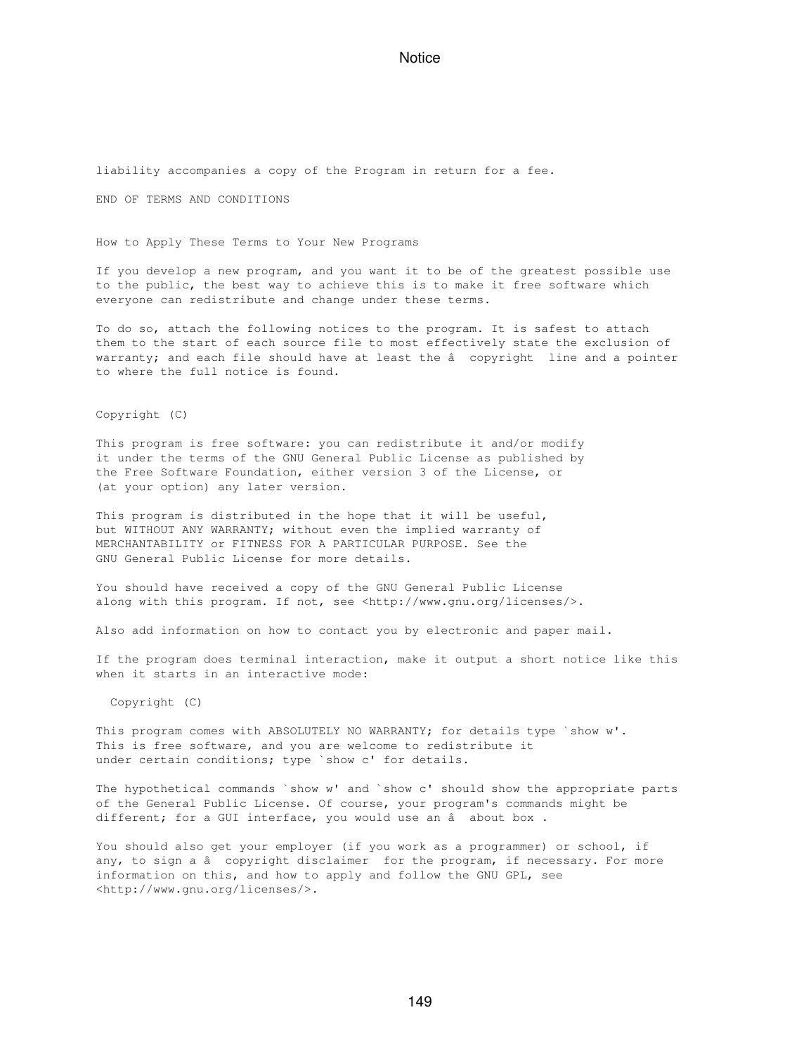liability accompanies a copy of the Program in return for a fee.

END OF TERMS AND CONDITIONS

How to Apply These Terms to Your New Programs

If you develop a new program, and you want it to be of the greatest possible use to the public, the best way to achieve this is to make it free software which everyone can redistribute and change under these terms.

To do so, attach the following notices to the program. It is safest to attach them to the start of each source file to most effectively state the exclusion of warranty; and each file should have at least the â  copyright  line and a pointer to where the full notice is found.

Copyright (C)

This program is free software: you can redistribute it and/or modify it under the terms of the GNU General Public License as published by the Free Software Foundation, either version 3 of the License, or (at your option) any later version.

This program is distributed in the hope that it will be useful, but WITHOUT ANY WARRANTY; without even the implied warranty of MERCHANTABILITY or FITNESS FOR A PARTICULAR PURPOSE. See the GNU General Public License for more details.

You should have received a copy of the GNU General Public License along with this program. If not, see <http://www.gnu.org/licenses/>.

Also add information on how to contact you by electronic and paper mail.

If the program does terminal interaction, make it output a short notice like this when it starts in an interactive mode:

Copyright (C)

This program comes with ABSOLUTELY NO WARRANTY; for details type `show w'. This is free software, and you are welcome to redistribute it under certain conditions; type `show c' for details.

The hypothetical commands `show w' and `show c' should show the appropriate parts of the General Public License. Of course, your program's commands might be different; for a GUI interface, you would use an â  about box .

You should also get your employer (if you work as a programmer) or school, if any, to sign a â  copyright disclaimer  for the program, if necessary. For more information on this, and how to apply and follow the GNU GPL, see <http://www.gnu.org/licenses/>.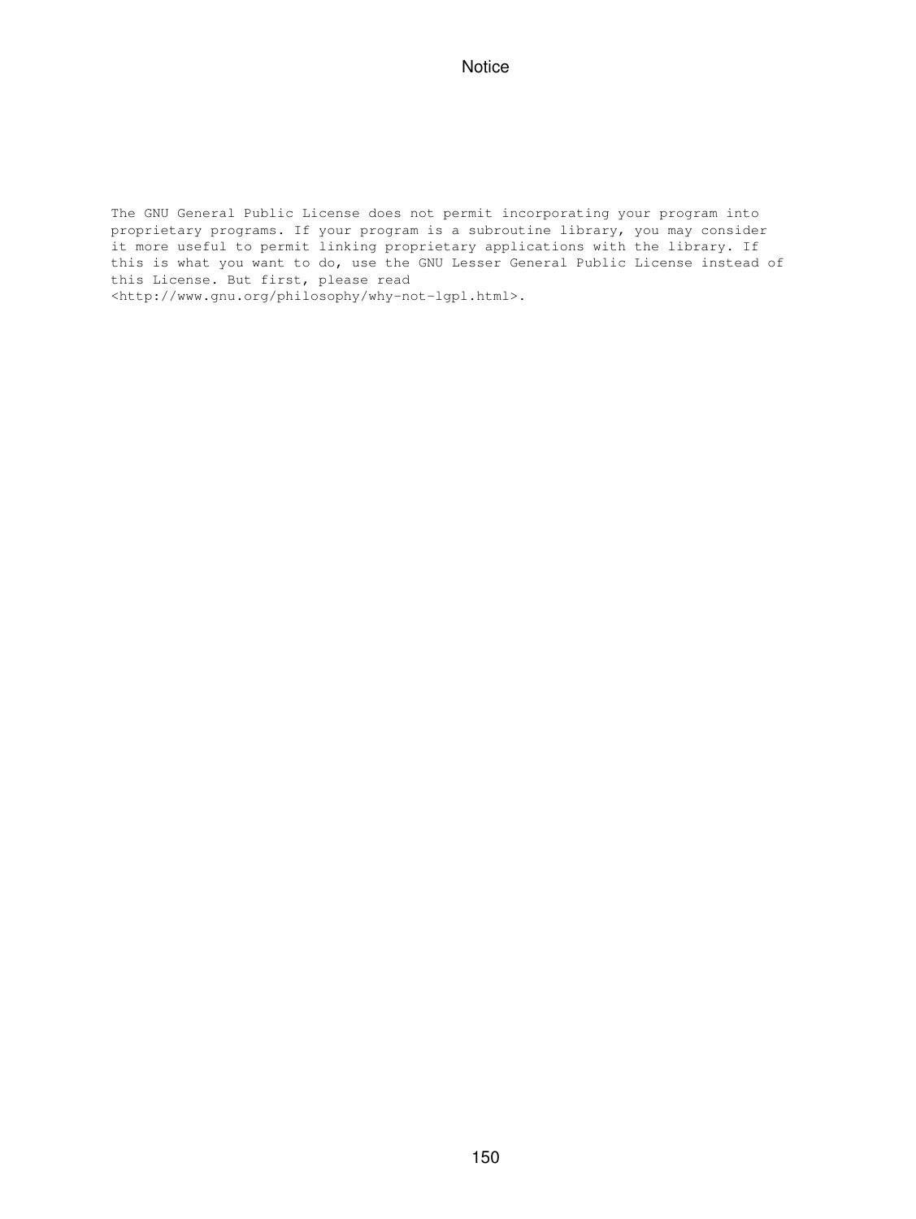```
The GNU General Public License does not permit incorporating your program into
proprietary programs. If your program is a subroutine library, you may consider
it more useful to permit linking proprietary applications with the library. If
this is what you want to do, use the GNU Lesser General Public License instead of
this License. But first, please read
<http://www.gnu.org/philosophy/why-not-lgpl.html>.
```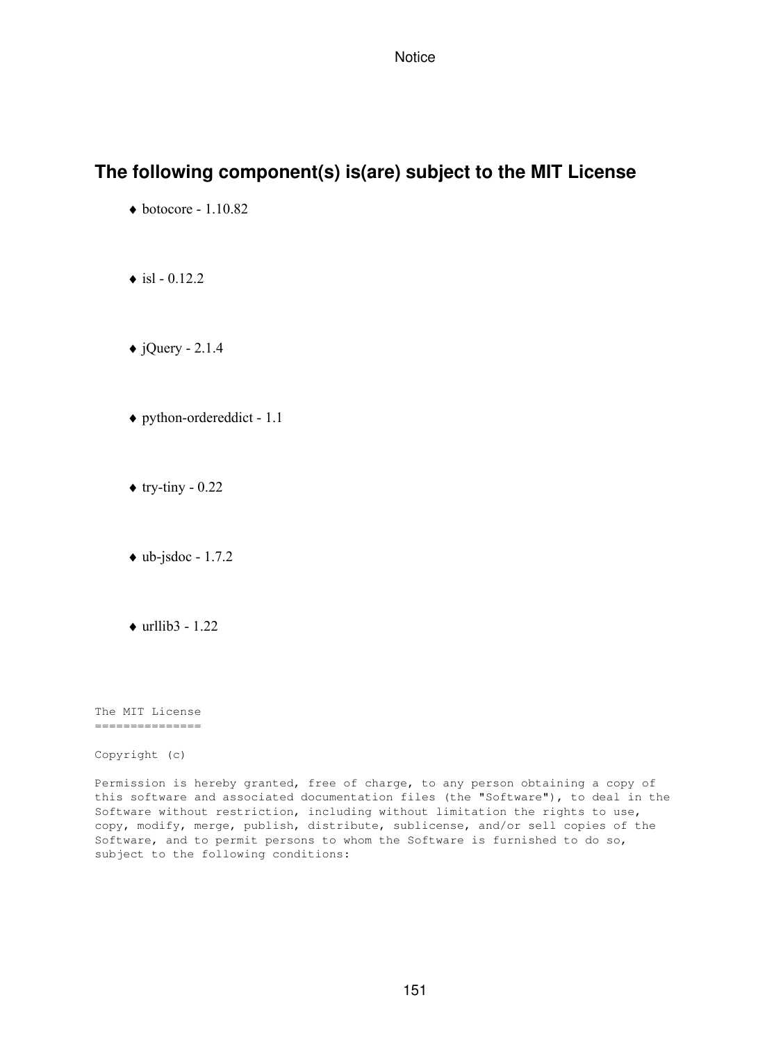## The following component(s) is(are) subject to the MIT License

- ♦ botocore - 1.10.82
- ♦ isl - 0.12.2
- ♦ jQuery - 2.1.4
- ♦ python-ordereddict - 1.1
- ♦ try-tiny - 0.22
- ♦ ub-jsdoc - 1.7.2
- ♦ urllib3 - 1.22

```
The MIT License
===============

Copyright (c)

Permission is hereby granted, free of charge, to any person obtaining a copy of
this software and associated documentation files (the "Software"), to deal in the
Software without restriction, including without limitation the rights to use,
copy, modify, merge, publish, distribute, sublicense, and/or sell copies of the
Software, and to permit persons to whom the Software is furnished to do so,
subject to the following conditions:
```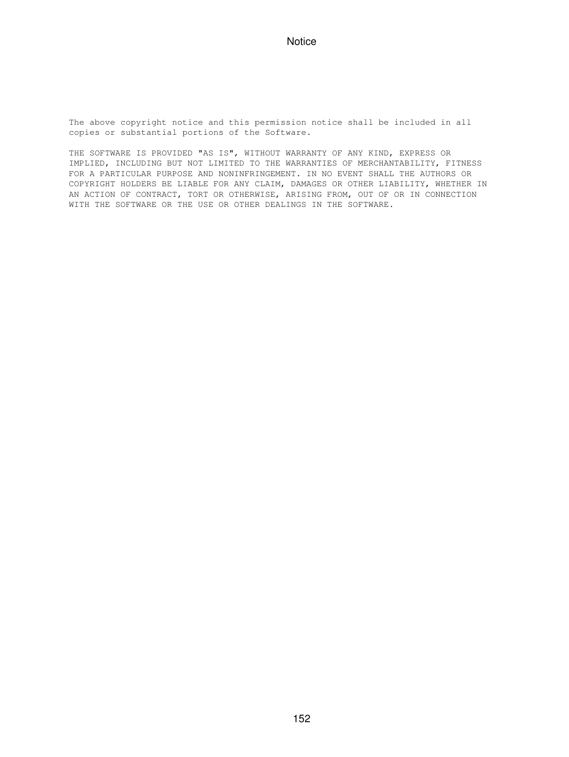```
The above copyright notice and this permission notice shall be included in all
copies or substantial portions of the Software.

THE SOFTWARE IS PROVIDED "AS IS", WITHOUT WARRANTY OF ANY KIND, EXPRESS OR
IMPLIED, INCLUDING BUT NOT LIMITED TO THE WARRANTIES OF MERCHANTABILITY, FITNESS
FOR A PARTICULAR PURPOSE AND NONINFRINGEMENT. IN NO EVENT SHALL THE AUTHORS OR
COPYRIGHT HOLDERS BE LIABLE FOR ANY CLAIM, DAMAGES OR OTHER LIABILITY, WHETHER IN
AN ACTION OF CONTRACT, TORT OR OTHERWISE, ARISING FROM, OUT OF OR IN CONNECTION
WITH THE SOFTWARE OR THE USE OR OTHER DEALINGS IN THE SOFTWARE.
```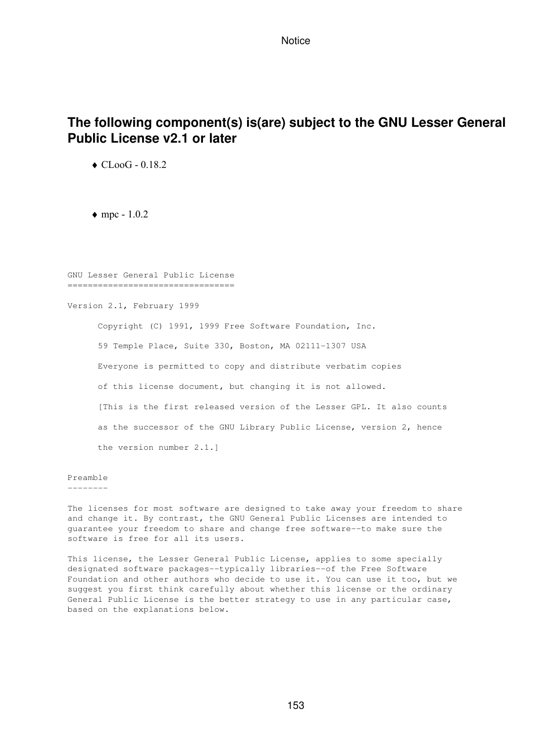## The following component(s) is(are) subject to the GNU Lesser General Public License v2.1 or later

- ♦ CLooG - 0.18.2

- ♦ mpc - 1.0.2

```
GNU Lesser General Public License
=================================

Version 2.1, February 1999

      Copyright (C) 1991, 1999 Free Software Foundation, Inc.

      59 Temple Place, Suite 330, Boston, MA 02111-1307 USA

      Everyone is permitted to copy and distribute verbatim copies

      of this license document, but changing it is not allowed.

      [This is the first released version of the Lesser GPL. It also counts

      as the successor of the GNU Library Public License, version 2, hence

      the version number 2.1.]

Preamble
--------

The licenses for most software are designed to take away your freedom to share
and change it. By contrast, the GNU General Public Licenses are intended to
guarantee your freedom to share and change free software--to make sure the
software is free for all its users.

This license, the Lesser General Public License, applies to some specially
designated software packages--typically libraries--of the Free Software
Foundation and other authors who decide to use it. You can use it too, but we
suggest you first think carefully about whether this license or the ordinary
General Public License is the better strategy to use in any particular case,
based on the explanations below.
```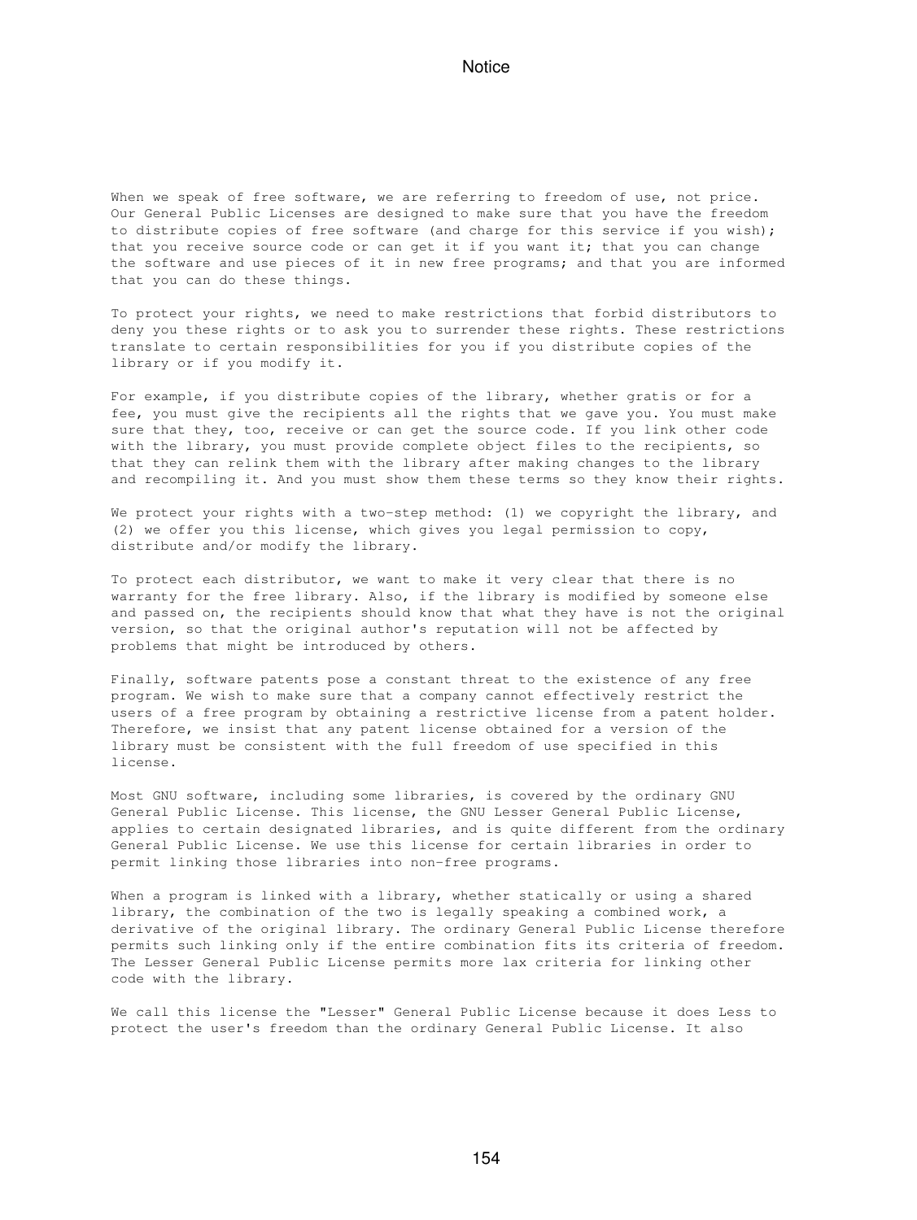When we speak of free software, we are referring to freedom of use, not price. Our General Public Licenses are designed to make sure that you have the freedom to distribute copies of free software (and charge for this service if you wish); that you receive source code or can get it if you want it; that you can change the software and use pieces of it in new free programs; and that you are informed that you can do these things.

To protect your rights, we need to make restrictions that forbid distributors to deny you these rights or to ask you to surrender these rights. These restrictions translate to certain responsibilities for you if you distribute copies of the library or if you modify it.

For example, if you distribute copies of the library, whether gratis or for a fee, you must give the recipients all the rights that we gave you. You must make sure that they, too, receive or can get the source code. If you link other code with the library, you must provide complete object files to the recipients, so that they can relink them with the library after making changes to the library and recompiling it. And you must show them these terms so they know their rights.

We protect your rights with a two-step method: (1) we copyright the library, and (2) we offer you this license, which gives you legal permission to copy, distribute and/or modify the library.

To protect each distributor, we want to make it very clear that there is no warranty for the free library. Also, if the library is modified by someone else and passed on, the recipients should know that what they have is not the original version, so that the original author's reputation will not be affected by problems that might be introduced by others.

Finally, software patents pose a constant threat to the existence of any free program. We wish to make sure that a company cannot effectively restrict the users of a free program by obtaining a restrictive license from a patent holder. Therefore, we insist that any patent license obtained for a version of the library must be consistent with the full freedom of use specified in this license.

Most GNU software, including some libraries, is covered by the ordinary GNU General Public License. This license, the GNU Lesser General Public License, applies to certain designated libraries, and is quite different from the ordinary General Public License. We use this license for certain libraries in order to permit linking those libraries into non-free programs.

When a program is linked with a library, whether statically or using a shared library, the combination of the two is legally speaking a combined work, a derivative of the original library. The ordinary General Public License therefore permits such linking only if the entire combination fits its criteria of freedom. The Lesser General Public License permits more lax criteria for linking other code with the library.

We call this license the "Lesser" General Public License because it does Less to protect the user's freedom than the ordinary General Public License. It also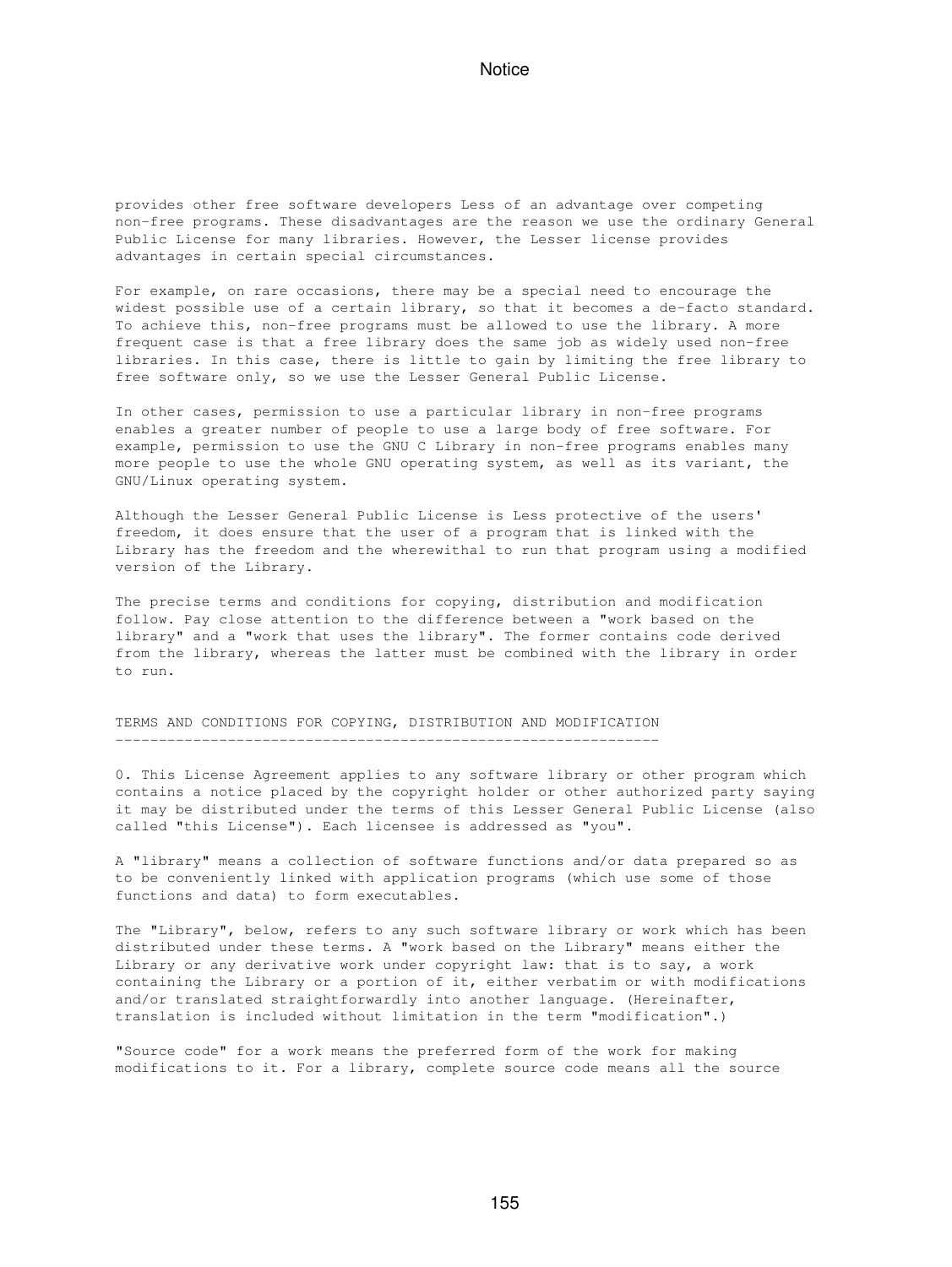provides other free software developers Less of an advantage over competing non-free programs. These disadvantages are the reason we use the ordinary General Public License for many libraries. However, the Lesser license provides advantages in certain special circumstances.

For example, on rare occasions, there may be a special need to encourage the widest possible use of a certain library, so that it becomes a de-facto standard. To achieve this, non-free programs must be allowed to use the library. A more frequent case is that a free library does the same job as widely used non-free libraries. In this case, there is little to gain by limiting the free library to free software only, so we use the Lesser General Public License.

In other cases, permission to use a particular library in non-free programs enables a greater number of people to use a large body of free software. For example, permission to use the GNU C Library in non-free programs enables many more people to use the whole GNU operating system, as well as its variant, the GNU/Linux operating system.

Although the Lesser General Public License is Less protective of the users' freedom, it does ensure that the user of a program that is linked with the Library has the freedom and the wherewithal to run that program using a modified version of the Library.

The precise terms and conditions for copying, distribution and modification follow. Pay close attention to the difference between a "work based on the library" and a "work that uses the library". The former contains code derived from the library, whereas the latter must be combined with the library in order to run.

## TERMS AND CONDITIONS FOR COPYING, DISTRIBUTION AND MODIFICATION

0. This License Agreement applies to any software library or other program which contains a notice placed by the copyright holder or other authorized party saying it may be distributed under the terms of this Lesser General Public License (also called "this License"). Each licensee is addressed as "you".

A "library" means a collection of software functions and/or data prepared so as to be conveniently linked with application programs (which use some of those functions and data) to form executables.

The "Library", below, refers to any such software library or work which has been distributed under these terms. A "work based on the Library" means either the Library or any derivative work under copyright law: that is to say, a work containing the Library or a portion of it, either verbatim or with modifications and/or translated straightforwardly into another language. (Hereinafter, translation is included without limitation in the term "modification".)

"Source code" for a work means the preferred form of the work for making modifications to it. For a library, complete source code means all the source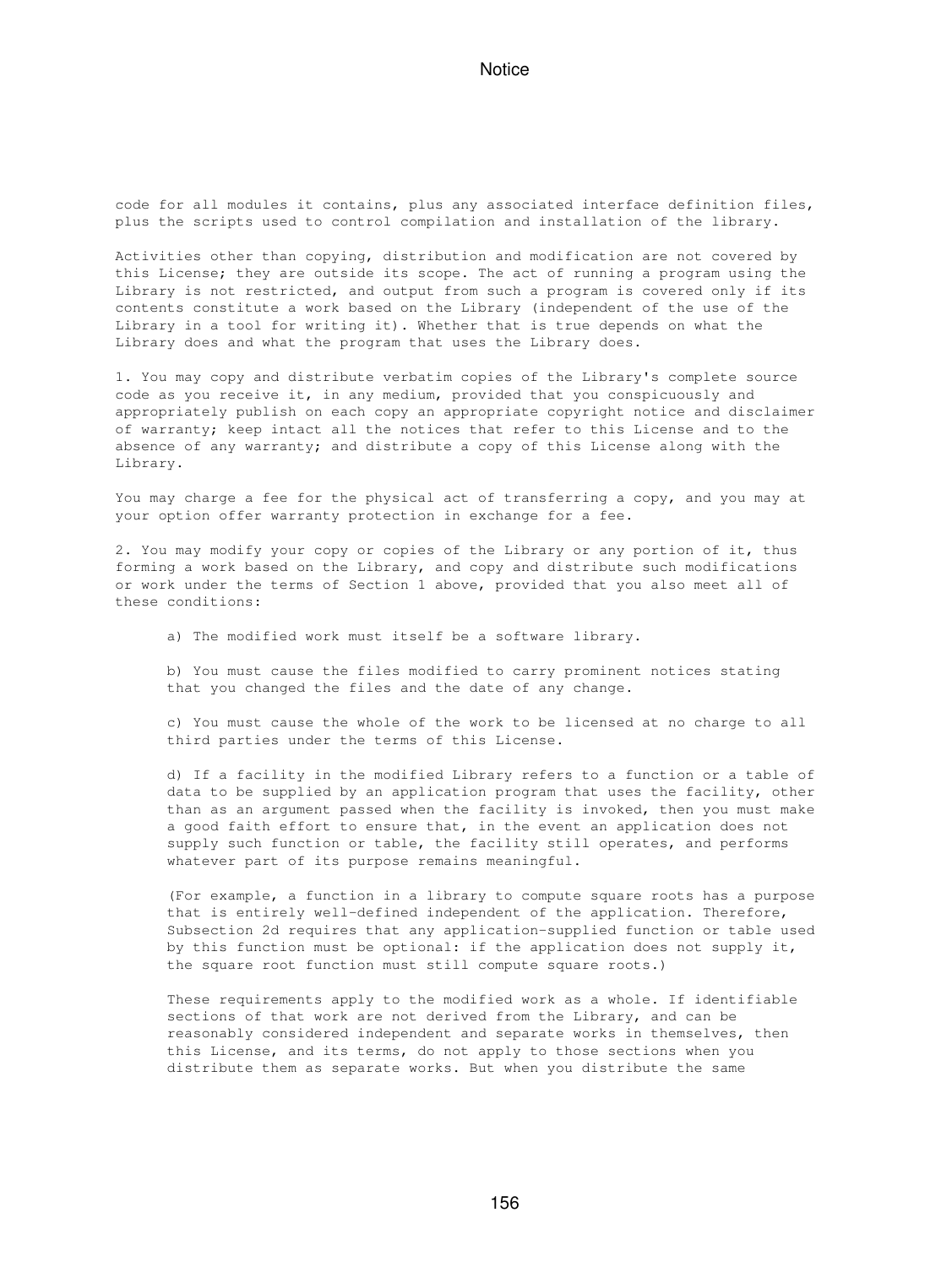code for all modules it contains, plus any associated interface definition files, plus the scripts used to control compilation and installation of the library.

Activities other than copying, distribution and modification are not covered by this License; they are outside its scope. The act of running a program using the Library is not restricted, and output from such a program is covered only if its contents constitute a work based on the Library (independent of the use of the Library in a tool for writing it). Whether that is true depends on what the Library does and what the program that uses the Library does.

1. You may copy and distribute verbatim copies of the Library's complete source code as you receive it, in any medium, provided that you conspicuously and appropriately publish on each copy an appropriate copyright notice and disclaimer of warranty; keep intact all the notices that refer to this License and to the absence of any warranty; and distribute a copy of this License along with the Library.

You may charge a fee for the physical act of transferring a copy, and you may at your option offer warranty protection in exchange for a fee.

2. You may modify your copy or copies of the Library or any portion of it, thus forming a work based on the Library, and copy and distribute such modifications or work under the terms of Section 1 above, provided that you also meet all of these conditions:

> a) The modified work must itself be a software library.
>
> b) You must cause the files modified to carry prominent notices stating that you changed the files and the date of any change.
>
> c) You must cause the whole of the work to be licensed at no charge to all third parties under the terms of this License.
>
> d) If a facility in the modified Library refers to a function or a table of data to be supplied by an application program that uses the facility, other than as an argument passed when the facility is invoked, then you must make a good faith effort to ensure that, in the event an application does not supply such function or table, the facility still operates, and performs whatever part of its purpose remains meaningful.
>
> (For example, a function in a library to compute square roots has a purpose that is entirely well-defined independent of the application. Therefore, Subsection 2d requires that any application-supplied function or table used by this function must be optional: if the application does not supply it, the square root function must still compute square roots.)
>
> These requirements apply to the modified work as a whole. If identifiable sections of that work are not derived from the Library, and can be reasonably considered independent and separate works in themselves, then this License, and its terms, do not apply to those sections when you distribute them as separate works. But when you distribute the same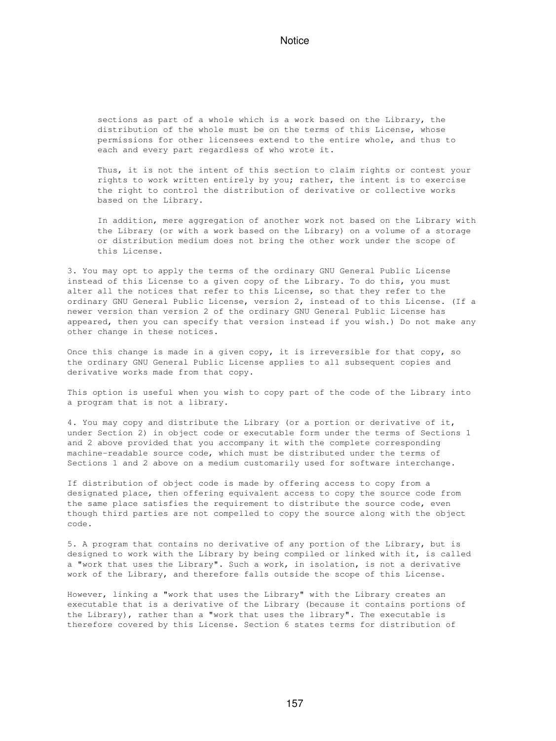sections as part of a whole which is a work based on the Library, the distribution of the whole must be on the terms of this License, whose permissions for other licensees extend to the entire whole, and thus to each and every part regardless of who wrote it.

Thus, it is not the intent of this section to claim rights or contest your rights to work written entirely by you; rather, the intent is to exercise the right to control the distribution of derivative or collective works based on the Library.

In addition, mere aggregation of another work not based on the Library with the Library (or with a work based on the Library) on a volume of a storage or distribution medium does not bring the other work under the scope of this License.

3. You may opt to apply the terms of the ordinary GNU General Public License instead of this License to a given copy of the Library. To do this, you must alter all the notices that refer to this License, so that they refer to the ordinary GNU General Public License, version 2, instead of to this License. (If a newer version than version 2 of the ordinary GNU General Public License has appeared, then you can specify that version instead if you wish.) Do not make any other change in these notices.

Once this change is made in a given copy, it is irreversible for that copy, so the ordinary GNU General Public License applies to all subsequent copies and derivative works made from that copy.

This option is useful when you wish to copy part of the code of the Library into a program that is not a library.

4. You may copy and distribute the Library (or a portion or derivative of it, under Section 2) in object code or executable form under the terms of Sections 1 and 2 above provided that you accompany it with the complete corresponding machine-readable source code, which must be distributed under the terms of Sections 1 and 2 above on a medium customarily used for software interchange.

If distribution of object code is made by offering access to copy from a designated place, then offering equivalent access to copy the source code from the same place satisfies the requirement to distribute the source code, even though third parties are not compelled to copy the source along with the object code.

5. A program that contains no derivative of any portion of the Library, but is designed to work with the Library by being compiled or linked with it, is called a "work that uses the Library". Such a work, in isolation, is not a derivative work of the Library, and therefore falls outside the scope of this License.

However, linking a "work that uses the Library" with the Library creates an executable that is a derivative of the Library (because it contains portions of the Library), rather than a "work that uses the library". The executable is therefore covered by this License. Section 6 states terms for distribution of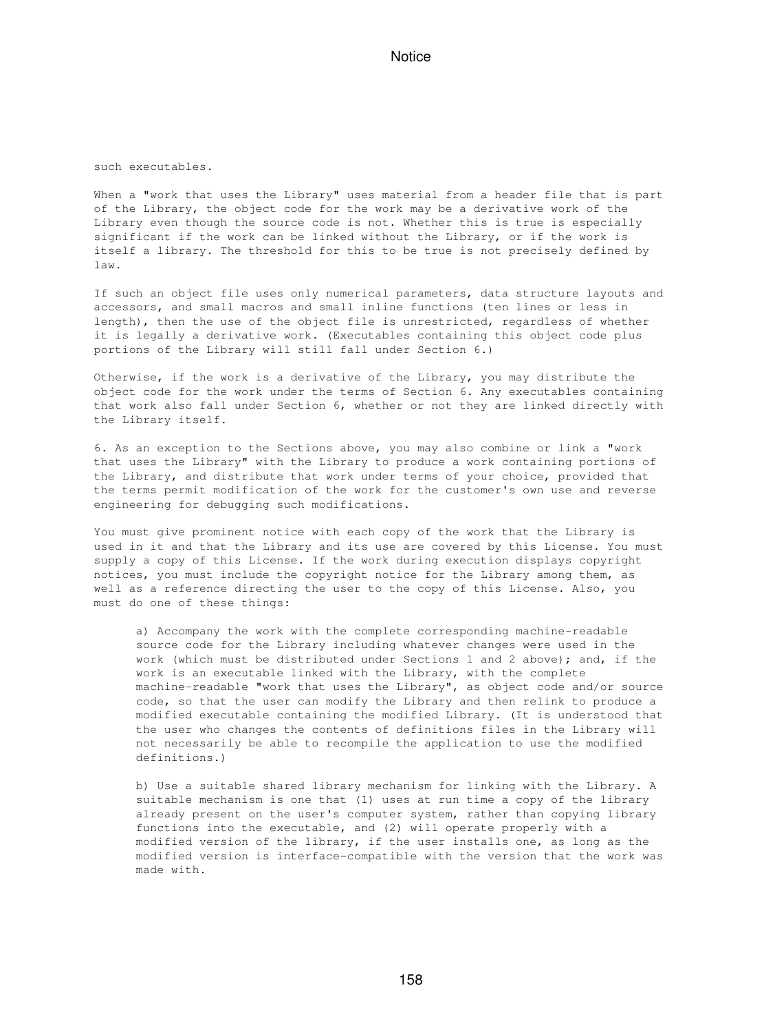such executables.

When a "work that uses the Library" uses material from a header file that is part of the Library, the object code for the work may be a derivative work of the Library even though the source code is not. Whether this is true is especially significant if the work can be linked without the Library, or if the work is itself a library. The threshold for this to be true is not precisely defined by law.

If such an object file uses only numerical parameters, data structure layouts and accessors, and small macros and small inline functions (ten lines or less in length), then the use of the object file is unrestricted, regardless of whether it is legally a derivative work. (Executables containing this object code plus portions of the Library will still fall under Section 6.)

Otherwise, if the work is a derivative of the Library, you may distribute the object code for the work under the terms of Section 6. Any executables containing that work also fall under Section 6, whether or not they are linked directly with the Library itself.

6. As an exception to the Sections above, you may also combine or link a "work that uses the Library" with the Library to produce a work containing portions of the Library, and distribute that work under terms of your choice, provided that the terms permit modification of the work for the customer's own use and reverse engineering for debugging such modifications.

You must give prominent notice with each copy of the work that the Library is used in it and that the Library and its use are covered by this License. You must supply a copy of this License. If the work during execution displays copyright notices, you must include the copyright notice for the Library among them, as well as a reference directing the user to the copy of this License. Also, you must do one of these things:

a) Accompany the work with the complete corresponding machine-readable source code for the Library including whatever changes were used in the work (which must be distributed under Sections 1 and 2 above); and, if the work is an executable linked with the Library, with the complete machine-readable "work that uses the Library", as object code and/or source code, so that the user can modify the Library and then relink to produce a modified executable containing the modified Library. (It is understood that the user who changes the contents of definitions files in the Library will not necessarily be able to recompile the application to use the modified definitions.)

b) Use a suitable shared library mechanism for linking with the Library. A suitable mechanism is one that (1) uses at run time a copy of the library already present on the user's computer system, rather than copying library functions into the executable, and (2) will operate properly with a modified version of the library, if the user installs one, as long as the modified version is interface-compatible with the version that the work was made with.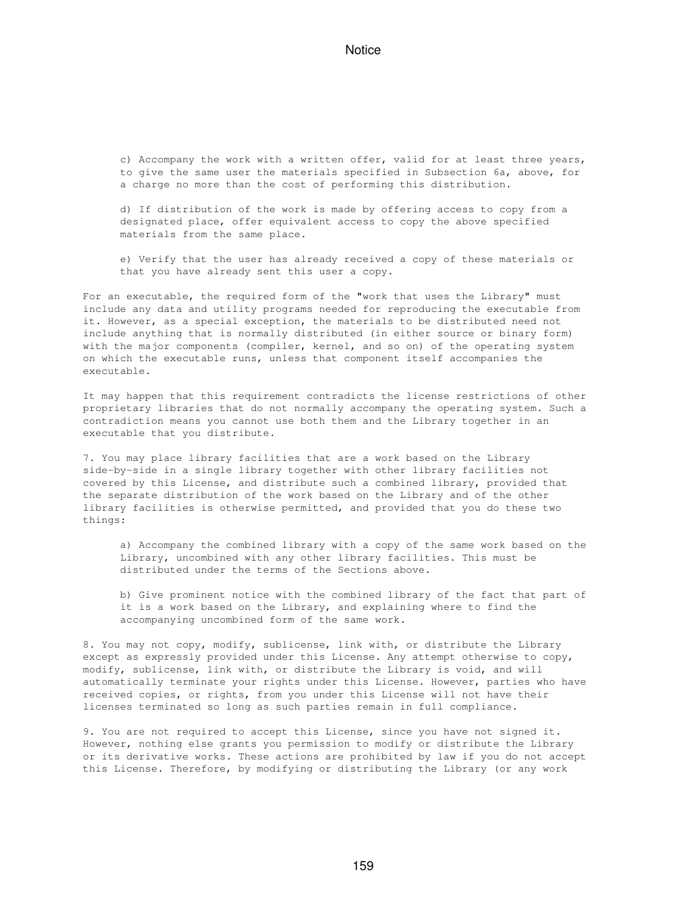c) Accompany the work with a written offer, valid for at least three years, to give the same user the materials specified in Subsection 6a, above, for a charge no more than the cost of performing this distribution.

d) If distribution of the work is made by offering access to copy from a designated place, offer equivalent access to copy the above specified materials from the same place.

e) Verify that the user has already received a copy of these materials or that you have already sent this user a copy.

For an executable, the required form of the "work that uses the Library" must include any data and utility programs needed for reproducing the executable from it. However, as a special exception, the materials to be distributed need not include anything that is normally distributed (in either source or binary form) with the major components (compiler, kernel, and so on) of the operating system on which the executable runs, unless that component itself accompanies the executable.

It may happen that this requirement contradicts the license restrictions of other proprietary libraries that do not normally accompany the operating system. Such a contradiction means you cannot use both them and the Library together in an executable that you distribute.

7. You may place library facilities that are a work based on the Library side-by-side in a single library together with other library facilities not covered by this License, and distribute such a combined library, provided that the separate distribution of the work based on the Library and of the other library facilities is otherwise permitted, and provided that you do these two things:

a) Accompany the combined library with a copy of the same work based on the Library, uncombined with any other library facilities. This must be distributed under the terms of the Sections above.

b) Give prominent notice with the combined library of the fact that part of it is a work based on the Library, and explaining where to find the accompanying uncombined form of the same work.

8. You may not copy, modify, sublicense, link with, or distribute the Library except as expressly provided under this License. Any attempt otherwise to copy, modify, sublicense, link with, or distribute the Library is void, and will automatically terminate your rights under this License. However, parties who have received copies, or rights, from you under this License will not have their licenses terminated so long as such parties remain in full compliance.

9. You are not required to accept this License, since you have not signed it. However, nothing else grants you permission to modify or distribute the Library or its derivative works. These actions are prohibited by law if you do not accept this License. Therefore, by modifying or distributing the Library (or any work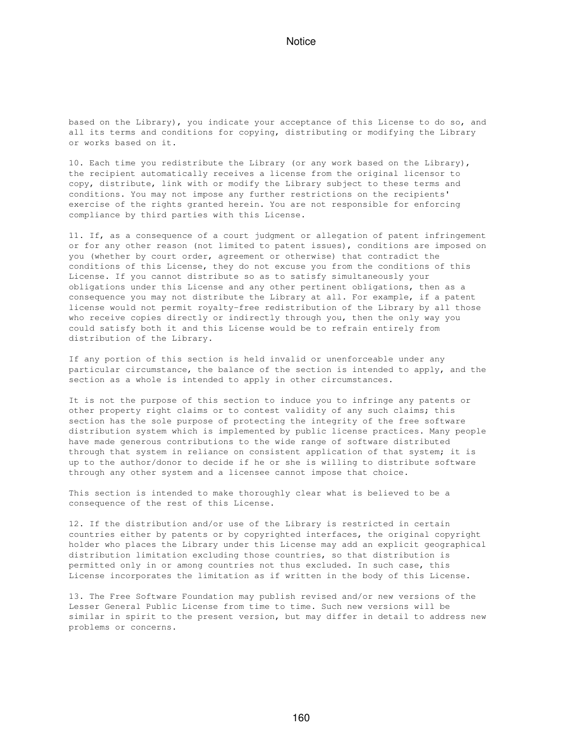based on the Library), you indicate your acceptance of this License to do so, and all its terms and conditions for copying, distributing or modifying the Library or works based on it.

10. Each time you redistribute the Library (or any work based on the Library), the recipient automatically receives a license from the original licensor to copy, distribute, link with or modify the Library subject to these terms and conditions. You may not impose any further restrictions on the recipients' exercise of the rights granted herein. You are not responsible for enforcing compliance by third parties with this License.

11. If, as a consequence of a court judgment or allegation of patent infringement or for any other reason (not limited to patent issues), conditions are imposed on you (whether by court order, agreement or otherwise) that contradict the conditions of this License, they do not excuse you from the conditions of this License. If you cannot distribute so as to satisfy simultaneously your obligations under this License and any other pertinent obligations, then as a consequence you may not distribute the Library at all. For example, if a patent license would not permit royalty-free redistribution of the Library by all those who receive copies directly or indirectly through you, then the only way you could satisfy both it and this License would be to refrain entirely from distribution of the Library.

If any portion of this section is held invalid or unenforceable under any particular circumstance, the balance of the section is intended to apply, and the section as a whole is intended to apply in other circumstances.

It is not the purpose of this section to induce you to infringe any patents or other property right claims or to contest validity of any such claims; this section has the sole purpose of protecting the integrity of the free software distribution system which is implemented by public license practices. Many people have made generous contributions to the wide range of software distributed through that system in reliance on consistent application of that system; it is up to the author/donor to decide if he or she is willing to distribute software through any other system and a licensee cannot impose that choice.

This section is intended to make thoroughly clear what is believed to be a consequence of the rest of this License.

12. If the distribution and/or use of the Library is restricted in certain countries either by patents or by copyrighted interfaces, the original copyright holder who places the Library under this License may add an explicit geographical distribution limitation excluding those countries, so that distribution is permitted only in or among countries not thus excluded. In such case, this License incorporates the limitation as if written in the body of this License.

13. The Free Software Foundation may publish revised and/or new versions of the Lesser General Public License from time to time. Such new versions will be similar in spirit to the present version, but may differ in detail to address new problems or concerns.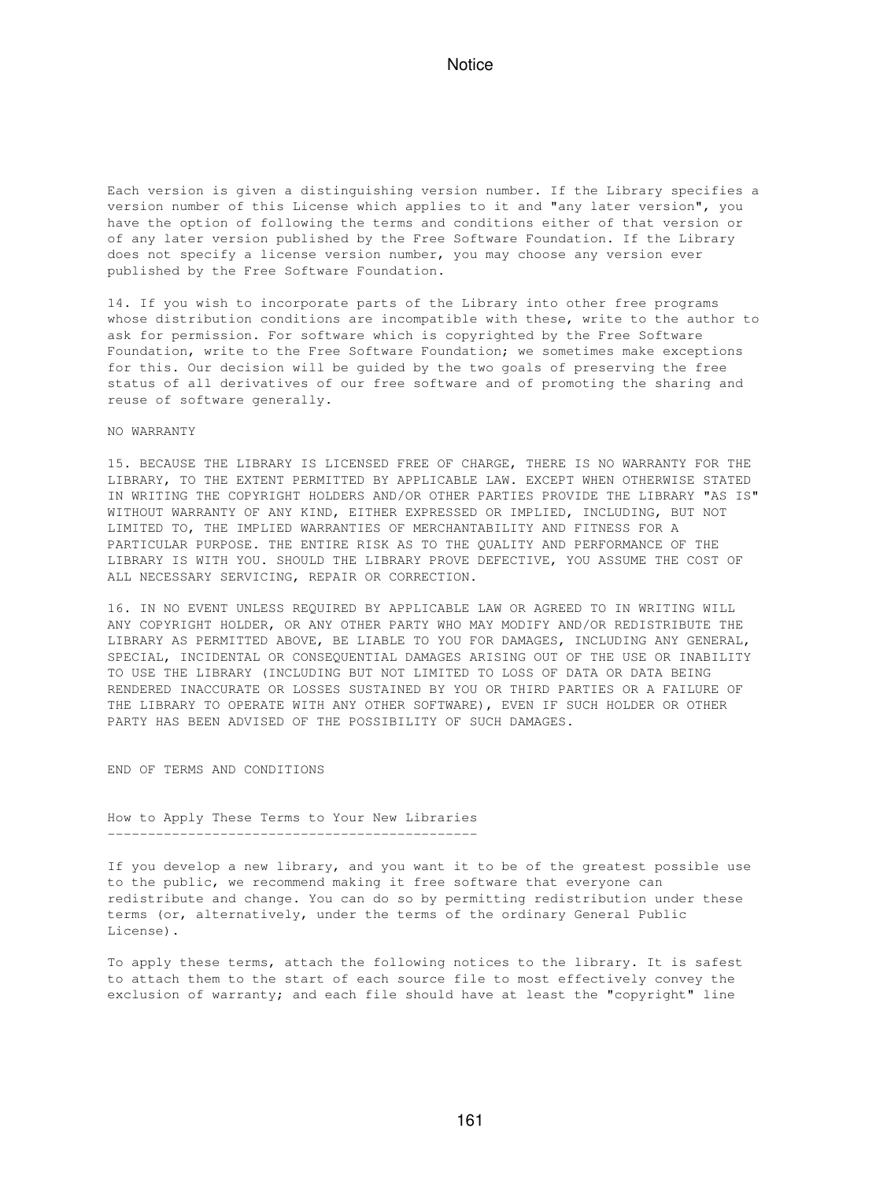Each version is given a distinguishing version number. If the Library specifies a version number of this License which applies to it and "any later version", you have the option of following the terms and conditions either of that version or of any later version published by the Free Software Foundation. If the Library does not specify a license version number, you may choose any version ever published by the Free Software Foundation.

14. If you wish to incorporate parts of the Library into other free programs whose distribution conditions are incompatible with these, write to the author to ask for permission. For software which is copyrighted by the Free Software Foundation, write to the Free Software Foundation; we sometimes make exceptions for this. Our decision will be guided by the two goals of preserving the free status of all derivatives of our free software and of promoting the sharing and reuse of software generally.

NO WARRANTY

15. BECAUSE THE LIBRARY IS LICENSED FREE OF CHARGE, THERE IS NO WARRANTY FOR THE LIBRARY, TO THE EXTENT PERMITTED BY APPLICABLE LAW. EXCEPT WHEN OTHERWISE STATED IN WRITING THE COPYRIGHT HOLDERS AND/OR OTHER PARTIES PROVIDE THE LIBRARY "AS IS" WITHOUT WARRANTY OF ANY KIND, EITHER EXPRESSED OR IMPLIED, INCLUDING, BUT NOT LIMITED TO, THE IMPLIED WARRANTIES OF MERCHANTABILITY AND FITNESS FOR A PARTICULAR PURPOSE. THE ENTIRE RISK AS TO THE QUALITY AND PERFORMANCE OF THE LIBRARY IS WITH YOU. SHOULD THE LIBRARY PROVE DEFECTIVE, YOU ASSUME THE COST OF ALL NECESSARY SERVICING, REPAIR OR CORRECTION.

16. IN NO EVENT UNLESS REQUIRED BY APPLICABLE LAW OR AGREED TO IN WRITING WILL ANY COPYRIGHT HOLDER, OR ANY OTHER PARTY WHO MAY MODIFY AND/OR REDISTRIBUTE THE LIBRARY AS PERMITTED ABOVE, BE LIABLE TO YOU FOR DAMAGES, INCLUDING ANY GENERAL, SPECIAL, INCIDENTAL OR CONSEQUENTIAL DAMAGES ARISING OUT OF THE USE OR INABILITY TO USE THE LIBRARY (INCLUDING BUT NOT LIMITED TO LOSS OF DATA OR DATA BEING RENDERED INACCURATE OR LOSSES SUSTAINED BY YOU OR THIRD PARTIES OR A FAILURE OF THE LIBRARY TO OPERATE WITH ANY OTHER SOFTWARE), EVEN IF SUCH HOLDER OR OTHER PARTY HAS BEEN ADVISED OF THE POSSIBILITY OF SUCH DAMAGES.

END OF TERMS AND CONDITIONS

## How to Apply These Terms to Your New Libraries

If you develop a new library, and you want it to be of the greatest possible use to the public, we recommend making it free software that everyone can redistribute and change. You can do so by permitting redistribution under these terms (or, alternatively, under the terms of the ordinary General Public License).

To apply these terms, attach the following notices to the library. It is safest to attach them to the start of each source file to most effectively convey the exclusion of warranty; and each file should have at least the "copyright" line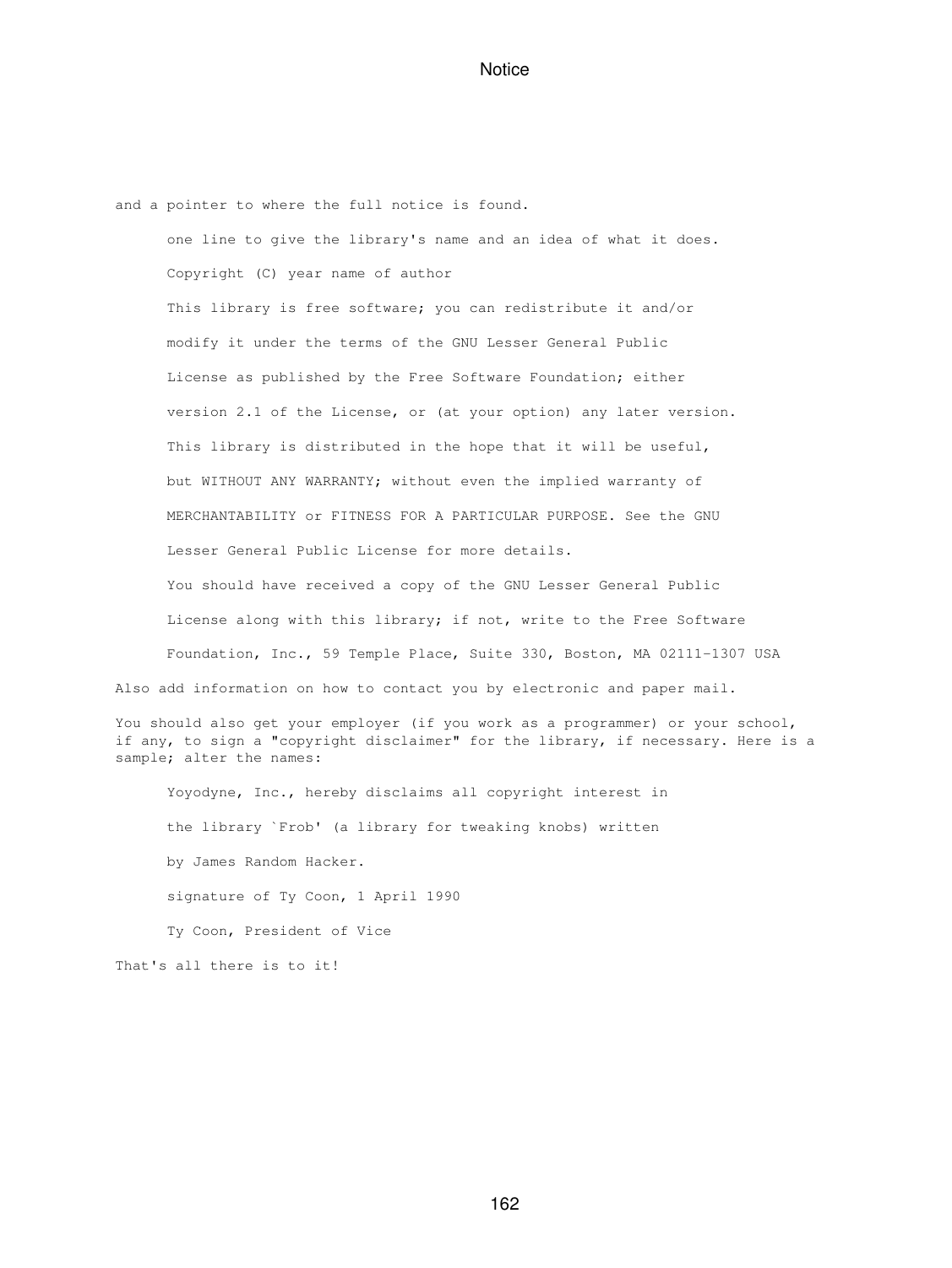and a pointer to where the full notice is found.

```
one line to give the library's name and an idea of what it does.

Copyright (C) year name of author

This library is free software; you can redistribute it and/or

modify it under the terms of the GNU Lesser General Public

License as published by the Free Software Foundation; either

version 2.1 of the License, or (at your option) any later version.

This library is distributed in the hope that it will be useful,

but WITHOUT ANY WARRANTY; without even the implied warranty of

MERCHANTABILITY or FITNESS FOR A PARTICULAR PURPOSE. See the GNU

Lesser General Public License for more details.

You should have received a copy of the GNU Lesser General Public

License along with this library; if not, write to the Free Software

Foundation, Inc., 59 Temple Place, Suite 330, Boston, MA 02111-1307 USA
```

Also add information on how to contact you by electronic and paper mail.

You should also get your employer (if you work as a programmer) or your school, if any, to sign a "copyright disclaimer" for the library, if necessary. Here is a sample; alter the names:

```
Yoyodyne, Inc., hereby disclaims all copyright interest in

the library `Frob' (a library for tweaking knobs) written

by James Random Hacker.

signature of Ty Coon, 1 April 1990

Ty Coon, President of Vice
```

That's all there is to it!